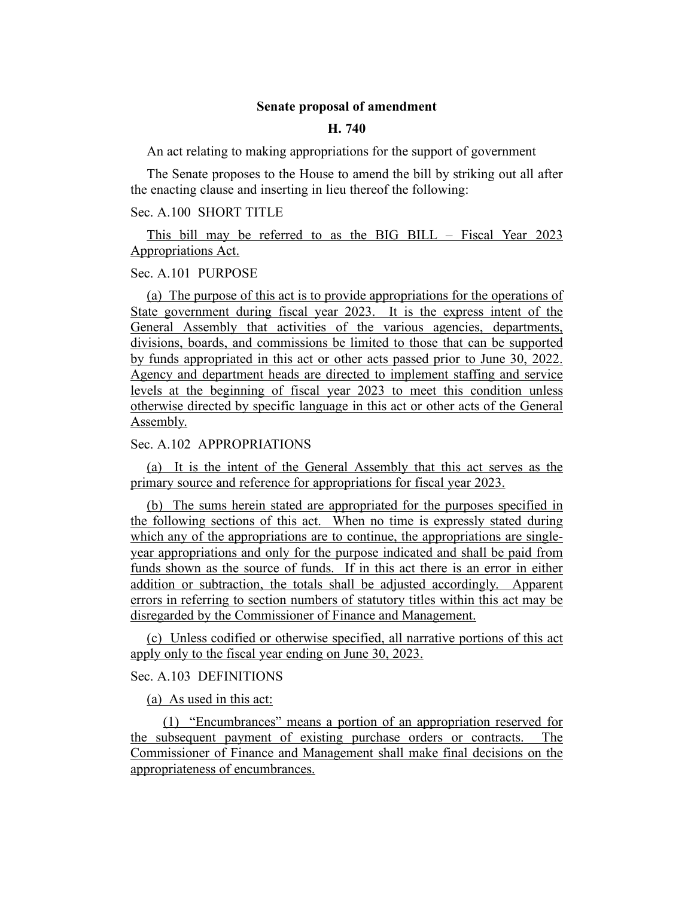**Senate proposal of amendment**

**H. 740**

An act relating to making appropriations for the support of government

The Senate proposes to the House to amend the bill by striking out all after the enacting clause and inserting in lieu thereof the following:

Sec. A.100 SHORT TITLE

This bill may be referred to as the BIG BILL – Fiscal Year 2023 Appropriations Act.

Sec. A.101 PURPOSE

(a) The purpose of this act is to provide appropriations for the operations of State government during fiscal year 2023. It is the express intent of the General Assembly that activities of the various agencies, departments, divisions, boards, and commissions be limited to those that can be supported by funds appropriated in this act or other acts passed prior to June 30, 2022. Agency and department heads are directed to implement staffing and service levels at the beginning of fiscal year 2023 to meet this condition unless otherwise directed by specific language in this act or other acts of the General Assembly.

Sec. A.102 APPROPRIATIONS

(a) It is the intent of the General Assembly that this act serves as the primary source and reference for appropriations for fiscal year 2023.

(b) The sums herein stated are appropriated for the purposes specified in the following sections of this act. When no time is expressly stated during which any of the appropriations are to continue, the appropriations are single-year appropriations and only for the purpose indicated and shall be paid from funds shown as the source of funds. If in this act there is an error in either addition or subtraction, the totals shall be adjusted accordingly. Apparent errors in referring to section numbers of statutory titles within this act may be disregarded by the Commissioner of Finance and Management.

(c) Unless codified or otherwise specified, all narrative portions of this act apply only to the fiscal year ending on June 30, 2023.

Sec. A.103 DEFINITIONS

(a) As used in this act:

(1) "Encumbrances" means a portion of an appropriation reserved for the subsequent payment of existing purchase orders or contracts. The Commissioner of Finance and Management shall make final decisions on the appropriateness of encumbrances.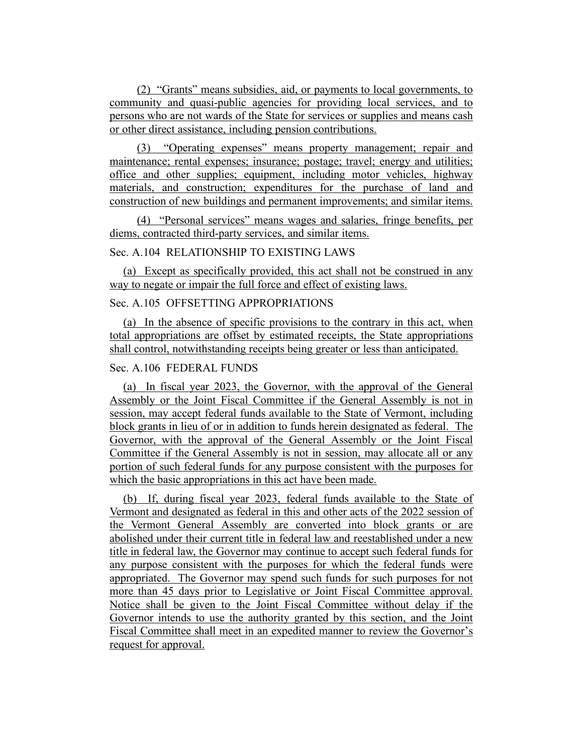(2) "Grants" means subsidies, aid, or payments to local governments, to community and quasi-public agencies for providing local services, and to persons who are not wards of the State for services or supplies and means cash or other direct assistance, including pension contributions.

(3) "Operating expenses" means property management; repair and maintenance; rental expenses; insurance; postage; travel; energy and utilities; office and other supplies; equipment, including motor vehicles, highway materials, and construction; expenditures for the purchase of land and construction of new buildings and permanent improvements; and similar items.

(4) "Personal services" means wages and salaries, fringe benefits, per diems, contracted third-party services, and similar items.

Sec. A.104 RELATIONSHIP TO EXISTING LAWS

(a) Except as specifically provided, this act shall not be construed in any way to negate or impair the full force and effect of existing laws.

Sec. A.105 OFFSETTING APPROPRIATIONS

(a) In the absence of specific provisions to the contrary in this act, when total appropriations are offset by estimated receipts, the State appropriations shall control, notwithstanding receipts being greater or less than anticipated.

Sec. A.106 FEDERAL FUNDS

(a) In fiscal year 2023, the Governor, with the approval of the General Assembly or the Joint Fiscal Committee if the General Assembly is not in session, may accept federal funds available to the State of Vermont, including block grants in lieu of or in addition to funds herein designated as federal. The Governor, with the approval of the General Assembly or the Joint Fiscal Committee if the General Assembly is not in session, may allocate all or any portion of such federal funds for any purpose consistent with the purposes for which the basic appropriations in this act have been made.

(b) If, during fiscal year 2023, federal funds available to the State of Vermont and designated as federal in this and other acts of the 2022 session of the Vermont General Assembly are converted into block grants or are abolished under their current title in federal law and reestablished under a new title in federal law, the Governor may continue to accept such federal funds for any purpose consistent with the purposes for which the federal funds were appropriated. The Governor may spend such funds for such purposes for not more than 45 days prior to Legislative or Joint Fiscal Committee approval. Notice shall be given to the Joint Fiscal Committee without delay if the Governor intends to use the authority granted by this section, and the Joint Fiscal Committee shall meet in an expedited manner to review the Governor's request for approval.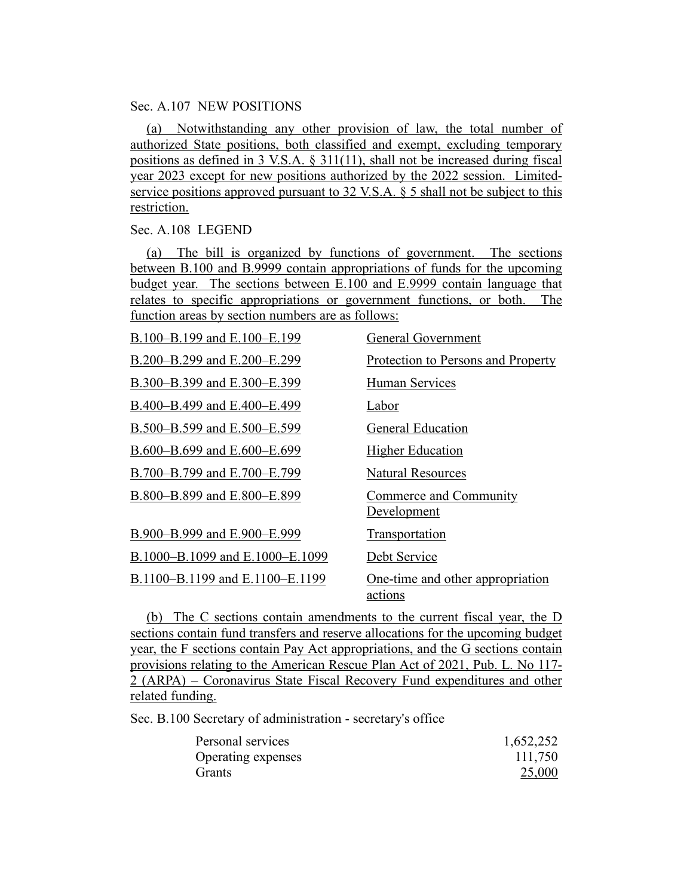Sec. A.107 NEW POSITIONS

(a) Notwithstanding any other provision of law, the total number of authorized State positions, both classified and exempt, excluding temporary positions as defined in 3 V.S.A. § 311(11), shall not be increased during fiscal year 2023 except for new positions authorized by the 2022 session. Limited-service positions approved pursuant to 32 V.S.A. § 5 shall not be subject to this restriction.

Sec. A.108 LEGEND

(a) The bill is organized by functions of government. The sections between B.100 and B.9999 contain appropriations of funds for the upcoming budget year. The sections between E.100 and E.9999 contain language that relates to specific appropriations or government functions, or both. The function areas by section numbers are as follows:

| | |
|---|---|
| B.100–B.199 and E.100–E.199 | General Government |
| B.200–B.299 and E.200–E.299 | Protection to Persons and Property |
| B.300–B.399 and E.300–E.399 | Human Services |
| B.400–B.499 and E.400–E.499 | Labor |
| B.500–B.599 and E.500–E.599 | General Education |
| B.600–B.699 and E.600–E.699 | Higher Education |
| B.700–B.799 and E.700–E.799 | Natural Resources |
| B.800–B.899 and E.800–E.899 | Commerce and Community Development |
| B.900–B.999 and E.900–E.999 | Transportation |
| B.1000–B.1099 and E.1000–E.1099 | Debt Service |
| B.1100–B.1199 and E.1100–E.1199 | One-time and other appropriation actions |

(b) The C sections contain amendments to the current fiscal year, the D sections contain fund transfers and reserve allocations for the upcoming budget year, the F sections contain Pay Act appropriations, and the G sections contain provisions relating to the American Rescue Plan Act of 2021, Pub. L. No 117-2 (ARPA) – Coronavirus State Fiscal Recovery Fund expenditures and other related funding.

Sec. B.100 Secretary of administration - secretary's office

| | |
|---|---:|
| Personal services | 1,652,252 |
| Operating expenses | 111,750 |
| Grants | 25,000 |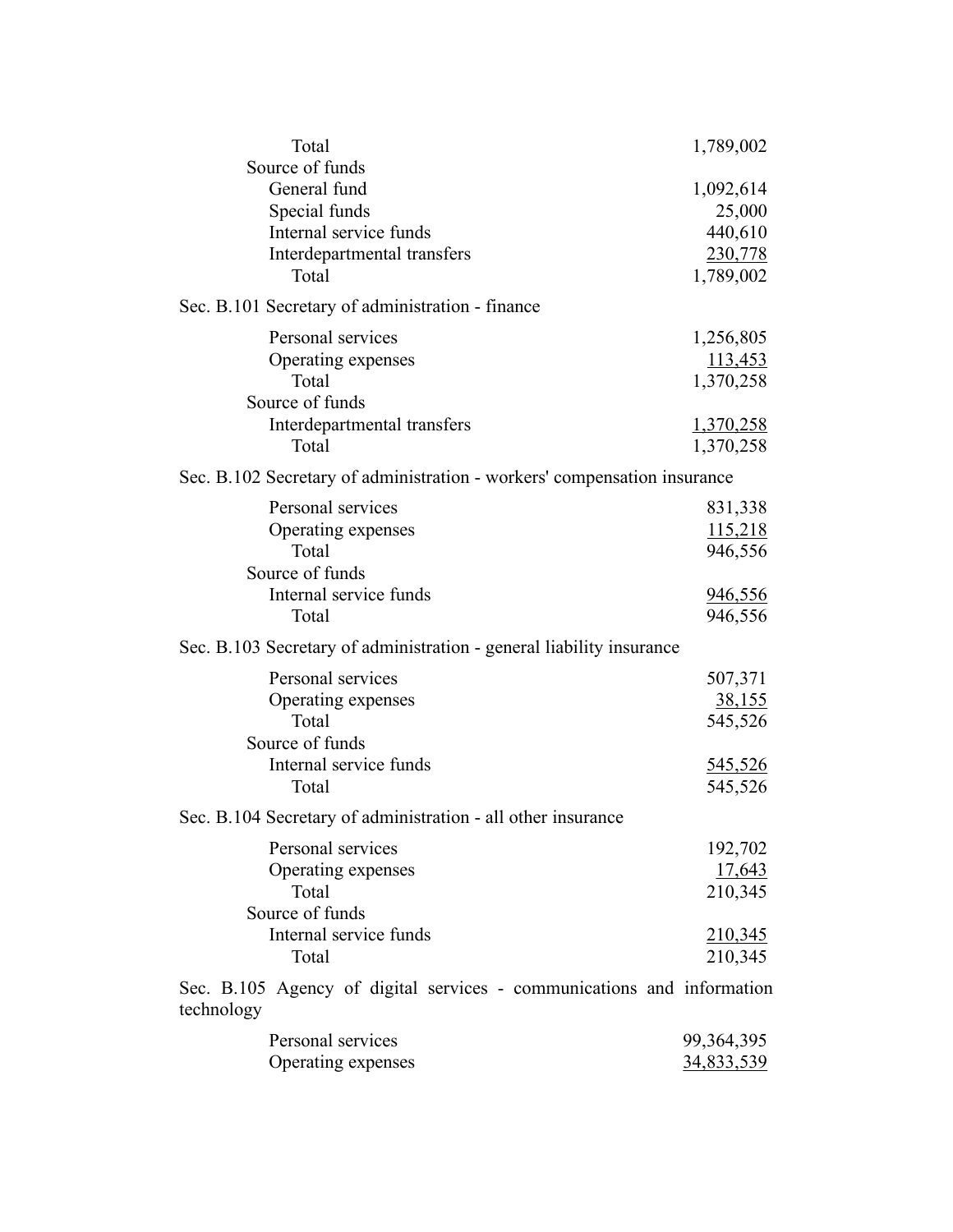| | |
|---|---|
| Total | 1,789,002 |
| Source of funds | |
| General fund | 1,092,614 |
| Special funds | 25,000 |
| Internal service funds | 440,610 |
| Interdepartmental transfers | 230,778 |
| Total | 1,789,002 |

Sec. B.101 Secretary of administration - finance

| | |
|---|---|
| Personal services | 1,256,805 |
| Operating expenses | 113,453 |
| Total | 1,370,258 |
| Source of funds | |
| Interdepartmental transfers | 1,370,258 |
| Total | 1,370,258 |

Sec. B.102 Secretary of administration - workers' compensation insurance

| | |
|---|---|
| Personal services | 831,338 |
| Operating expenses | 115,218 |
| Total | 946,556 |
| Source of funds | |
| Internal service funds | 946,556 |
| Total | 946,556 |

Sec. B.103 Secretary of administration - general liability insurance

| | |
|---|---|
| Personal services | 507,371 |
| Operating expenses | 38,155 |
| Total | 545,526 |
| Source of funds | |
| Internal service funds | 545,526 |
| Total | 545,526 |

Sec. B.104 Secretary of administration - all other insurance

| | |
|---|---|
| Personal services | 192,702 |
| Operating expenses | 17,643 |
| Total | 210,345 |
| Source of funds | |
| Internal service funds | 210,345 |
| Total | 210,345 |

Sec. B.105 Agency of digital services - communications and information technology

| | |
|---|---|
| Personal services | 99,364,395 |
| Operating expenses | 34,833,539 |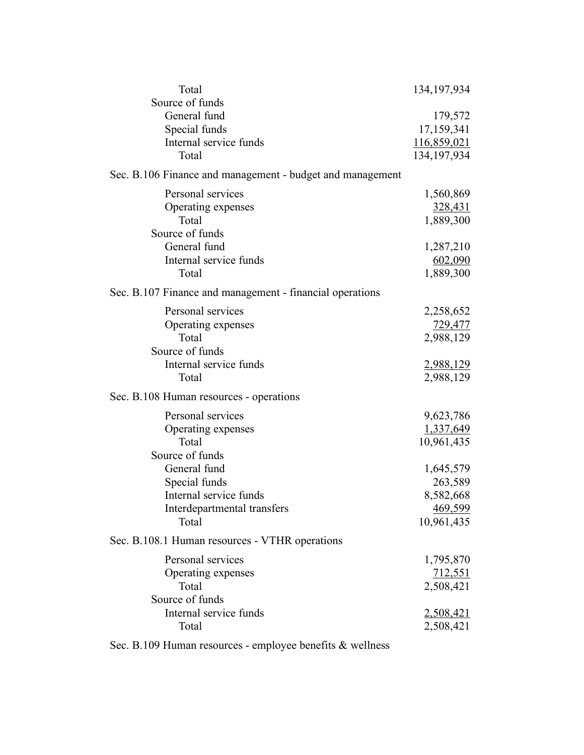| | |
|---|---|
| Total | 134,197,934 |
| Source of funds | |
| General fund | 179,572 |
| Special funds | 17,159,341 |
| Internal service funds | 116,859,021 |
| Total | 134,197,934 |

Sec. B.106 Finance and management - budget and management

| | |
|---|---|
| Personal services | 1,560,869 |
| Operating expenses | 328,431 |
| Total | 1,889,300 |
| Source of funds | |
| General fund | 1,287,210 |
| Internal service funds | 602,090 |
| Total | 1,889,300 |

Sec. B.107 Finance and management - financial operations

| | |
|---|---|
| Personal services | 2,258,652 |
| Operating expenses | 729,477 |
| Total | 2,988,129 |
| Source of funds | |
| Internal service funds | 2,988,129 |
| Total | 2,988,129 |

Sec. B.108 Human resources - operations

| | |
|---|---|
| Personal services | 9,623,786 |
| Operating expenses | 1,337,649 |
| Total | 10,961,435 |
| Source of funds | |
| General fund | 1,645,579 |
| Special funds | 263,589 |
| Internal service funds | 8,582,668 |
| Interdepartmental transfers | 469,599 |
| Total | 10,961,435 |

Sec. B.108.1 Human resources - VTHR operations

| | |
|---|---|
| Personal services | 1,795,870 |
| Operating expenses | 712,551 |
| Total | 2,508,421 |
| Source of funds | |
| Internal service funds | 2,508,421 |
| Total | 2,508,421 |

Sec. B.109 Human resources - employee benefits & wellness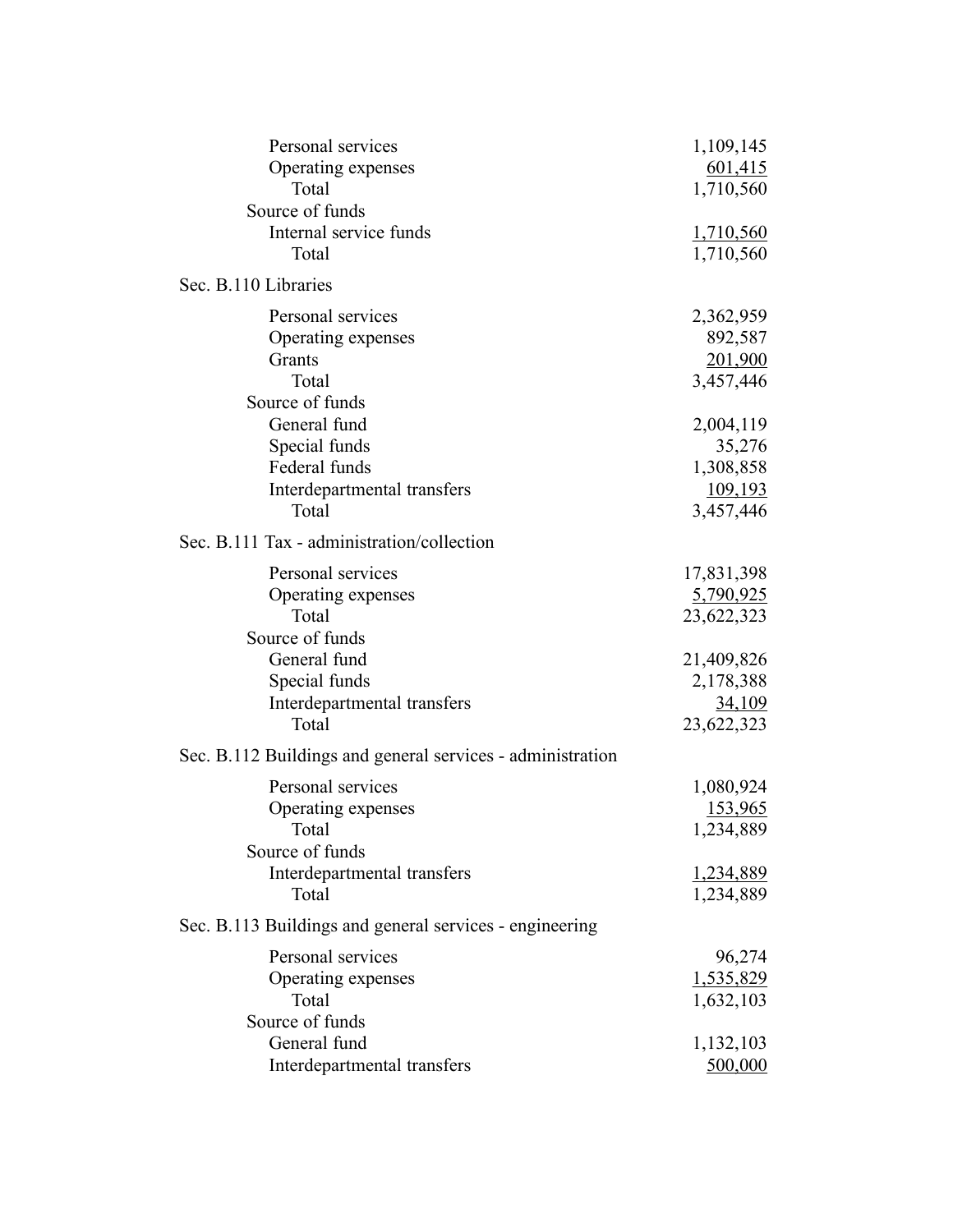| | |
|---|---:|
| Personal services | 1,109,145 |
| Operating expenses | 601,415 |
| Total | 1,710,560 |
| Source of funds | |
| Internal service funds | 1,710,560 |
| Total | 1,710,560 |

Sec. B.110 Libraries

| | |
|---|---:|
| Personal services | 2,362,959 |
| Operating expenses | 892,587 |
| Grants | 201,900 |
| Total | 3,457,446 |
| Source of funds | |
| General fund | 2,004,119 |
| Special funds | 35,276 |
| Federal funds | 1,308,858 |
| Interdepartmental transfers | 109,193 |
| Total | 3,457,446 |

Sec. B.111 Tax - administration/collection

| | |
|---|---:|
| Personal services | 17,831,398 |
| Operating expenses | 5,790,925 |
| Total | 23,622,323 |
| Source of funds | |
| General fund | 21,409,826 |
| Special funds | 2,178,388 |
| Interdepartmental transfers | 34,109 |
| Total | 23,622,323 |

Sec. B.112 Buildings and general services - administration

| | |
|---|---:|
| Personal services | 1,080,924 |
| Operating expenses | 153,965 |
| Total | 1,234,889 |
| Source of funds | |
| Interdepartmental transfers | 1,234,889 |
| Total | 1,234,889 |

Sec. B.113 Buildings and general services - engineering

| | |
|---|---:|
| Personal services | 96,274 |
| Operating expenses | 1,535,829 |
| Total | 1,632,103 |
| Source of funds | |
| General fund | 1,132,103 |
| Interdepartmental transfers | 500,000 |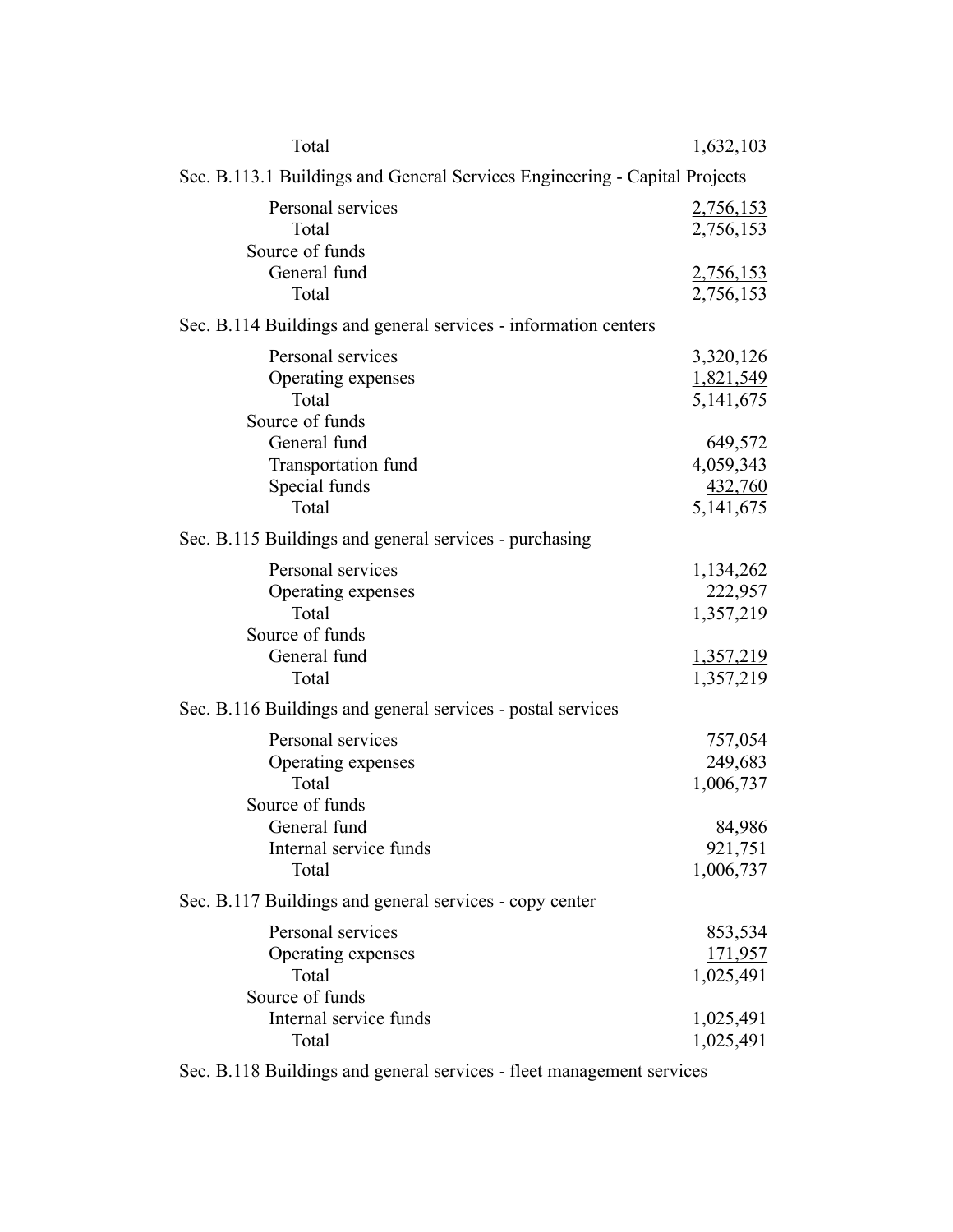| | |
|---|---|
| Total | 1,632,103 |

Sec. B.113.1 Buildings and General Services Engineering - Capital Projects

| | |
|---|---|
| Personal services | 2,756,153 |
| Total | 2,756,153 |
| Source of funds | |
| General fund | 2,756,153 |
| Total | 2,756,153 |

Sec. B.114 Buildings and general services - information centers

| | |
|---|---|
| Personal services | 3,320,126 |
| Operating expenses | 1,821,549 |
| Total | 5,141,675 |
| Source of funds | |
| General fund | 649,572 |
| Transportation fund | 4,059,343 |
| Special funds | 432,760 |
| Total | 5,141,675 |

Sec. B.115 Buildings and general services - purchasing

| | |
|---|---|
| Personal services | 1,134,262 |
| Operating expenses | 222,957 |
| Total | 1,357,219 |
| Source of funds | |
| General fund | 1,357,219 |
| Total | 1,357,219 |

Sec. B.116 Buildings and general services - postal services

| | |
|---|---|
| Personal services | 757,054 |
| Operating expenses | 249,683 |
| Total | 1,006,737 |
| Source of funds | |
| General fund | 84,986 |
| Internal service funds | 921,751 |
| Total | 1,006,737 |

Sec. B.117 Buildings and general services - copy center

| | |
|---|---|
| Personal services | 853,534 |
| Operating expenses | 171,957 |
| Total | 1,025,491 |
| Source of funds | |
| Internal service funds | 1,025,491 |
| Total | 1,025,491 |

Sec. B.118 Buildings and general services - fleet management services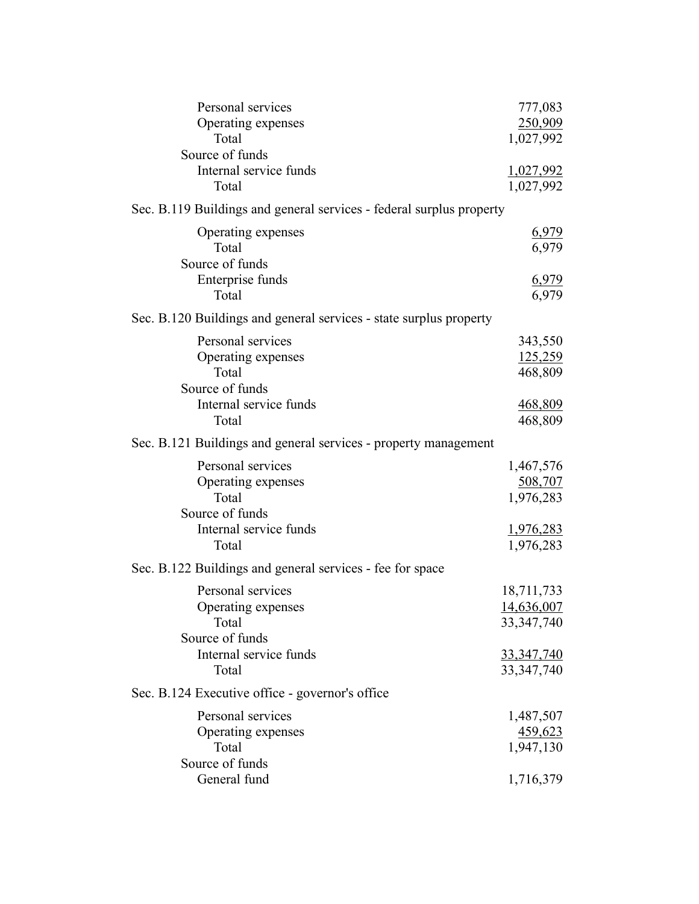| | |
|---|---|
| Personal services | 777,083 |
| Operating expenses | 250,909 |
| Total | 1,027,992 |
| Source of funds | |
| Internal service funds | 1,027,992 |
| Total | 1,027,992 |

Sec. B.119 Buildings and general services - federal surplus property

| | |
|---|---|
| Operating expenses | 6,979 |
| Total | 6,979 |
| Source of funds | |
| Enterprise funds | 6,979 |
| Total | 6,979 |

Sec. B.120 Buildings and general services - state surplus property

| | |
|---|---|
| Personal services | 343,550 |
| Operating expenses | 125,259 |
| Total | 468,809 |
| Source of funds | |
| Internal service funds | 468,809 |
| Total | 468,809 |

Sec. B.121 Buildings and general services - property management

| | |
|---|---|
| Personal services | 1,467,576 |
| Operating expenses | 508,707 |
| Total | 1,976,283 |
| Source of funds | |
| Internal service funds | 1,976,283 |
| Total | 1,976,283 |

Sec. B.122 Buildings and general services - fee for space

| | |
|---|---|
| Personal services | 18,711,733 |
| Operating expenses | 14,636,007 |
| Total | 33,347,740 |
| Source of funds | |
| Internal service funds | 33,347,740 |
| Total | 33,347,740 |

Sec. B.124 Executive office - governor's office

| | |
|---|---|
| Personal services | 1,487,507 |
| Operating expenses | 459,623 |
| Total | 1,947,130 |
| Source of funds | |
| General fund | 1,716,379 |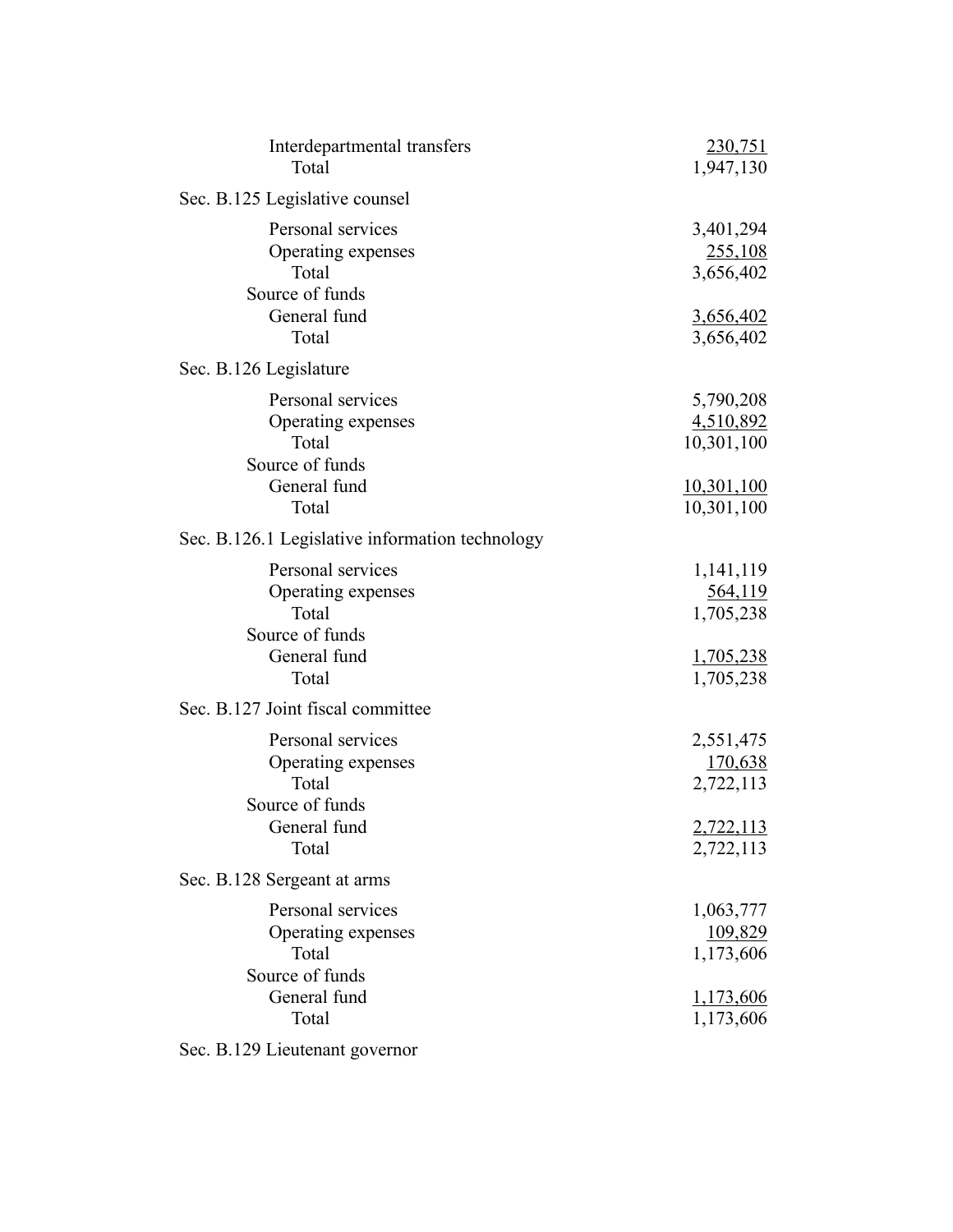| | |
|---|---|
| Interdepartmental transfers | 230,751 |
| Total | 1,947,130 |

Sec. B.125 Legislative counsel

| | |
|---|---|
| Personal services | 3,401,294 |
| Operating expenses | 255,108 |
| Total | 3,656,402 |
| Source of funds | |
| General fund | 3,656,402 |
| Total | 3,656,402 |

Sec. B.126 Legislature

| | |
|---|---|
| Personal services | 5,790,208 |
| Operating expenses | 4,510,892 |
| Total | 10,301,100 |
| Source of funds | |
| General fund | 10,301,100 |
| Total | 10,301,100 |

Sec. B.126.1 Legislative information technology

| | |
|---|---|
| Personal services | 1,141,119 |
| Operating expenses | 564,119 |
| Total | 1,705,238 |
| Source of funds | |
| General fund | 1,705,238 |
| Total | 1,705,238 |

Sec. B.127 Joint fiscal committee

| | |
|---|---|
| Personal services | 2,551,475 |
| Operating expenses | 170,638 |
| Total | 2,722,113 |
| Source of funds | |
| General fund | 2,722,113 |
| Total | 2,722,113 |

Sec. B.128 Sergeant at arms

| | |
|---|---|
| Personal services | 1,063,777 |
| Operating expenses | 109,829 |
| Total | 1,173,606 |
| Source of funds | |
| General fund | 1,173,606 |
| Total | 1,173,606 |

Sec. B.129 Lieutenant governor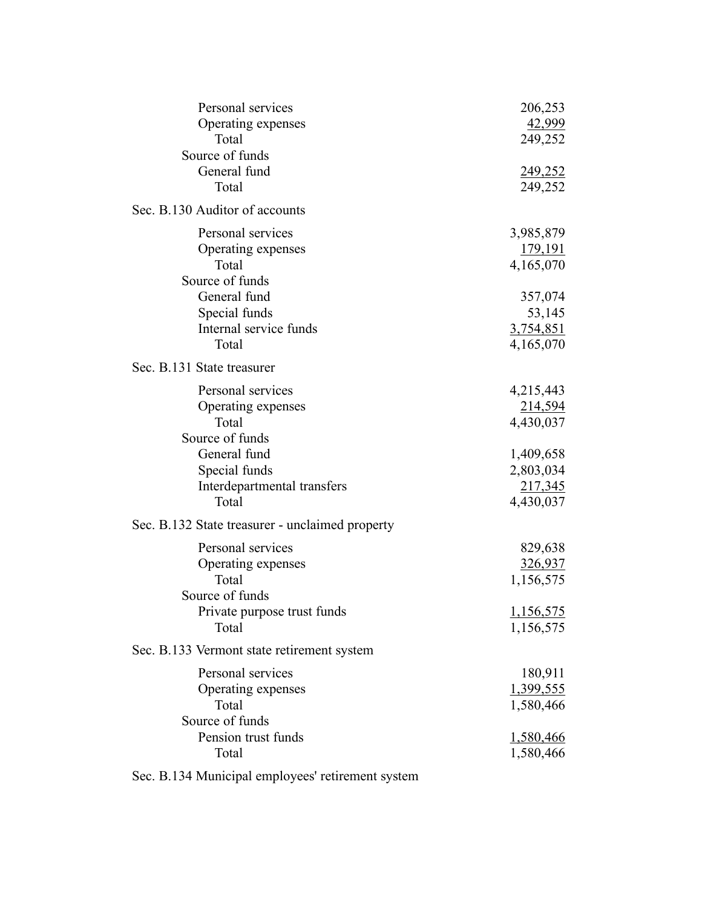| | |
|---|---|
| Personal services | 206,253 |
| Operating expenses | 42,999 |
| Total | 249,252 |
| Source of funds | |
| General fund | 249,252 |
| Total | 249,252 |

Sec. B.130 Auditor of accounts

| | |
|---|---|
| Personal services | 3,985,879 |
| Operating expenses | 179,191 |
| Total | 4,165,070 |
| Source of funds | |
| General fund | 357,074 |
| Special funds | 53,145 |
| Internal service funds | 3,754,851 |
| Total | 4,165,070 |

Sec. B.131 State treasurer

| | |
|---|---|
| Personal services | 4,215,443 |
| Operating expenses | 214,594 |
| Total | 4,430,037 |
| Source of funds | |
| General fund | 1,409,658 |
| Special funds | 2,803,034 |
| Interdepartmental transfers | 217,345 |
| Total | 4,430,037 |

Sec. B.132 State treasurer - unclaimed property

| | |
|---|---|
| Personal services | 829,638 |
| Operating expenses | 326,937 |
| Total | 1,156,575 |
| Source of funds | |
| Private purpose trust funds | 1,156,575 |
| Total | 1,156,575 |

Sec. B.133 Vermont state retirement system

| | |
|---|---|
| Personal services | 180,911 |
| Operating expenses | 1,399,555 |
| Total | 1,580,466 |
| Source of funds | |
| Pension trust funds | 1,580,466 |
| Total | 1,580,466 |

Sec. B.134 Municipal employees' retirement system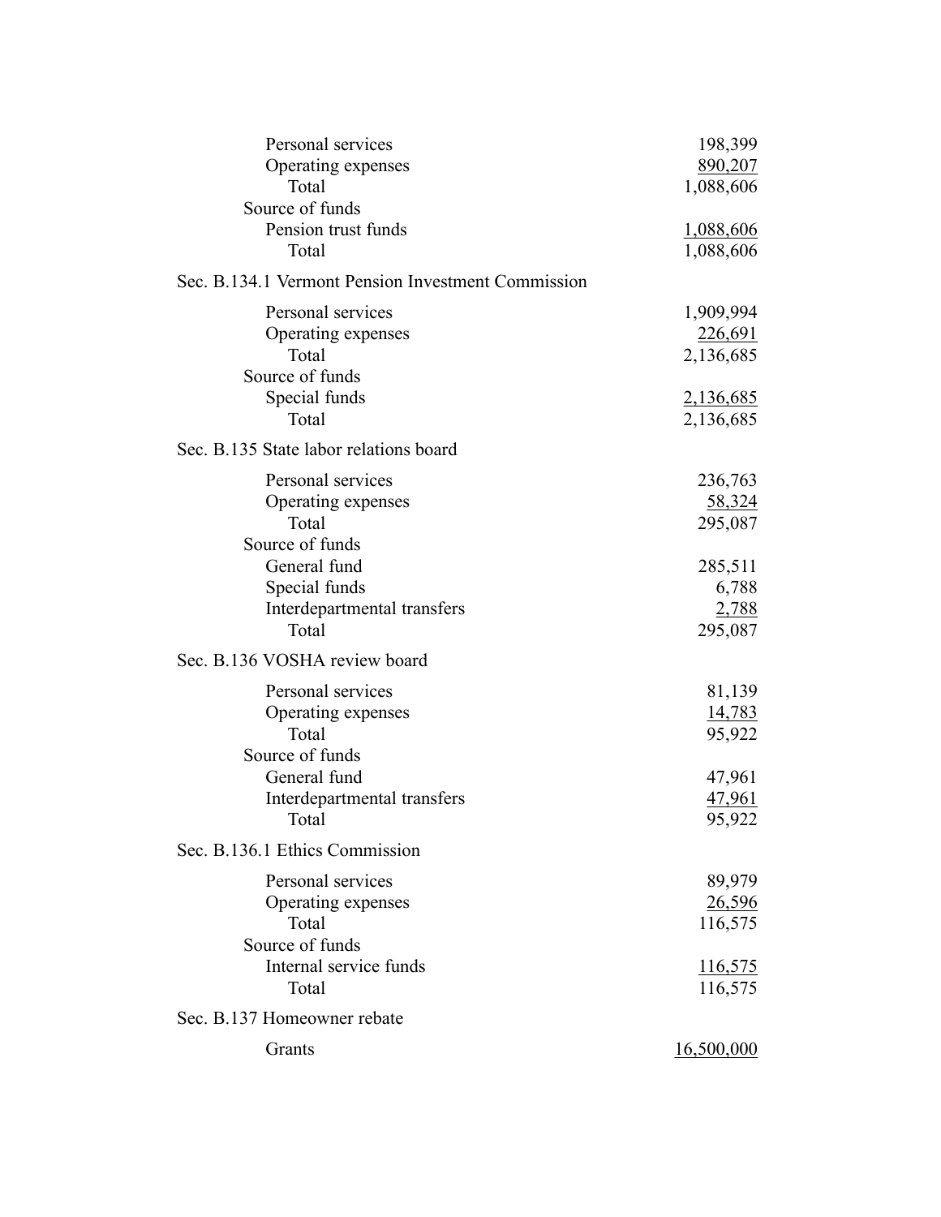| | |
|---|---|
| Personal services | 198,399 |
| Operating expenses | 890,207 |
| Total | 1,088,606 |
| Source of funds | |
| Pension trust funds | 1,088,606 |
| Total | 1,088,606 |

Sec. B.134.1 Vermont Pension Investment Commission

| | |
|---|---|
| Personal services | 1,909,994 |
| Operating expenses | 226,691 |
| Total | 2,136,685 |
| Source of funds | |
| Special funds | 2,136,685 |
| Total | 2,136,685 |

Sec. B.135 State labor relations board

| | |
|---|---|
| Personal services | 236,763 |
| Operating expenses | 58,324 |
| Total | 295,087 |
| Source of funds | |
| General fund | 285,511 |
| Special funds | 6,788 |
| Interdepartmental transfers | 2,788 |
| Total | 295,087 |

Sec. B.136 VOSHA review board

| | |
|---|---|
| Personal services | 81,139 |
| Operating expenses | 14,783 |
| Total | 95,922 |
| Source of funds | |
| General fund | 47,961 |
| Interdepartmental transfers | 47,961 |
| Total | 95,922 |

Sec. B.136.1 Ethics Commission

| | |
|---|---|
| Personal services | 89,979 |
| Operating expenses | 26,596 |
| Total | 116,575 |
| Source of funds | |
| Internal service funds | 116,575 |
| Total | 116,575 |

Sec. B.137 Homeowner rebate

| | |
|---|---|
| Grants | 16,500,000 |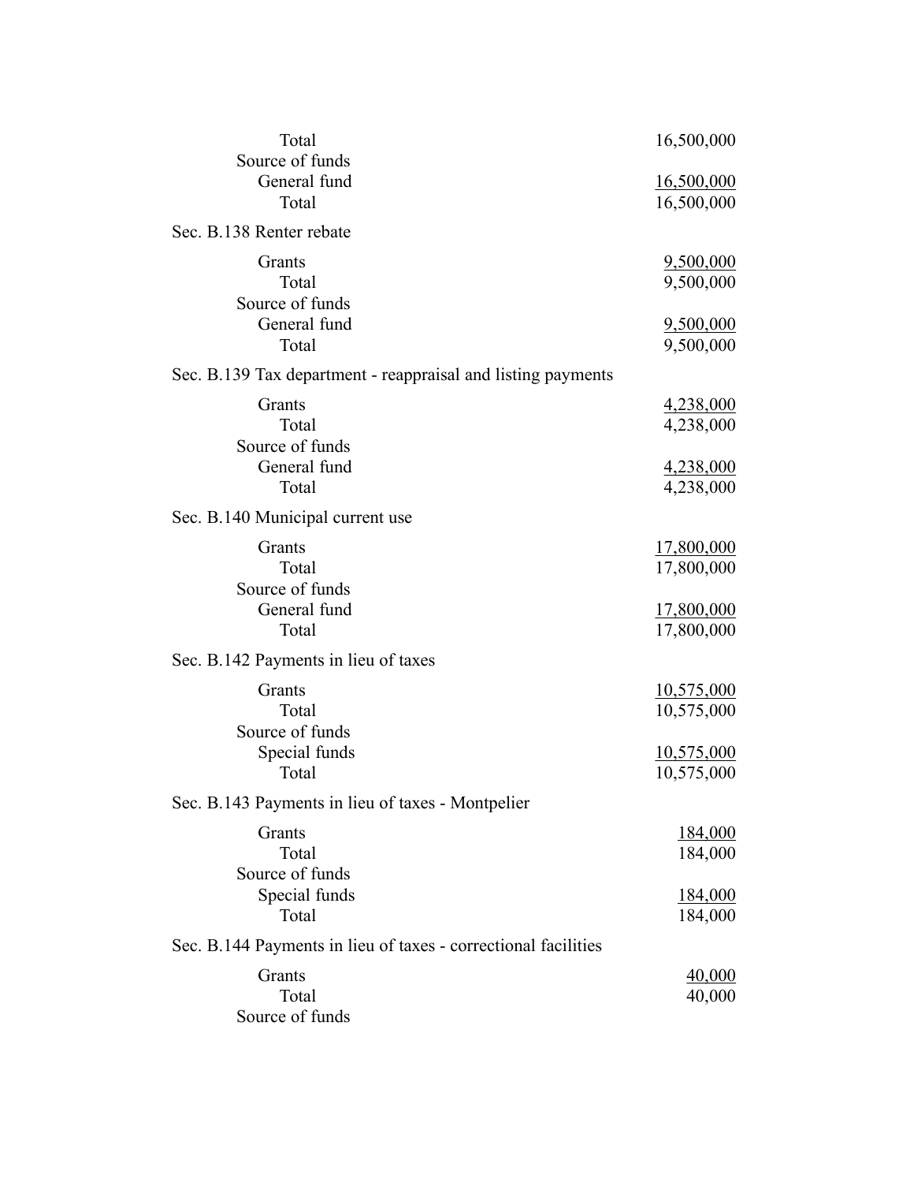| | |
|---|---|
| Total | 16,500,000 |
| Source of funds | |
| General fund | 16,500,000 |
| Total | 16,500,000 |

Sec. B.138 Renter rebate

| | |
|---|---|
| Grants | 9,500,000 |
| Total | 9,500,000 |
| Source of funds | |
| General fund | 9,500,000 |
| Total | 9,500,000 |

Sec. B.139 Tax department - reappraisal and listing payments

| | |
|---|---|
| Grants | 4,238,000 |
| Total | 4,238,000 |
| Source of funds | |
| General fund | 4,238,000 |
| Total | 4,238,000 |

Sec. B.140 Municipal current use

| | |
|---|---|
| Grants | 17,800,000 |
| Total | 17,800,000 |
| Source of funds | |
| General fund | 17,800,000 |
| Total | 17,800,000 |

Sec. B.142 Payments in lieu of taxes

| | |
|---|---|
| Grants | 10,575,000 |
| Total | 10,575,000 |
| Source of funds | |
| Special funds | 10,575,000 |
| Total | 10,575,000 |

Sec. B.143 Payments in lieu of taxes - Montpelier

| | |
|---|---|
| Grants | 184,000 |
| Total | 184,000 |
| Source of funds | |
| Special funds | 184,000 |
| Total | 184,000 |

Sec. B.144 Payments in lieu of taxes - correctional facilities

| | |
|---|---|
| Grants | 40,000 |
| Total | 40,000 |
| Source of funds | |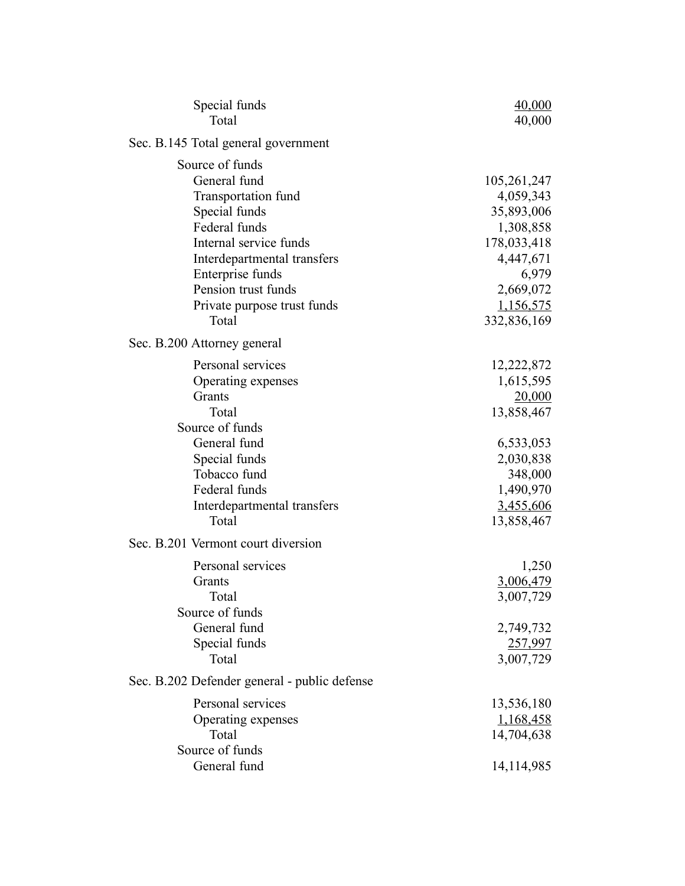| | |
|---|---|
| Special funds | 40,000 |
| Total | 40,000 |

Sec. B.145 Total general government

| | |
|---|---|
| Source of funds | |
| General fund | 105,261,247 |
| Transportation fund | 4,059,343 |
| Special funds | 35,893,006 |
| Federal funds | 1,308,858 |
| Internal service funds | 178,033,418 |
| Interdepartmental transfers | 4,447,671 |
| Enterprise funds | 6,979 |
| Pension trust funds | 2,669,072 |
| Private purpose trust funds | 1,156,575 |
| Total | 332,836,169 |

Sec. B.200 Attorney general

| | |
|---|---|
| Personal services | 12,222,872 |
| Operating expenses | 1,615,595 |
| Grants | 20,000 |
| Total | 13,858,467 |
| Source of funds | |
| General fund | 6,533,053 |
| Special funds | 2,030,838 |
| Tobacco fund | 348,000 |
| Federal funds | 1,490,970 |
| Interdepartmental transfers | 3,455,606 |
| Total | 13,858,467 |

Sec. B.201 Vermont court diversion

| | |
|---|---|
| Personal services | 1,250 |
| Grants | 3,006,479 |
| Total | 3,007,729 |
| Source of funds | |
| General fund | 2,749,732 |
| Special funds | 257,997 |
| Total | 3,007,729 |

Sec. B.202 Defender general - public defense

| | |
|---|---|
| Personal services | 13,536,180 |
| Operating expenses | 1,168,458 |
| Total | 14,704,638 |
| Source of funds | |
| General fund | 14,114,985 |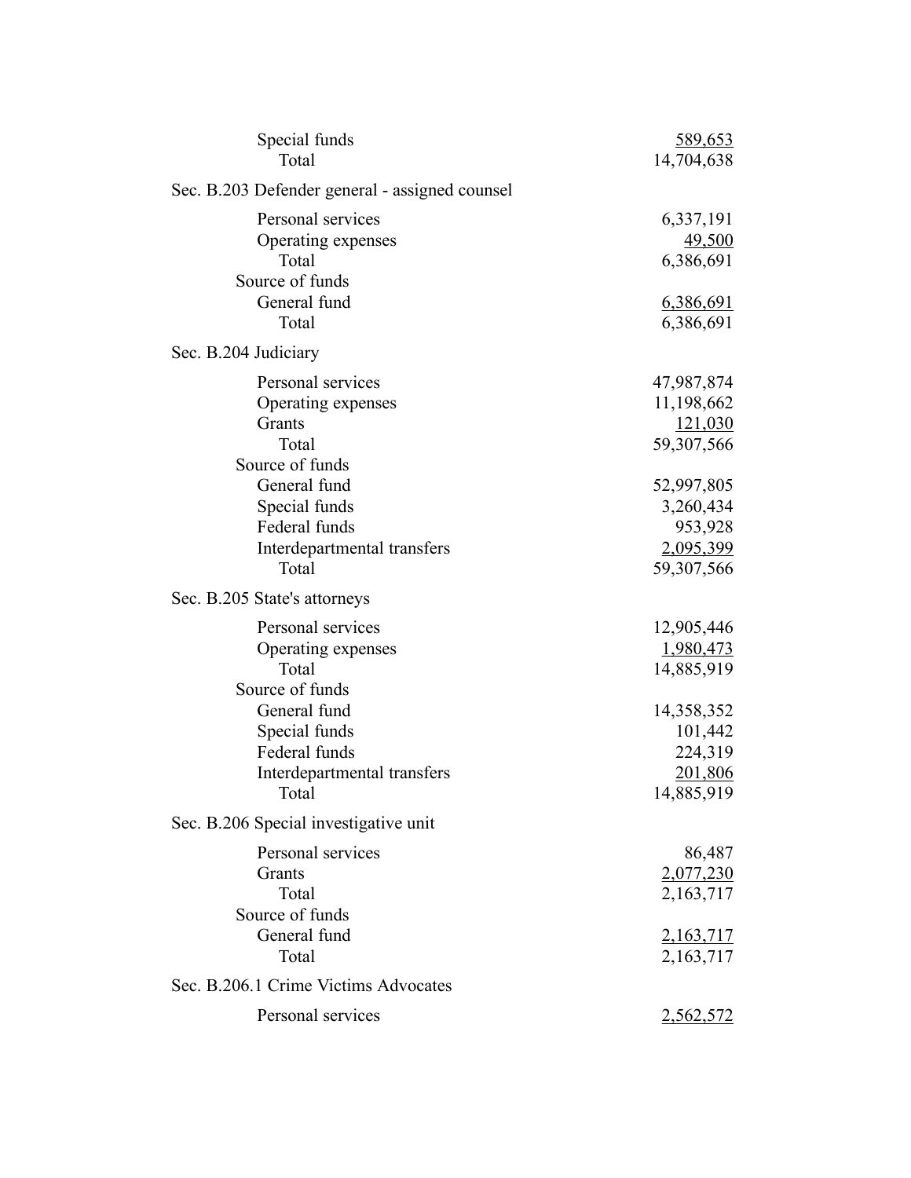| | |
|---|---|
| Special funds | 589,653 |
| Total | 14,704,638 |

Sec. B.203 Defender general - assigned counsel

| | |
|---|---|
| Personal services | 6,337,191 |
| Operating expenses | 49,500 |
| Total | 6,386,691 |
| Source of funds | |
| General fund | 6,386,691 |
| Total | 6,386,691 |

Sec. B.204 Judiciary

| | |
|---|---|
| Personal services | 47,987,874 |
| Operating expenses | 11,198,662 |
| Grants | 121,030 |
| Total | 59,307,566 |
| Source of funds | |
| General fund | 52,997,805 |
| Special funds | 3,260,434 |
| Federal funds | 953,928 |
| Interdepartmental transfers | 2,095,399 |
| Total | 59,307,566 |

Sec. B.205 State's attorneys

| | |
|---|---|
| Personal services | 12,905,446 |
| Operating expenses | 1,980,473 |
| Total | 14,885,919 |
| Source of funds | |
| General fund | 14,358,352 |
| Special funds | 101,442 |
| Federal funds | 224,319 |
| Interdepartmental transfers | 201,806 |
| Total | 14,885,919 |

Sec. B.206 Special investigative unit

| | |
|---|---|
| Personal services | 86,487 |
| Grants | 2,077,230 |
| Total | 2,163,717 |
| Source of funds | |
| General fund | 2,163,717 |
| Total | 2,163,717 |

Sec. B.206.1 Crime Victims Advocates

| | |
|---|---|
| Personal services | 2,562,572 |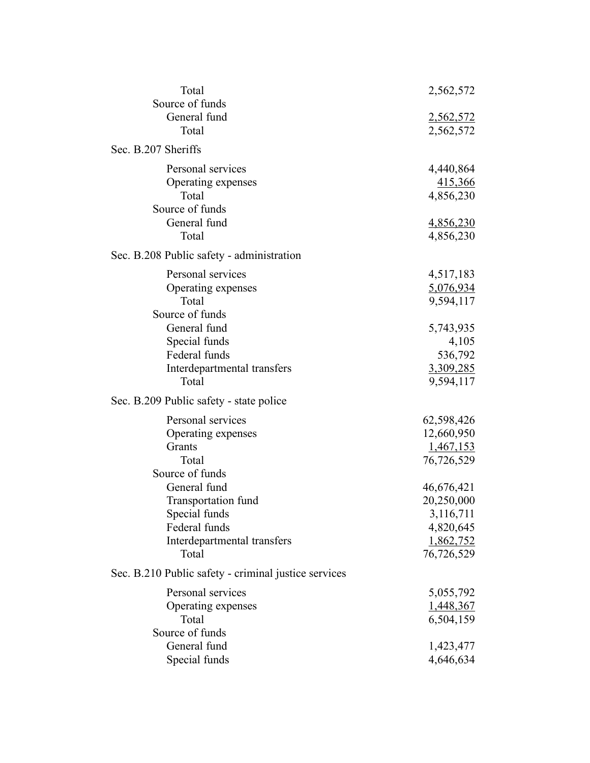| | |
|---|---|
| Total | 2,562,572 |
| Source of funds | |
| General fund | 2,562,572 |
| Total | 2,562,572 |

Sec. B.207 Sheriffs

| | |
|---|---|
| Personal services | 4,440,864 |
| Operating expenses | 415,366 |
| Total | 4,856,230 |
| Source of funds | |
| General fund | 4,856,230 |
| Total | 4,856,230 |

Sec. B.208 Public safety - administration

| | |
|---|---|
| Personal services | 4,517,183 |
| Operating expenses | 5,076,934 |
| Total | 9,594,117 |
| Source of funds | |
| General fund | 5,743,935 |
| Special funds | 4,105 |
| Federal funds | 536,792 |
| Interdepartmental transfers | 3,309,285 |
| Total | 9,594,117 |

Sec. B.209 Public safety - state police

| | |
|---|---|
| Personal services | 62,598,426 |
| Operating expenses | 12,660,950 |
| Grants | 1,467,153 |
| Total | 76,726,529 |
| Source of funds | |
| General fund | 46,676,421 |
| Transportation fund | 20,250,000 |
| Special funds | 3,116,711 |
| Federal funds | 4,820,645 |
| Interdepartmental transfers | 1,862,752 |
| Total | 76,726,529 |

Sec. B.210 Public safety - criminal justice services

| | |
|---|---|
| Personal services | 5,055,792 |
| Operating expenses | 1,448,367 |
| Total | 6,504,159 |
| Source of funds | |
| General fund | 1,423,477 |
| Special funds | 4,646,634 |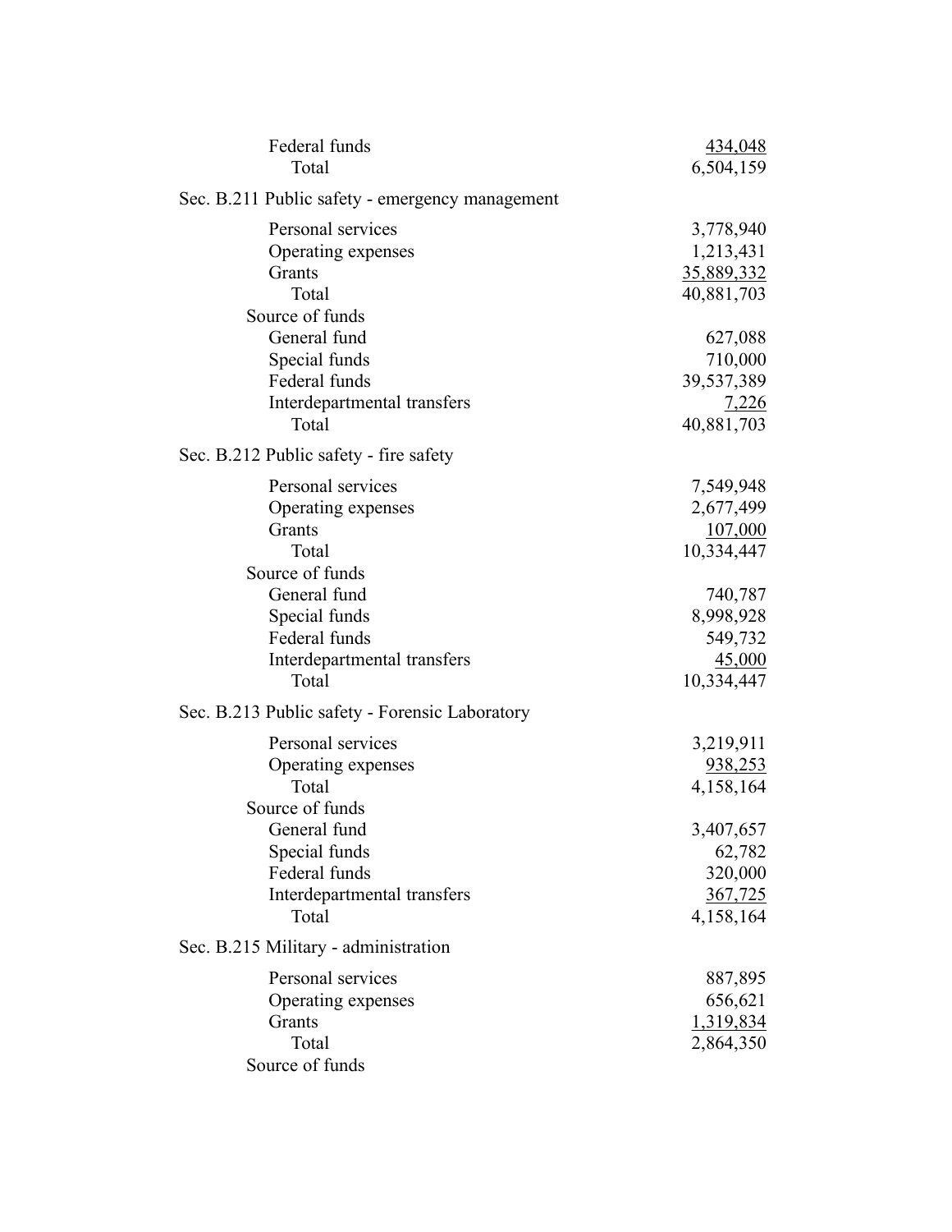Federal funds 434,048
Total 6,504,159

Sec. B.211 Public safety - emergency management

| | |
|---|---|
| Personal services | 3,778,940 |
| Operating expenses | 1,213,431 |
| Grants | 35,889,332 |
| Total | 40,881,703 |
| Source of funds | |
| General fund | 627,088 |
| Special funds | 710,000 |
| Federal funds | 39,537,389 |
| Interdepartmental transfers | 7,226 |
| Total | 40,881,703 |

Sec. B.212 Public safety - fire safety

| | |
|---|---|
| Personal services | 7,549,948 |
| Operating expenses | 2,677,499 |
| Grants | 107,000 |
| Total | 10,334,447 |
| Source of funds | |
| General fund | 740,787 |
| Special funds | 8,998,928 |
| Federal funds | 549,732 |
| Interdepartmental transfers | 45,000 |
| Total | 10,334,447 |

Sec. B.213 Public safety - Forensic Laboratory

| | |
|---|---|
| Personal services | 3,219,911 |
| Operating expenses | 938,253 |
| Total | 4,158,164 |
| Source of funds | |
| General fund | 3,407,657 |
| Special funds | 62,782 |
| Federal funds | 320,000 |
| Interdepartmental transfers | 367,725 |
| Total | 4,158,164 |

Sec. B.215 Military - administration

| | |
|---|---|
| Personal services | 887,895 |
| Operating expenses | 656,621 |
| Grants | 1,319,834 |
| Total | 2,864,350 |
| Source of funds | |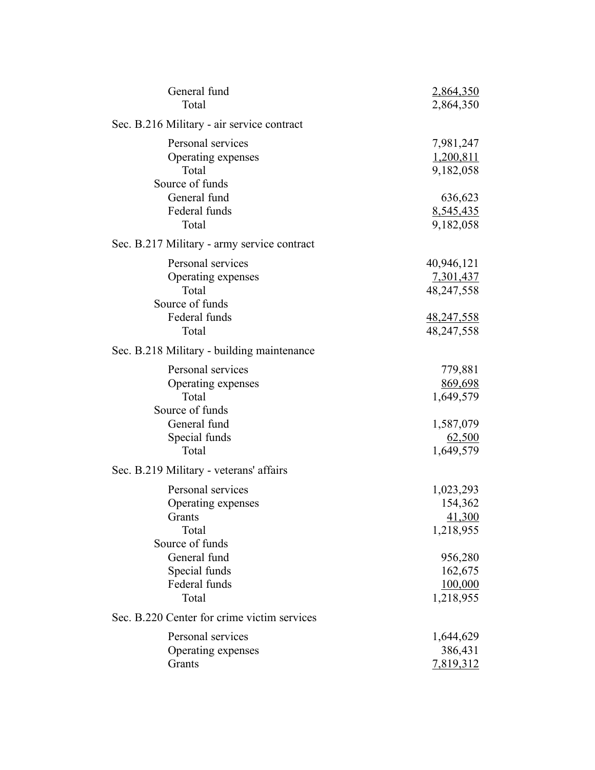| | |
|---|---|
| General fund | 2,864,350 |
| Total | 2,864,350 |

Sec. B.216 Military - air service contract

| | |
|---|---|
| Personal services | 7,981,247 |
| Operating expenses | 1,200,811 |
| Total | 9,182,058 |
| Source of funds | |
| General fund | 636,623 |
| Federal funds | 8,545,435 |
| Total | 9,182,058 |

Sec. B.217 Military - army service contract

| | |
|---|---|
| Personal services | 40,946,121 |
| Operating expenses | 7,301,437 |
| Total | 48,247,558 |
| Source of funds | |
| Federal funds | 48,247,558 |
| Total | 48,247,558 |

Sec. B.218 Military - building maintenance

| | |
|---|---|
| Personal services | 779,881 |
| Operating expenses | 869,698 |
| Total | 1,649,579 |
| Source of funds | |
| General fund | 1,587,079 |
| Special funds | 62,500 |
| Total | 1,649,579 |

Sec. B.219 Military - veterans' affairs

| | |
|---|---|
| Personal services | 1,023,293 |
| Operating expenses | 154,362 |
| Grants | 41,300 |
| Total | 1,218,955 |
| Source of funds | |
| General fund | 956,280 |
| Special funds | 162,675 |
| Federal funds | 100,000 |
| Total | 1,218,955 |

Sec. B.220 Center for crime victim services

| | |
|---|---|
| Personal services | 1,644,629 |
| Operating expenses | 386,431 |
| Grants | 7,819,312 |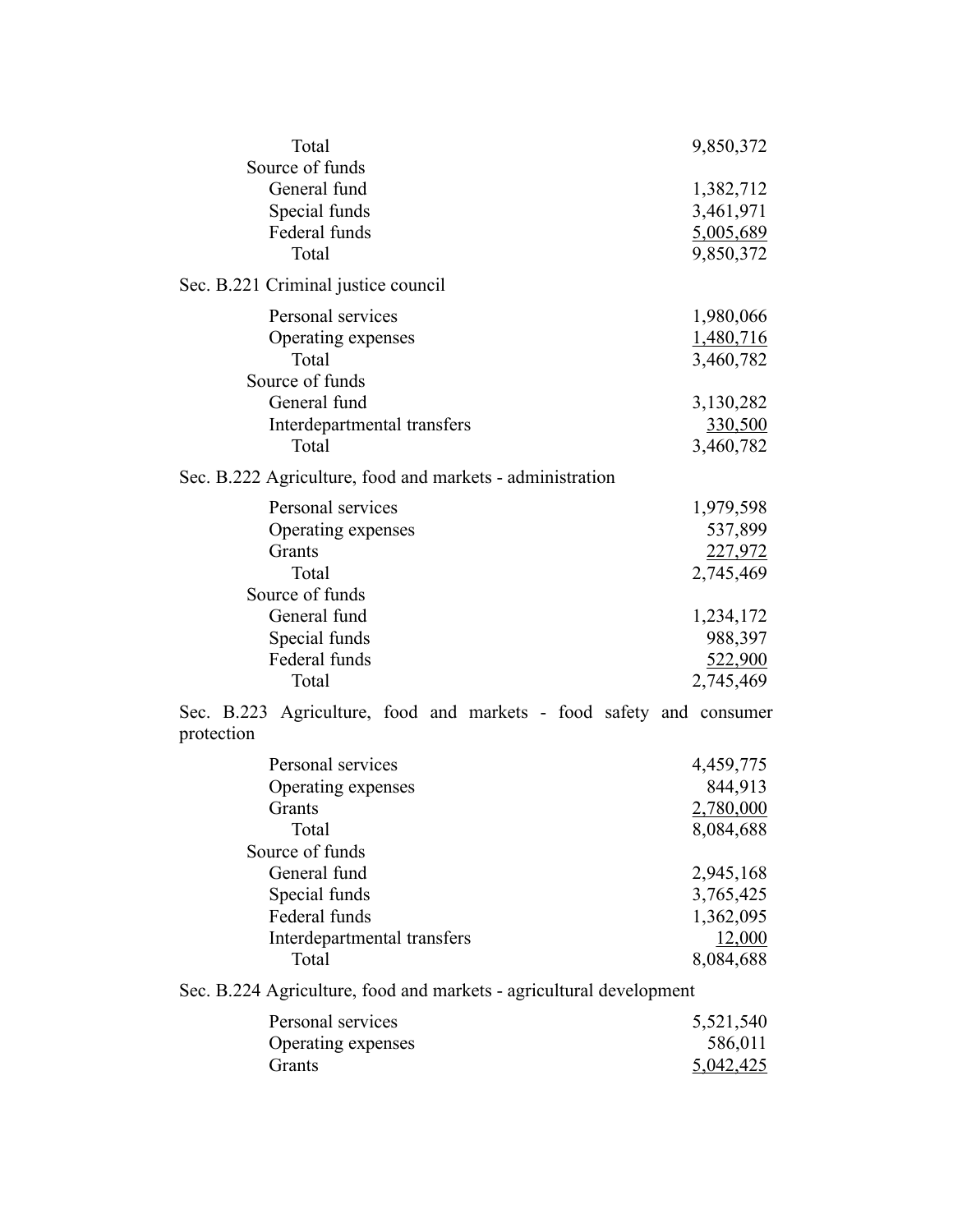| | |
|---|---|
| Total | 9,850,372 |
| Source of funds | |
| General fund | 1,382,712 |
| Special funds | 3,461,971 |
| Federal funds | 5,005,689 |
| Total | 9,850,372 |

Sec. B.221 Criminal justice council

| | |
|---|---|
| Personal services | 1,980,066 |
| Operating expenses | 1,480,716 |
| Total | 3,460,782 |
| Source of funds | |
| General fund | 3,130,282 |
| Interdepartmental transfers | 330,500 |
| Total | 3,460,782 |

Sec. B.222 Agriculture, food and markets - administration

| | |
|---|---|
| Personal services | 1,979,598 |
| Operating expenses | 537,899 |
| Grants | 227,972 |
| Total | 2,745,469 |
| Source of funds | |
| General fund | 1,234,172 |
| Special funds | 988,397 |
| Federal funds | 522,900 |
| Total | 2,745,469 |

Sec. B.223 Agriculture, food and markets - food safety and consumer protection

| | |
|---|---|
| Personal services | 4,459,775 |
| Operating expenses | 844,913 |
| Grants | 2,780,000 |
| Total | 8,084,688 |
| Source of funds | |
| General fund | 2,945,168 |
| Special funds | 3,765,425 |
| Federal funds | 1,362,095 |
| Interdepartmental transfers | 12,000 |
| Total | 8,084,688 |

Sec. B.224 Agriculture, food and markets - agricultural development

| | |
|---|---|
| Personal services | 5,521,540 |
| Operating expenses | 586,011 |
| Grants | 5,042,425 |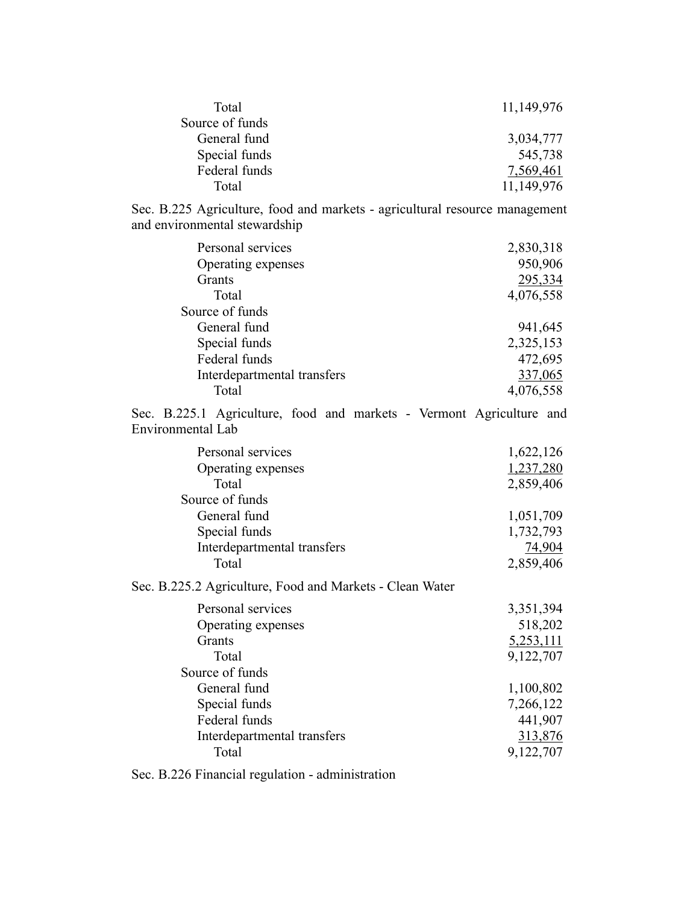| | |
|---|---|
| Total | 11,149,976 |
| Source of funds | |
| General fund | 3,034,777 |
| Special funds | 545,738 |
| Federal funds | 7,569,461 |
| Total | 11,149,976 |

Sec. B.225 Agriculture, food and markets - agricultural resource management and environmental stewardship

| | |
|---|---|
| Personal services | 2,830,318 |
| Operating expenses | 950,906 |
| Grants | 295,334 |
| Total | 4,076,558 |
| Source of funds | |
| General fund | 941,645 |
| Special funds | 2,325,153 |
| Federal funds | 472,695 |
| Interdepartmental transfers | 337,065 |
| Total | 4,076,558 |

Sec. B.225.1 Agriculture, food and markets - Vermont Agriculture and Environmental Lab

| | |
|---|---|
| Personal services | 1,622,126 |
| Operating expenses | 1,237,280 |
| Total | 2,859,406 |
| Source of funds | |
| General fund | 1,051,709 |
| Special funds | 1,732,793 |
| Interdepartmental transfers | 74,904 |
| Total | 2,859,406 |

Sec. B.225.2 Agriculture, Food and Markets - Clean Water

| | |
|---|---|
| Personal services | 3,351,394 |
| Operating expenses | 518,202 |
| Grants | 5,253,111 |
| Total | 9,122,707 |
| Source of funds | |
| General fund | 1,100,802 |
| Special funds | 7,266,122 |
| Federal funds | 441,907 |
| Interdepartmental transfers | 313,876 |
| Total | 9,122,707 |

Sec. B.226 Financial regulation - administration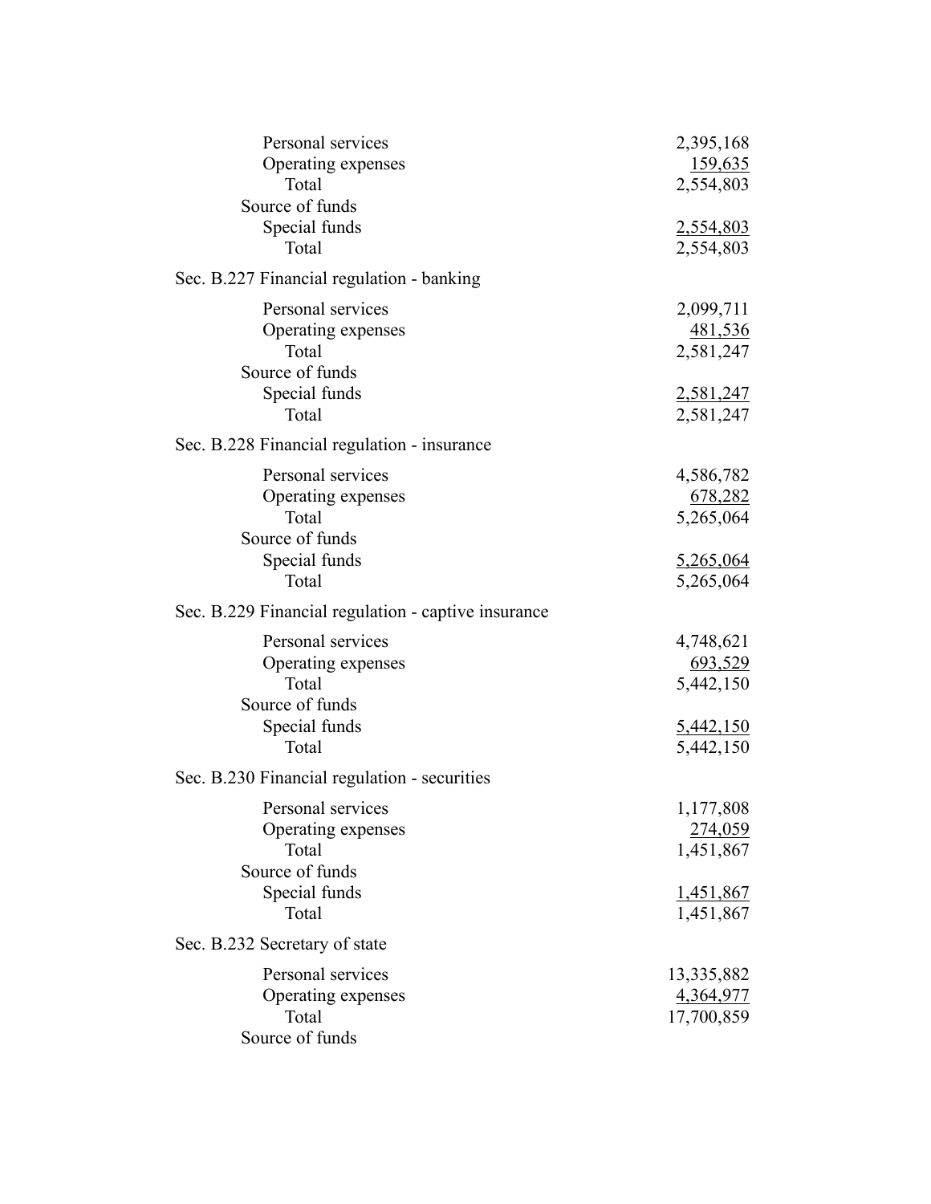| | |
|---|---|
| Personal services | 2,395,168 |
| Operating expenses | 159,635 |
| Total | 2,554,803 |
| Source of funds | |
| Special funds | 2,554,803 |
| Total | 2,554,803 |

Sec. B.227 Financial regulation - banking

| | |
|---|---|
| Personal services | 2,099,711 |
| Operating expenses | 481,536 |
| Total | 2,581,247 |
| Source of funds | |
| Special funds | 2,581,247 |
| Total | 2,581,247 |

Sec. B.228 Financial regulation - insurance

| | |
|---|---|
| Personal services | 4,586,782 |
| Operating expenses | 678,282 |
| Total | 5,265,064 |
| Source of funds | |
| Special funds | 5,265,064 |
| Total | 5,265,064 |

Sec. B.229 Financial regulation - captive insurance

| | |
|---|---|
| Personal services | 4,748,621 |
| Operating expenses | 693,529 |
| Total | 5,442,150 |
| Source of funds | |
| Special funds | 5,442,150 |
| Total | 5,442,150 |

Sec. B.230 Financial regulation - securities

| | |
|---|---|
| Personal services | 1,177,808 |
| Operating expenses | 274,059 |
| Total | 1,451,867 |
| Source of funds | |
| Special funds | 1,451,867 |
| Total | 1,451,867 |

Sec. B.232 Secretary of state

| | |
|---|---|
| Personal services | 13,335,882 |
| Operating expenses | 4,364,977 |
| Total | 17,700,859 |
| Source of funds | |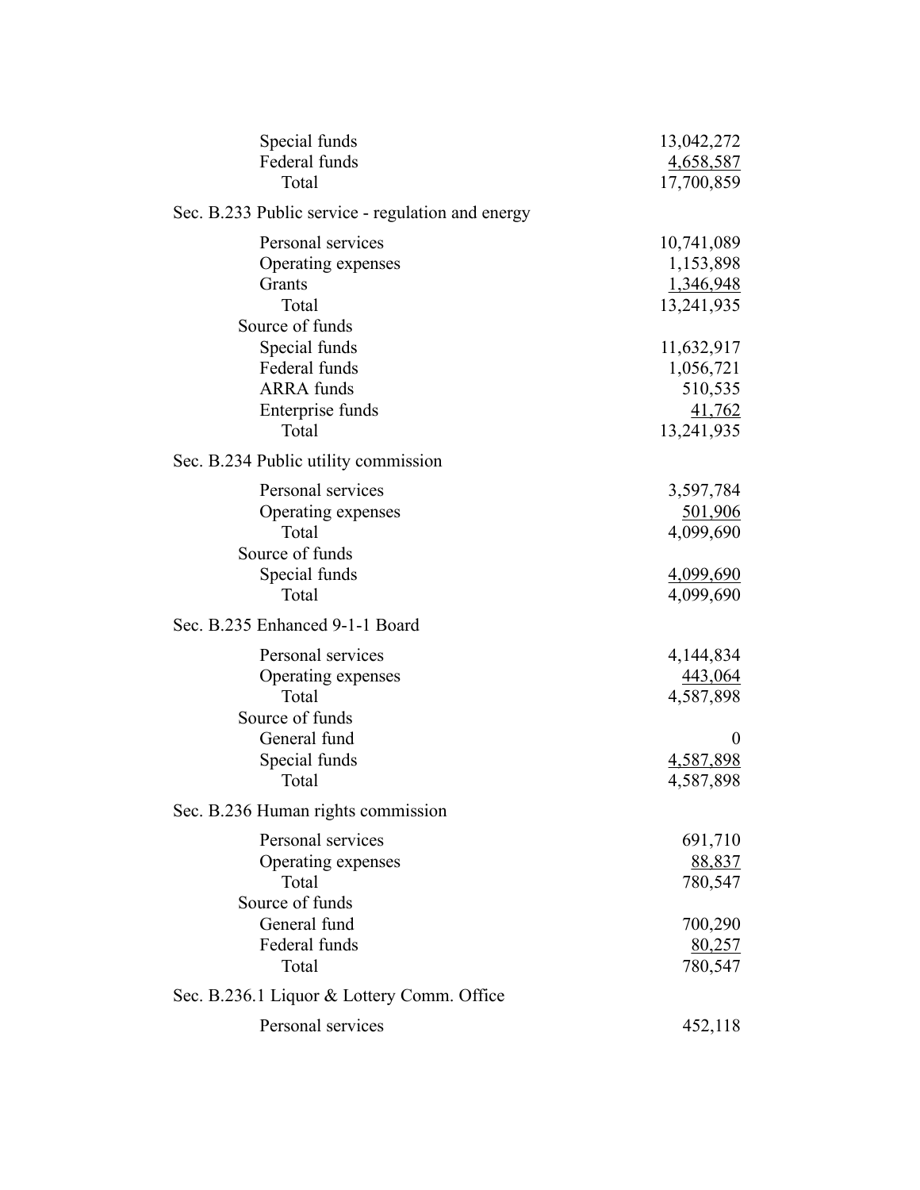| | |
|---|---|
| Special funds | 13,042,272 |
| Federal funds | 4,658,587 |
| Total | 17,700,859 |

Sec. B.233 Public service - regulation and energy

| | |
|---|---|
| Personal services | 10,741,089 |
| Operating expenses | 1,153,898 |
| Grants | 1,346,948 |
| Total | 13,241,935 |
| Source of funds | |
| Special funds | 11,632,917 |
| Federal funds | 1,056,721 |
| ARRA funds | 510,535 |
| Enterprise funds | 41,762 |
| Total | 13,241,935 |

Sec. B.234 Public utility commission

| | |
|---|---|
| Personal services | 3,597,784 |
| Operating expenses | 501,906 |
| Total | 4,099,690 |
| Source of funds | |
| Special funds | 4,099,690 |
| Total | 4,099,690 |

Sec. B.235 Enhanced 9-1-1 Board

| | |
|---|---|
| Personal services | 4,144,834 |
| Operating expenses | 443,064 |
| Total | 4,587,898 |
| Source of funds | |
| General fund | 0 |
| Special funds | 4,587,898 |
| Total | 4,587,898 |

Sec. B.236 Human rights commission

| | |
|---|---|
| Personal services | 691,710 |
| Operating expenses | 88,837 |
| Total | 780,547 |
| Source of funds | |
| General fund | 700,290 |
| Federal funds | 80,257 |
| Total | 780,547 |

Sec. B.236.1 Liquor & Lottery Comm. Office

| | |
|---|---|
| Personal services | 452,118 |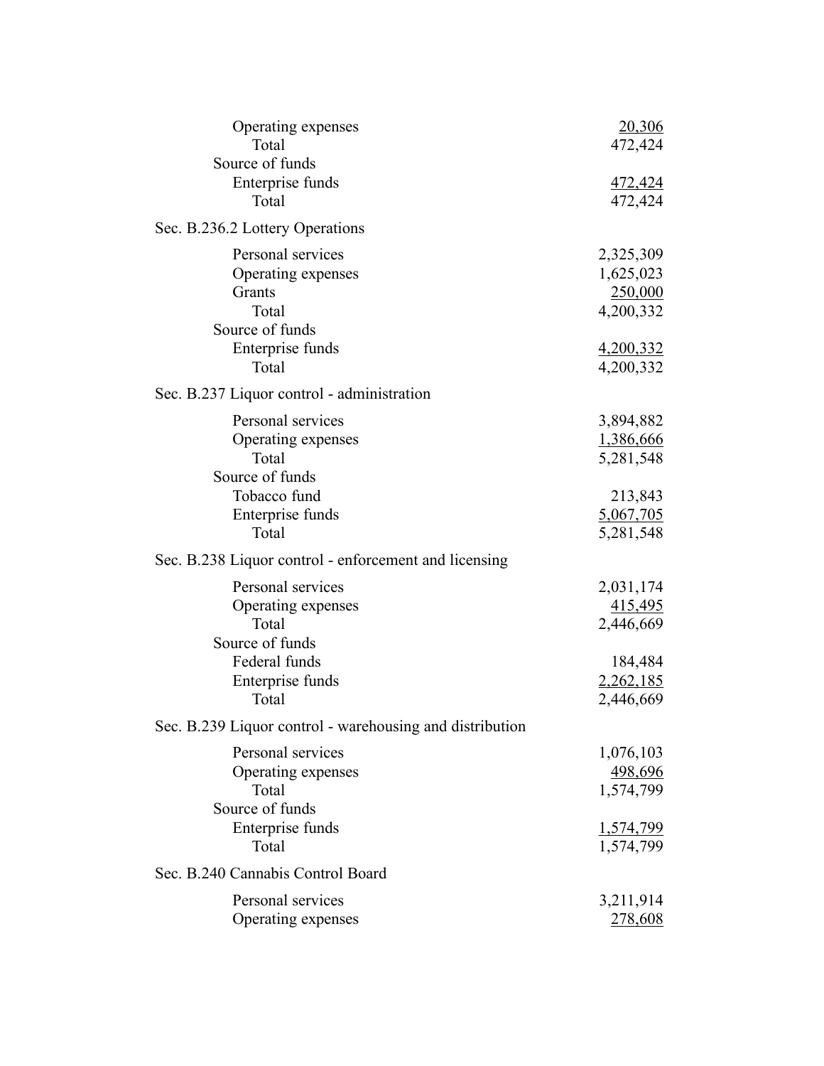| | |
|---|---|
| Operating expenses | 20,306 |
| Total | 472,424 |
| Source of funds | |
| Enterprise funds | 472,424 |
| Total | 472,424 |

Sec. B.236.2 Lottery Operations

| | |
|---|---|
| Personal services | 2,325,309 |
| Operating expenses | 1,625,023 |
| Grants | 250,000 |
| Total | 4,200,332 |
| Source of funds | |
| Enterprise funds | 4,200,332 |
| Total | 4,200,332 |

Sec. B.237 Liquor control - administration

| | |
|---|---|
| Personal services | 3,894,882 |
| Operating expenses | 1,386,666 |
| Total | 5,281,548 |
| Source of funds | |
| Tobacco fund | 213,843 |
| Enterprise funds | 5,067,705 |
| Total | 5,281,548 |

Sec. B.238 Liquor control - enforcement and licensing

| | |
|---|---|
| Personal services | 2,031,174 |
| Operating expenses | 415,495 |
| Total | 2,446,669 |
| Source of funds | |
| Federal funds | 184,484 |
| Enterprise funds | 2,262,185 |
| Total | 2,446,669 |

Sec. B.239 Liquor control - warehousing and distribution

| | |
|---|---|
| Personal services | 1,076,103 |
| Operating expenses | 498,696 |
| Total | 1,574,799 |
| Source of funds | |
| Enterprise funds | 1,574,799 |
| Total | 1,574,799 |

Sec. B.240 Cannabis Control Board

| | |
|---|---|
| Personal services | 3,211,914 |
| Operating expenses | 278,608 |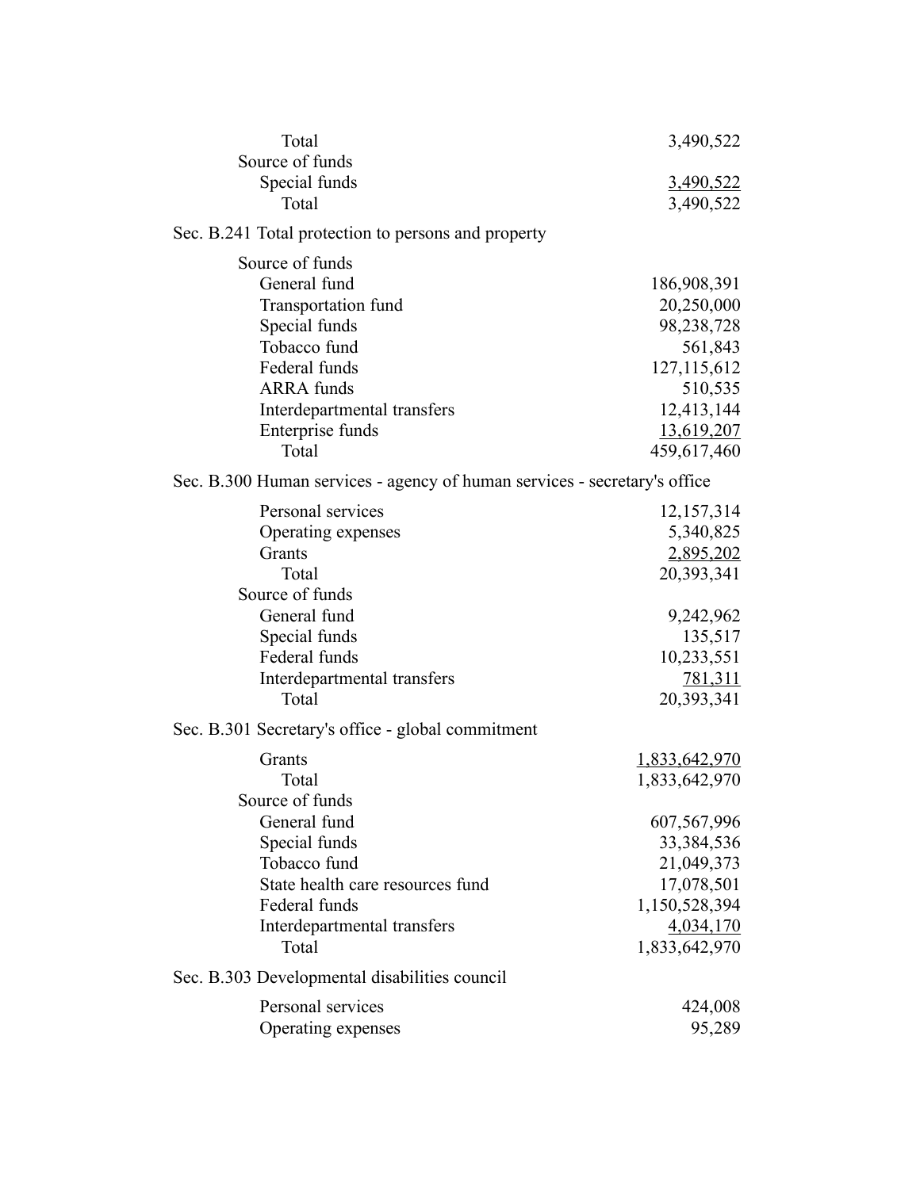| | |
|---|---|
| Total | 3,490,522 |
| Source of funds | |
| Special funds | 3,490,522 |
| Total | 3,490,522 |

Sec. B.241 Total protection to persons and property

| | |
|---|---|
| Source of funds | |
| General fund | 186,908,391 |
| Transportation fund | 20,250,000 |
| Special funds | 98,238,728 |
| Tobacco fund | 561,843 |
| Federal funds | 127,115,612 |
| ARRA funds | 510,535 |
| Interdepartmental transfers | 12,413,144 |
| Enterprise funds | 13,619,207 |
| Total | 459,617,460 |

Sec. B.300 Human services - agency of human services - secretary's office

| | |
|---|---|
| Personal services | 12,157,314 |
| Operating expenses | 5,340,825 |
| Grants | 2,895,202 |
| Total | 20,393,341 |
| Source of funds | |
| General fund | 9,242,962 |
| Special funds | 135,517 |
| Federal funds | 10,233,551 |
| Interdepartmental transfers | 781,311 |
| Total | 20,393,341 |

Sec. B.301 Secretary's office - global commitment

| | |
|---|---|
| Grants | 1,833,642,970 |
| Total | 1,833,642,970 |
| Source of funds | |
| General fund | 607,567,996 |
| Special funds | 33,384,536 |
| Tobacco fund | 21,049,373 |
| State health care resources fund | 17,078,501 |
| Federal funds | 1,150,528,394 |
| Interdepartmental transfers | 4,034,170 |
| Total | 1,833,642,970 |

Sec. B.303 Developmental disabilities council

| | |
|---|---|
| Personal services | 424,008 |
| Operating expenses | 95,289 |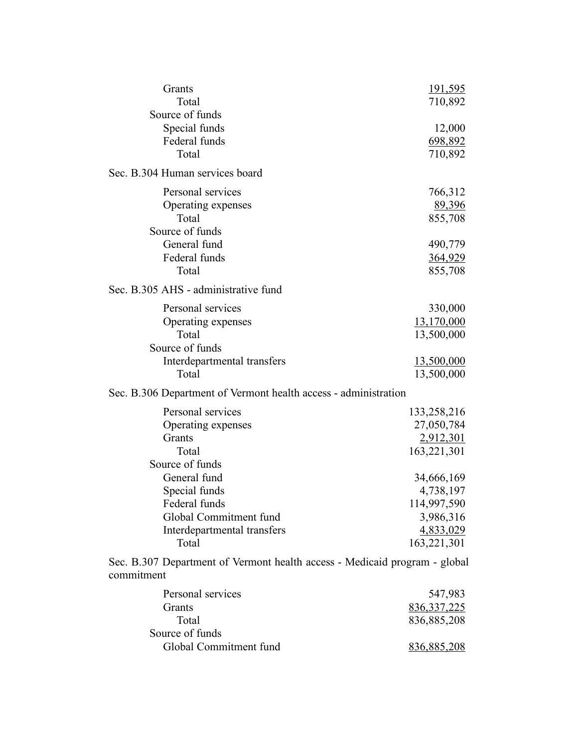| | |
|---|---|
| Grants | 191,595 |
| Total | 710,892 |
| Source of funds | |
| Special funds | 12,000 |
| Federal funds | 698,892 |
| Total | 710,892 |

Sec. B.304 Human services board

| | |
|---|---|
| Personal services | 766,312 |
| Operating expenses | 89,396 |
| Total | 855,708 |
| Source of funds | |
| General fund | 490,779 |
| Federal funds | 364,929 |
| Total | 855,708 |

Sec. B.305 AHS - administrative fund

| | |
|---|---|
| Personal services | 330,000 |
| Operating expenses | 13,170,000 |
| Total | 13,500,000 |
| Source of funds | |
| Interdepartmental transfers | 13,500,000 |
| Total | 13,500,000 |

Sec. B.306 Department of Vermont health access - administration

| | |
|---|---|
| Personal services | 133,258,216 |
| Operating expenses | 27,050,784 |
| Grants | 2,912,301 |
| Total | 163,221,301 |
| Source of funds | |
| General fund | 34,666,169 |
| Special funds | 4,738,197 |
| Federal funds | 114,997,590 |
| Global Commitment fund | 3,986,316 |
| Interdepartmental transfers | 4,833,029 |
| Total | 163,221,301 |

Sec. B.307 Department of Vermont health access - Medicaid program - global commitment

| | |
|---|---|
| Personal services | 547,983 |
| Grants | 836,337,225 |
| Total | 836,885,208 |
| Source of funds | |
| Global Commitment fund | 836,885,208 |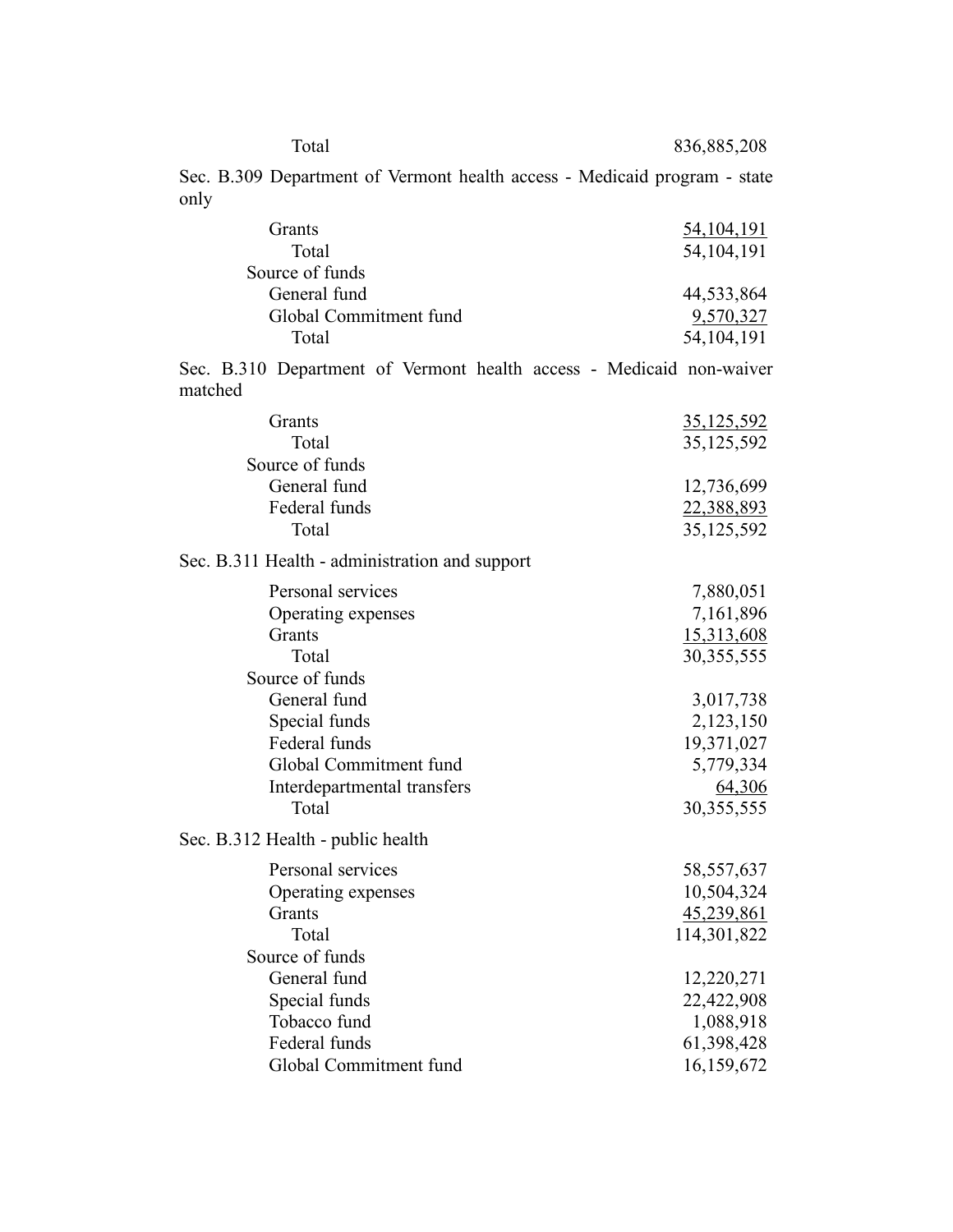Total 836,885,208

Sec. B.309 Department of Vermont health access - Medicaid program - state only

| | |
|---|---:|
| Grants | 54,104,191 |
| Total | 54,104,191 |
| Source of funds | |
| General fund | 44,533,864 |
| Global Commitment fund | 9,570,327 |
| Total | 54,104,191 |

Sec. B.310 Department of Vermont health access - Medicaid non-waiver matched

| | |
|---|---:|
| Grants | 35,125,592 |
| Total | 35,125,592 |
| Source of funds | |
| General fund | 12,736,699 |
| Federal funds | 22,388,893 |
| Total | 35,125,592 |

Sec. B.311 Health - administration and support

| | |
|---|---:|
| Personal services | 7,880,051 |
| Operating expenses | 7,161,896 |
| Grants | 15,313,608 |
| Total | 30,355,555 |
| Source of funds | |
| General fund | 3,017,738 |
| Special funds | 2,123,150 |
| Federal funds | 19,371,027 |
| Global Commitment fund | 5,779,334 |
| Interdepartmental transfers | 64,306 |
| Total | 30,355,555 |

Sec. B.312 Health - public health

| | |
|---|---:|
| Personal services | 58,557,637 |
| Operating expenses | 10,504,324 |
| Grants | 45,239,861 |
| Total | 114,301,822 |
| Source of funds | |
| General fund | 12,220,271 |
| Special funds | 22,422,908 |
| Tobacco fund | 1,088,918 |
| Federal funds | 61,398,428 |
| Global Commitment fund | 16,159,672 |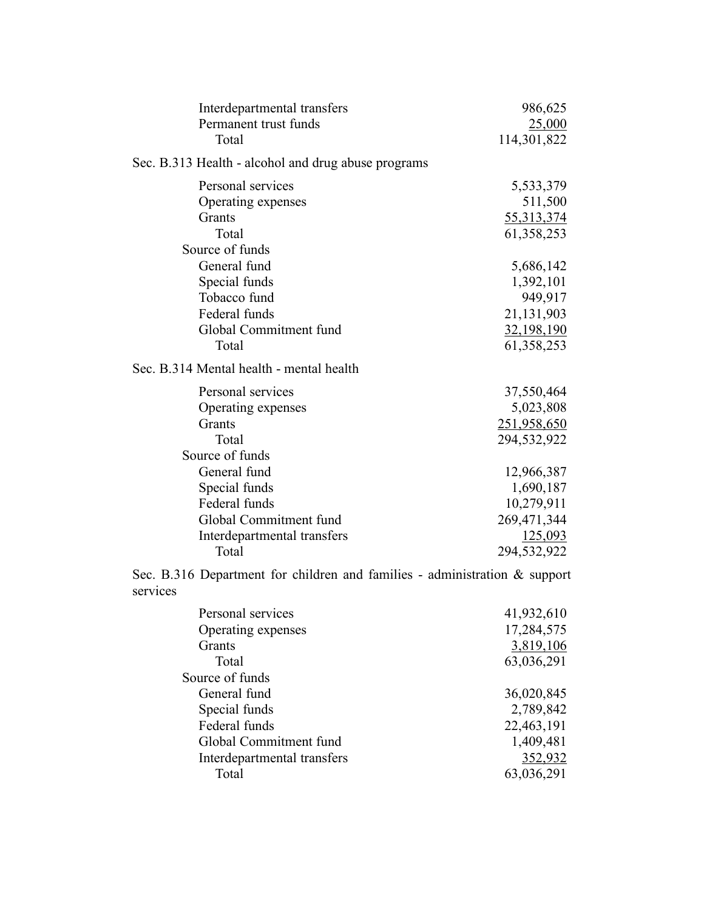| | |
|---|---|
| Interdepartmental transfers | 986,625 |
| Permanent trust funds | 25,000 |
| Total | 114,301,822 |

Sec. B.313 Health - alcohol and drug abuse programs

| | |
|---|---|
| Personal services | 5,533,379 |
| Operating expenses | 511,500 |
| Grants | 55,313,374 |
| Total | 61,358,253 |
| Source of funds | |
| General fund | 5,686,142 |
| Special funds | 1,392,101 |
| Tobacco fund | 949,917 |
| Federal funds | 21,131,903 |
| Global Commitment fund | 32,198,190 |
| Total | 61,358,253 |

Sec. B.314 Mental health - mental health

| | |
|---|---|
| Personal services | 37,550,464 |
| Operating expenses | 5,023,808 |
| Grants | 251,958,650 |
| Total | 294,532,922 |
| Source of funds | |
| General fund | 12,966,387 |
| Special funds | 1,690,187 |
| Federal funds | 10,279,911 |
| Global Commitment fund | 269,471,344 |
| Interdepartmental transfers | 125,093 |
| Total | 294,532,922 |

Sec. B.316 Department for children and families - administration & support services

| | |
|---|---|
| Personal services | 41,932,610 |
| Operating expenses | 17,284,575 |
| Grants | 3,819,106 |
| Total | 63,036,291 |
| Source of funds | |
| General fund | 36,020,845 |
| Special funds | 2,789,842 |
| Federal funds | 22,463,191 |
| Global Commitment fund | 1,409,481 |
| Interdepartmental transfers | 352,932 |
| Total | 63,036,291 |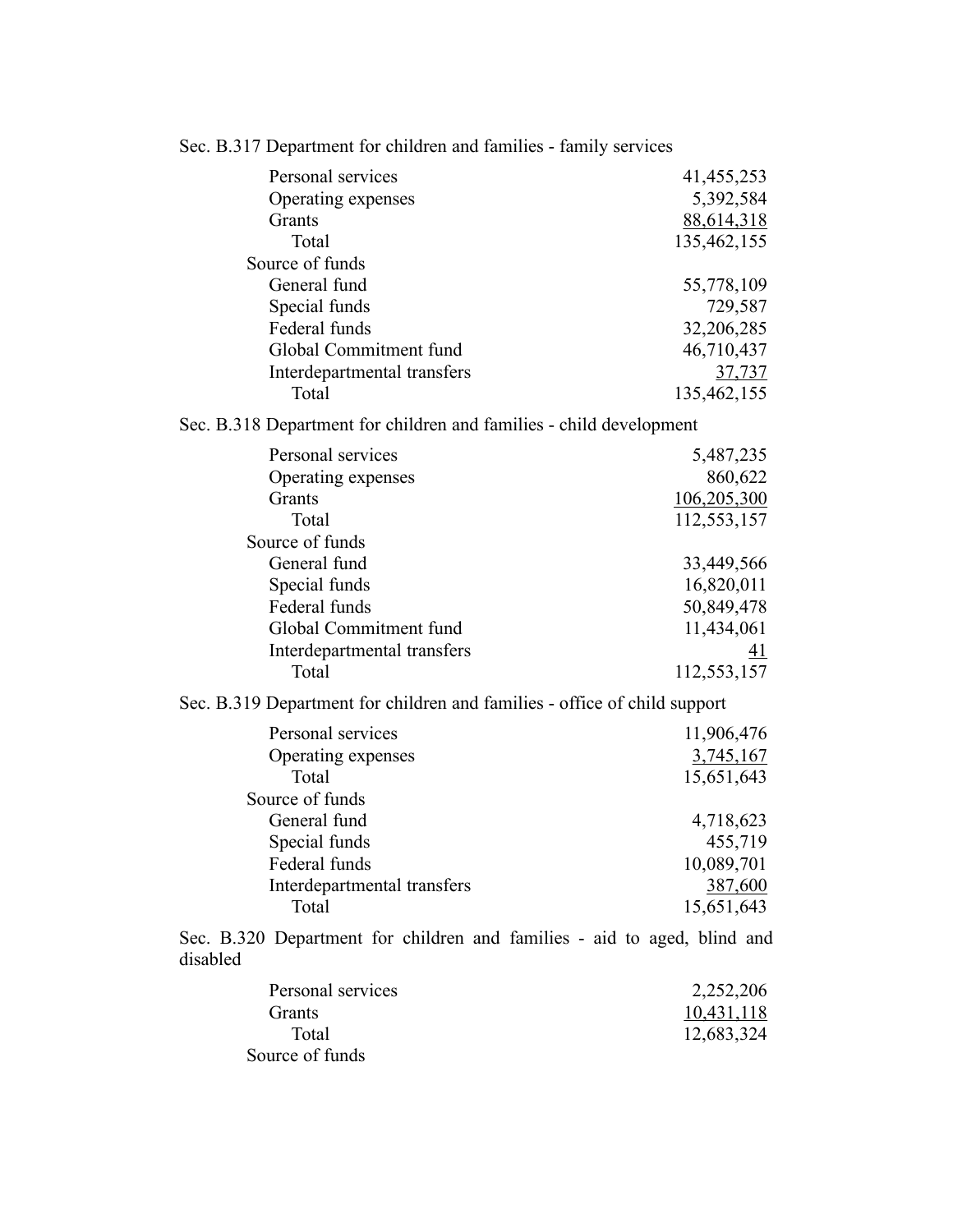Sec. B.317 Department for children and families - family services

| | |
|---|---:|
| Personal services | 41,455,253 |
| Operating expenses | 5,392,584 |
| Grants | 88,614,318 |
| Total | 135,462,155 |
| Source of funds | |
| General fund | 55,778,109 |
| Special funds | 729,587 |
| Federal funds | 32,206,285 |
| Global Commitment fund | 46,710,437 |
| Interdepartmental transfers | 37,737 |
| Total | 135,462,155 |

Sec. B.318 Department for children and families - child development

| | |
|---|---:|
| Personal services | 5,487,235 |
| Operating expenses | 860,622 |
| Grants | 106,205,300 |
| Total | 112,553,157 |
| Source of funds | |
| General fund | 33,449,566 |
| Special funds | 16,820,011 |
| Federal funds | 50,849,478 |
| Global Commitment fund | 11,434,061 |
| Interdepartmental transfers | 41 |
| Total | 112,553,157 |

Sec. B.319 Department for children and families - office of child support

| | |
|---|---:|
| Personal services | 11,906,476 |
| Operating expenses | 3,745,167 |
| Total | 15,651,643 |
| Source of funds | |
| General fund | 4,718,623 |
| Special funds | 455,719 |
| Federal funds | 10,089,701 |
| Interdepartmental transfers | 387,600 |
| Total | 15,651,643 |

Sec. B.320 Department for children and families - aid to aged, blind and disabled

| | |
|---|---:|
| Personal services | 2,252,206 |
| Grants | 10,431,118 |
| Total | 12,683,324 |
| Source of funds | |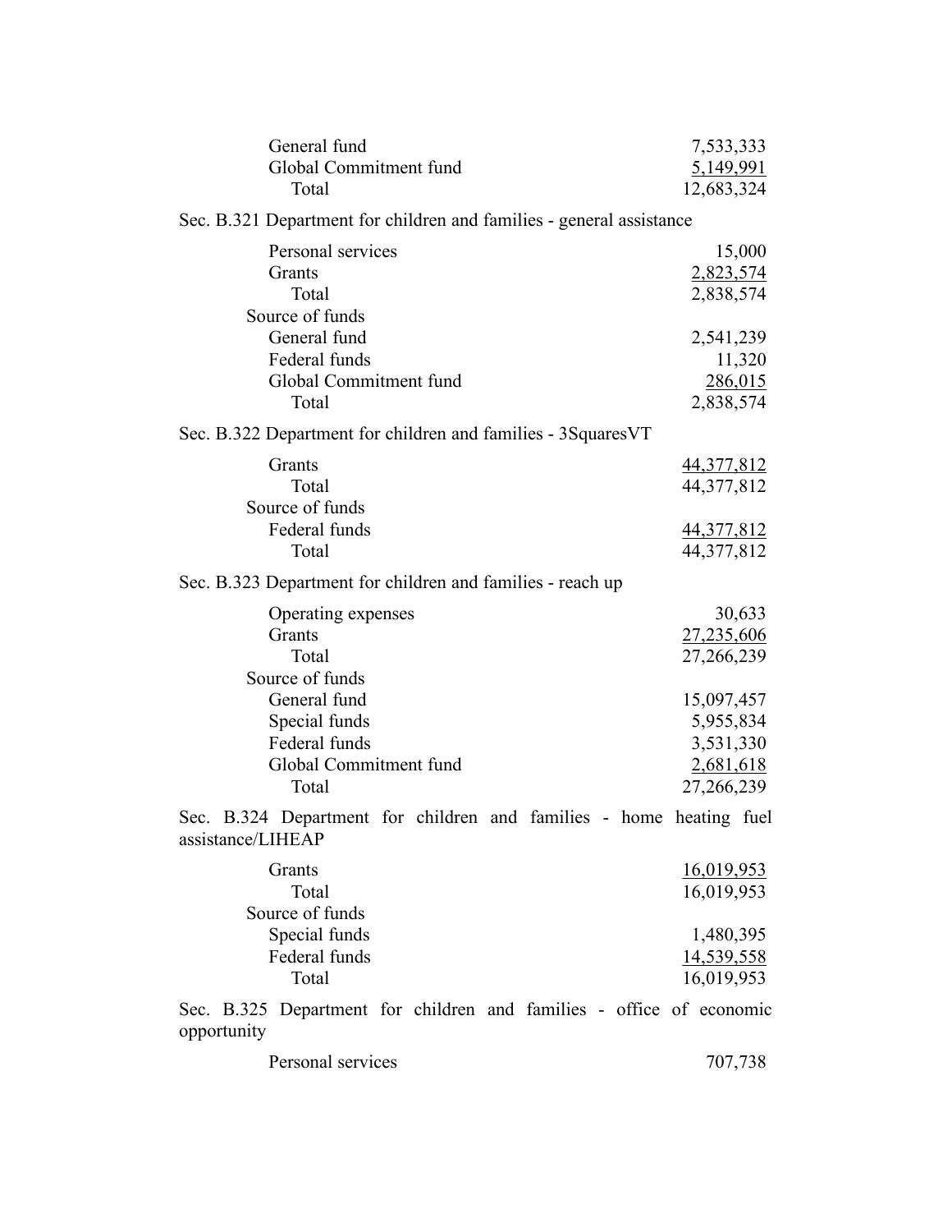| | |
|---|---|
| General fund | 7,533,333 |
| Global Commitment fund | 5,149,991 |
| Total | 12,683,324 |

Sec. B.321 Department for children and families - general assistance

| | |
|---|---|
| Personal services | 15,000 |
| Grants | 2,823,574 |
| Total | 2,838,574 |
| Source of funds | |
| General fund | 2,541,239 |
| Federal funds | 11,320 |
| Global Commitment fund | 286,015 |
| Total | 2,838,574 |

Sec. B.322 Department for children and families - 3SquaresVT

| | |
|---|---|
| Grants | 44,377,812 |
| Total | 44,377,812 |
| Source of funds | |
| Federal funds | 44,377,812 |
| Total | 44,377,812 |

Sec. B.323 Department for children and families - reach up

| | |
|---|---|
| Operating expenses | 30,633 |
| Grants | 27,235,606 |
| Total | 27,266,239 |
| Source of funds | |
| General fund | 15,097,457 |
| Special funds | 5,955,834 |
| Federal funds | 3,531,330 |
| Global Commitment fund | 2,681,618 |
| Total | 27,266,239 |

Sec. B.324 Department for children and families - home heating fuel assistance/LIHEAP

| | |
|---|---|
| Grants | 16,019,953 |
| Total | 16,019,953 |
| Source of funds | |
| Special funds | 1,480,395 |
| Federal funds | 14,539,558 |
| Total | 16,019,953 |

Sec. B.325 Department for children and families - office of economic opportunity

| | |
|---|---|
| Personal services | 707,738 |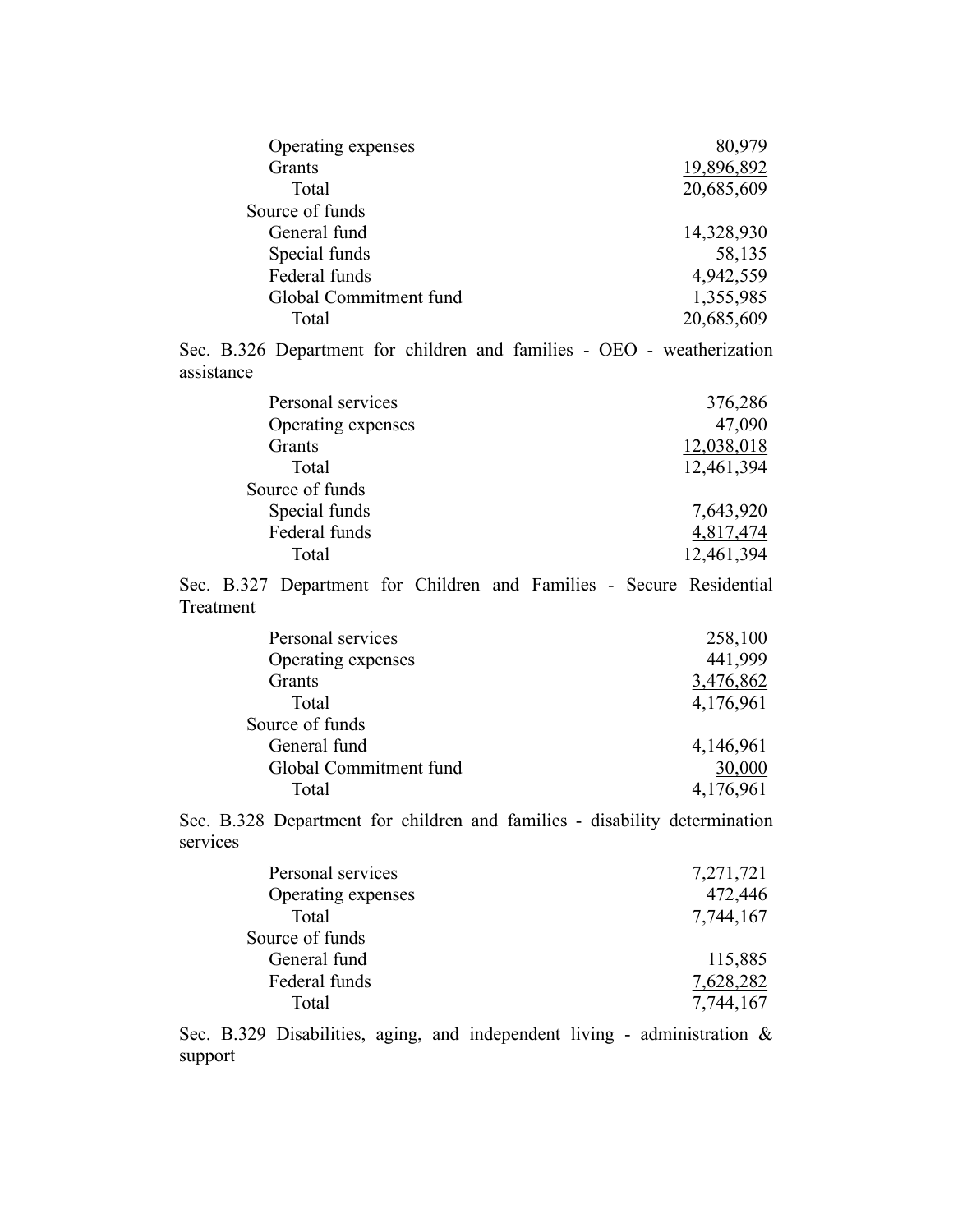| | |
|---|---:|
| Operating expenses | 80,979 |
| Grants | 19,896,892 |
| Total | 20,685,609 |
| Source of funds | |
| General fund | 14,328,930 |
| Special funds | 58,135 |
| Federal funds | 4,942,559 |
| Global Commitment fund | 1,355,985 |
| Total | 20,685,609 |

Sec. B.326 Department for children and families - OEO - weatherization assistance

| | |
|---|---:|
| Personal services | 376,286 |
| Operating expenses | 47,090 |
| Grants | 12,038,018 |
| Total | 12,461,394 |
| Source of funds | |
| Special funds | 7,643,920 |
| Federal funds | 4,817,474 |
| Total | 12,461,394 |

Sec. B.327 Department for Children and Families - Secure Residential Treatment

| | |
|---|---:|
| Personal services | 258,100 |
| Operating expenses | 441,999 |
| Grants | 3,476,862 |
| Total | 4,176,961 |
| Source of funds | |
| General fund | 4,146,961 |
| Global Commitment fund | 30,000 |
| Total | 4,176,961 |

Sec. B.328 Department for children and families - disability determination services

| | |
|---|---:|
| Personal services | 7,271,721 |
| Operating expenses | 472,446 |
| Total | 7,744,167 |
| Source of funds | |
| General fund | 115,885 |
| Federal funds | 7,628,282 |
| Total | 7,744,167 |

Sec. B.329 Disabilities, aging, and independent living - administration & support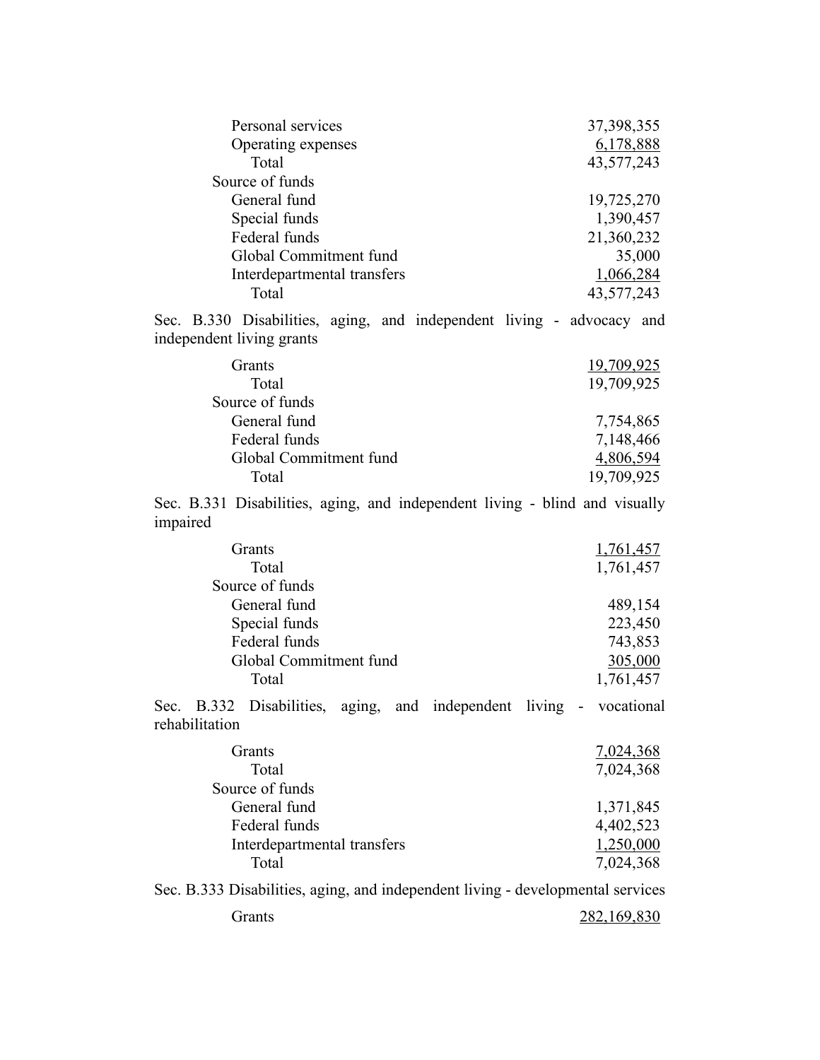| | |
|---|---:|
| Personal services | 37,398,355 |
| Operating expenses | 6,178,888 |
| Total | 43,577,243 |
| Source of funds | |
| General fund | 19,725,270 |
| Special funds | 1,390,457 |
| Federal funds | 21,360,232 |
| Global Commitment fund | 35,000 |
| Interdepartmental transfers | 1,066,284 |
| Total | 43,577,243 |

Sec. B.330 Disabilities, aging, and independent living - advocacy and independent living grants

| | |
|---|---:|
| Grants | 19,709,925 |
| Total | 19,709,925 |
| Source of funds | |
| General fund | 7,754,865 |
| Federal funds | 7,148,466 |
| Global Commitment fund | 4,806,594 |
| Total | 19,709,925 |

Sec. B.331 Disabilities, aging, and independent living - blind and visually impaired

| | |
|---|---:|
| Grants | 1,761,457 |
| Total | 1,761,457 |
| Source of funds | |
| General fund | 489,154 |
| Special funds | 223,450 |
| Federal funds | 743,853 |
| Global Commitment fund | 305,000 |
| Total | 1,761,457 |

Sec. B.332 Disabilities, aging, and independent living - vocational rehabilitation

| | |
|---|---:|
| Grants | 7,024,368 |
| Total | 7,024,368 |
| Source of funds | |
| General fund | 1,371,845 |
| Federal funds | 4,402,523 |
| Interdepartmental transfers | 1,250,000 |
| Total | 7,024,368 |

Sec. B.333 Disabilities, aging, and independent living - developmental services

| | |
|---|---:|
| Grants | 282,169,830 |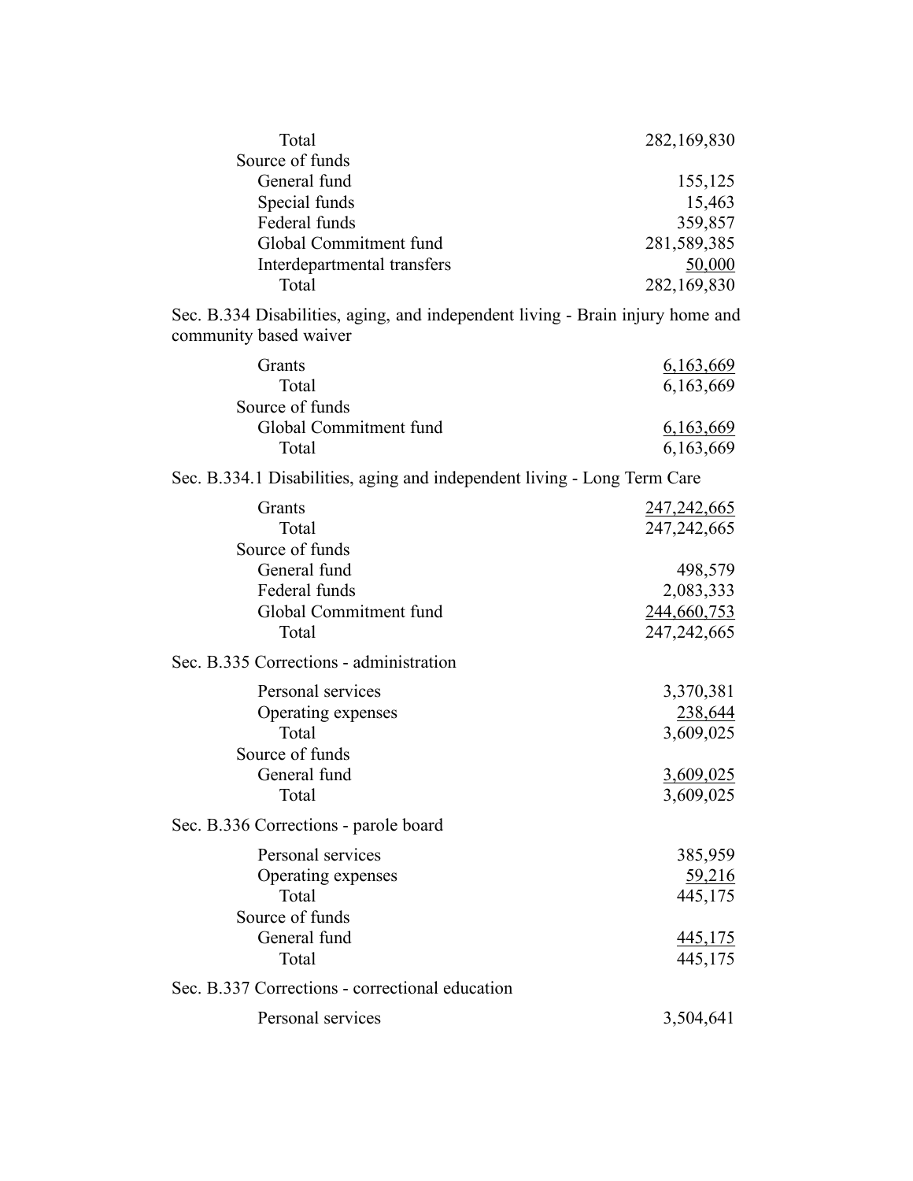| | |
|---|---|
| Total | 282,169,830 |
| Source of funds | |
| General fund | 155,125 |
| Special funds | 15,463 |
| Federal funds | 359,857 |
| Global Commitment fund | 281,589,385 |
| Interdepartmental transfers | 50,000 |
| Total | 282,169,830 |

Sec. B.334 Disabilities, aging, and independent living - Brain injury home and community based waiver

| | |
|---|---|
| Grants | 6,163,669 |
| Total | 6,163,669 |
| Source of funds | |
| Global Commitment fund | 6,163,669 |
| Total | 6,163,669 |

Sec. B.334.1 Disabilities, aging and independent living - Long Term Care

| | |
|---|---|
| Grants | 247,242,665 |
| Total | 247,242,665 |
| Source of funds | |
| General fund | 498,579 |
| Federal funds | 2,083,333 |
| Global Commitment fund | 244,660,753 |
| Total | 247,242,665 |

Sec. B.335 Corrections - administration

| | |
|---|---|
| Personal services | 3,370,381 |
| Operating expenses | 238,644 |
| Total | 3,609,025 |
| Source of funds | |
| General fund | 3,609,025 |
| Total | 3,609,025 |

Sec. B.336 Corrections - parole board

| | |
|---|---|
| Personal services | 385,959 |
| Operating expenses | 59,216 |
| Total | 445,175 |
| Source of funds | |
| General fund | 445,175 |
| Total | 445,175 |

Sec. B.337 Corrections - correctional education

| | |
|---|---|
| Personal services | 3,504,641 |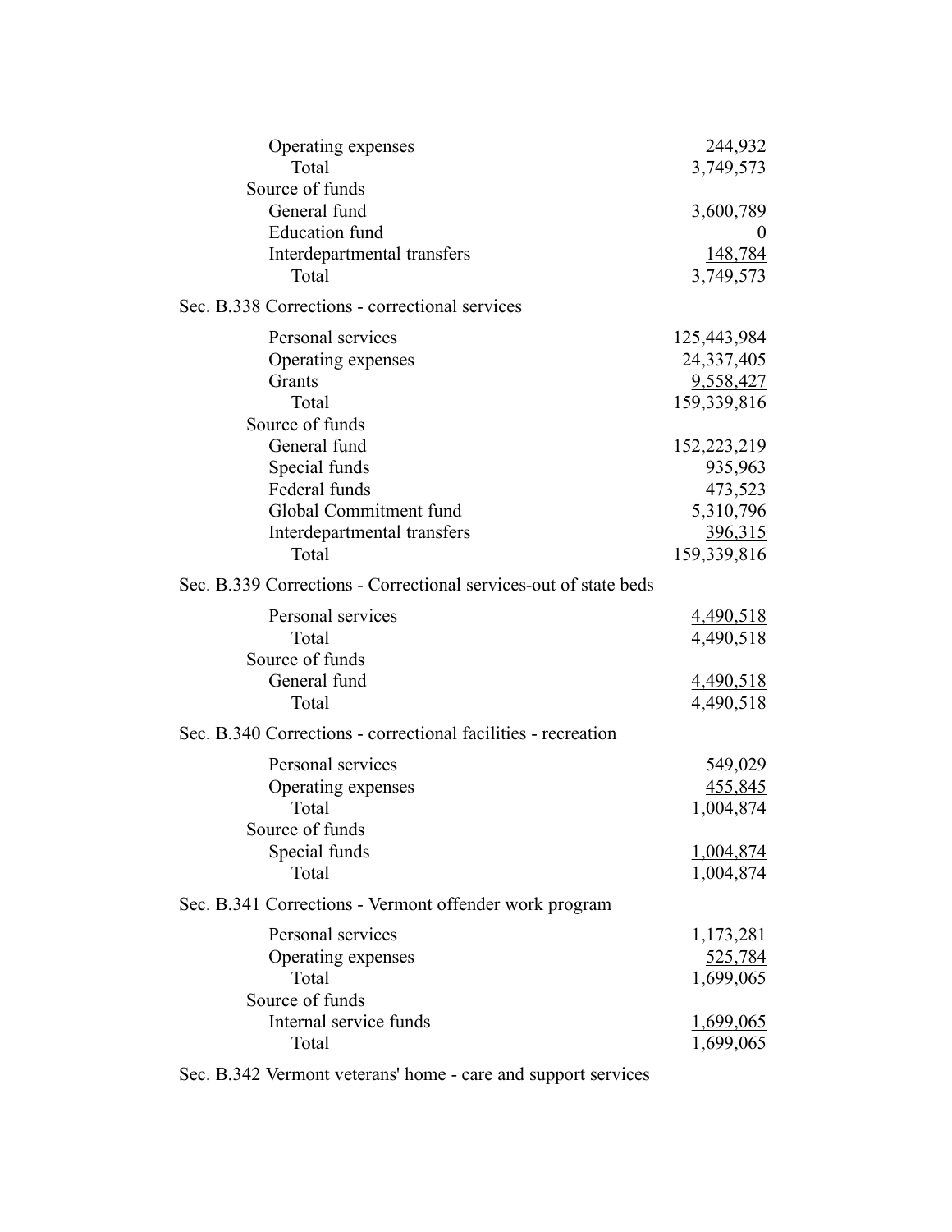| | |
|---|---|
| Operating expenses | 244,932 |
| Total | 3,749,573 |
| Source of funds | |
| General fund | 3,600,789 |
| Education fund | 0 |
| Interdepartmental transfers | 148,784 |
| Total | 3,749,573 |

Sec. B.338 Corrections - correctional services

| | |
|---|---|
| Personal services | 125,443,984 |
| Operating expenses | 24,337,405 |
| Grants | 9,558,427 |
| Total | 159,339,816 |
| Source of funds | |
| General fund | 152,223,219 |
| Special funds | 935,963 |
| Federal funds | 473,523 |
| Global Commitment fund | 5,310,796 |
| Interdepartmental transfers | 396,315 |
| Total | 159,339,816 |

Sec. B.339 Corrections - Correctional services-out of state beds

| | |
|---|---|
| Personal services | 4,490,518 |
| Total | 4,490,518 |
| Source of funds | |
| General fund | 4,490,518 |
| Total | 4,490,518 |

Sec. B.340 Corrections - correctional facilities - recreation

| | |
|---|---|
| Personal services | 549,029 |
| Operating expenses | 455,845 |
| Total | 1,004,874 |
| Source of funds | |
| Special funds | 1,004,874 |
| Total | 1,004,874 |

Sec. B.341 Corrections - Vermont offender work program

| | |
|---|---|
| Personal services | 1,173,281 |
| Operating expenses | 525,784 |
| Total | 1,699,065 |
| Source of funds | |
| Internal service funds | 1,699,065 |
| Total | 1,699,065 |

Sec. B.342 Vermont veterans' home - care and support services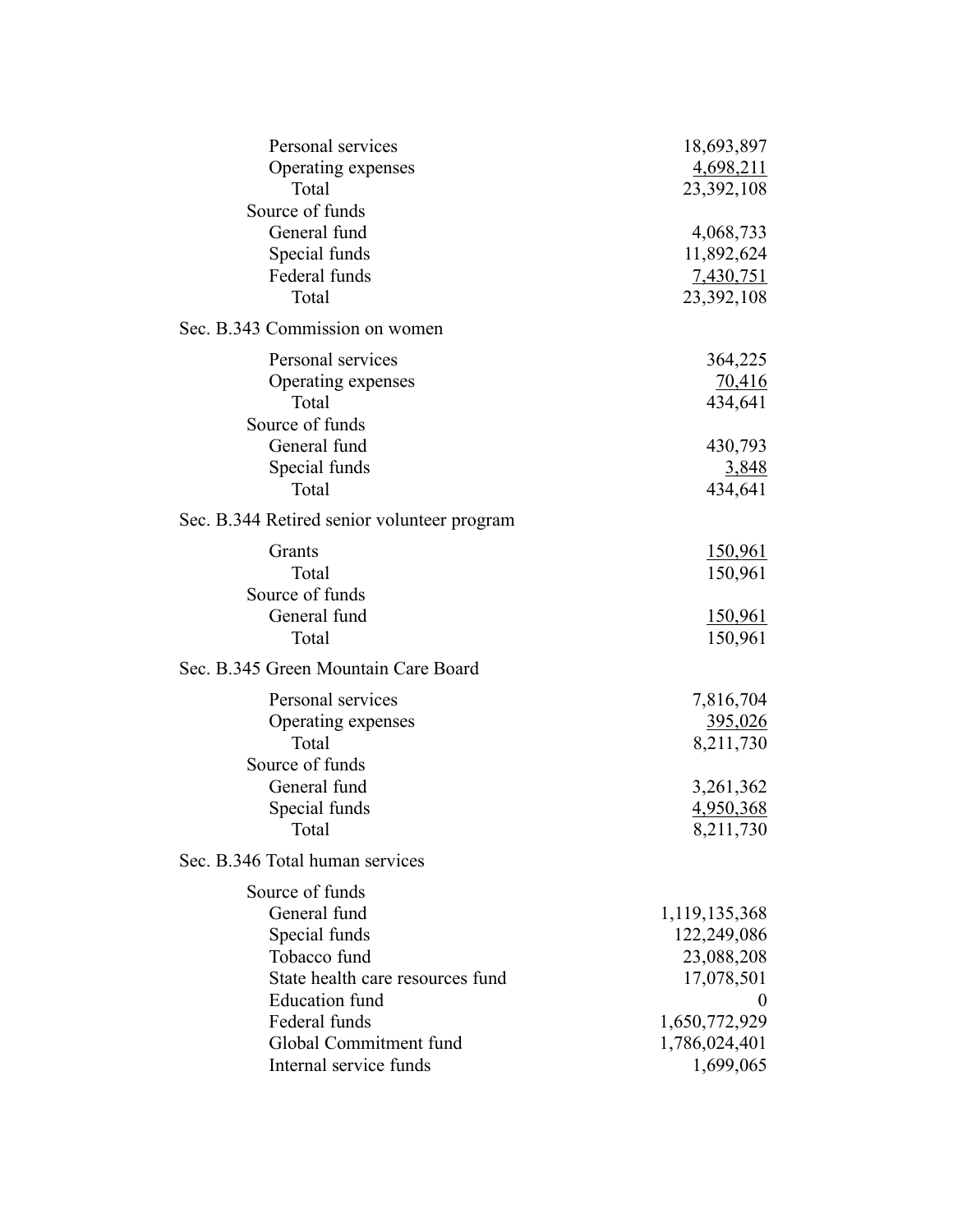| | |
|---|---:|
| Personal services | 18,693,897 |
| Operating expenses | 4,698,211 |
| Total | 23,392,108 |
| Source of funds | |
| General fund | 4,068,733 |
| Special funds | 11,892,624 |
| Federal funds | 7,430,751 |
| Total | 23,392,108 |

Sec. B.343 Commission on women

| | |
|---|---:|
| Personal services | 364,225 |
| Operating expenses | 70,416 |
| Total | 434,641 |
| Source of funds | |
| General fund | 430,793 |
| Special funds | 3,848 |
| Total | 434,641 |

Sec. B.344 Retired senior volunteer program

| | |
|---|---:|
| Grants | 150,961 |
| Total | 150,961 |
| Source of funds | |
| General fund | 150,961 |
| Total | 150,961 |

Sec. B.345 Green Mountain Care Board

| | |
|---|---:|
| Personal services | 7,816,704 |
| Operating expenses | 395,026 |
| Total | 8,211,730 |
| Source of funds | |
| General fund | 3,261,362 |
| Special funds | 4,950,368 |
| Total | 8,211,730 |

Sec. B.346 Total human services

| | |
|---|---:|
| Source of funds | |
| General fund | 1,119,135,368 |
| Special funds | 122,249,086 |
| Tobacco fund | 23,088,208 |
| State health care resources fund | 17,078,501 |
| Education fund | 0 |
| Federal funds | 1,650,772,929 |
| Global Commitment fund | 1,786,024,401 |
| Internal service funds | 1,699,065 |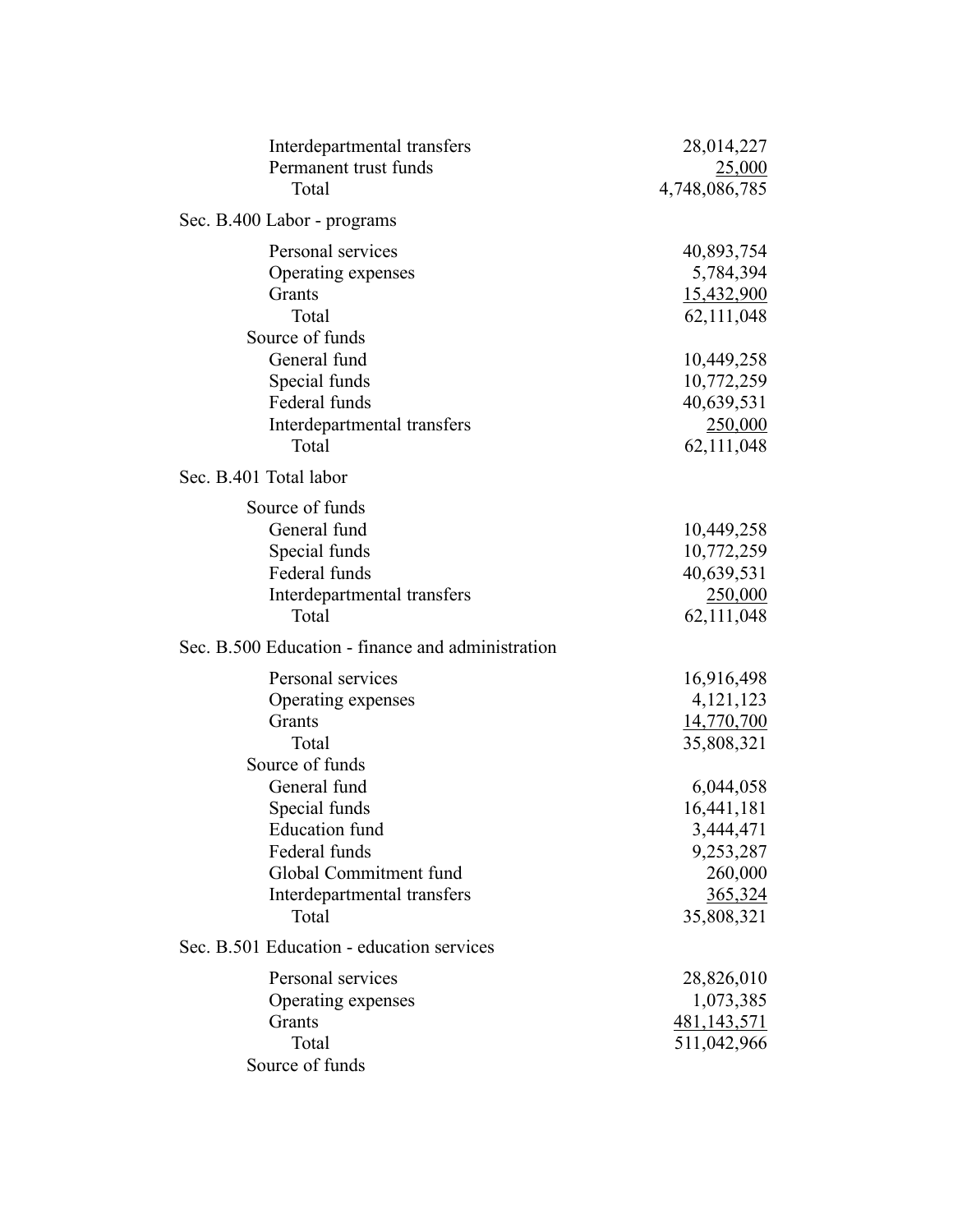| | |
|---|---|
| Interdepartmental transfers | 28,014,227 |
| Permanent trust funds | 25,000 |
| Total | 4,748,086,785 |

Sec. B.400 Labor - programs

| | |
|---|---|
| Personal services | 40,893,754 |
| Operating expenses | 5,784,394 |
| Grants | 15,432,900 |
| Total | 62,111,048 |
| Source of funds | |
| General fund | 10,449,258 |
| Special funds | 10,772,259 |
| Federal funds | 40,639,531 |
| Interdepartmental transfers | 250,000 |
| Total | 62,111,048 |

Sec. B.401 Total labor

| | |
|---|---|
| Source of funds | |
| General fund | 10,449,258 |
| Special funds | 10,772,259 |
| Federal funds | 40,639,531 |
| Interdepartmental transfers | 250,000 |
| Total | 62,111,048 |

Sec. B.500 Education - finance and administration

| | |
|---|---|
| Personal services | 16,916,498 |
| Operating expenses | 4,121,123 |
| Grants | 14,770,700 |
| Total | 35,808,321 |
| Source of funds | |
| General fund | 6,044,058 |
| Special funds | 16,441,181 |
| Education fund | 3,444,471 |
| Federal funds | 9,253,287 |
| Global Commitment fund | 260,000 |
| Interdepartmental transfers | 365,324 |
| Total | 35,808,321 |

Sec. B.501 Education - education services

| | |
|---|---|
| Personal services | 28,826,010 |
| Operating expenses | 1,073,385 |
| Grants | 481,143,571 |
| Total | 511,042,966 |
| Source of funds | |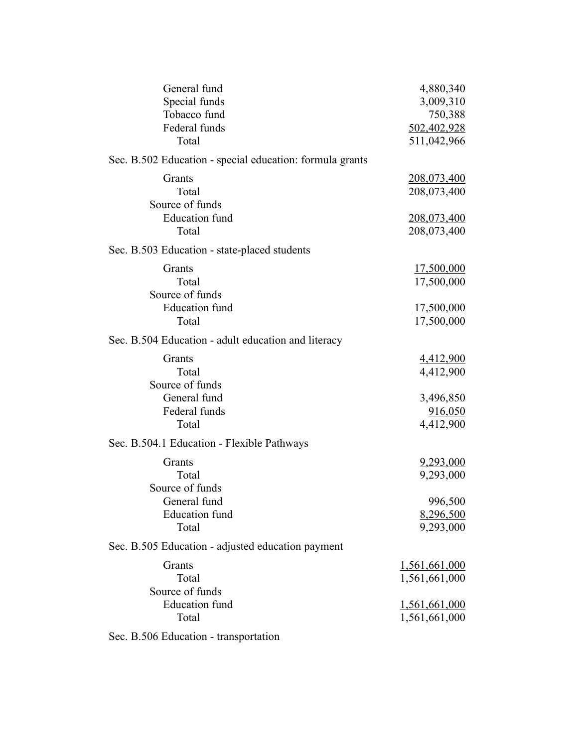| | |
|---|---|
| General fund | 4,880,340 |
| Special funds | 3,009,310 |
| Tobacco fund | 750,388 |
| Federal funds | 502,402,928 |
| Total | 511,042,966 |

Sec. B.502 Education - special education: formula grants

| | |
|---|---|
| Grants | 208,073,400 |
| Total | 208,073,400 |
| Source of funds | |
| Education fund | 208,073,400 |
| Total | 208,073,400 |

Sec. B.503 Education - state-placed students

| | |
|---|---|
| Grants | 17,500,000 |
| Total | 17,500,000 |
| Source of funds | |
| Education fund | 17,500,000 |
| Total | 17,500,000 |

Sec. B.504 Education - adult education and literacy

| | |
|---|---|
| Grants | 4,412,900 |
| Total | 4,412,900 |
| Source of funds | |
| General fund | 3,496,850 |
| Federal funds | 916,050 |
| Total | 4,412,900 |

Sec. B.504.1 Education - Flexible Pathways

| | |
|---|---|
| Grants | 9,293,000 |
| Total | 9,293,000 |
| Source of funds | |
| General fund | 996,500 |
| Education fund | 8,296,500 |
| Total | 9,293,000 |

Sec. B.505 Education - adjusted education payment

| | |
|---|---|
| Grants | 1,561,661,000 |
| Total | 1,561,661,000 |
| Source of funds | |
| Education fund | 1,561,661,000 |
| Total | 1,561,661,000 |

Sec. B.506 Education - transportation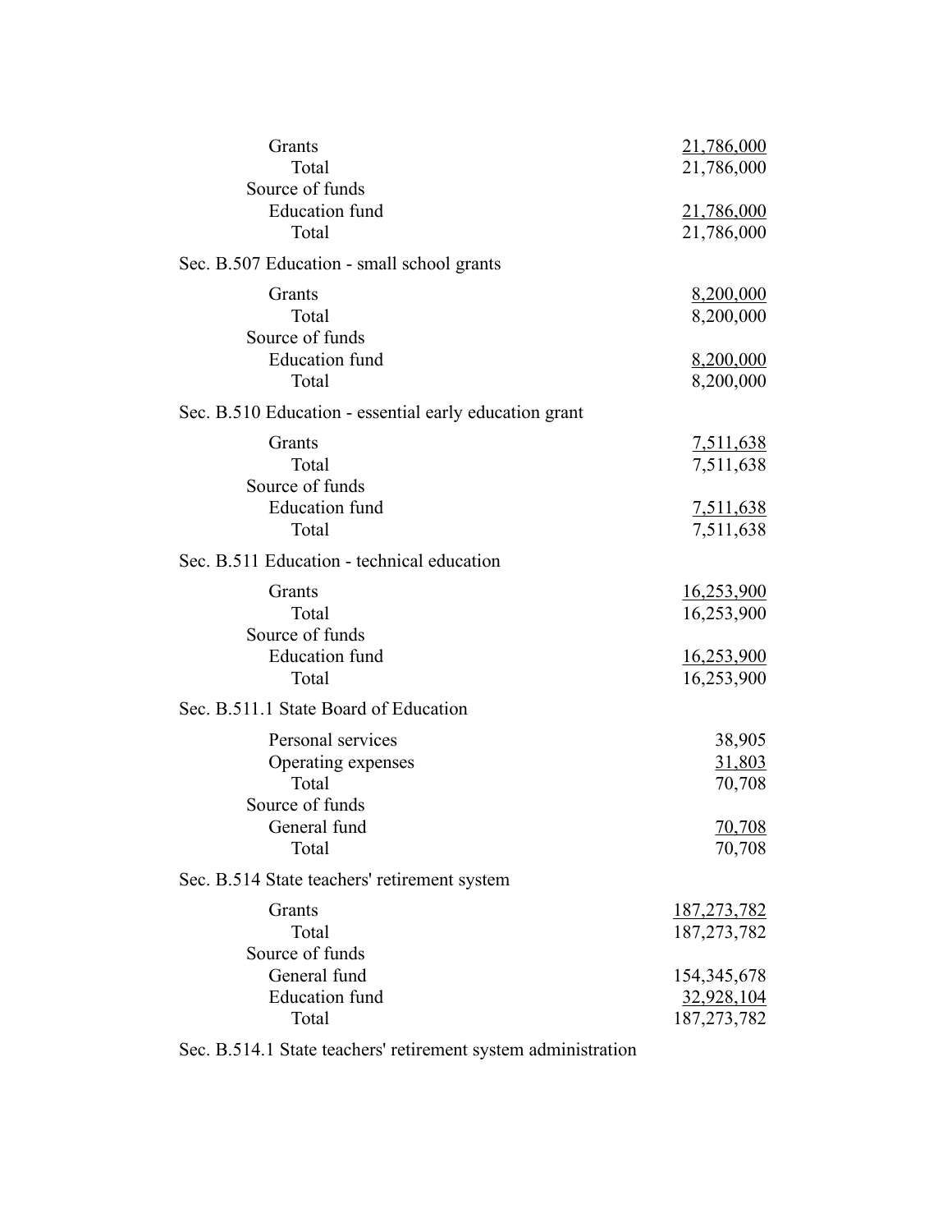| | |
|---|---|
| Grants | 21,786,000 |
| Total | 21,786,000 |
| Source of funds | |
| Education fund | 21,786,000 |
| Total | 21,786,000 |

Sec. B.507 Education - small school grants

| | |
|---|---|
| Grants | 8,200,000 |
| Total | 8,200,000 |
| Source of funds | |
| Education fund | 8,200,000 |
| Total | 8,200,000 |

Sec. B.510 Education - essential early education grant

| | |
|---|---|
| Grants | 7,511,638 |
| Total | 7,511,638 |
| Source of funds | |
| Education fund | 7,511,638 |
| Total | 7,511,638 |

Sec. B.511 Education - technical education

| | |
|---|---|
| Grants | 16,253,900 |
| Total | 16,253,900 |
| Source of funds | |
| Education fund | 16,253,900 |
| Total | 16,253,900 |

Sec. B.511.1 State Board of Education

| | |
|---|---|
| Personal services | 38,905 |
| Operating expenses | 31,803 |
| Total | 70,708 |
| Source of funds | |
| General fund | 70,708 |
| Total | 70,708 |

Sec. B.514 State teachers' retirement system

| | |
|---|---|
| Grants | 187,273,782 |
| Total | 187,273,782 |
| Source of funds | |
| General fund | 154,345,678 |
| Education fund | 32,928,104 |
| Total | 187,273,782 |

Sec. B.514.1 State teachers' retirement system administration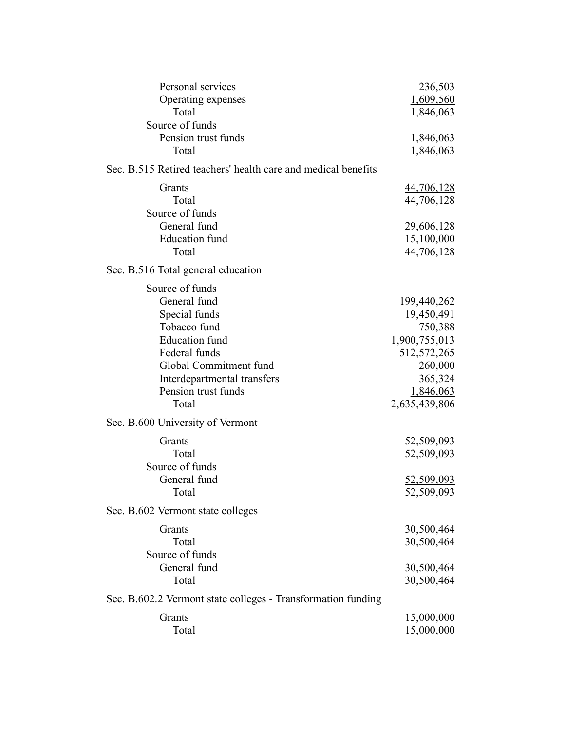| | |
|---|---:|
| Personal services | 236,503 |
| Operating expenses | 1,609,560 |
| Total | 1,846,063 |
| Source of funds | |
| Pension trust funds | 1,846,063 |
| Total | 1,846,063 |

Sec. B.515 Retired teachers' health care and medical benefits

| | |
|---|---:|
| Grants | 44,706,128 |
| Total | 44,706,128 |
| Source of funds | |
| General fund | 29,606,128 |
| Education fund | 15,100,000 |
| Total | 44,706,128 |

Sec. B.516 Total general education

| | |
|---|---:|
| Source of funds | |
| General fund | 199,440,262 |
| Special funds | 19,450,491 |
| Tobacco fund | 750,388 |
| Education fund | 1,900,755,013 |
| Federal funds | 512,572,265 |
| Global Commitment fund | 260,000 |
| Interdepartmental transfers | 365,324 |
| Pension trust funds | 1,846,063 |
| Total | 2,635,439,806 |

Sec. B.600 University of Vermont

| | |
|---|---:|
| Grants | 52,509,093 |
| Total | 52,509,093 |
| Source of funds | |
| General fund | 52,509,093 |
| Total | 52,509,093 |

Sec. B.602 Vermont state colleges

| | |
|---|---:|
| Grants | 30,500,464 |
| Total | 30,500,464 |
| Source of funds | |
| General fund | 30,500,464 |
| Total | 30,500,464 |

Sec. B.602.2 Vermont state colleges - Transformation funding

| | |
|---|---:|
| Grants | 15,000,000 |
| Total | 15,000,000 |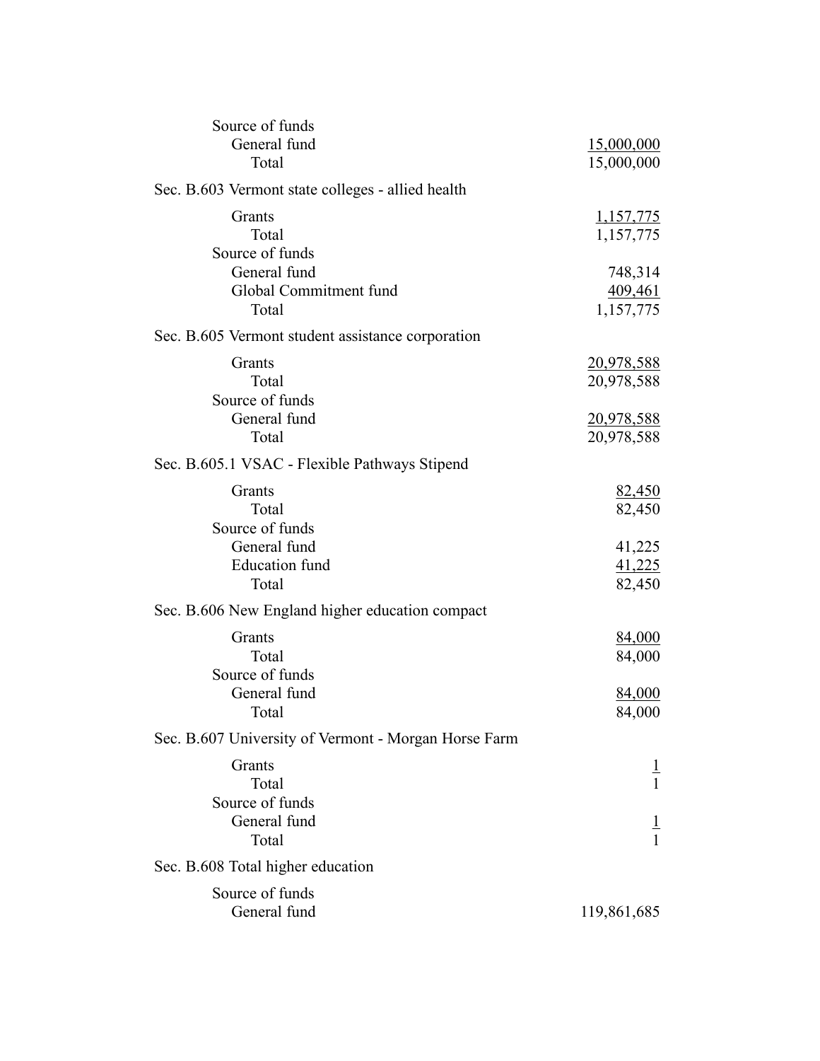Source of funds
General fund 15,000,000
Total 15,000,000

Sec. B.603 Vermont state colleges - allied health

| | |
|---|---|
| Grants | 1,157,775 |
| Total | 1,157,775 |
| Source of funds | |
| General fund | 748,314 |
| Global Commitment fund | 409,461 |
| Total | 1,157,775 |

Sec. B.605 Vermont student assistance corporation

| | |
|---|---|
| Grants | 20,978,588 |
| Total | 20,978,588 |
| Source of funds | |
| General fund | 20,978,588 |
| Total | 20,978,588 |

Sec. B.605.1 VSAC - Flexible Pathways Stipend

| | |
|---|---|
| Grants | 82,450 |
| Total | 82,450 |
| Source of funds | |
| General fund | 41,225 |
| Education fund | 41,225 |
| Total | 82,450 |

Sec. B.606 New England higher education compact

| | |
|---|---|
| Grants | 84,000 |
| Total | 84,000 |
| Source of funds | |
| General fund | 84,000 |
| Total | 84,000 |

Sec. B.607 University of Vermont - Morgan Horse Farm

| | |
|---|---|
| Grants | 1 |
| Total | 1 |
| Source of funds | |
| General fund | 1 |
| Total | 1 |

Sec. B.608 Total higher education

| | |
|---|---|
| Source of funds | |
| General fund | 119,861,685 |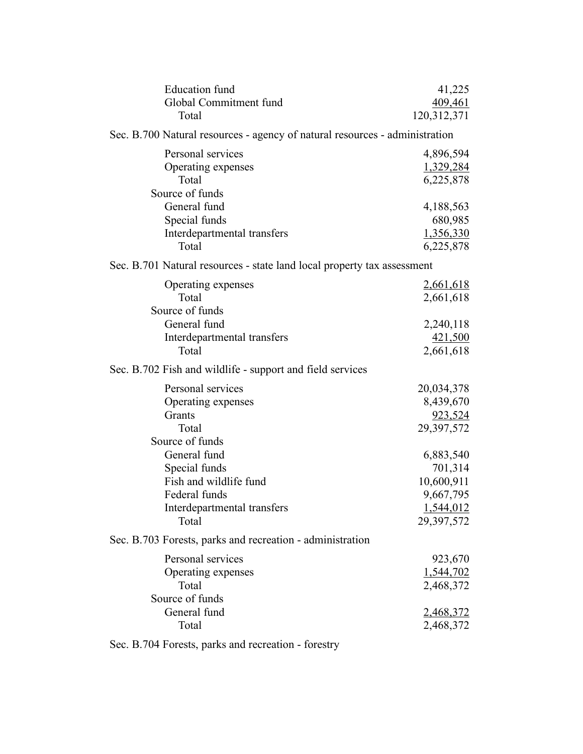| | |
|---|---|
| Education fund | 41,225 |
| Global Commitment fund | 409,461 |
| Total | 120,312,371 |

Sec. B.700 Natural resources - agency of natural resources - administration

| | |
|---|---|
| Personal services | 4,896,594 |
| Operating expenses | 1,329,284 |
| Total | 6,225,878 |
| Source of funds | |
| General fund | 4,188,563 |
| Special funds | 680,985 |
| Interdepartmental transfers | 1,356,330 |
| Total | 6,225,878 |

Sec. B.701 Natural resources - state land local property tax assessment

| | |
|---|---|
| Operating expenses | 2,661,618 |
| Total | 2,661,618 |
| Source of funds | |
| General fund | 2,240,118 |
| Interdepartmental transfers | 421,500 |
| Total | 2,661,618 |

Sec. B.702 Fish and wildlife - support and field services

| | |
|---|---|
| Personal services | 20,034,378 |
| Operating expenses | 8,439,670 |
| Grants | 923,524 |
| Total | 29,397,572 |
| Source of funds | |
| General fund | 6,883,540 |
| Special funds | 701,314 |
| Fish and wildlife fund | 10,600,911 |
| Federal funds | 9,667,795 |
| Interdepartmental transfers | 1,544,012 |
| Total | 29,397,572 |

Sec. B.703 Forests, parks and recreation - administration

| | |
|---|---|
| Personal services | 923,670 |
| Operating expenses | 1,544,702 |
| Total | 2,468,372 |
| Source of funds | |
| General fund | 2,468,372 |
| Total | 2,468,372 |

Sec. B.704 Forests, parks and recreation - forestry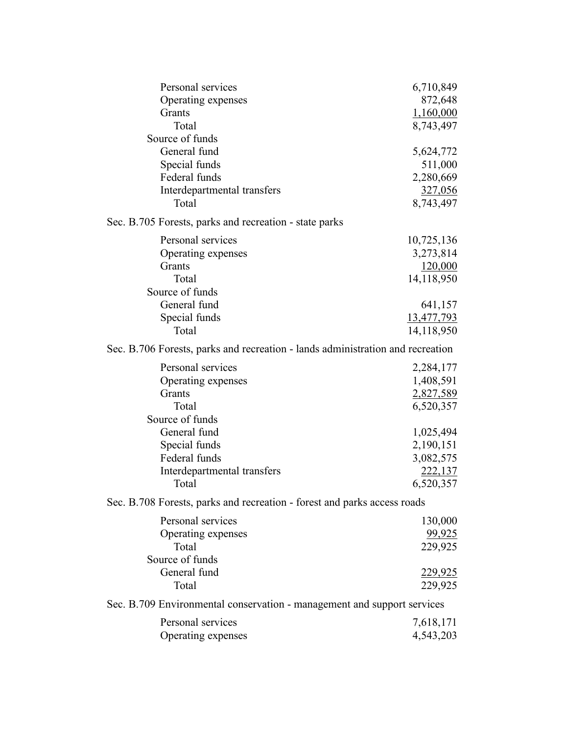| | |
|---|---:|
| Personal services | 6,710,849 |
| Operating expenses | 872,648 |
| Grants | 1,160,000 |
| Total | 8,743,497 |
| Source of funds | |
| General fund | 5,624,772 |
| Special funds | 511,000 |
| Federal funds | 2,280,669 |
| Interdepartmental transfers | 327,056 |
| Total | 8,743,497 |

Sec. B.705 Forests, parks and recreation - state parks

| | |
|---|---:|
| Personal services | 10,725,136 |
| Operating expenses | 3,273,814 |
| Grants | 120,000 |
| Total | 14,118,950 |
| Source of funds | |
| General fund | 641,157 |
| Special funds | 13,477,793 |
| Total | 14,118,950 |

Sec. B.706 Forests, parks and recreation - lands administration and recreation

| | |
|---|---:|
| Personal services | 2,284,177 |
| Operating expenses | 1,408,591 |
| Grants | 2,827,589 |
| Total | 6,520,357 |
| Source of funds | |
| General fund | 1,025,494 |
| Special funds | 2,190,151 |
| Federal funds | 3,082,575 |
| Interdepartmental transfers | 222,137 |
| Total | 6,520,357 |

Sec. B.708 Forests, parks and recreation - forest and parks access roads

| | |
|---|---:|
| Personal services | 130,000 |
| Operating expenses | 99,925 |
| Total | 229,925 |
| Source of funds | |
| General fund | 229,925 |
| Total | 229,925 |

Sec. B.709 Environmental conservation - management and support services

| | |
|---|---:|
| Personal services | 7,618,171 |
| Operating expenses | 4,543,203 |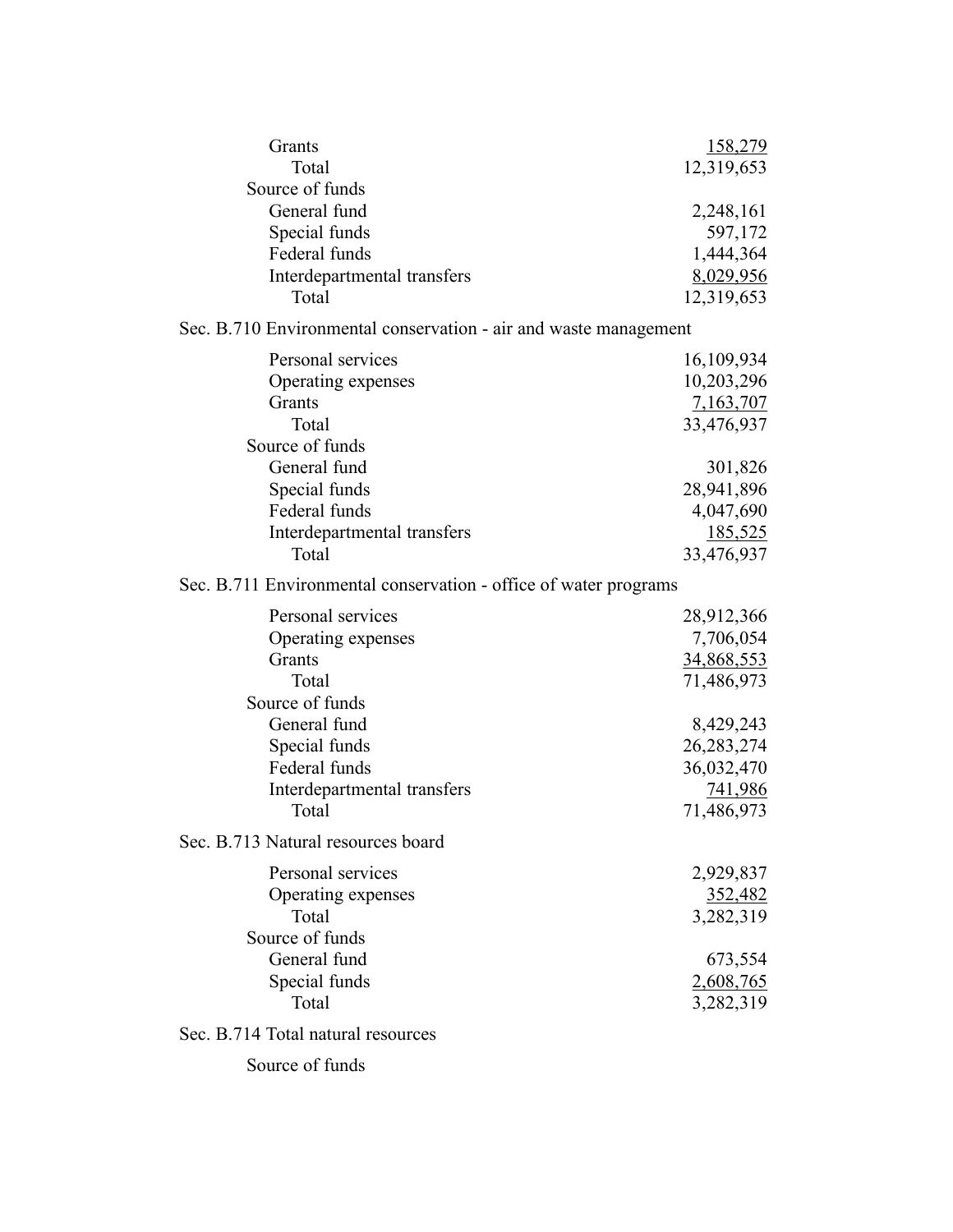| | |
|---|---|
| Grants | 158,279 |
| Total | 12,319,653 |
| Source of funds | |
| General fund | 2,248,161 |
| Special funds | 597,172 |
| Federal funds | 1,444,364 |
| Interdepartmental transfers | 8,029,956 |
| Total | 12,319,653 |

Sec. B.710 Environmental conservation - air and waste management

| | |
|---|---|
| Personal services | 16,109,934 |
| Operating expenses | 10,203,296 |
| Grants | 7,163,707 |
| Total | 33,476,937 |
| Source of funds | |
| General fund | 301,826 |
| Special funds | 28,941,896 |
| Federal funds | 4,047,690 |
| Interdepartmental transfers | 185,525 |
| Total | 33,476,937 |

Sec. B.711 Environmental conservation - office of water programs

| | |
|---|---|
| Personal services | 28,912,366 |
| Operating expenses | 7,706,054 |
| Grants | 34,868,553 |
| Total | 71,486,973 |
| Source of funds | |
| General fund | 8,429,243 |
| Special funds | 26,283,274 |
| Federal funds | 36,032,470 |
| Interdepartmental transfers | 741,986 |
| Total | 71,486,973 |

Sec. B.713 Natural resources board

| | |
|---|---|
| Personal services | 2,929,837 |
| Operating expenses | 352,482 |
| Total | 3,282,319 |
| Source of funds | |
| General fund | 673,554 |
| Special funds | 2,608,765 |
| Total | 3,282,319 |

Sec. B.714 Total natural resources

Source of funds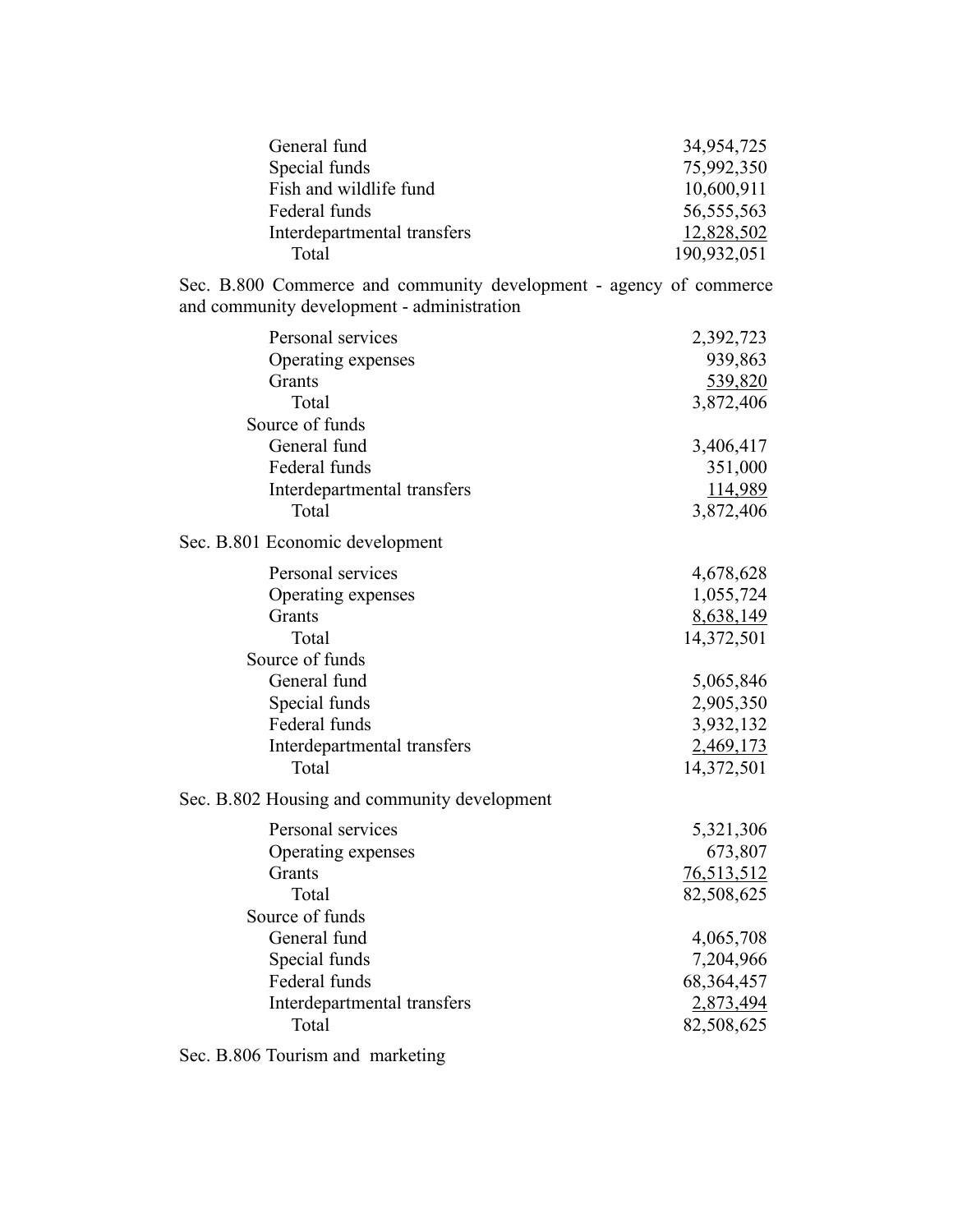| | |
|---|---|
| General fund | 34,954,725 |
| Special funds | 75,992,350 |
| Fish and wildlife fund | 10,600,911 |
| Federal funds | 56,555,563 |
| Interdepartmental transfers | 12,828,502 |
| Total | 190,932,051 |

Sec. B.800 Commerce and community development - agency of commerce and community development - administration

| | |
|---|---|
| Personal services | 2,392,723 |
| Operating expenses | 939,863 |
| Grants | 539,820 |
| Total | 3,872,406 |
| Source of funds | |
| General fund | 3,406,417 |
| Federal funds | 351,000 |
| Interdepartmental transfers | 114,989 |
| Total | 3,872,406 |

Sec. B.801 Economic development

| | |
|---|---|
| Personal services | 4,678,628 |
| Operating expenses | 1,055,724 |
| Grants | 8,638,149 |
| Total | 14,372,501 |
| Source of funds | |
| General fund | 5,065,846 |
| Special funds | 2,905,350 |
| Federal funds | 3,932,132 |
| Interdepartmental transfers | 2,469,173 |
| Total | 14,372,501 |

Sec. B.802 Housing and community development

| | |
|---|---|
| Personal services | 5,321,306 |
| Operating expenses | 673,807 |
| Grants | 76,513,512 |
| Total | 82,508,625 |
| Source of funds | |
| General fund | 4,065,708 |
| Special funds | 7,204,966 |
| Federal funds | 68,364,457 |
| Interdepartmental transfers | 2,873,494 |
| Total | 82,508,625 |

Sec. B.806 Tourism and marketing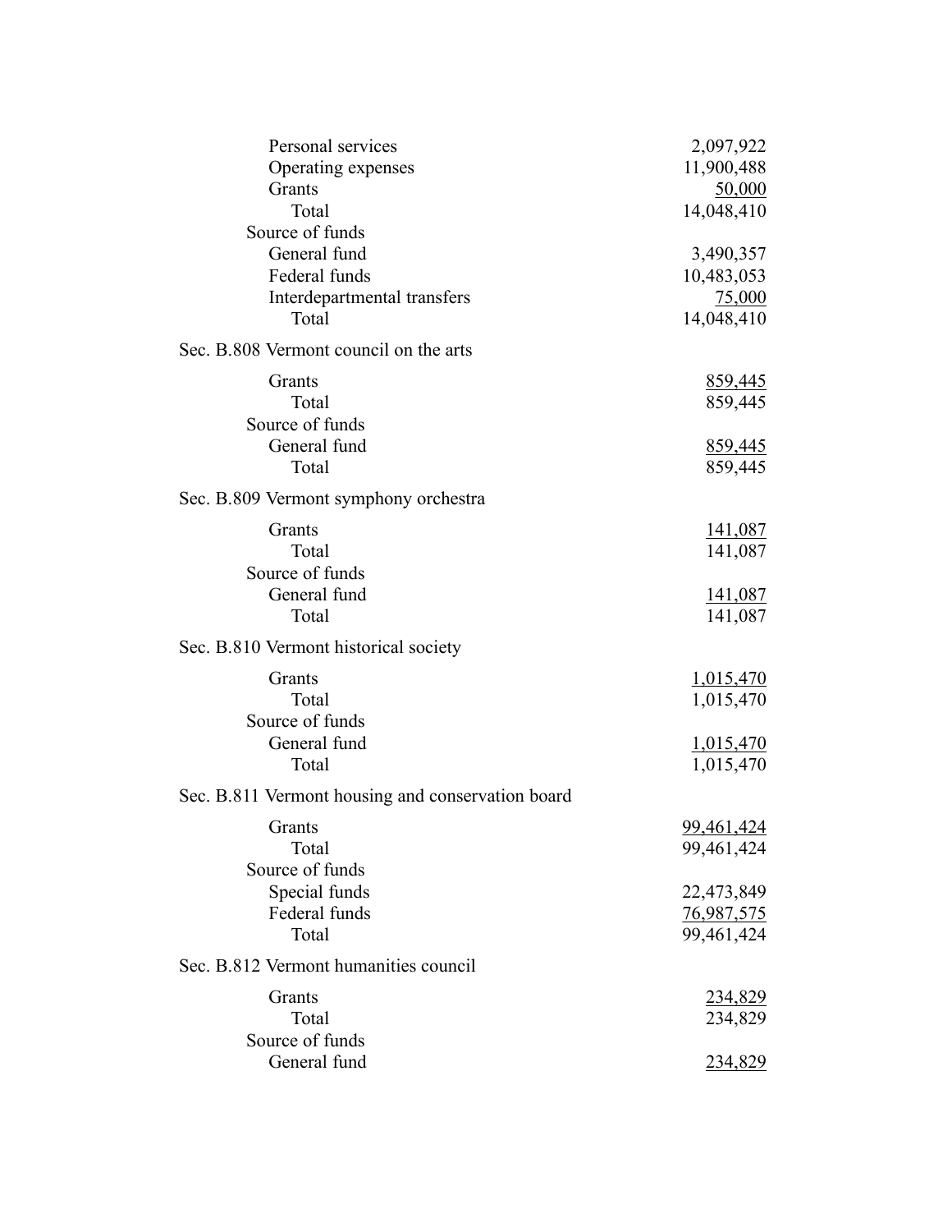| | |
|---|---|
| Personal services | 2,097,922 |
| Operating expenses | 11,900,488 |
| Grants | 50,000 |
| Total | 14,048,410 |
| Source of funds | |
| General fund | 3,490,357 |
| Federal funds | 10,483,053 |
| Interdepartmental transfers | 75,000 |
| Total | 14,048,410 |

Sec. B.808 Vermont council on the arts

| | |
|---|---|
| Grants | 859,445 |
| Total | 859,445 |
| Source of funds | |
| General fund | 859,445 |
| Total | 859,445 |

Sec. B.809 Vermont symphony orchestra

| | |
|---|---|
| Grants | 141,087 |
| Total | 141,087 |
| Source of funds | |
| General fund | 141,087 |
| Total | 141,087 |

Sec. B.810 Vermont historical society

| | |
|---|---|
| Grants | 1,015,470 |
| Total | 1,015,470 |
| Source of funds | |
| General fund | 1,015,470 |
| Total | 1,015,470 |

Sec. B.811 Vermont housing and conservation board

| | |
|---|---|
| Grants | 99,461,424 |
| Total | 99,461,424 |
| Source of funds | |
| Special funds | 22,473,849 |
| Federal funds | 76,987,575 |
| Total | 99,461,424 |

Sec. B.812 Vermont humanities council

| | |
|---|---|
| Grants | 234,829 |
| Total | 234,829 |
| Source of funds | |
| General fund | 234,829 |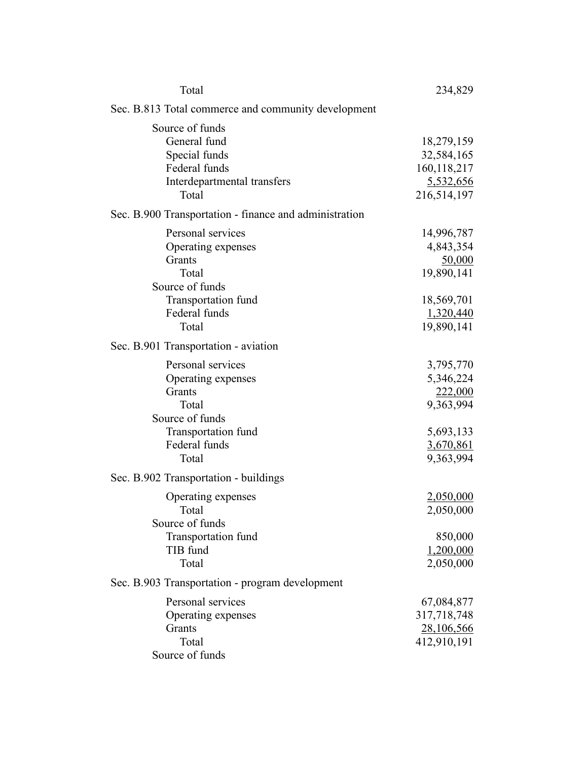Total 234,829

Sec. B.813 Total commerce and community development

| | |
|---|---|
| Source of funds | |
| General fund | 18,279,159 |
| Special funds | 32,584,165 |
| Federal funds | 160,118,217 |
| Interdepartmental transfers | 5,532,656 |
| Total | 216,514,197 |

Sec. B.900 Transportation - finance and administration

| | |
|---|---|
| Personal services | 14,996,787 |
| Operating expenses | 4,843,354 |
| Grants | 50,000 |
| Total | 19,890,141 |
| Source of funds | |
| Transportation fund | 18,569,701 |
| Federal funds | 1,320,440 |
| Total | 19,890,141 |

Sec. B.901 Transportation - aviation

| | |
|---|---|
| Personal services | 3,795,770 |
| Operating expenses | 5,346,224 |
| Grants | 222,000 |
| Total | 9,363,994 |
| Source of funds | |
| Transportation fund | 5,693,133 |
| Federal funds | 3,670,861 |
| Total | 9,363,994 |

Sec. B.902 Transportation - buildings

| | |
|---|---|
| Operating expenses | 2,050,000 |
| Total | 2,050,000 |
| Source of funds | |
| Transportation fund | 850,000 |
| TIB fund | 1,200,000 |
| Total | 2,050,000 |

Sec. B.903 Transportation - program development

| | |
|---|---|
| Personal services | 67,084,877 |
| Operating expenses | 317,718,748 |
| Grants | 28,106,566 |
| Total | 412,910,191 |
| Source of funds | |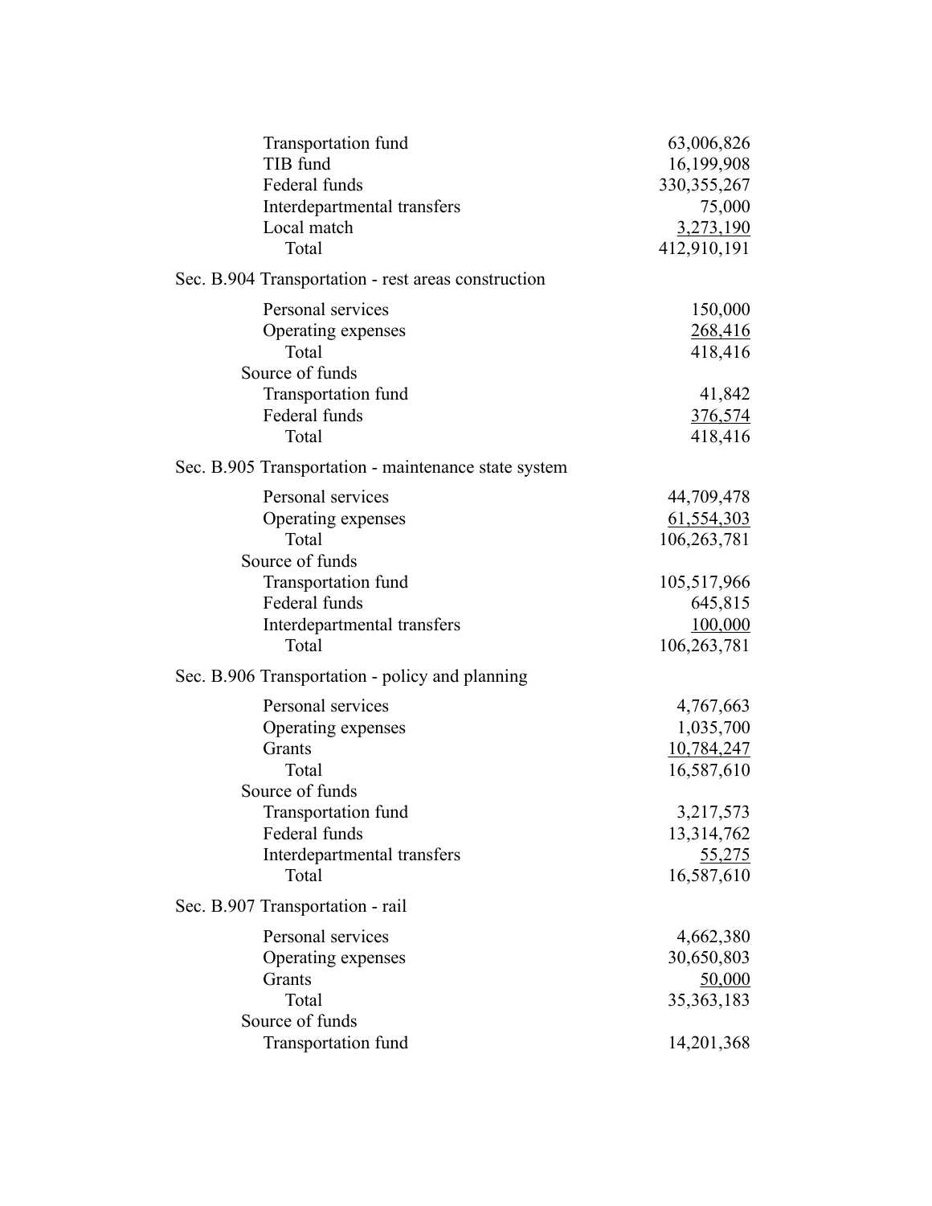| | |
|---|---|
| Transportation fund | 63,006,826 |
| TIB fund | 16,199,908 |
| Federal funds | 330,355,267 |
| Interdepartmental transfers | 75,000 |
| Local match | 3,273,190 |
| Total | 412,910,191 |

Sec. B.904 Transportation - rest areas construction

| | |
|---|---|
| Personal services | 150,000 |
| Operating expenses | 268,416 |
| Total | 418,416 |
| Source of funds | |
| Transportation fund | 41,842 |
| Federal funds | 376,574 |
| Total | 418,416 |

Sec. B.905 Transportation - maintenance state system

| | |
|---|---|
| Personal services | 44,709,478 |
| Operating expenses | 61,554,303 |
| Total | 106,263,781 |
| Source of funds | |
| Transportation fund | 105,517,966 |
| Federal funds | 645,815 |
| Interdepartmental transfers | 100,000 |
| Total | 106,263,781 |

Sec. B.906 Transportation - policy and planning

| | |
|---|---|
| Personal services | 4,767,663 |
| Operating expenses | 1,035,700 |
| Grants | 10,784,247 |
| Total | 16,587,610 |
| Source of funds | |
| Transportation fund | 3,217,573 |
| Federal funds | 13,314,762 |
| Interdepartmental transfers | 55,275 |
| Total | 16,587,610 |

Sec. B.907 Transportation - rail

| | |
|---|---|
| Personal services | 4,662,380 |
| Operating expenses | 30,650,803 |
| Grants | 50,000 |
| Total | 35,363,183 |
| Source of funds | |
| Transportation fund | 14,201,368 |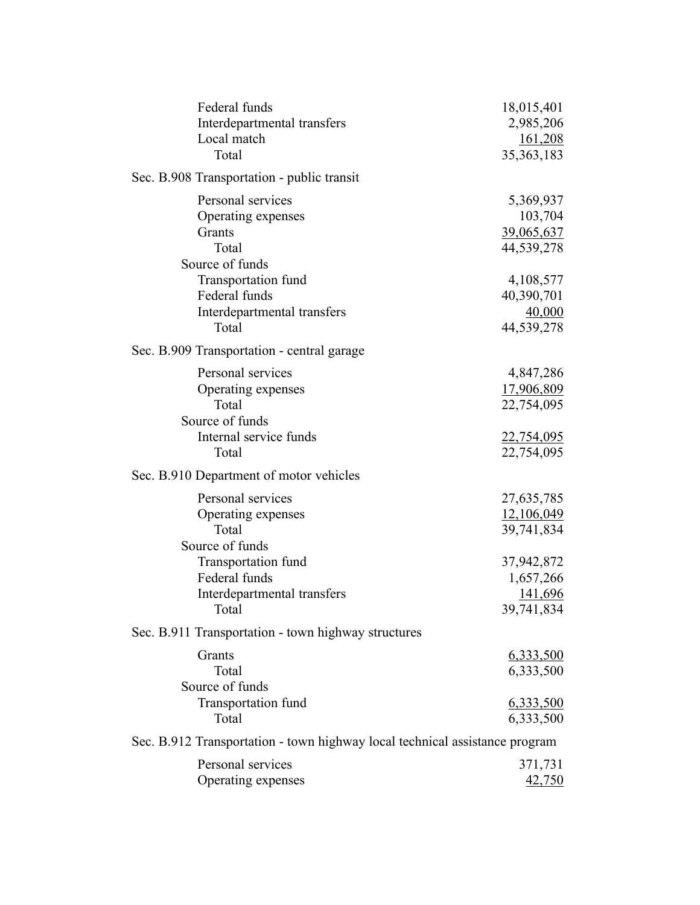| | |
|---|---|
| Federal funds | 18,015,401 |
| Interdepartmental transfers | 2,985,206 |
| Local match | 161,208 |
| Total | 35,363,183 |

Sec. B.908 Transportation - public transit

| | |
|---|---|
| Personal services | 5,369,937 |
| Operating expenses | 103,704 |
| Grants | 39,065,637 |
| Total | 44,539,278 |
| Source of funds | |
| Transportation fund | 4,108,577 |
| Federal funds | 40,390,701 |
| Interdepartmental transfers | 40,000 |
| Total | 44,539,278 |

Sec. B.909 Transportation - central garage

| | |
|---|---|
| Personal services | 4,847,286 |
| Operating expenses | 17,906,809 |
| Total | 22,754,095 |
| Source of funds | |
| Internal service funds | 22,754,095 |
| Total | 22,754,095 |

Sec. B.910 Department of motor vehicles

| | |
|---|---|
| Personal services | 27,635,785 |
| Operating expenses | 12,106,049 |
| Total | 39,741,834 |
| Source of funds | |
| Transportation fund | 37,942,872 |
| Federal funds | 1,657,266 |
| Interdepartmental transfers | 141,696 |
| Total | 39,741,834 |

Sec. B.911 Transportation - town highway structures

| | |
|---|---|
| Grants | 6,333,500 |
| Total | 6,333,500 |
| Source of funds | |
| Transportation fund | 6,333,500 |
| Total | 6,333,500 |

Sec. B.912 Transportation - town highway local technical assistance program

| | |
|---|---|
| Personal services | 371,731 |
| Operating expenses | 42,750 |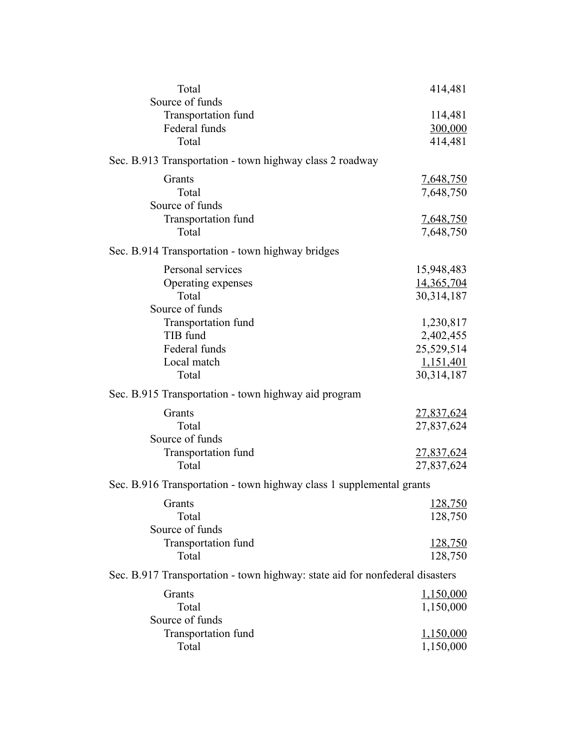| | |
|---|---|
| Total | 414,481 |
| Source of funds | |
| Transportation fund | 114,481 |
| Federal funds | 300,000 |
| Total | 414,481 |

Sec. B.913 Transportation - town highway class 2 roadway

| | |
|---|---|
| Grants | 7,648,750 |
| Total | 7,648,750 |
| Source of funds | |
| Transportation fund | 7,648,750 |
| Total | 7,648,750 |

Sec. B.914 Transportation - town highway bridges

| | |
|---|---|
| Personal services | 15,948,483 |
| Operating expenses | 14,365,704 |
| Total | 30,314,187 |
| Source of funds | |
| Transportation fund | 1,230,817 |
| TIB fund | 2,402,455 |
| Federal funds | 25,529,514 |
| Local match | 1,151,401 |
| Total | 30,314,187 |

Sec. B.915 Transportation - town highway aid program

| | |
|---|---|
| Grants | 27,837,624 |
| Total | 27,837,624 |
| Source of funds | |
| Transportation fund | 27,837,624 |
| Total | 27,837,624 |

Sec. B.916 Transportation - town highway class 1 supplemental grants

| | |
|---|---|
| Grants | 128,750 |
| Total | 128,750 |
| Source of funds | |
| Transportation fund | 128,750 |
| Total | 128,750 |

Sec. B.917 Transportation - town highway: state aid for nonfederal disasters

| | |
|---|---|
| Grants | 1,150,000 |
| Total | 1,150,000 |
| Source of funds | |
| Transportation fund | 1,150,000 |
| Total | 1,150,000 |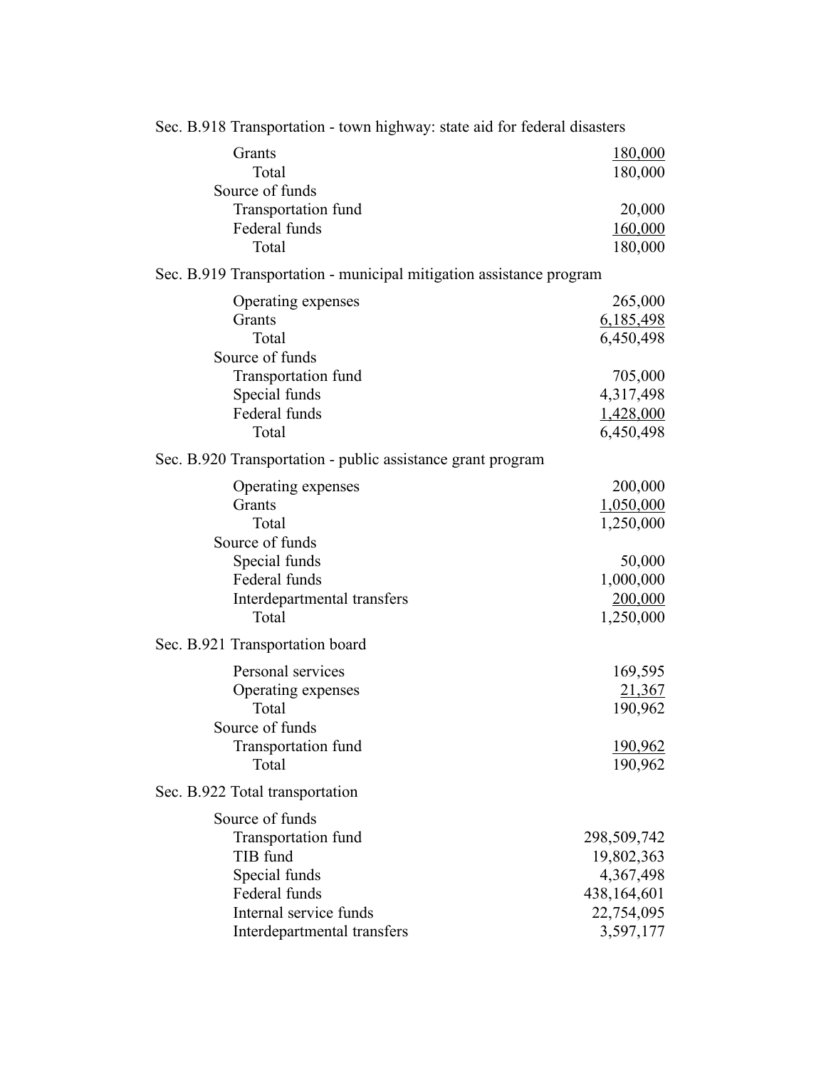Sec. B.918 Transportation - town highway: state aid for federal disasters

| | |
|---|---:|
| Grants | 180,000 |
| Total | 180,000 |
| Source of funds | |
| Transportation fund | 20,000 |
| Federal funds | 160,000 |
| Total | 180,000 |

Sec. B.919 Transportation - municipal mitigation assistance program

| | |
|---|---:|
| Operating expenses | 265,000 |
| Grants | 6,185,498 |
| Total | 6,450,498 |
| Source of funds | |
| Transportation fund | 705,000 |
| Special funds | 4,317,498 |
| Federal funds | 1,428,000 |
| Total | 6,450,498 |

Sec. B.920 Transportation - public assistance grant program

| | |
|---|---:|
| Operating expenses | 200,000 |
| Grants | 1,050,000 |
| Total | 1,250,000 |
| Source of funds | |
| Special funds | 50,000 |
| Federal funds | 1,000,000 |
| Interdepartmental transfers | 200,000 |
| Total | 1,250,000 |

Sec. B.921 Transportation board

| | |
|---|---:|
| Personal services | 169,595 |
| Operating expenses | 21,367 |
| Total | 190,962 |
| Source of funds | |
| Transportation fund | 190,962 |
| Total | 190,962 |

Sec. B.922 Total transportation

| | |
|---|---:|
| Source of funds | |
| Transportation fund | 298,509,742 |
| TIB fund | 19,802,363 |
| Special funds | 4,367,498 |
| Federal funds | 438,164,601 |
| Internal service funds | 22,754,095 |
| Interdepartmental transfers | 3,597,177 |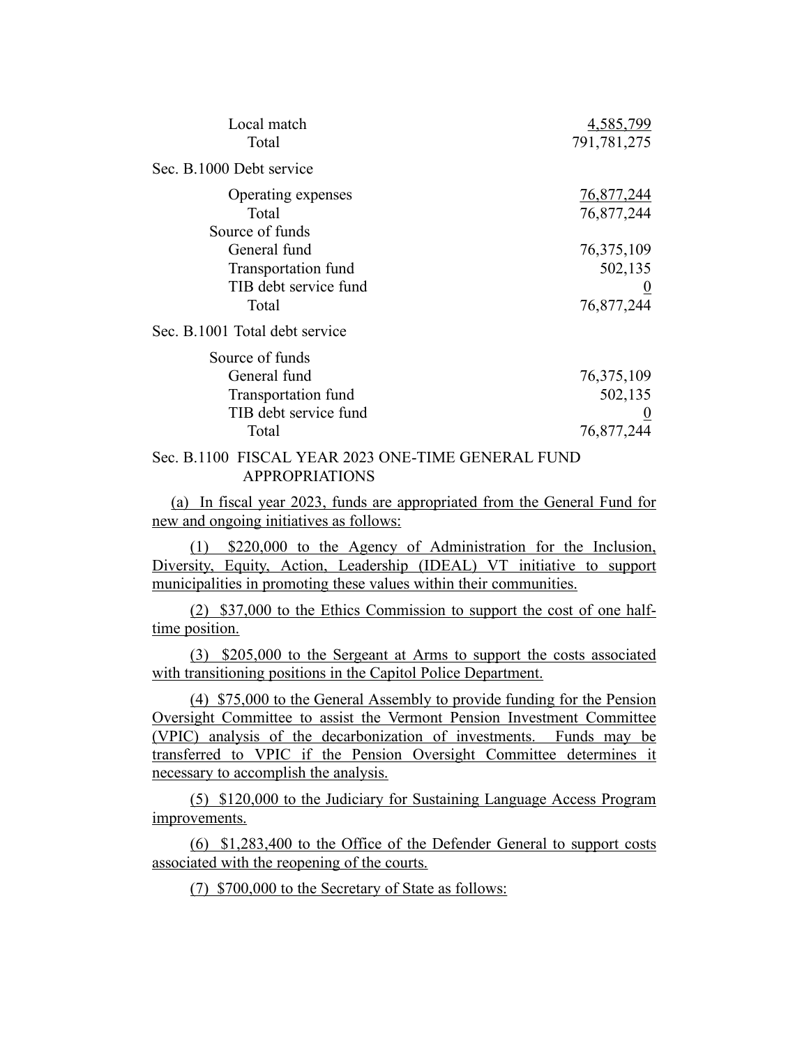| | |
|---|---|
| Local match | 4,585,799 |
| Total | 791,781,275 |

Sec. B.1000 Debt service

| | |
|---|---|
| Operating expenses | 76,877,244 |
| Total | 76,877,244 |
| Source of funds | |
| General fund | 76,375,109 |
| Transportation fund | 502,135 |
| TIB debt service fund | 0 |
| Total | 76,877,244 |

Sec. B.1001 Total debt service

| | |
|---|---|
| Source of funds | |
| General fund | 76,375,109 |
| Transportation fund | 502,135 |
| TIB debt service fund | 0 |
| Total | 76,877,244 |

Sec. B.1100 FISCAL YEAR 2023 ONE-TIME GENERAL FUND APPROPRIATIONS

(a) In fiscal year 2023, funds are appropriated from the General Fund for new and ongoing initiatives as follows:

(1) $220,000 to the Agency of Administration for the Inclusion, Diversity, Equity, Action, Leadership (IDEAL) VT initiative to support municipalities in promoting these values within their communities.

(2) $37,000 to the Ethics Commission to support the cost of one half-time position.

(3) $205,000 to the Sergeant at Arms to support the costs associated with transitioning positions in the Capitol Police Department.

(4) $75,000 to the General Assembly to provide funding for the Pension Oversight Committee to assist the Vermont Pension Investment Committee (VPIC) analysis of the decarbonization of investments. Funds may be transferred to VPIC if the Pension Oversight Committee determines it necessary to accomplish the analysis.

(5) $120,000 to the Judiciary for Sustaining Language Access Program improvements.

(6) $1,283,400 to the Office of the Defender General to support costs associated with the reopening of the courts.

(7) $700,000 to the Secretary of State as follows: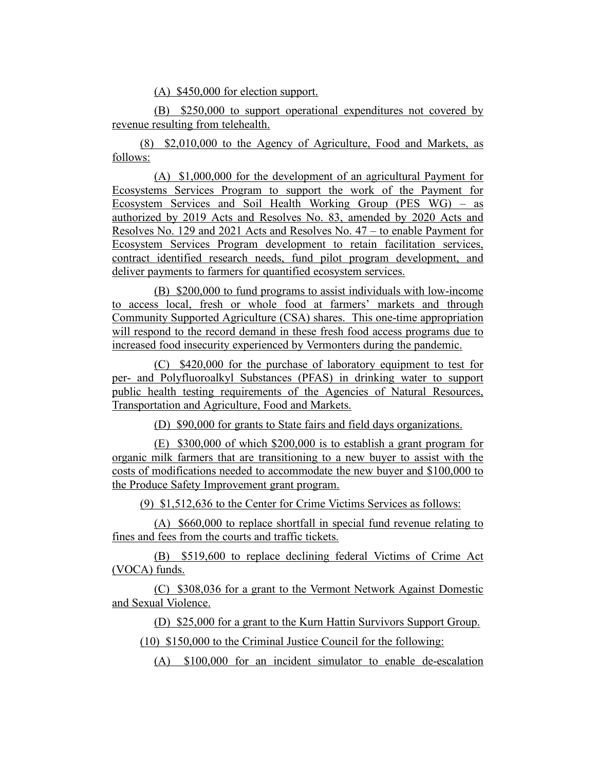(A) $450,000 for election support.

(B) $250,000 to support operational expenditures not covered by revenue resulting from telehealth.

(8) $2,010,000 to the Agency of Agriculture, Food and Markets, as follows:

(A) $1,000,000 for the development of an agricultural Payment for Ecosystems Services Program to support the work of the Payment for Ecosystem Services and Soil Health Working Group (PES WG) – as authorized by 2019 Acts and Resolves No. 83, amended by 2020 Acts and Resolves No. 129 and 2021 Acts and Resolves No. 47 – to enable Payment for Ecosystem Services Program development to retain facilitation services, contract identified research needs, fund pilot program development, and deliver payments to farmers for quantified ecosystem services.

(B) $200,000 to fund programs to assist individuals with low-income to access local, fresh or whole food at farmers' markets and through Community Supported Agriculture (CSA) shares. This one-time appropriation will respond to the record demand in these fresh food access programs due to increased food insecurity experienced by Vermonters during the pandemic.

(C) $420,000 for the purchase of laboratory equipment to test for per- and Polyfluoroalkyl Substances (PFAS) in drinking water to support public health testing requirements of the Agencies of Natural Resources, Transportation and Agriculture, Food and Markets.

(D) $90,000 for grants to State fairs and field days organizations.

(E) $300,000 of which $200,000 is to establish a grant program for organic milk farmers that are transitioning to a new buyer to assist with the costs of modifications needed to accommodate the new buyer and $100,000 to the Produce Safety Improvement grant program.

(9) $1,512,636 to the Center for Crime Victims Services as follows:

(A) $660,000 to replace shortfall in special fund revenue relating to fines and fees from the courts and traffic tickets.

(B) $519,600 to replace declining federal Victims of Crime Act (VOCA) funds.

(C) $308,036 for a grant to the Vermont Network Against Domestic and Sexual Violence.

(D) $25,000 for a grant to the Kurn Hattin Survivors Support Group.

(10) $150,000 to the Criminal Justice Council for the following:

(A) $100,000 for an incident simulator to enable de-escalation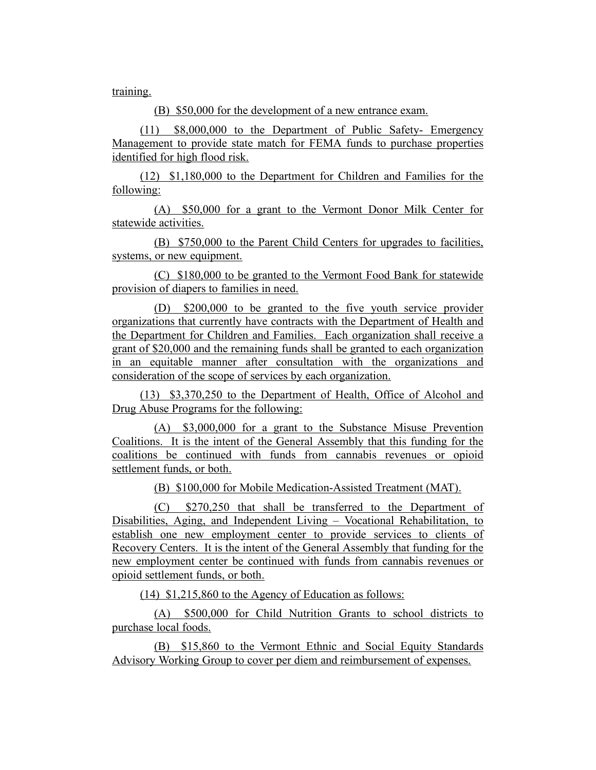training.

(B) $50,000 for the development of a new entrance exam.

(11) $8,000,000 to the Department of Public Safety- Emergency Management to provide state match for FEMA funds to purchase properties identified for high flood risk.

(12) $1,180,000 to the Department for Children and Families for the following:

(A) $50,000 for a grant to the Vermont Donor Milk Center for statewide activities.

(B) $750,000 to the Parent Child Centers for upgrades to facilities, systems, or new equipment.

(C) $180,000 to be granted to the Vermont Food Bank for statewide provision of diapers to families in need.

(D) $200,000 to be granted to the five youth service provider organizations that currently have contracts with the Department of Health and the Department for Children and Families. Each organization shall receive a grant of $20,000 and the remaining funds shall be granted to each organization in an equitable manner after consultation with the organizations and consideration of the scope of services by each organization.

(13) $3,370,250 to the Department of Health, Office of Alcohol and Drug Abuse Programs for the following:

(A) $3,000,000 for a grant to the Substance Misuse Prevention Coalitions. It is the intent of the General Assembly that this funding for the coalitions be continued with funds from cannabis revenues or opioid settlement funds, or both.

(B) $100,000 for Mobile Medication-Assisted Treatment (MAT).

(C) $270,250 that shall be transferred to the Department of Disabilities, Aging, and Independent Living – Vocational Rehabilitation, to establish one new employment center to provide services to clients of Recovery Centers. It is the intent of the General Assembly that funding for the new employment center be continued with funds from cannabis revenues or opioid settlement funds, or both.

(14) $1,215,860 to the Agency of Education as follows:

(A) $500,000 for Child Nutrition Grants to school districts to purchase local foods.

(B) $15,860 to the Vermont Ethnic and Social Equity Standards Advisory Working Group to cover per diem and reimbursement of expenses.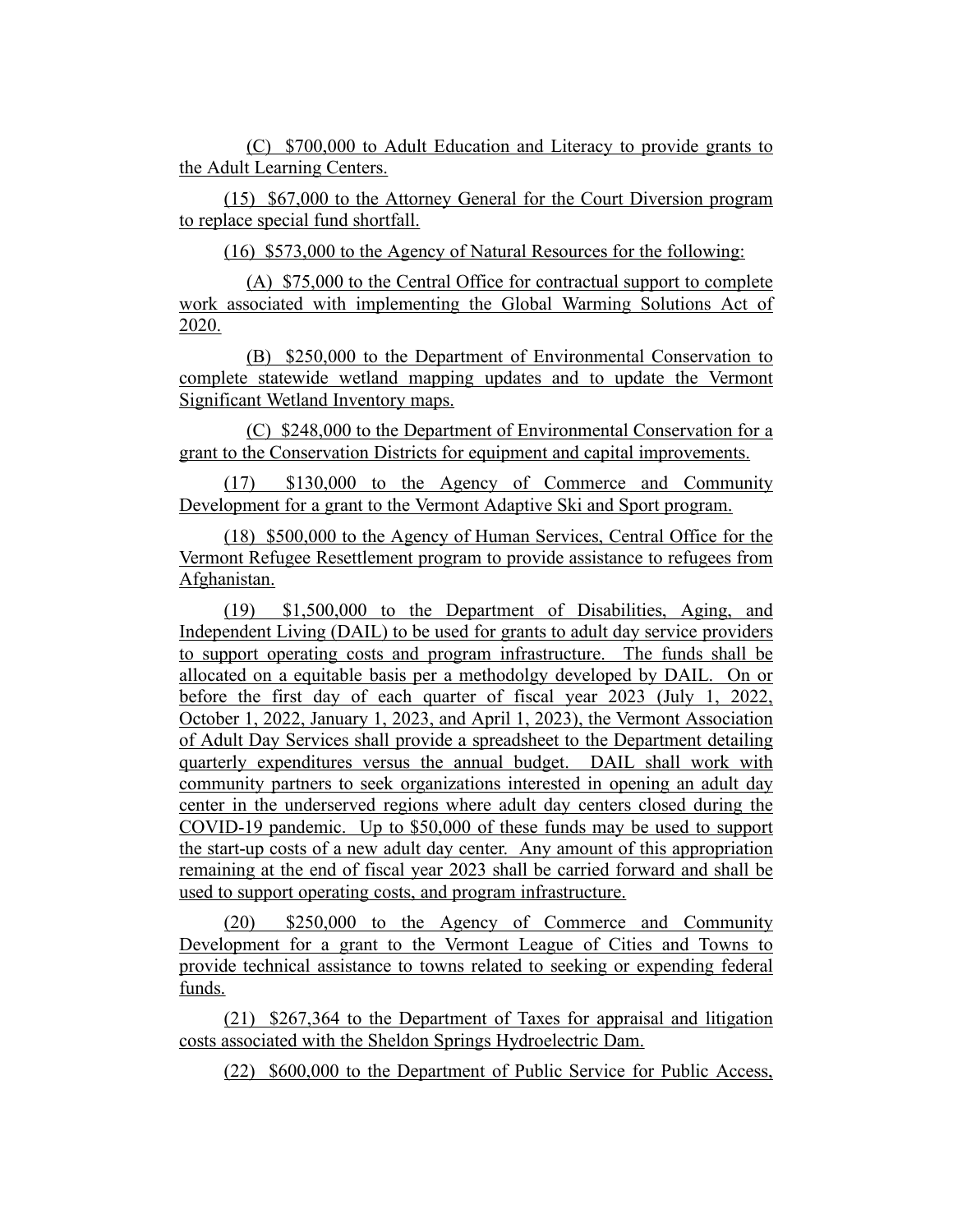(C) $700,000 to Adult Education and Literacy to provide grants to the Adult Learning Centers.

(15) $67,000 to the Attorney General for the Court Diversion program to replace special fund shortfall.

(16) $573,000 to the Agency of Natural Resources for the following:

(A) $75,000 to the Central Office for contractual support to complete work associated with implementing the Global Warming Solutions Act of 2020.

(B) $250,000 to the Department of Environmental Conservation to complete statewide wetland mapping updates and to update the Vermont Significant Wetland Inventory maps.

(C) $248,000 to the Department of Environmental Conservation for a grant to the Conservation Districts for equipment and capital improvements.

(17) $130,000 to the Agency of Commerce and Community Development for a grant to the Vermont Adaptive Ski and Sport program.

(18) $500,000 to the Agency of Human Services, Central Office for the Vermont Refugee Resettlement program to provide assistance to refugees from Afghanistan.

(19) $1,500,000 to the Department of Disabilities, Aging, and Independent Living (DAIL) to be used for grants to adult day service providers to support operating costs and program infrastructure. The funds shall be allocated on a equitable basis per a methodolgy developed by DAIL. On or before the first day of each quarter of fiscal year 2023 (July 1, 2022, October 1, 2022, January 1, 2023, and April 1, 2023), the Vermont Association of Adult Day Services shall provide a spreadsheet to the Department detailing quarterly expenditures versus the annual budget. DAIL shall work with community partners to seek organizations interested in opening an adult day center in the underserved regions where adult day centers closed during the COVID-19 pandemic. Up to $50,000 of these funds may be used to support the start-up costs of a new adult day center. Any amount of this appropriation remaining at the end of fiscal year 2023 shall be carried forward and shall be used to support operating costs, and program infrastructure.

(20) $250,000 to the Agency of Commerce and Community Development for a grant to the Vermont League of Cities and Towns to provide technical assistance to towns related to seeking or expending federal funds.

(21) $267,364 to the Department of Taxes for appraisal and litigation costs associated with the Sheldon Springs Hydroelectric Dam.

(22) $600,000 to the Department of Public Service for Public Access,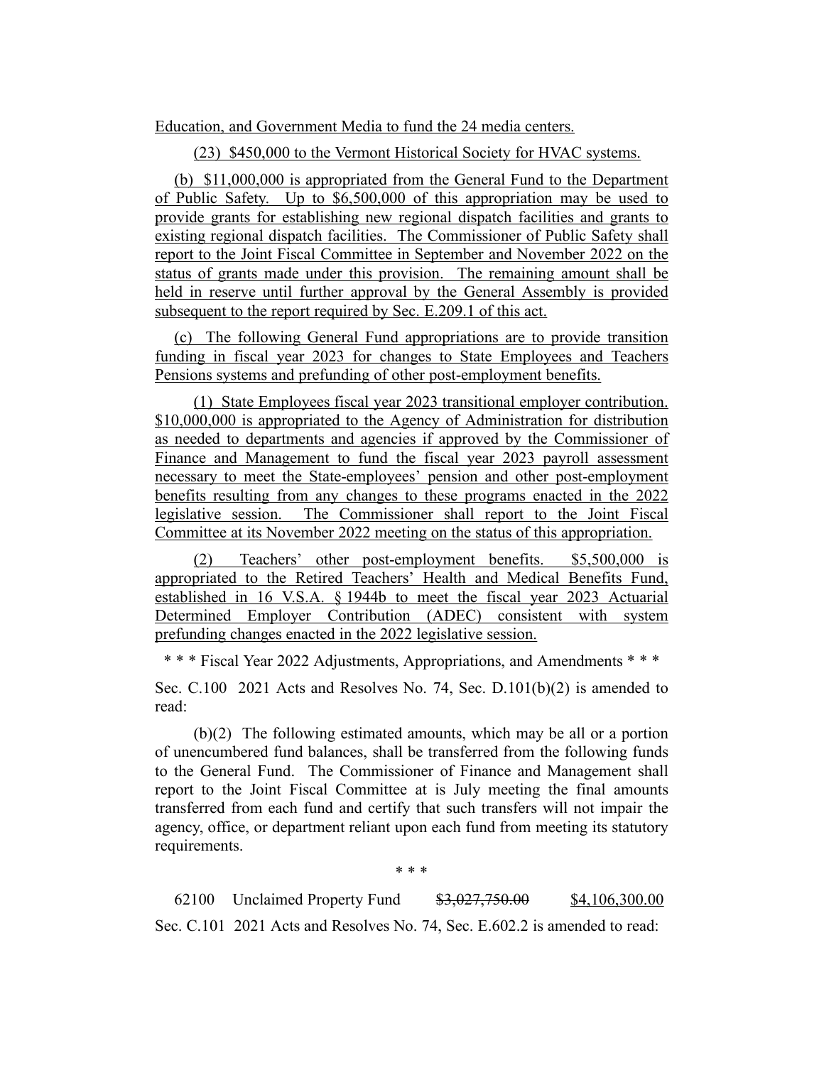Education, and Government Media to fund the 24 media centers.

(23) $450,000 to the Vermont Historical Society for HVAC systems.

(b) $11,000,000 is appropriated from the General Fund to the Department of Public Safety. Up to $6,500,000 of this appropriation may be used to provide grants for establishing new regional dispatch facilities and grants to existing regional dispatch facilities. The Commissioner of Public Safety shall report to the Joint Fiscal Committee in September and November 2022 on the status of grants made under this provision. The remaining amount shall be held in reserve until further approval by the General Assembly is provided subsequent to the report required by Sec. E.209.1 of this act.

(c) The following General Fund appropriations are to provide transition funding in fiscal year 2023 for changes to State Employees and Teachers Pensions systems and prefunding of other post-employment benefits.

(1) State Employees fiscal year 2023 transitional employer contribution. $10,000,000 is appropriated to the Agency of Administration for distribution as needed to departments and agencies if approved by the Commissioner of Finance and Management to fund the fiscal year 2023 payroll assessment necessary to meet the State-employees' pension and other post-employment benefits resulting from any changes to these programs enacted in the 2022 legislative session. The Commissioner shall report to the Joint Fiscal Committee at its November 2022 meeting on the status of this appropriation.

(2) Teachers' other post-employment benefits. $5,500,000 is appropriated to the Retired Teachers' Health and Medical Benefits Fund, established in 16 V.S.A. § 1944b to meet the fiscal year 2023 Actuarial Determined Employer Contribution (ADEC) consistent with system prefunding changes enacted in the 2022 legislative session.

\* \* \* Fiscal Year 2022 Adjustments, Appropriations, and Amendments \* \* \*

Sec. C.100 2021 Acts and Resolves No. 74, Sec. D.101(b)(2) is amended to read:

(b)(2) The following estimated amounts, which may be all or a portion of unencumbered fund balances, shall be transferred from the following funds to the General Fund. The Commissioner of Finance and Management shall report to the Joint Fiscal Committee at is July meeting the final amounts transferred from each fund and certify that such transfers will not impair the agency, office, or department reliant upon each fund from meeting its statutory requirements.

\* \* \*

62100 Unclaimed Property Fund ~~$3,027,750.00~~ $4,106,300.00

Sec. C.101 2021 Acts and Resolves No. 74, Sec. E.602.2 is amended to read: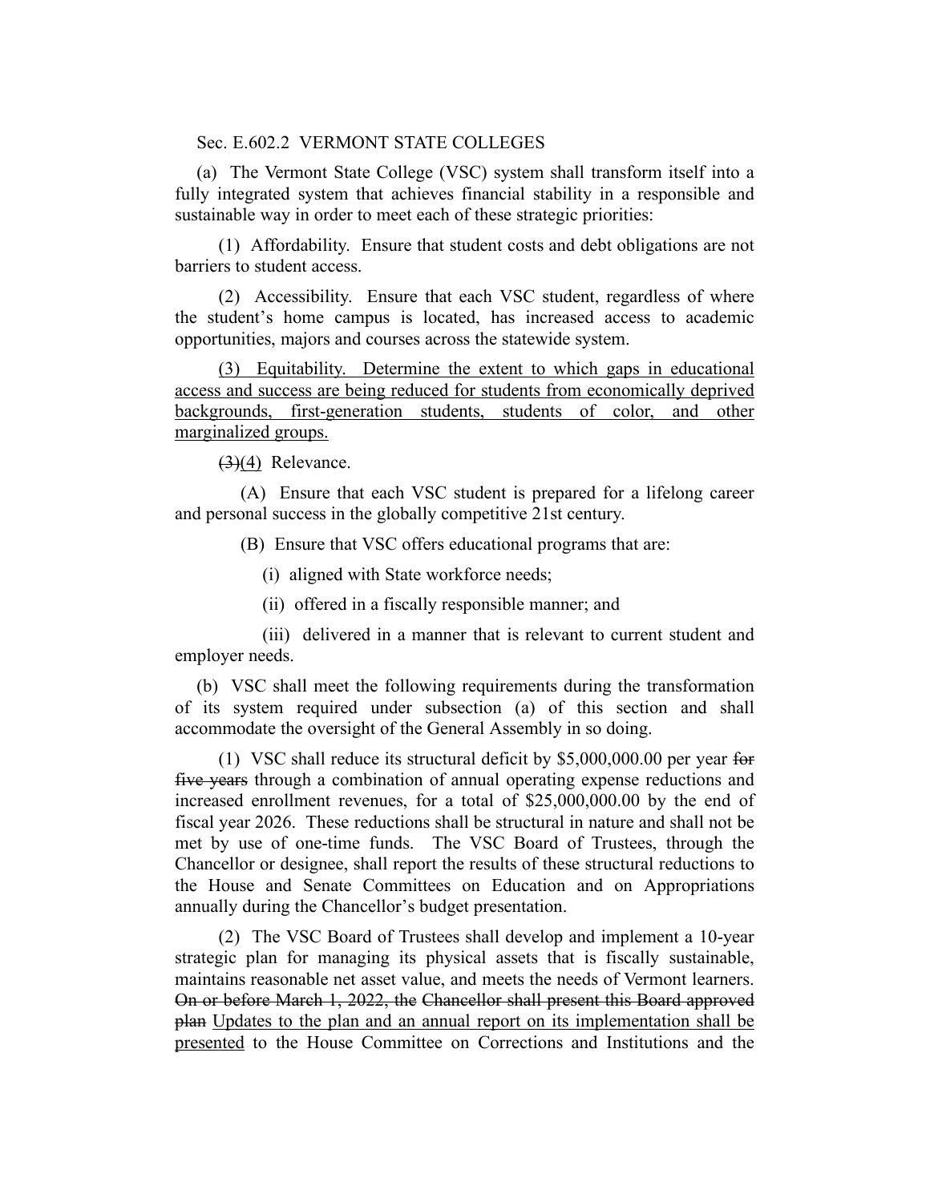Sec. E.602.2 VERMONT STATE COLLEGES

(a) The Vermont State College (VSC) system shall transform itself into a fully integrated system that achieves financial stability in a responsible and sustainable way in order to meet each of these strategic priorities:

(1) Affordability. Ensure that student costs and debt obligations are not barriers to student access.

(2) Accessibility. Ensure that each VSC student, regardless of where the student's home campus is located, has increased access to academic opportunities, majors and courses across the statewide system.

<u>(3) Equitability. Determine the extent to which gaps in educational access and success are being reduced for students from economically deprived backgrounds, first-generation students, students of color, and other marginalized groups.</u>

~~(3)~~<u>(4)</u> Relevance.

(A) Ensure that each VSC student is prepared for a lifelong career and personal success in the globally competitive 21st century.

(B) Ensure that VSC offers educational programs that are:

(i) aligned with State workforce needs;

(ii) offered in a fiscally responsible manner; and

(iii) delivered in a manner that is relevant to current student and employer needs.

(b) VSC shall meet the following requirements during the transformation of its system required under subsection (a) of this section and shall accommodate the oversight of the General Assembly in so doing.

(1) VSC shall reduce its structural deficit by $5,000,000.00 per year ~~for five years~~ through a combination of annual operating expense reductions and increased enrollment revenues, for a total of $25,000,000.00 by the end of fiscal year 2026. These reductions shall be structural in nature and shall not be met by use of one-time funds. The VSC Board of Trustees, through the Chancellor or designee, shall report the results of these structural reductions to the House and Senate Committees on Education and on Appropriations annually during the Chancellor's budget presentation.

(2) The VSC Board of Trustees shall develop and implement a 10-year strategic plan for managing its physical assets that is fiscally sustainable, maintains reasonable net asset value, and meets the needs of Vermont learners. ~~On or before March 1, 2022, the Chancellor shall present this Board approved plan~~ <u>Updates to the plan and an annual report on its implementation shall be presented</u> to the House Committee on Corrections and Institutions and the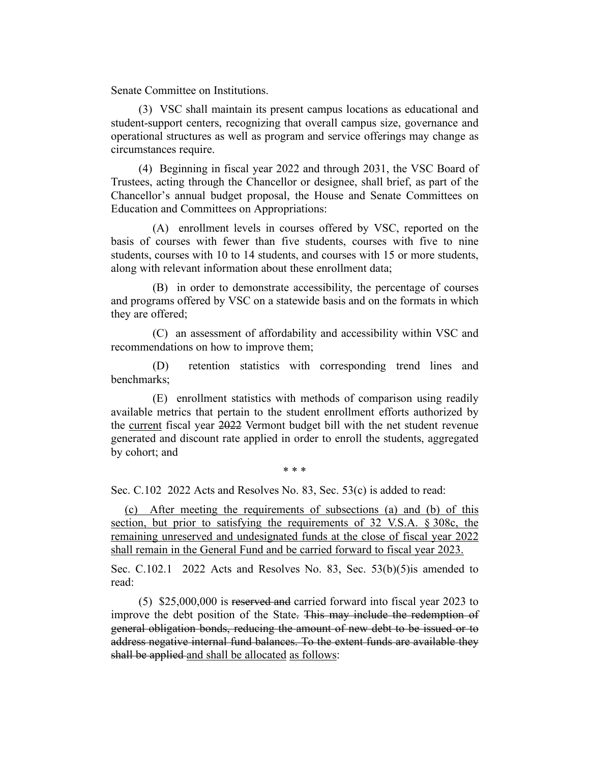Senate Committee on Institutions.

(3) VSC shall maintain its present campus locations as educational and student-support centers, recognizing that overall campus size, governance and operational structures as well as program and service offerings may change as circumstances require.

(4) Beginning in fiscal year 2022 and through 2031, the VSC Board of Trustees, acting through the Chancellor or designee, shall brief, as part of the Chancellor's annual budget proposal, the House and Senate Committees on Education and Committees on Appropriations:

(A) enrollment levels in courses offered by VSC, reported on the basis of courses with fewer than five students, courses with five to nine students, courses with 10 to 14 students, and courses with 15 or more students, along with relevant information about these enrollment data;

(B) in order to demonstrate accessibility, the percentage of courses and programs offered by VSC on a statewide basis and on the formats in which they are offered;

(C) an assessment of affordability and accessibility within VSC and recommendations on how to improve them;

(D) retention statistics with corresponding trend lines and benchmarks;

(E) enrollment statistics with methods of comparison using readily available metrics that pertain to the student enrollment efforts authorized by the <u>current</u> fiscal year ~~2022~~ Vermont budget bill with the net student revenue generated and discount rate applied in order to enroll the students, aggregated by cohort; and

\* \* \*

Sec. C.102 2022 Acts and Resolves No. 83, Sec. 53(c) is added to read:

<u>(c) After meeting the requirements of subsections (a) and (b) of this section, but prior to satisfying the requirements of 32 V.S.A. § 308c, the remaining unreserved and undesignated funds at the close of fiscal year 2022 shall remain in the General Fund and be carried forward to fiscal year 2023.</u>

Sec. C.102.1 2022 Acts and Resolves No. 83, Sec. 53(b)(5)is amended to read:

(5) $25,000,000 is ~~reserved and~~ carried forward into fiscal year 2023 to improve the debt position of the State~~. This may include the redemption of general obligation bonds, reducing the amount of new debt to be issued or to address negative internal fund balances. To the extent funds are available they shall be applied~~ <u>and shall be allocated</u> <u>as follows</u>: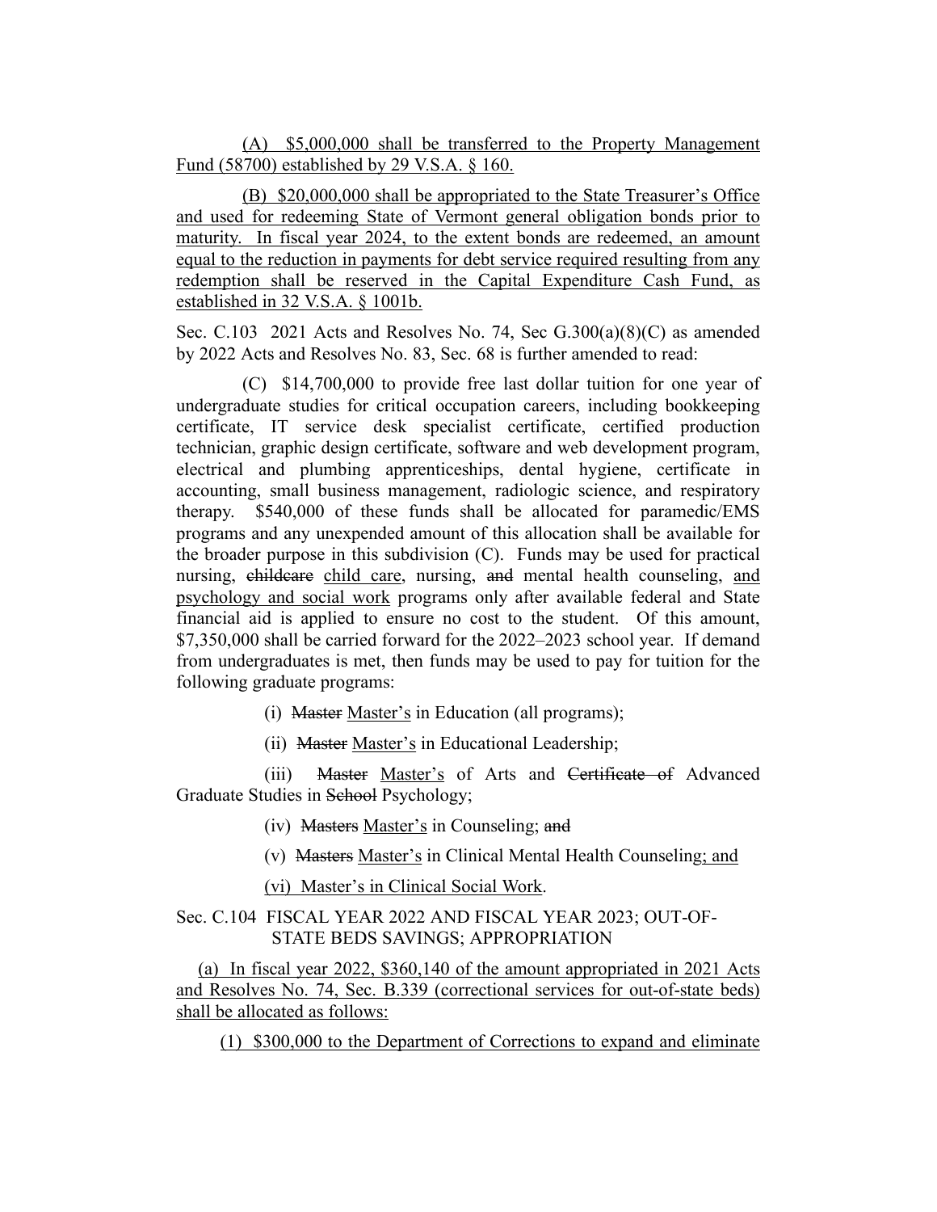(A) $5,000,000 shall be transferred to the Property Management Fund (58700) established by 29 V.S.A. § 160.

(B) $20,000,000 shall be appropriated to the State Treasurer's Office and used for redeeming State of Vermont general obligation bonds prior to maturity. In fiscal year 2024, to the extent bonds are redeemed, an amount equal to the reduction in payments for debt service required resulting from any redemption shall be reserved in the Capital Expenditure Cash Fund, as established in 32 V.S.A. § 1001b.

Sec. C.103 2021 Acts and Resolves No. 74, Sec G.300(a)(8)(C) as amended by 2022 Acts and Resolves No. 83, Sec. 68 is further amended to read:

(C) $14,700,000 to provide free last dollar tuition for one year of undergraduate studies for critical occupation careers, including bookkeeping certificate, IT service desk specialist certificate, certified production technician, graphic design certificate, software and web development program, electrical and plumbing apprenticeships, dental hygiene, certificate in accounting, small business management, radiologic science, and respiratory therapy. $540,000 of these funds shall be allocated for paramedic/EMS programs and any unexpended amount of this allocation shall be available for the broader purpose in this subdivision (C). Funds may be used for practical nursing, ~~childcare~~ child care, nursing, ~~and~~ mental health counseling, and psychology and social work programs only after available federal and State financial aid is applied to ensure no cost to the student. Of this amount, $7,350,000 shall be carried forward for the 2022–2023 school year. If demand from undergraduates is met, then funds may be used to pay for tuition for the following graduate programs:

(i) ~~Master~~ Master's in Education (all programs);

(ii) ~~Master~~ Master's in Educational Leadership;

(iii) ~~Master~~ Master's of Arts and ~~Certificate of~~ Advanced Graduate Studies in ~~School~~ Psychology;

(iv) ~~Masters~~ Master's in Counseling; ~~and~~

(v) ~~Masters~~ Master's in Clinical Mental Health Counseling; and

(vi) Master's in Clinical Social Work.

Sec. C.104 FISCAL YEAR 2022 AND FISCAL YEAR 2023; OUT-OF-STATE BEDS SAVINGS; APPROPRIATION

(a) In fiscal year 2022, $360,140 of the amount appropriated in 2021 Acts and Resolves No. 74, Sec. B.339 (correctional services for out-of-state beds) shall be allocated as follows:

(1) $300,000 to the Department of Corrections to expand and eliminate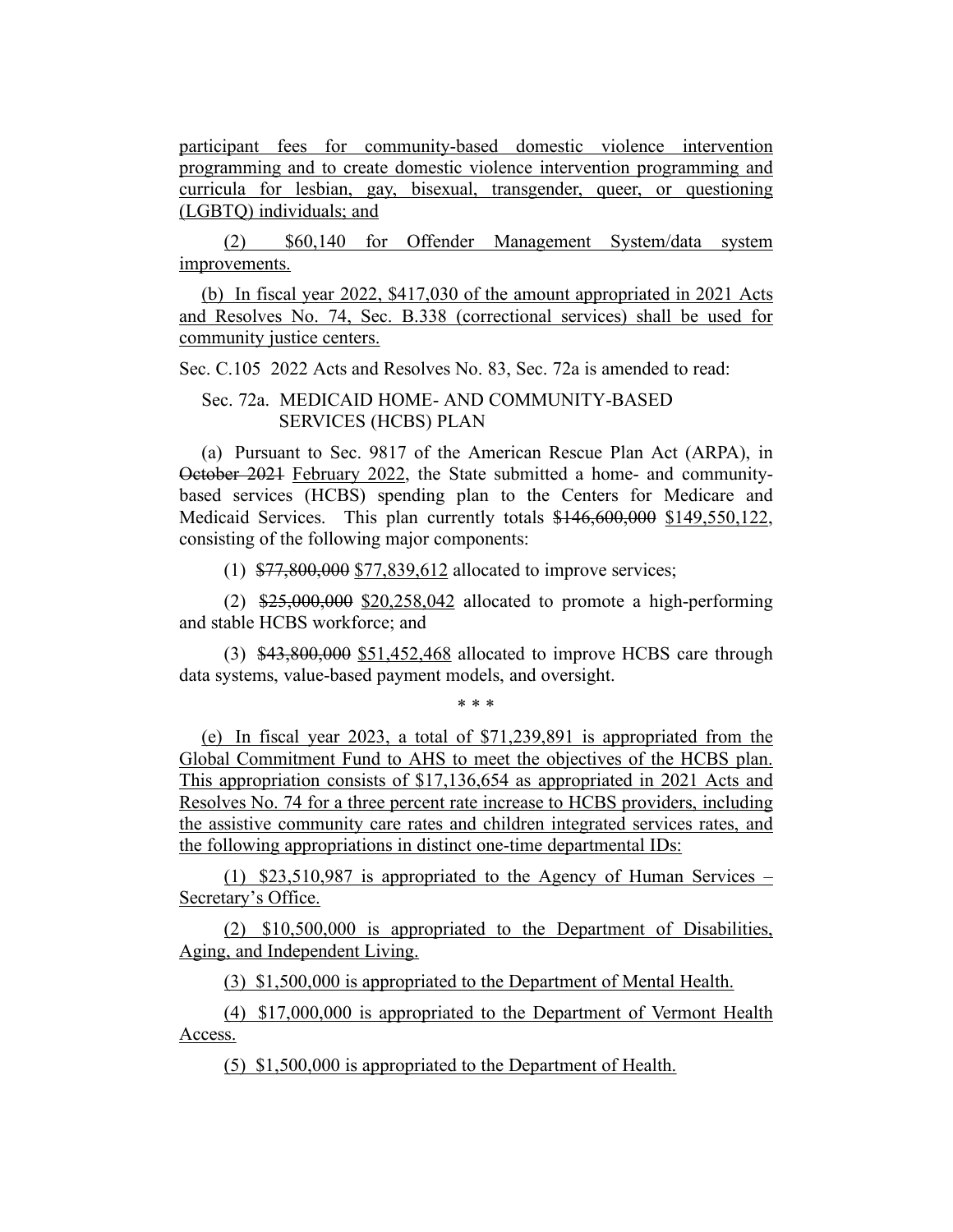participant fees for community-based domestic violence intervention programming and to create domestic violence intervention programming and curricula for lesbian, gay, bisexual, transgender, queer, or questioning (LGBTQ) individuals; and

(2) $60,140 for Offender Management System/data system improvements.

(b) In fiscal year 2022, $417,030 of the amount appropriated in 2021 Acts and Resolves No. 74, Sec. B.338 (correctional services) shall be used for community justice centers.

Sec. C.105 2022 Acts and Resolves No. 83, Sec. 72a is amended to read:

Sec. 72a. MEDICAID HOME- AND COMMUNITY-BASED SERVICES (HCBS) PLAN

(a) Pursuant to Sec. 9817 of the American Rescue Plan Act (ARPA), in ~~October 2021~~ February 2022, the State submitted a home- and community-based services (HCBS) spending plan to the Centers for Medicare and Medicaid Services. This plan currently totals ~~$146,600,000~~ $149,550,122, consisting of the following major components:

(1) ~~$77,800,000~~ $77,839,612 allocated to improve services;

(2) ~~$25,000,000~~ $20,258,042 allocated to promote a high-performing and stable HCBS workforce; and

(3) ~~$43,800,000~~ $51,452,468 allocated to improve HCBS care through data systems, value-based payment models, and oversight.

\* \* \*

(e) In fiscal year 2023, a total of $71,239,891 is appropriated from the Global Commitment Fund to AHS to meet the objectives of the HCBS plan. This appropriation consists of $17,136,654 as appropriated in 2021 Acts and Resolves No. 74 for a three percent rate increase to HCBS providers, including the assistive community care rates and children integrated services rates, and the following appropriations in distinct one-time departmental IDs:

(1) $23,510,987 is appropriated to the Agency of Human Services – Secretary's Office.

(2) $10,500,000 is appropriated to the Department of Disabilities, Aging, and Independent Living.

(3) $1,500,000 is appropriated to the Department of Mental Health.

(4) $17,000,000 is appropriated to the Department of Vermont Health Access.

(5) $1,500,000 is appropriated to the Department of Health.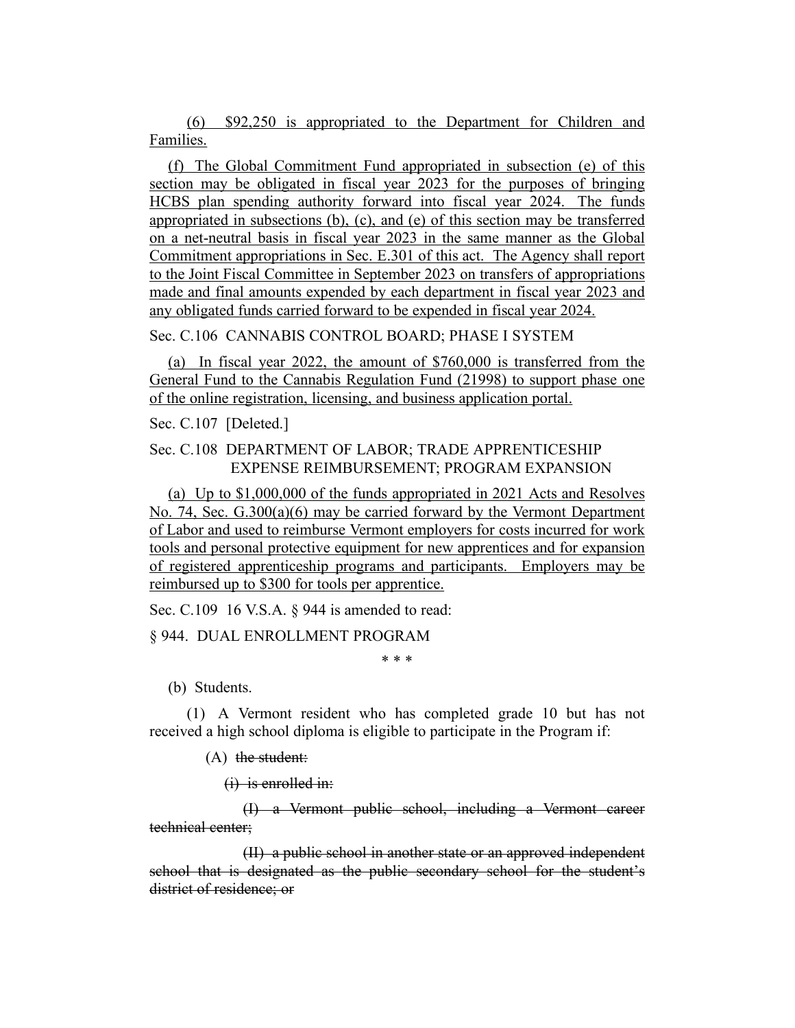(6) $92,250 is appropriated to the Department for Children and Families.

(f) The Global Commitment Fund appropriated in subsection (e) of this section may be obligated in fiscal year 2023 for the purposes of bringing HCBS plan spending authority forward into fiscal year 2024. The funds appropriated in subsections (b), (c), and (e) of this section may be transferred on a net-neutral basis in fiscal year 2023 in the same manner as the Global Commitment appropriations in Sec. E.301 of this act. The Agency shall report to the Joint Fiscal Committee in September 2023 on transfers of appropriations made and final amounts expended by each department in fiscal year 2023 and any obligated funds carried forward to be expended in fiscal year 2024.

Sec. C.106 CANNABIS CONTROL BOARD; PHASE I SYSTEM

(a) In fiscal year 2022, the amount of $760,000 is transferred from the General Fund to the Cannabis Regulation Fund (21998) to support phase one of the online registration, licensing, and business application portal.

Sec. C.107 [Deleted.]

Sec. C.108 DEPARTMENT OF LABOR; TRADE APPRENTICESHIP EXPENSE REIMBURSEMENT; PROGRAM EXPANSION

(a) Up to $1,000,000 of the funds appropriated in 2021 Acts and Resolves No. 74, Sec. G.300(a)(6) may be carried forward by the Vermont Department of Labor and used to reimburse Vermont employers for costs incurred for work tools and personal protective equipment for new apprentices and for expansion of registered apprenticeship programs and participants. Employers may be reimbursed up to $300 for tools per apprentice.

Sec. C.109 16 V.S.A. § 944 is amended to read:

§ 944. DUAL ENROLLMENT PROGRAM

\* \* \*

(b) Students.

(1) A Vermont resident who has completed grade 10 but has not received a high school diploma is eligible to participate in the Program if:

(A) ~~the student:~~

~~(i) is enrolled in:~~

~~(I) a Vermont public school, including a Vermont career technical center;~~

~~(II) a public school in another state or an approved independent school that is designated as the public secondary school for the student's district of residence; or~~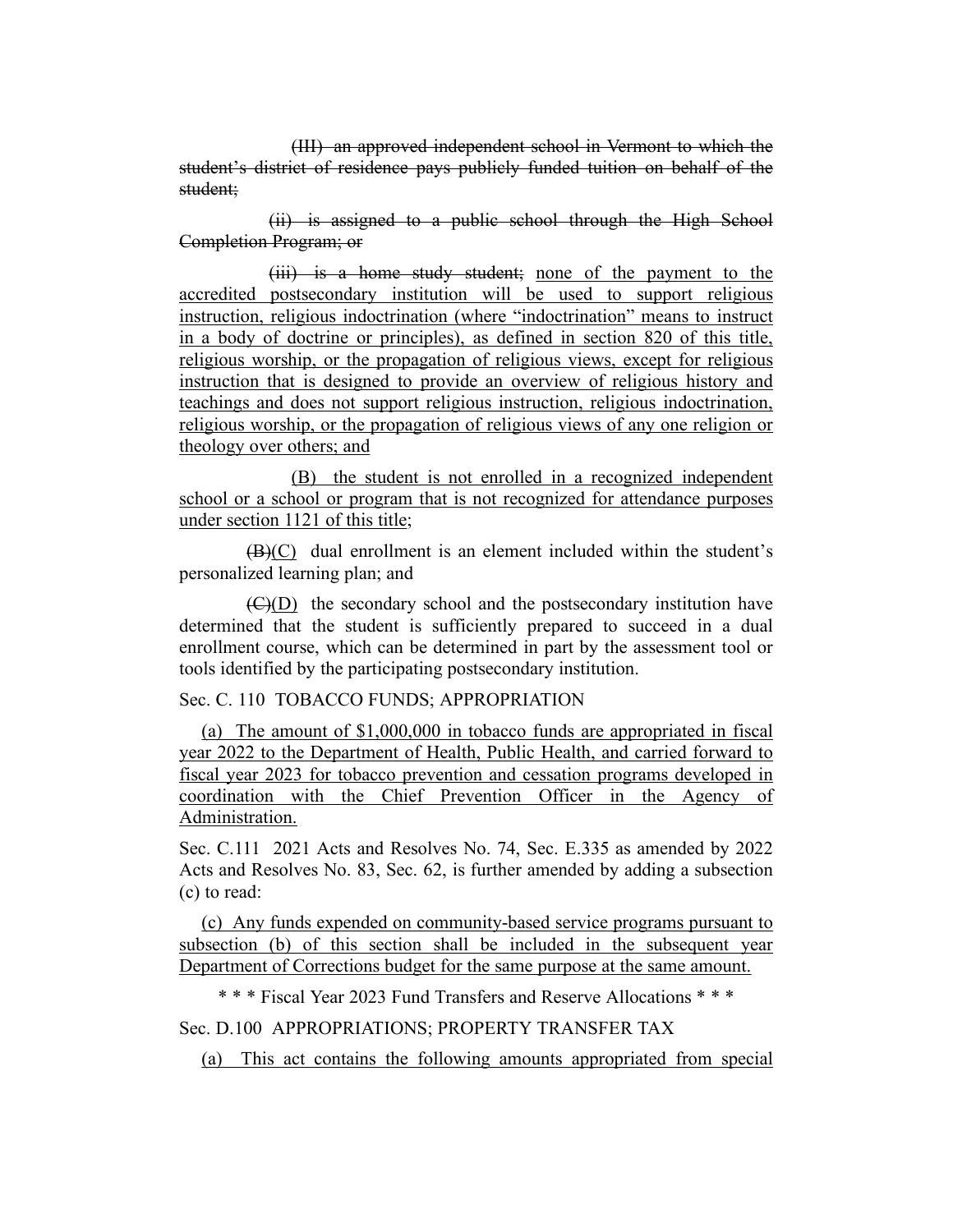(III) an approved independent school in Vermont to which the student's district of residence pays publicly funded tuition on behalf of the student;

(ii) is assigned to a public school through the High School Completion Program; or

(iii) is a home study student; none of the payment to the accredited postsecondary institution will be used to support religious instruction, religious indoctrination (where "indoctrination" means to instruct in a body of doctrine or principles), as defined in section 820 of this title, religious worship, or the propagation of religious views, except for religious instruction that is designed to provide an overview of religious history and teachings and does not support religious instruction, religious indoctrination, religious worship, or the propagation of religious views of any one religion or theology over others; and

(B) the student is not enrolled in a recognized independent school or a school or program that is not recognized for attendance purposes under section 1121 of this title;

(B)(C) dual enrollment is an element included within the student's personalized learning plan; and

(C)(D) the secondary school and the postsecondary institution have determined that the student is sufficiently prepared to succeed in a dual enrollment course, which can be determined in part by the assessment tool or tools identified by the participating postsecondary institution.

Sec. C. 110 TOBACCO FUNDS; APPROPRIATION

(a) The amount of $1,000,000 in tobacco funds are appropriated in fiscal year 2022 to the Department of Health, Public Health, and carried forward to fiscal year 2023 for tobacco prevention and cessation programs developed in coordination with the Chief Prevention Officer in the Agency of Administration.

Sec. C.111 2021 Acts and Resolves No. 74, Sec. E.335 as amended by 2022 Acts and Resolves No. 83, Sec. 62, is further amended by adding a subsection (c) to read:

(c) Any funds expended on community-based service programs pursuant to subsection (b) of this section shall be included in the subsequent year Department of Corrections budget for the same purpose at the same amount.

* * * Fiscal Year 2023 Fund Transfers and Reserve Allocations * * *

Sec. D.100 APPROPRIATIONS; PROPERTY TRANSFER TAX

(a) This act contains the following amounts appropriated from special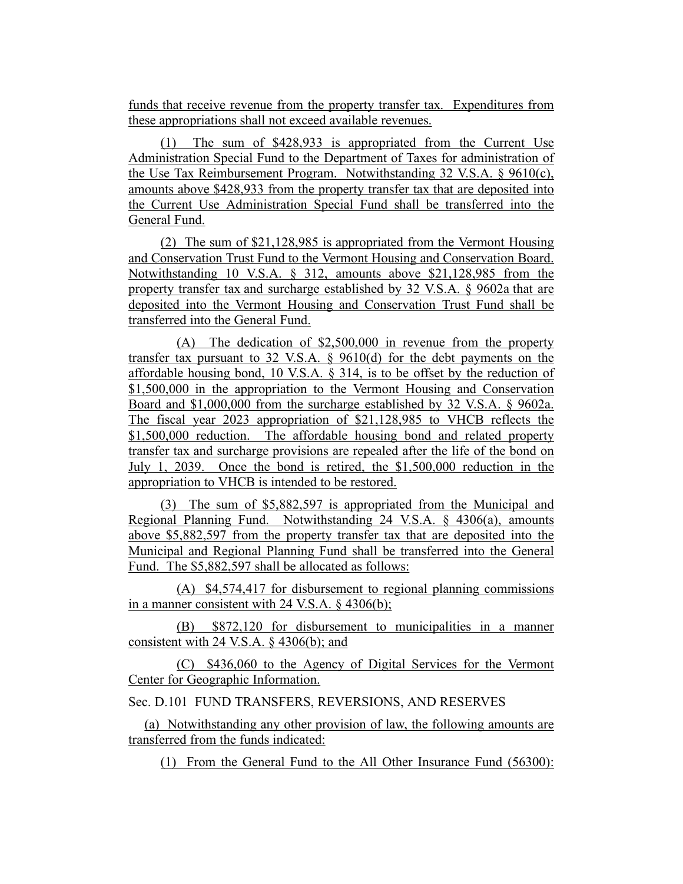funds that receive revenue from the property transfer tax. Expenditures from these appropriations shall not exceed available revenues.

(1) The sum of $428,933 is appropriated from the Current Use Administration Special Fund to the Department of Taxes for administration of the Use Tax Reimbursement Program. Notwithstanding 32 V.S.A. § 9610(c), amounts above $428,933 from the property transfer tax that are deposited into the Current Use Administration Special Fund shall be transferred into the General Fund.

(2) The sum of $21,128,985 is appropriated from the Vermont Housing and Conservation Trust Fund to the Vermont Housing and Conservation Board. Notwithstanding 10 V.S.A. § 312, amounts above $21,128,985 from the property transfer tax and surcharge established by 32 V.S.A. § 9602a that are deposited into the Vermont Housing and Conservation Trust Fund shall be transferred into the General Fund.

(A) The dedication of $2,500,000 in revenue from the property transfer tax pursuant to 32 V.S.A. § 9610(d) for the debt payments on the affordable housing bond, 10 V.S.A. § 314, is to be offset by the reduction of $1,500,000 in the appropriation to the Vermont Housing and Conservation Board and $1,000,000 from the surcharge established by 32 V.S.A. § 9602a. The fiscal year 2023 appropriation of $21,128,985 to VHCB reflects the $1,500,000 reduction. The affordable housing bond and related property transfer tax and surcharge provisions are repealed after the life of the bond on July 1, 2039. Once the bond is retired, the $1,500,000 reduction in the appropriation to VHCB is intended to be restored.

(3) The sum of $5,882,597 is appropriated from the Municipal and Regional Planning Fund. Notwithstanding 24 V.S.A. § 4306(a), amounts above $5,882,597 from the property transfer tax that are deposited into the Municipal and Regional Planning Fund shall be transferred into the General Fund. The $5,882,597 shall be allocated as follows:

(A) $4,574,417 for disbursement to regional planning commissions in a manner consistent with 24 V.S.A. § 4306(b);

(B) $872,120 for disbursement to municipalities in a manner consistent with 24 V.S.A. § 4306(b); and

(C) $436,060 to the Agency of Digital Services for the Vermont Center for Geographic Information.

Sec. D.101 FUND TRANSFERS, REVERSIONS, AND RESERVES

(a) Notwithstanding any other provision of law, the following amounts are transferred from the funds indicated:

(1) From the General Fund to the All Other Insurance Fund (56300):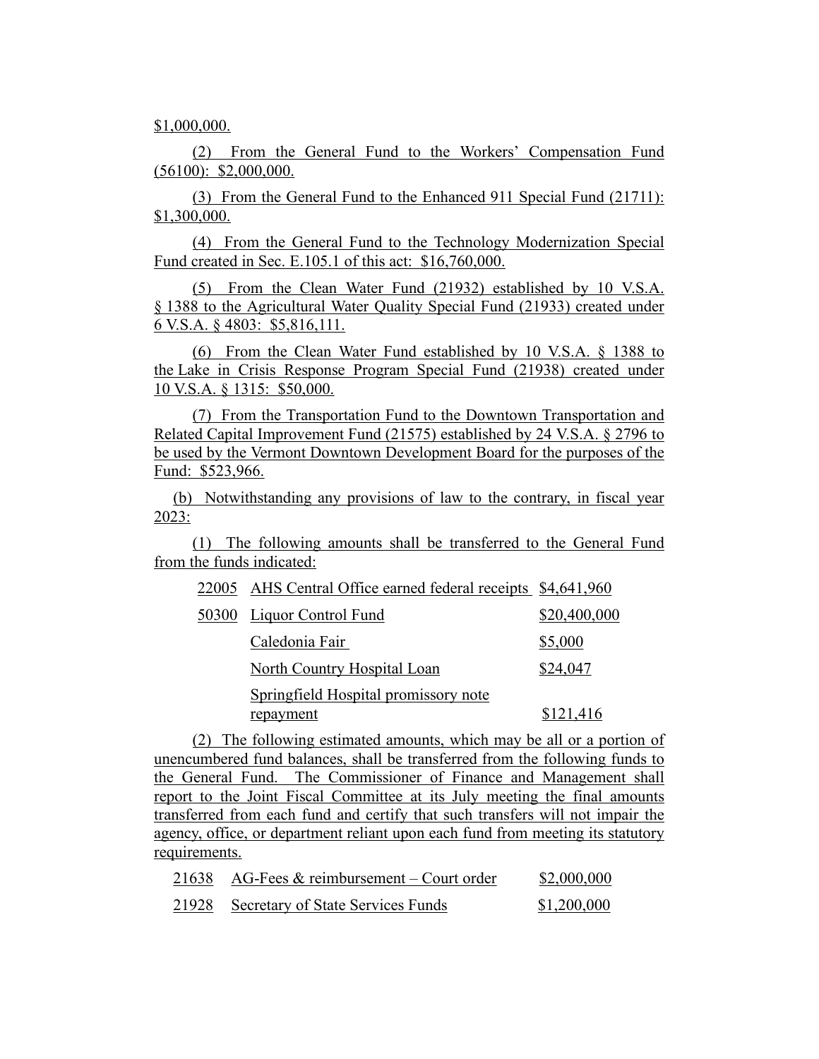$1,000,000.

(2) From the General Fund to the Workers' Compensation Fund (56100): $2,000,000.

(3) From the General Fund to the Enhanced 911 Special Fund (21711): $1,300,000.

(4) From the General Fund to the Technology Modernization Special Fund created in Sec. E.105.1 of this act: $16,760,000.

(5) From the Clean Water Fund (21932) established by 10 V.S.A. § 1388 to the Agricultural Water Quality Special Fund (21933) created under 6 V.S.A. § 4803: $5,816,111.

(6) From the Clean Water Fund established by 10 V.S.A. § 1388 to the Lake in Crisis Response Program Special Fund (21938) created under 10 V.S.A. § 1315: $50,000.

(7) From the Transportation Fund to the Downtown Transportation and Related Capital Improvement Fund (21575) established by 24 V.S.A. § 2796 to be used by the Vermont Downtown Development Board for the purposes of the Fund: $523,966.

(b) Notwithstanding any provisions of law to the contrary, in fiscal year 2023:

(1) The following amounts shall be transferred to the General Fund from the funds indicated:

| | | |
|---|---|---|
| 22005 | AHS Central Office earned federal receipts | $4,641,960 |
| 50300 | Liquor Control Fund | $20,400,000 |
| | Caledonia Fair | $5,000 |
| | North Country Hospital Loan | $24,047 |
| | Springfield Hospital promissory note repayment | $121,416 |

(2) The following estimated amounts, which may be all or a portion of unencumbered fund balances, shall be transferred from the following funds to the General Fund. The Commissioner of Finance and Management shall report to the Joint Fiscal Committee at its July meeting the final amounts transferred from each fund and certify that such transfers will not impair the agency, office, or department reliant upon each fund from meeting its statutory requirements.

| | | |
|---|---|---|
| 21638 | AG-Fees & reimbursement – Court order | $2,000,000 |
| 21928 | Secretary of State Services Funds | $1,200,000 |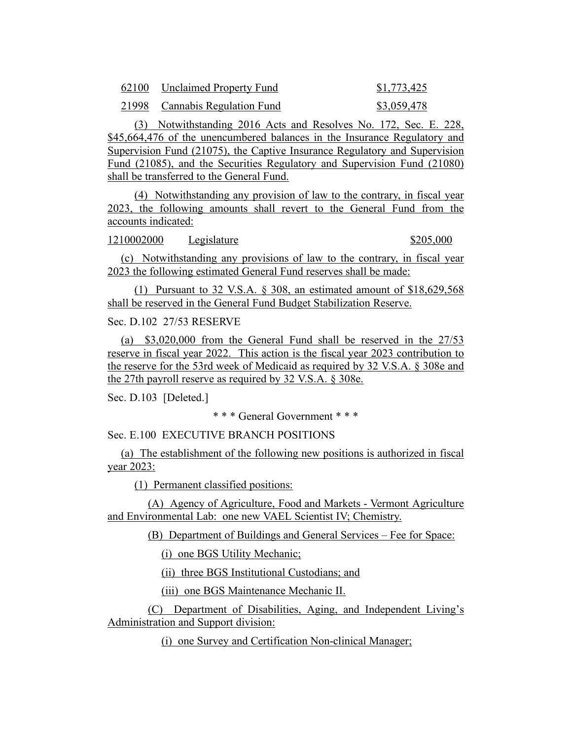| | | |
|---|---|---|
| 62100 | Unclaimed Property Fund | $1,773,425 |
| 21998 | Cannabis Regulation Fund | $3,059,478 |

(3) Notwithstanding 2016 Acts and Resolves No. 172, Sec. E. 228, $45,664,476 of the unencumbered balances in the Insurance Regulatory and Supervision Fund (21075), the Captive Insurance Regulatory and Supervision Fund (21085), and the Securities Regulatory and Supervision Fund (21080) shall be transferred to the General Fund.

(4) Notwithstanding any provision of law to the contrary, in fiscal year 2023, the following amounts shall revert to the General Fund from the accounts indicated:

| | | |
|---|---|---|
| 1210002000 | Legislature | $205,000 |

(c) Notwithstanding any provisions of law to the contrary, in fiscal year 2023 the following estimated General Fund reserves shall be made:

(1) Pursuant to 32 V.S.A. § 308, an estimated amount of $18,629,568 shall be reserved in the General Fund Budget Stabilization Reserve.

Sec. D.102 27/53 RESERVE

(a) $3,020,000 from the General Fund shall be reserved in the 27/53 reserve in fiscal year 2022. This action is the fiscal year 2023 contribution to the reserve for the 53rd week of Medicaid as required by 32 V.S.A. § 308e and the 27th payroll reserve as required by 32 V.S.A. § 308e.

Sec. D.103 [Deleted.]

* * * General Government * * *

Sec. E.100 EXECUTIVE BRANCH POSITIONS

(a) The establishment of the following new positions is authorized in fiscal year 2023:

(1) Permanent classified positions:

(A) Agency of Agriculture, Food and Markets - Vermont Agriculture and Environmental Lab: one new VAEL Scientist IV; Chemistry.

(B) Department of Buildings and General Services – Fee for Space:

(i) one BGS Utility Mechanic;

(ii) three BGS Institutional Custodians; and

(iii) one BGS Maintenance Mechanic II.

(C) Department of Disabilities, Aging, and Independent Living's Administration and Support division:

(i) one Survey and Certification Non-clinical Manager;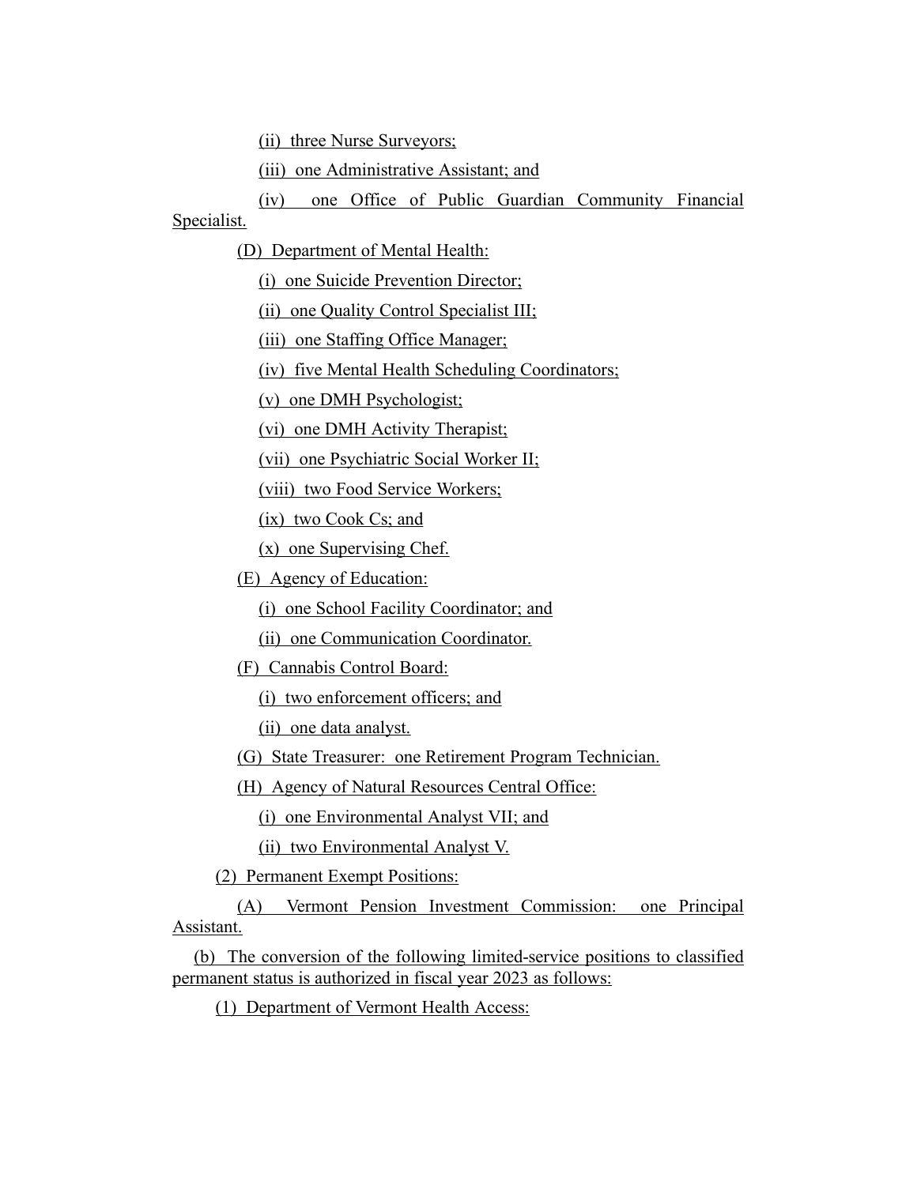(ii) three Nurse Surveyors;

(iii) one Administrative Assistant; and

(iv) one Office of Public Guardian Community Financial Specialist.

(D) Department of Mental Health:

(i) one Suicide Prevention Director;

(ii) one Quality Control Specialist III;

(iii) one Staffing Office Manager;

(iv) five Mental Health Scheduling Coordinators;

(v) one DMH Psychologist;

(vi) one DMH Activity Therapist;

(vii) one Psychiatric Social Worker II;

(viii) two Food Service Workers;

(ix) two Cook Cs; and

(x) one Supervising Chef.

(E) Agency of Education:

(i) one School Facility Coordinator; and

(ii) one Communication Coordinator.

(F) Cannabis Control Board:

(i) two enforcement officers; and

(ii) one data analyst.

(G) State Treasurer: one Retirement Program Technician.

(H) Agency of Natural Resources Central Office:

(i) one Environmental Analyst VII; and

(ii) two Environmental Analyst V.

(2) Permanent Exempt Positions:

(A) Vermont Pension Investment Commission: one Principal Assistant.

(b) The conversion of the following limited-service positions to classified permanent status is authorized in fiscal year 2023 as follows:

(1) Department of Vermont Health Access: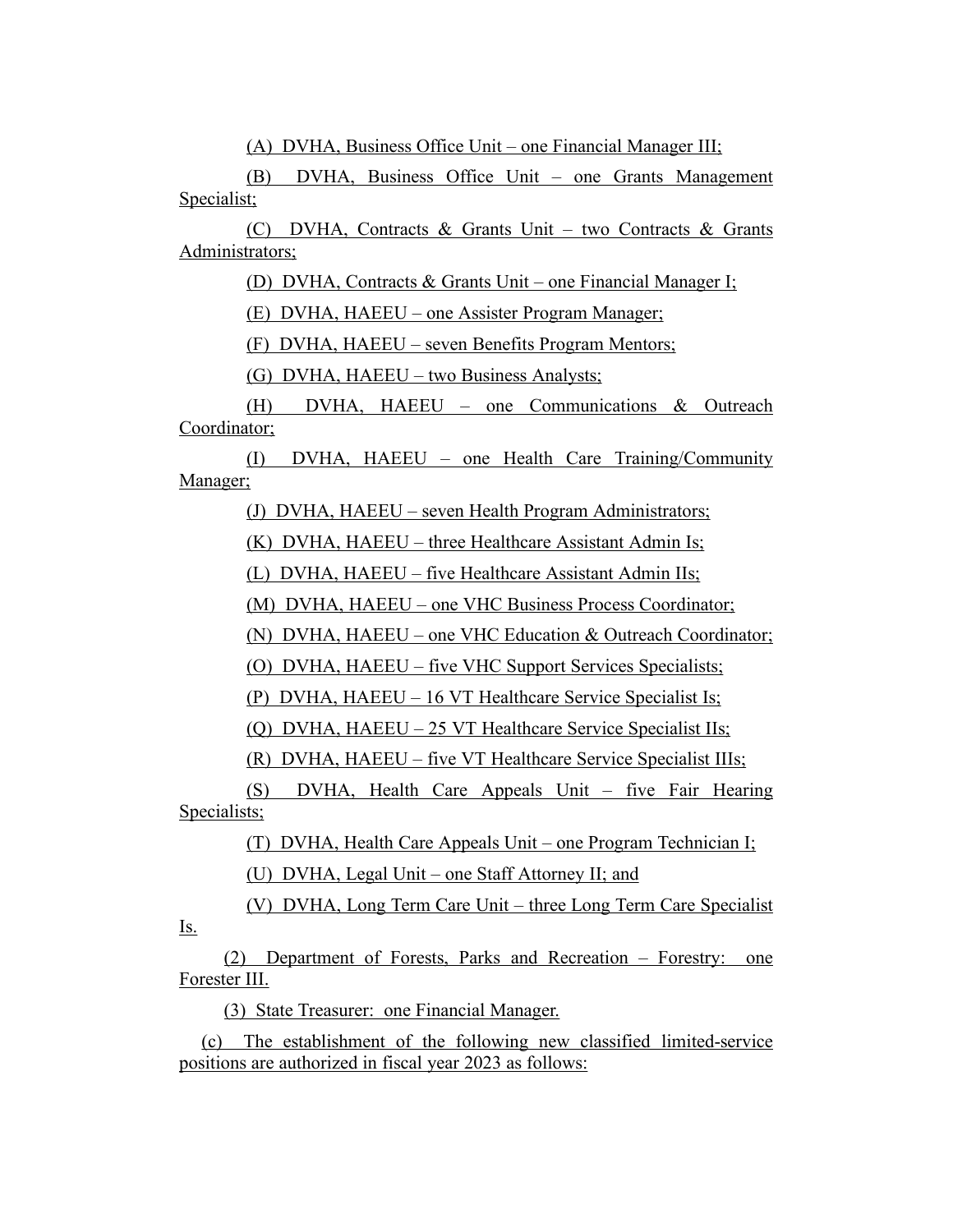(A) DVHA, Business Office Unit – one Financial Manager III;

(B) DVHA, Business Office Unit – one Grants Management Specialist;

(C) DVHA, Contracts & Grants Unit – two Contracts & Grants Administrators;

(D) DVHA, Contracts & Grants Unit – one Financial Manager I;

(E) DVHA, HAEEU – one Assister Program Manager;

(F) DVHA, HAEEU – seven Benefits Program Mentors;

(G) DVHA, HAEEU – two Business Analysts;

(H) DVHA, HAEEU – one Communications & Outreach Coordinator;

(I) DVHA, HAEEU – one Health Care Training/Community Manager;

(J) DVHA, HAEEU – seven Health Program Administrators;

(K) DVHA, HAEEU – three Healthcare Assistant Admin Is;

(L) DVHA, HAEEU – five Healthcare Assistant Admin IIs;

(M) DVHA, HAEEU – one VHC Business Process Coordinator;

(N) DVHA, HAEEU – one VHC Education & Outreach Coordinator;

(O) DVHA, HAEEU – five VHC Support Services Specialists;

(P) DVHA, HAEEU – 16 VT Healthcare Service Specialist Is;

(Q) DVHA, HAEEU – 25 VT Healthcare Service Specialist IIs;

(R) DVHA, HAEEU – five VT Healthcare Service Specialist IIIs;

(S) DVHA, Health Care Appeals Unit – five Fair Hearing Specialists;

(T) DVHA, Health Care Appeals Unit – one Program Technician I;

(U) DVHA, Legal Unit – one Staff Attorney II; and

(V) DVHA, Long Term Care Unit – three Long Term Care Specialist Is.

(2) Department of Forests, Parks and Recreation – Forestry: one Forester III.

(3) State Treasurer: one Financial Manager.

(c) The establishment of the following new classified limited-service positions are authorized in fiscal year 2023 as follows: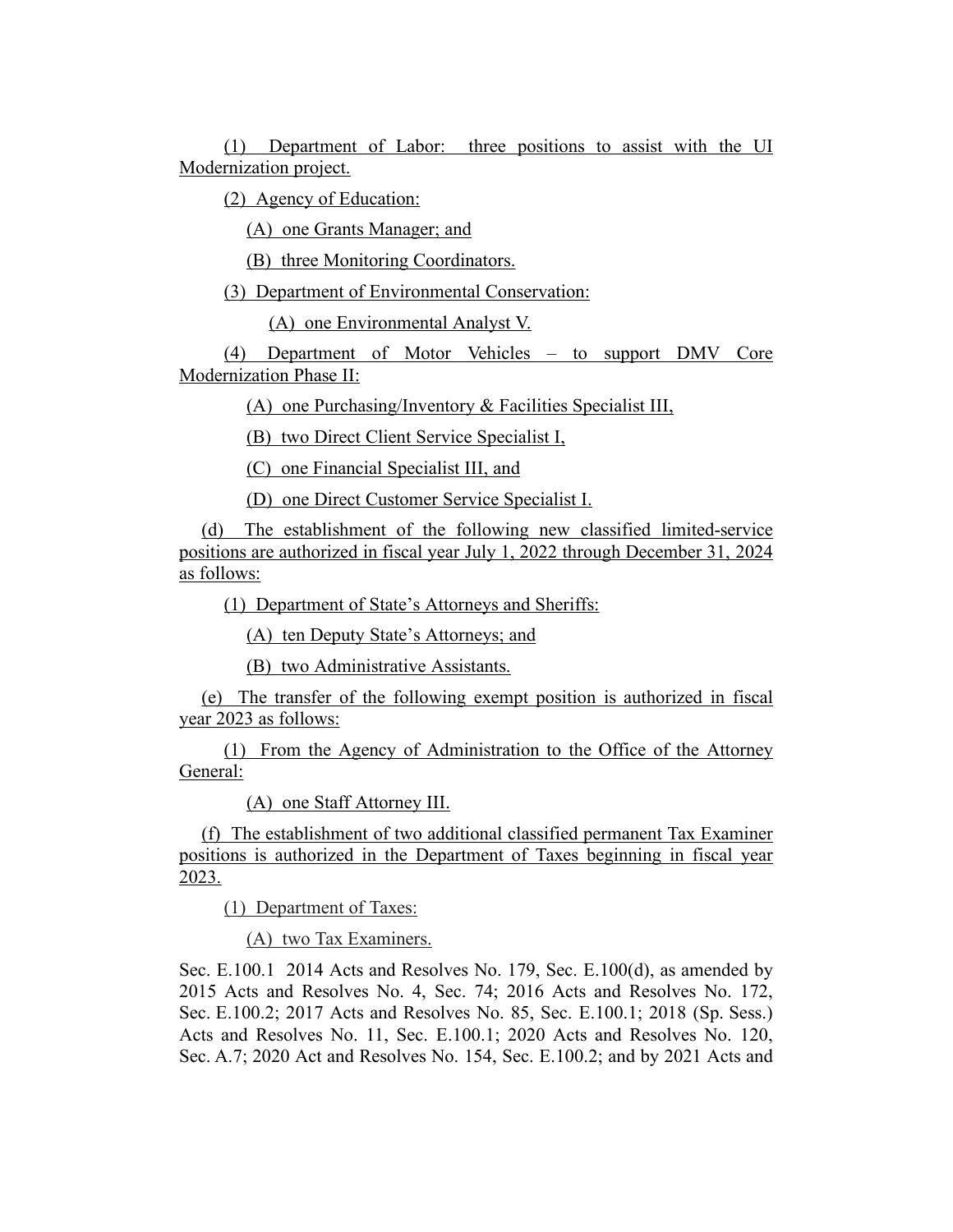(1) Department of Labor: three positions to assist with the UI Modernization project.

(2) Agency of Education:

(A) one Grants Manager; and

(B) three Monitoring Coordinators.

(3) Department of Environmental Conservation:

(A) one Environmental Analyst V.

(4) Department of Motor Vehicles – to support DMV Core Modernization Phase II:

(A) one Purchasing/Inventory & Facilities Specialist III,

(B) two Direct Client Service Specialist I,

(C) one Financial Specialist III, and

(D) one Direct Customer Service Specialist I.

(d) The establishment of the following new classified limited-service positions are authorized in fiscal year July 1, 2022 through December 31, 2024 as follows:

(1) Department of State's Attorneys and Sheriffs:

(A) ten Deputy State's Attorneys; and

(B) two Administrative Assistants.

(e) The transfer of the following exempt position is authorized in fiscal year 2023 as follows:

(1) From the Agency of Administration to the Office of the Attorney General:

(A) one Staff Attorney III.

(f) The establishment of two additional classified permanent Tax Examiner positions is authorized in the Department of Taxes beginning in fiscal year 2023.

(1) Department of Taxes:

(A) two Tax Examiners.

Sec. E.100.1 2014 Acts and Resolves No. 179, Sec. E.100(d), as amended by 2015 Acts and Resolves No. 4, Sec. 74; 2016 Acts and Resolves No. 172, Sec. E.100.2; 2017 Acts and Resolves No. 85, Sec. E.100.1; 2018 (Sp. Sess.) Acts and Resolves No. 11, Sec. E.100.1; 2020 Acts and Resolves No. 120, Sec. A.7; 2020 Act and Resolves No. 154, Sec. E.100.2; and by 2021 Acts and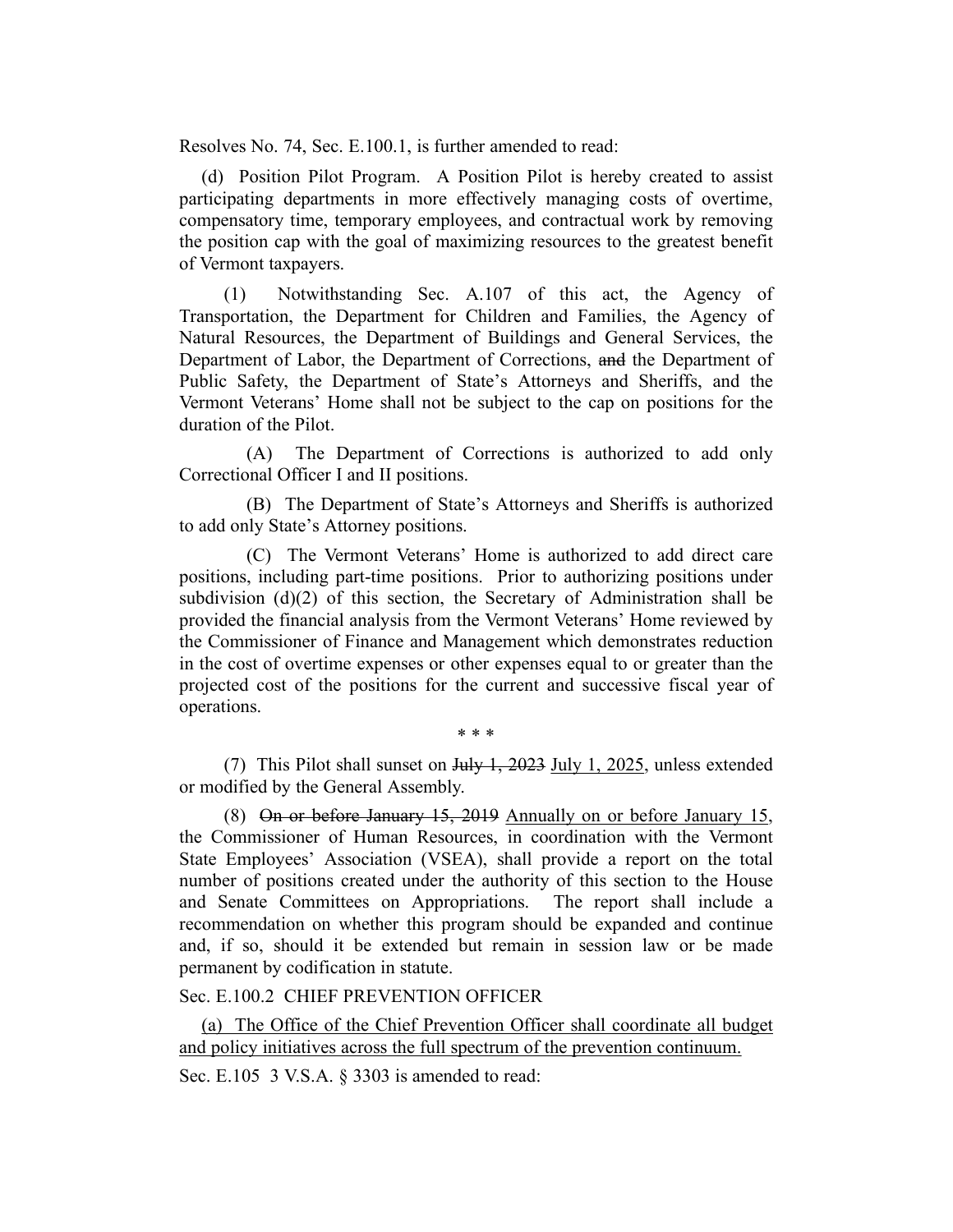Resolves No. 74, Sec. E.100.1, is further amended to read:

(d) Position Pilot Program. A Position Pilot is hereby created to assist participating departments in more effectively managing costs of overtime, compensatory time, temporary employees, and contractual work by removing the position cap with the goal of maximizing resources to the greatest benefit of Vermont taxpayers.

(1) Notwithstanding Sec. A.107 of this act, the Agency of Transportation, the Department for Children and Families, the Agency of Natural Resources, the Department of Buildings and General Services, the Department of Labor, the Department of Corrections, ~~and~~ the Department of Public Safety, the Department of State's Attorneys and Sheriffs, and the Vermont Veterans' Home shall not be subject to the cap on positions for the duration of the Pilot.

(A) The Department of Corrections is authorized to add only Correctional Officer I and II positions.

(B) The Department of State's Attorneys and Sheriffs is authorized to add only State's Attorney positions.

(C) The Vermont Veterans' Home is authorized to add direct care positions, including part-time positions. Prior to authorizing positions under subdivision (d)(2) of this section, the Secretary of Administration shall be provided the financial analysis from the Vermont Veterans' Home reviewed by the Commissioner of Finance and Management which demonstrates reduction in the cost of overtime expenses or other expenses equal to or greater than the projected cost of the positions for the current and successive fiscal year of operations.

\* \* \*

(7) This Pilot shall sunset on ~~July 1, 2023~~ <u>July 1, 2025</u>, unless extended or modified by the General Assembly.

(8) ~~On or before January 15, 2019~~ <u>Annually on or before January 15</u>, the Commissioner of Human Resources, in coordination with the Vermont State Employees' Association (VSEA), shall provide a report on the total number of positions created under the authority of this section to the House and Senate Committees on Appropriations. The report shall include a recommendation on whether this program should be expanded and continue and, if so, should it be extended but remain in session law or be made permanent by codification in statute.

Sec. E.100.2 CHIEF PREVENTION OFFICER

<u>(a) The Office of the Chief Prevention Officer shall coordinate all budget and policy initiatives across the full spectrum of the prevention continuum.</u>

Sec. E.105 3 V.S.A. § 3303 is amended to read: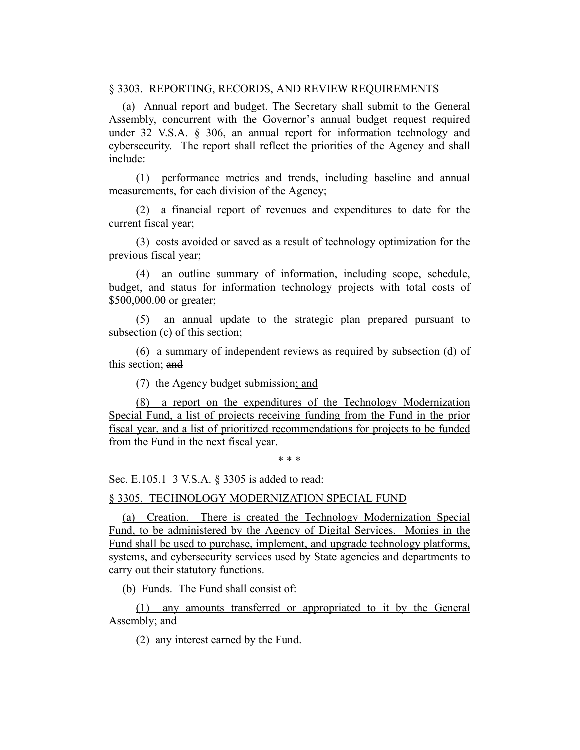§ 3303. REPORTING, RECORDS, AND REVIEW REQUIREMENTS

(a) Annual report and budget. The Secretary shall submit to the General Assembly, concurrent with the Governor's annual budget request required under 32 V.S.A. § 306, an annual report for information technology and cybersecurity. The report shall reflect the priorities of the Agency and shall include:

(1) performance metrics and trends, including baseline and annual measurements, for each division of the Agency;

(2) a financial report of revenues and expenditures to date for the current fiscal year;

(3) costs avoided or saved as a result of technology optimization for the previous fiscal year;

(4) an outline summary of information, including scope, schedule, budget, and status for information technology projects with total costs of $500,000.00 or greater;

(5) an annual update to the strategic plan prepared pursuant to subsection (c) of this section;

(6) a summary of independent reviews as required by subsection (d) of this section; ~~and~~

(7) the Agency budget submission<u>; and</u>

<u>(8) a report on the expenditures of the Technology Modernization Special Fund, a list of projects receiving funding from the Fund in the prior fiscal year, and a list of prioritized recommendations for projects to be funded from the Fund in the next fiscal year</u>.

\* \* \*

Sec. E.105.1 3 V.S.A. § 3305 is added to read:

<u>§ 3305. TECHNOLOGY MODERNIZATION SPECIAL FUND</u>

<u>(a) Creation. There is created the Technology Modernization Special Fund, to be administered by the Agency of Digital Services. Monies in the Fund shall be used to purchase, implement, and upgrade technology platforms, systems, and cybersecurity services used by State agencies and departments to carry out their statutory functions.</u>

<u>(b) Funds. The Fund shall consist of:</u>

<u>(1) any amounts transferred or appropriated to it by the General Assembly; and</u>

<u>(2) any interest earned by the Fund.</u>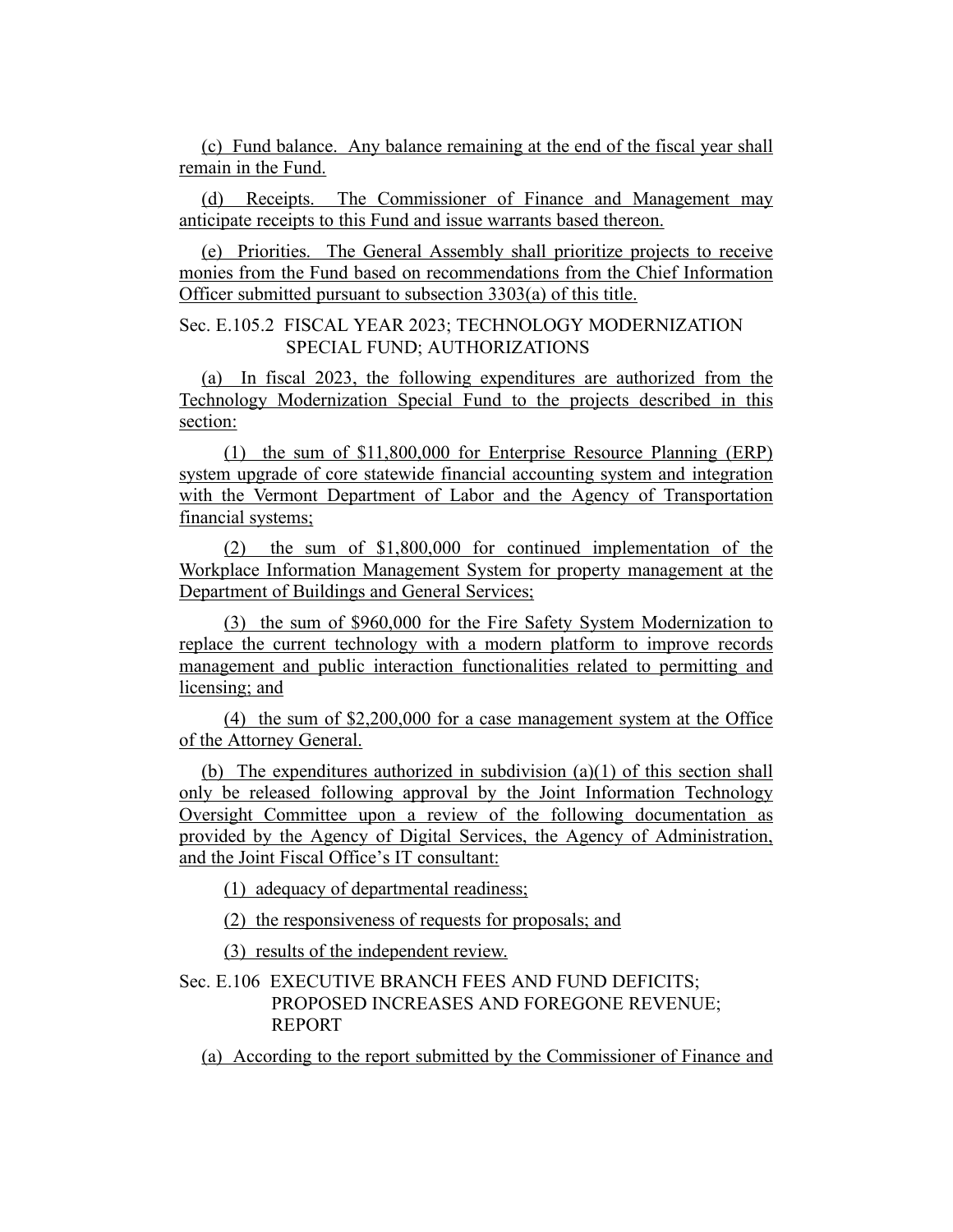(c) Fund balance. Any balance remaining at the end of the fiscal year shall remain in the Fund.

(d) Receipts. The Commissioner of Finance and Management may anticipate receipts to this Fund and issue warrants based thereon.

(e) Priorities. The General Assembly shall prioritize projects to receive monies from the Fund based on recommendations from the Chief Information Officer submitted pursuant to subsection 3303(a) of this title.

Sec. E.105.2 FISCAL YEAR 2023; TECHNOLOGY MODERNIZATION SPECIAL FUND; AUTHORIZATIONS

(a) In fiscal 2023, the following expenditures are authorized from the Technology Modernization Special Fund to the projects described in this section:

(1) the sum of $11,800,000 for Enterprise Resource Planning (ERP) system upgrade of core statewide financial accounting system and integration with the Vermont Department of Labor and the Agency of Transportation financial systems;

(2) the sum of $1,800,000 for continued implementation of the Workplace Information Management System for property management at the Department of Buildings and General Services;

(3) the sum of $960,000 for the Fire Safety System Modernization to replace the current technology with a modern platform to improve records management and public interaction functionalities related to permitting and licensing; and

(4) the sum of $2,200,000 for a case management system at the Office of the Attorney General.

(b) The expenditures authorized in subdivision (a)(1) of this section shall only be released following approval by the Joint Information Technology Oversight Committee upon a review of the following documentation as provided by the Agency of Digital Services, the Agency of Administration, and the Joint Fiscal Office's IT consultant:

(1) adequacy of departmental readiness;

(2) the responsiveness of requests for proposals; and

(3) results of the independent review.

Sec. E.106 EXECUTIVE BRANCH FEES AND FUND DEFICITS; PROPOSED INCREASES AND FOREGONE REVENUE; REPORT

(a) According to the report submitted by the Commissioner of Finance and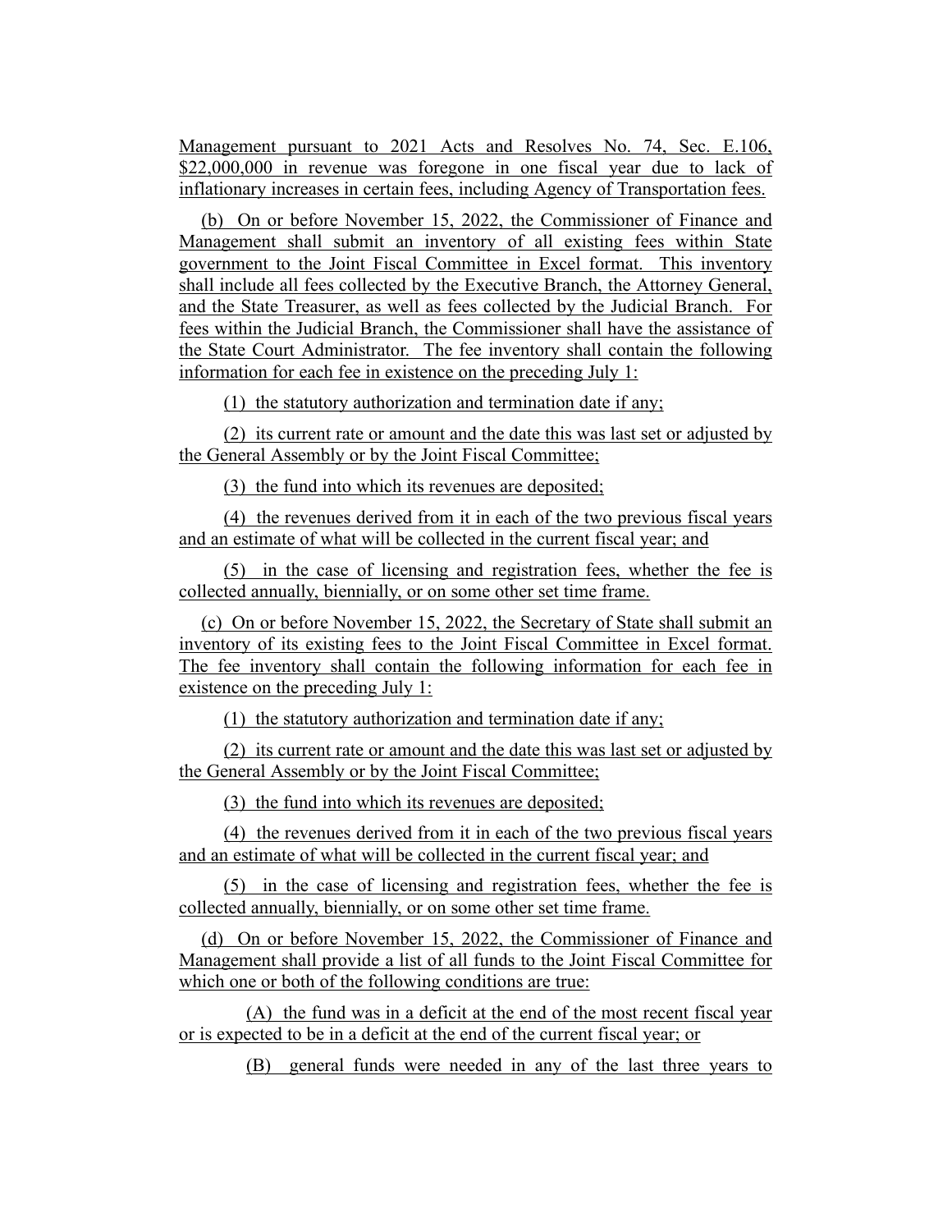Management pursuant to 2021 Acts and Resolves No. 74, Sec. E.106, $22,000,000 in revenue was foregone in one fiscal year due to lack of inflationary increases in certain fees, including Agency of Transportation fees.

(b) On or before November 15, 2022, the Commissioner of Finance and Management shall submit an inventory of all existing fees within State government to the Joint Fiscal Committee in Excel format. This inventory shall include all fees collected by the Executive Branch, the Attorney General, and the State Treasurer, as well as fees collected by the Judicial Branch. For fees within the Judicial Branch, the Commissioner shall have the assistance of the State Court Administrator. The fee inventory shall contain the following information for each fee in existence on the preceding July 1:

(1) the statutory authorization and termination date if any;

(2) its current rate or amount and the date this was last set or adjusted by the General Assembly or by the Joint Fiscal Committee;

(3) the fund into which its revenues are deposited;

(4) the revenues derived from it in each of the two previous fiscal years and an estimate of what will be collected in the current fiscal year; and

(5) in the case of licensing and registration fees, whether the fee is collected annually, biennially, or on some other set time frame.

(c) On or before November 15, 2022, the Secretary of State shall submit an inventory of its existing fees to the Joint Fiscal Committee in Excel format. The fee inventory shall contain the following information for each fee in existence on the preceding July 1:

(1) the statutory authorization and termination date if any;

(2) its current rate or amount and the date this was last set or adjusted by the General Assembly or by the Joint Fiscal Committee;

(3) the fund into which its revenues are deposited;

(4) the revenues derived from it in each of the two previous fiscal years and an estimate of what will be collected in the current fiscal year; and

(5) in the case of licensing and registration fees, whether the fee is collected annually, biennially, or on some other set time frame.

(d) On or before November 15, 2022, the Commissioner of Finance and Management shall provide a list of all funds to the Joint Fiscal Committee for which one or both of the following conditions are true:

(A) the fund was in a deficit at the end of the most recent fiscal year or is expected to be in a deficit at the end of the current fiscal year; or

(B) general funds were needed in any of the last three years to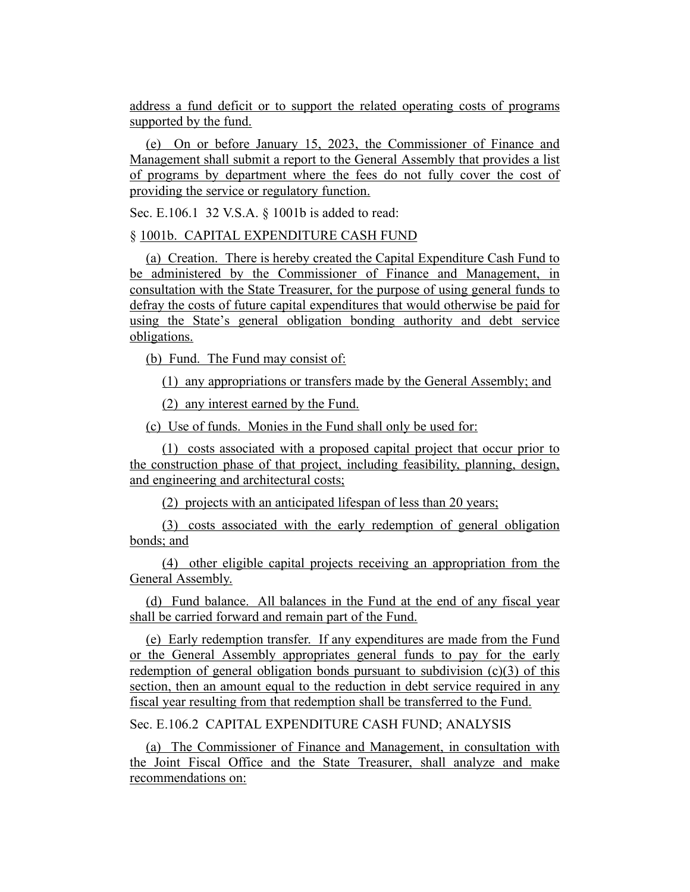address a fund deficit or to support the related operating costs of programs supported by the fund.

(e) On or before January 15, 2023, the Commissioner of Finance and Management shall submit a report to the General Assembly that provides a list of programs by department where the fees do not fully cover the cost of providing the service or regulatory function.

Sec. E.106.1 32 V.S.A. § 1001b is added to read:

§ 1001b. CAPITAL EXPENDITURE CASH FUND

(a) Creation. There is hereby created the Capital Expenditure Cash Fund to be administered by the Commissioner of Finance and Management, in consultation with the State Treasurer, for the purpose of using general funds to defray the costs of future capital expenditures that would otherwise be paid for using the State's general obligation bonding authority and debt service obligations.

(b) Fund. The Fund may consist of:

(1) any appropriations or transfers made by the General Assembly; and

(2) any interest earned by the Fund.

(c) Use of funds. Monies in the Fund shall only be used for:

(1) costs associated with a proposed capital project that occur prior to the construction phase of that project, including feasibility, planning, design, and engineering and architectural costs;

(2) projects with an anticipated lifespan of less than 20 years;

(3) costs associated with the early redemption of general obligation bonds; and

(4) other eligible capital projects receiving an appropriation from the General Assembly.

(d) Fund balance. All balances in the Fund at the end of any fiscal year shall be carried forward and remain part of the Fund.

(e) Early redemption transfer. If any expenditures are made from the Fund or the General Assembly appropriates general funds to pay for the early redemption of general obligation bonds pursuant to subdivision (c)(3) of this section, then an amount equal to the reduction in debt service required in any fiscal year resulting from that redemption shall be transferred to the Fund.

Sec. E.106.2 CAPITAL EXPENDITURE CASH FUND; ANALYSIS

(a) The Commissioner of Finance and Management, in consultation with the Joint Fiscal Office and the State Treasurer, shall analyze and make recommendations on: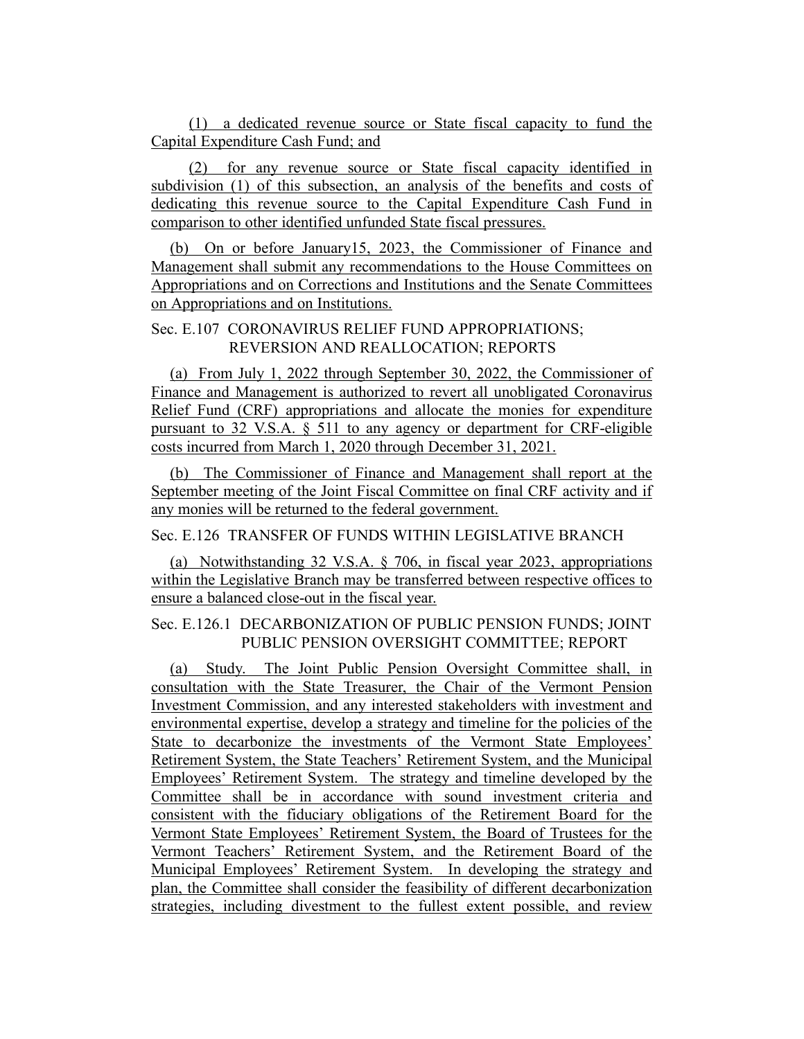(1) a dedicated revenue source or State fiscal capacity to fund the Capital Expenditure Cash Fund; and

(2) for any revenue source or State fiscal capacity identified in subdivision (1) of this subsection, an analysis of the benefits and costs of dedicating this revenue source to the Capital Expenditure Cash Fund in comparison to other identified unfunded State fiscal pressures.

(b) On or before January15, 2023, the Commissioner of Finance and Management shall submit any recommendations to the House Committees on Appropriations and on Corrections and Institutions and the Senate Committees on Appropriations and on Institutions.

Sec. E.107 CORONAVIRUS RELIEF FUND APPROPRIATIONS; REVERSION AND REALLOCATION; REPORTS

(a) From July 1, 2022 through September 30, 2022, the Commissioner of Finance and Management is authorized to revert all unobligated Coronavirus Relief Fund (CRF) appropriations and allocate the monies for expenditure pursuant to 32 V.S.A. § 511 to any agency or department for CRF-eligible costs incurred from March 1, 2020 through December 31, 2021.

(b) The Commissioner of Finance and Management shall report at the September meeting of the Joint Fiscal Committee on final CRF activity and if any monies will be returned to the federal government.

Sec. E.126 TRANSFER OF FUNDS WITHIN LEGISLATIVE BRANCH

(a) Notwithstanding 32 V.S.A. § 706, in fiscal year 2023, appropriations within the Legislative Branch may be transferred between respective offices to ensure a balanced close-out in the fiscal year.

Sec. E.126.1 DECARBONIZATION OF PUBLIC PENSION FUNDS; JOINT PUBLIC PENSION OVERSIGHT COMMITTEE; REPORT

(a) Study. The Joint Public Pension Oversight Committee shall, in consultation with the State Treasurer, the Chair of the Vermont Pension Investment Commission, and any interested stakeholders with investment and environmental expertise, develop a strategy and timeline for the policies of the State to decarbonize the investments of the Vermont State Employees' Retirement System, the State Teachers' Retirement System, and the Municipal Employees' Retirement System. The strategy and timeline developed by the Committee shall be in accordance with sound investment criteria and consistent with the fiduciary obligations of the Retirement Board for the Vermont State Employees' Retirement System, the Board of Trustees for the Vermont Teachers' Retirement System, and the Retirement Board of the Municipal Employees' Retirement System. In developing the strategy and plan, the Committee shall consider the feasibility of different decarbonization strategies, including divestment to the fullest extent possible, and review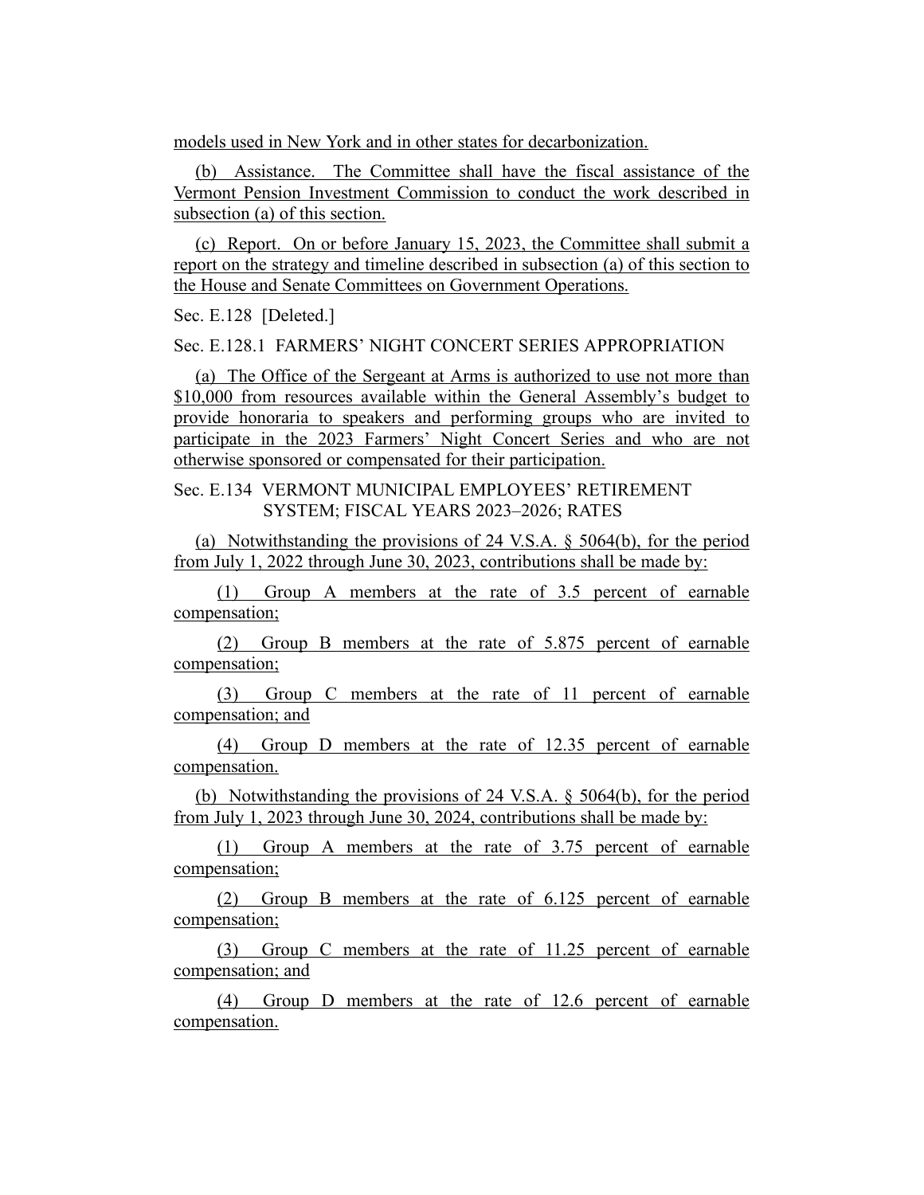models used in New York and in other states for decarbonization.

(b) Assistance. The Committee shall have the fiscal assistance of the Vermont Pension Investment Commission to conduct the work described in subsection (a) of this section.

(c) Report. On or before January 15, 2023, the Committee shall submit a report on the strategy and timeline described in subsection (a) of this section to the House and Senate Committees on Government Operations.

Sec. E.128 [Deleted.]

Sec. E.128.1 FARMERS' NIGHT CONCERT SERIES APPROPRIATION

(a) The Office of the Sergeant at Arms is authorized to use not more than $10,000 from resources available within the General Assembly's budget to provide honoraria to speakers and performing groups who are invited to participate in the 2023 Farmers' Night Concert Series and who are not otherwise sponsored or compensated for their participation.

Sec. E.134 VERMONT MUNICIPAL EMPLOYEES' RETIREMENT SYSTEM; FISCAL YEARS 2023–2026; RATES

(a) Notwithstanding the provisions of 24 V.S.A. § 5064(b), for the period from July 1, 2022 through June 30, 2023, contributions shall be made by:

(1) Group A members at the rate of 3.5 percent of earnable compensation;

(2) Group B members at the rate of 5.875 percent of earnable compensation;

(3) Group C members at the rate of 11 percent of earnable compensation; and

(4) Group D members at the rate of 12.35 percent of earnable compensation.

(b) Notwithstanding the provisions of 24 V.S.A. § 5064(b), for the period from July 1, 2023 through June 30, 2024, contributions shall be made by:

(1) Group A members at the rate of 3.75 percent of earnable compensation;

(2) Group B members at the rate of 6.125 percent of earnable compensation;

(3) Group C members at the rate of 11.25 percent of earnable compensation; and

(4) Group D members at the rate of 12.6 percent of earnable compensation.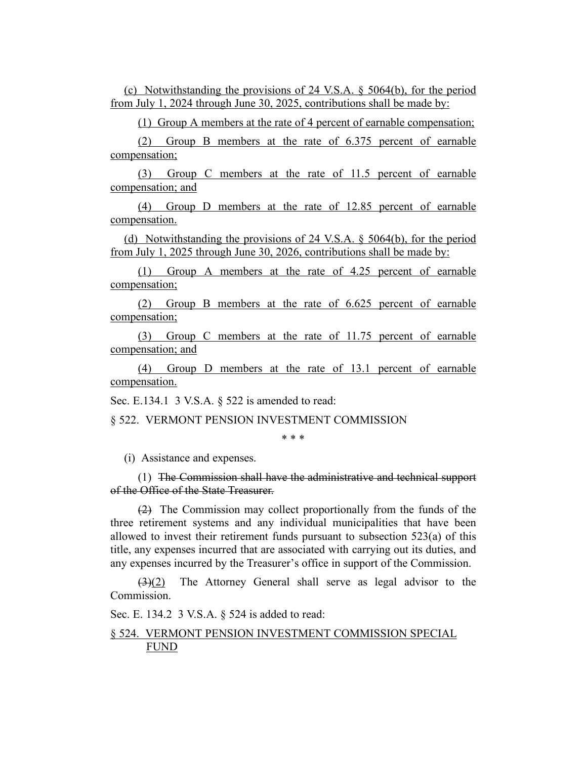(c) Notwithstanding the provisions of 24 V.S.A. § 5064(b), for the period from July 1, 2024 through June 30, 2025, contributions shall be made by:

(1) Group A members at the rate of 4 percent of earnable compensation;

(2) Group B members at the rate of 6.375 percent of earnable compensation;

(3) Group C members at the rate of 11.5 percent of earnable compensation; and

(4) Group D members at the rate of 12.85 percent of earnable compensation.

(d) Notwithstanding the provisions of 24 V.S.A. § 5064(b), for the period from July 1, 2025 through June 30, 2026, contributions shall be made by:

(1) Group A members at the rate of 4.25 percent of earnable compensation;

(2) Group B members at the rate of 6.625 percent of earnable compensation;

(3) Group C members at the rate of 11.75 percent of earnable compensation; and

(4) Group D members at the rate of 13.1 percent of earnable compensation.

Sec. E.134.1 3 V.S.A. § 522 is amended to read:

§ 522. VERMONT PENSION INVESTMENT COMMISSION

\* \* \*

(i) Assistance and expenses.

(1) ~~The Commission shall have the administrative and technical support of the Office of the State Treasurer.~~

~~(2)~~ The Commission may collect proportionally from the funds of the three retirement systems and any individual municipalities that have been allowed to invest their retirement funds pursuant to subsection 523(a) of this title, any expenses incurred that are associated with carrying out its duties, and any expenses incurred by the Treasurer's office in support of the Commission.

~~(3)~~(2) The Attorney General shall serve as legal advisor to the Commission.

Sec. E. 134.2 3 V.S.A. § 524 is added to read:

§ 524. VERMONT PENSION INVESTMENT COMMISSION SPECIAL FUND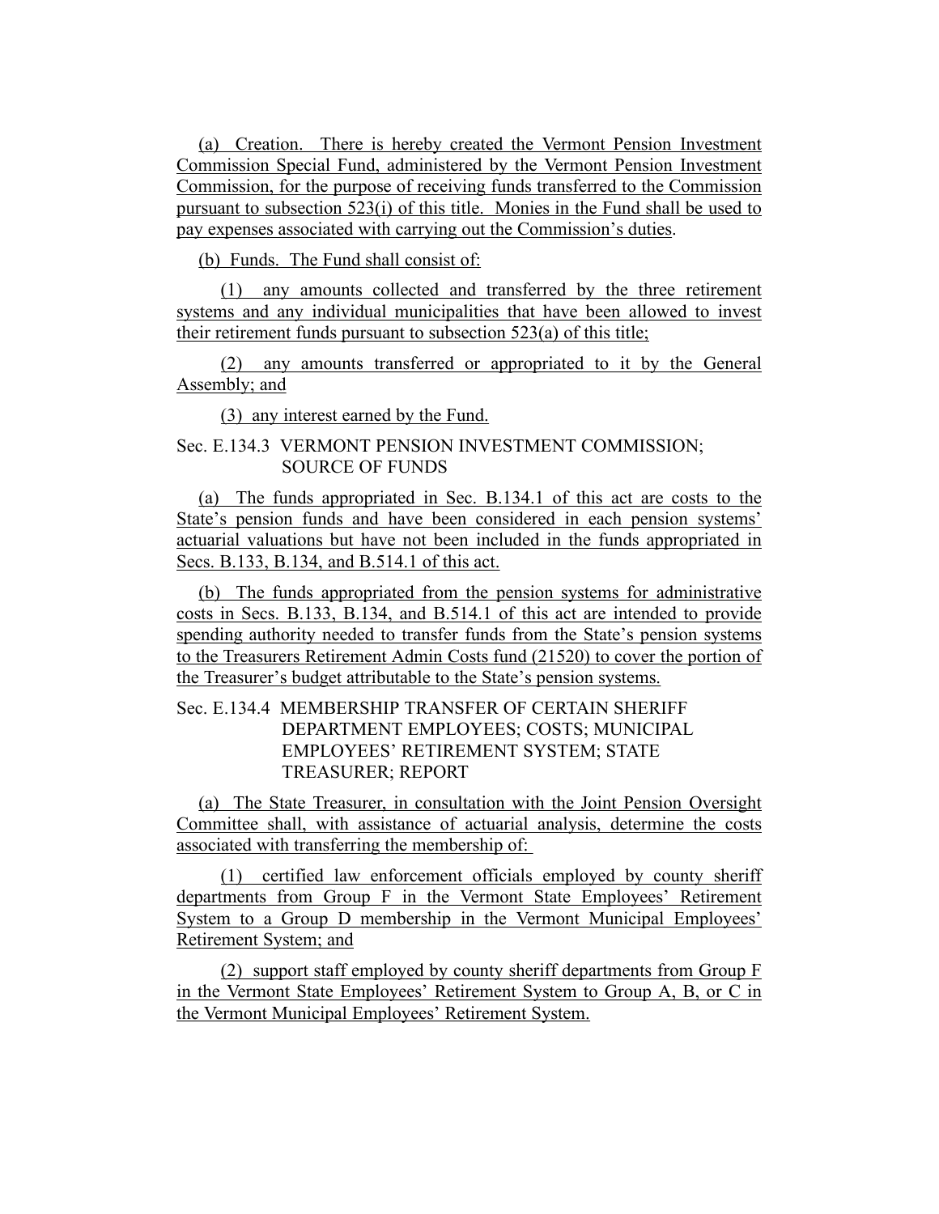(a) Creation. There is hereby created the Vermont Pension Investment Commission Special Fund, administered by the Vermont Pension Investment Commission, for the purpose of receiving funds transferred to the Commission pursuant to subsection 523(i) of this title. Monies in the Fund shall be used to pay expenses associated with carrying out the Commission's duties.

(b) Funds. The Fund shall consist of:

(1) any amounts collected and transferred by the three retirement systems and any individual municipalities that have been allowed to invest their retirement funds pursuant to subsection 523(a) of this title;

(2) any amounts transferred or appropriated to it by the General Assembly; and

(3) any interest earned by the Fund.

Sec. E.134.3 VERMONT PENSION INVESTMENT COMMISSION; SOURCE OF FUNDS

(a) The funds appropriated in Sec. B.134.1 of this act are costs to the State's pension funds and have been considered in each pension systems' actuarial valuations but have not been included in the funds appropriated in Secs. B.133, B.134, and B.514.1 of this act.

(b) The funds appropriated from the pension systems for administrative costs in Secs. B.133, B.134, and B.514.1 of this act are intended to provide spending authority needed to transfer funds from the State's pension systems to the Treasurers Retirement Admin Costs fund (21520) to cover the portion of the Treasurer's budget attributable to the State's pension systems.

Sec. E.134.4 MEMBERSHIP TRANSFER OF CERTAIN SHERIFF DEPARTMENT EMPLOYEES; COSTS; MUNICIPAL EMPLOYEES' RETIREMENT SYSTEM; STATE TREASURER; REPORT

(a) The State Treasurer, in consultation with the Joint Pension Oversight Committee shall, with assistance of actuarial analysis, determine the costs associated with transferring the membership of:

(1) certified law enforcement officials employed by county sheriff departments from Group F in the Vermont State Employees' Retirement System to a Group D membership in the Vermont Municipal Employees' Retirement System; and

(2) support staff employed by county sheriff departments from Group F in the Vermont State Employees' Retirement System to Group A, B, or C in the Vermont Municipal Employees' Retirement System.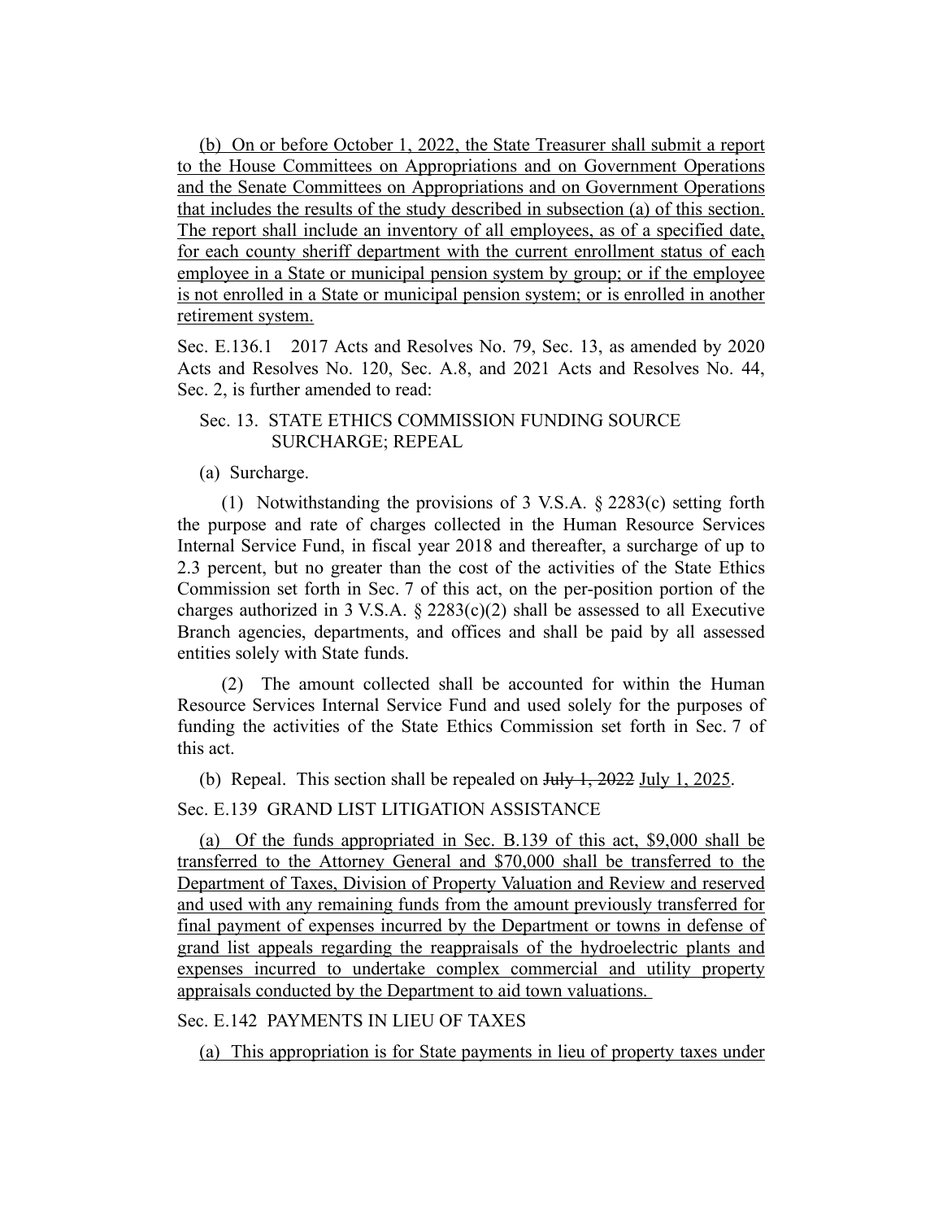(b) On or before October 1, 2022, the State Treasurer shall submit a report to the House Committees on Appropriations and on Government Operations and the Senate Committees on Appropriations and on Government Operations that includes the results of the study described in subsection (a) of this section. The report shall include an inventory of all employees, as of a specified date, for each county sheriff department with the current enrollment status of each employee in a State or municipal pension system by group; or if the employee is not enrolled in a State or municipal pension system; or is enrolled in another retirement system.

Sec. E.136.1 2017 Acts and Resolves No. 79, Sec. 13, as amended by 2020 Acts and Resolves No. 120, Sec. A.8, and 2021 Acts and Resolves No. 44, Sec. 2, is further amended to read:

Sec. 13. STATE ETHICS COMMISSION FUNDING SOURCE SURCHARGE; REPEAL

(a) Surcharge.

(1) Notwithstanding the provisions of 3 V.S.A. § 2283(c) setting forth the purpose and rate of charges collected in the Human Resource Services Internal Service Fund, in fiscal year 2018 and thereafter, a surcharge of up to 2.3 percent, but no greater than the cost of the activities of the State Ethics Commission set forth in Sec. 7 of this act, on the per-position portion of the charges authorized in 3 V.S.A. § 2283(c)(2) shall be assessed to all Executive Branch agencies, departments, and offices and shall be paid by all assessed entities solely with State funds.

(2) The amount collected shall be accounted for within the Human Resource Services Internal Service Fund and used solely for the purposes of funding the activities of the State Ethics Commission set forth in Sec. 7 of this act.

(b) Repeal. This section shall be repealed on ~~July 1, 2022~~ July 1, 2025.

Sec. E.139 GRAND LIST LITIGATION ASSISTANCE

(a) Of the funds appropriated in Sec. B.139 of this act, $9,000 shall be transferred to the Attorney General and $70,000 shall be transferred to the Department of Taxes, Division of Property Valuation and Review and reserved and used with any remaining funds from the amount previously transferred for final payment of expenses incurred by the Department or towns in defense of grand list appeals regarding the reappraisals of the hydroelectric plants and expenses incurred to undertake complex commercial and utility property appraisals conducted by the Department to aid town valuations.

Sec. E.142 PAYMENTS IN LIEU OF TAXES

(a) This appropriation is for State payments in lieu of property taxes under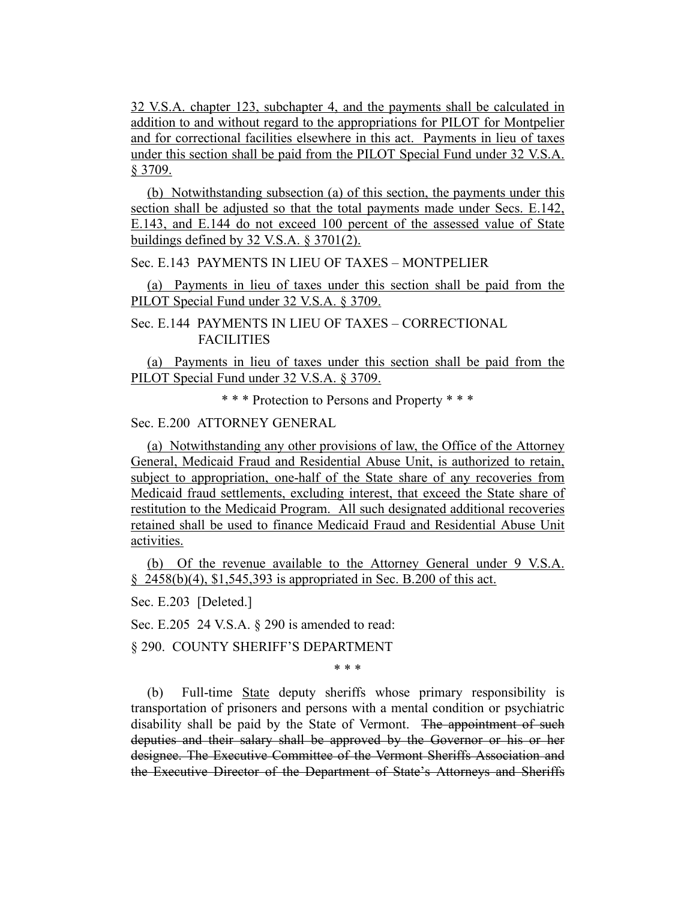32 V.S.A. chapter 123, subchapter 4, and the payments shall be calculated in addition to and without regard to the appropriations for PILOT for Montpelier and for correctional facilities elsewhere in this act. Payments in lieu of taxes under this section shall be paid from the PILOT Special Fund under 32 V.S.A. § 3709.

(b) Notwithstanding subsection (a) of this section, the payments under this section shall be adjusted so that the total payments made under Secs. E.142, E.143, and E.144 do not exceed 100 percent of the assessed value of State buildings defined by 32 V.S.A. § 3701(2).

Sec. E.143 PAYMENTS IN LIEU OF TAXES – MONTPELIER

(a) Payments in lieu of taxes under this section shall be paid from the PILOT Special Fund under 32 V.S.A. § 3709.

Sec. E.144 PAYMENTS IN LIEU OF TAXES – CORRECTIONAL FACILITIES

(a) Payments in lieu of taxes under this section shall be paid from the PILOT Special Fund under 32 V.S.A. § 3709.

\* \* \* Protection to Persons and Property \* \* \*

Sec. E.200 ATTORNEY GENERAL

(a) Notwithstanding any other provisions of law, the Office of the Attorney General, Medicaid Fraud and Residential Abuse Unit, is authorized to retain, subject to appropriation, one-half of the State share of any recoveries from Medicaid fraud settlements, excluding interest, that exceed the State share of restitution to the Medicaid Program. All such designated additional recoveries retained shall be used to finance Medicaid Fraud and Residential Abuse Unit activities.

(b) Of the revenue available to the Attorney General under 9 V.S.A. § 2458(b)(4), $1,545,393 is appropriated in Sec. B.200 of this act.

Sec. E.203 [Deleted.]

Sec. E.205 24 V.S.A. § 290 is amended to read:

§ 290. COUNTY SHERIFF'S DEPARTMENT

\* \* \*

(b) Full-time State deputy sheriffs whose primary responsibility is transportation of prisoners and persons with a mental condition or psychiatric disability shall be paid by the State of Vermont. ~~The appointment of such deputies and their salary shall be approved by the Governor or his or her designee. The Executive Committee of the Vermont Sheriffs Association and the Executive Director of the Department of State's Attorneys and Sheriffs~~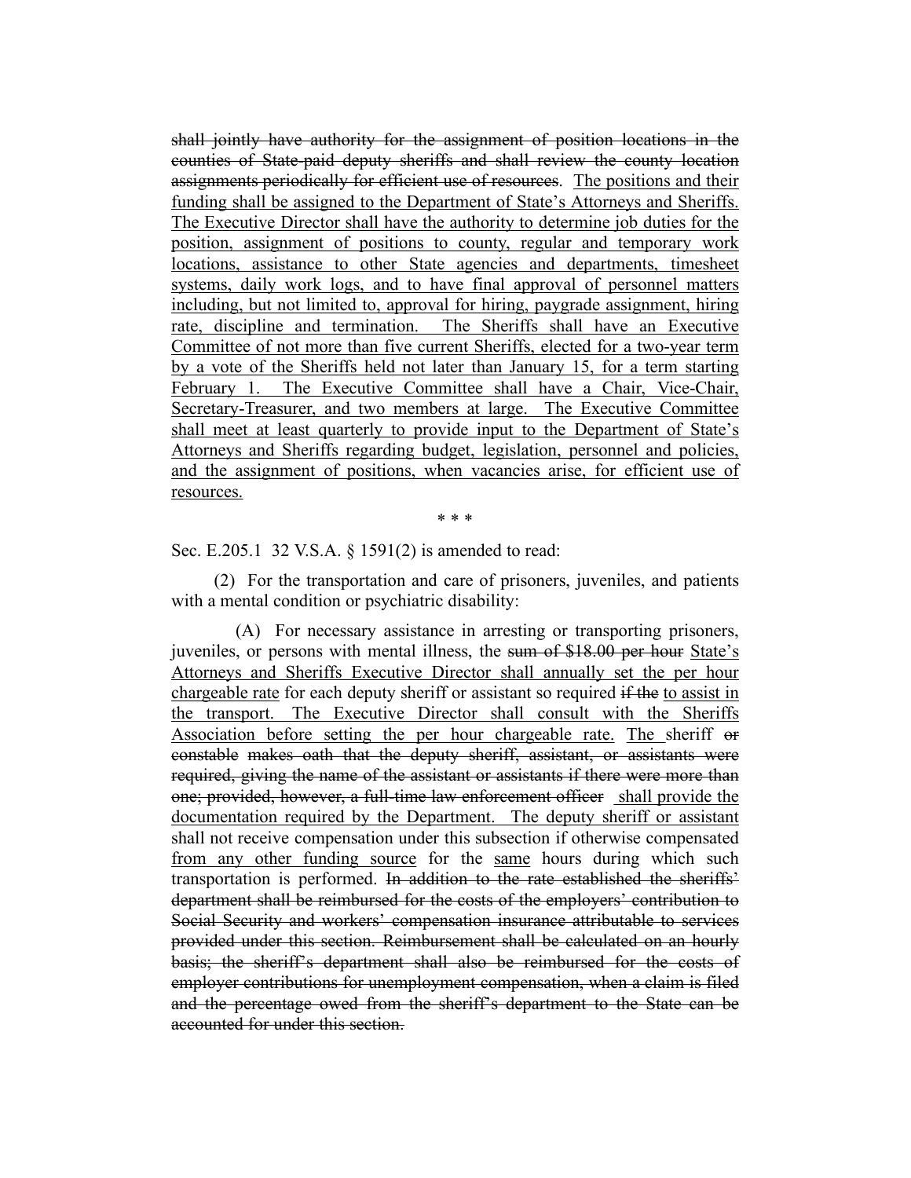~~shall jointly have authority for the assignment of position locations in the counties of State-paid deputy sheriffs and shall review the county location assignments periodically for efficient use of resources~~. <u>The positions and their funding shall be assigned to the Department of State's Attorneys and Sheriffs. The Executive Director shall have the authority to determine job duties for the position, assignment of positions to county, regular and temporary work locations, assistance to other State agencies and departments, timesheet systems, daily work logs, and to have final approval of personnel matters including, but not limited to, approval for hiring, paygrade assignment, hiring rate, discipline and termination. The Sheriffs shall have an Executive Committee of not more than five current Sheriffs, elected for a two-year term by a vote of the Sheriffs held not later than January 15, for a term starting February 1. The Executive Committee shall have a Chair, Vice-Chair, Secretary-Treasurer, and two members at large. The Executive Committee shall meet at least quarterly to provide input to the Department of State's Attorneys and Sheriffs regarding budget, legislation, personnel and policies, and the assignment of positions, when vacancies arise, for efficient use of resources.</u>

\* \* \*

Sec. E.205.1 32 V.S.A. § 1591(2) is amended to read:

(2) For the transportation and care of prisoners, juveniles, and patients with a mental condition or psychiatric disability:

(A) For necessary assistance in arresting or transporting prisoners, juveniles, or persons with mental illness, the ~~sum of $18.00 per hour~~ <u>State's Attorneys and Sheriffs Executive Director shall annually set the per hour chargeable rate</u> for each deputy sheriff or assistant so required ~~if the~~ <u>to assist in the transport. The Executive Director shall consult with the Sheriffs Association before setting the per hour chargeable rate. The</u> sheriff ~~or constable~~ ~~makes oath that the deputy sheriff, assistant, or assistants were required, giving the name of the assistant or assistants if there were more than one; provided, however, a full-time law enforcement officer~~ <u>shall provide the documentation required by the Department. The deputy sheriff or assistant</u> shall not receive compensation under this subsection if otherwise compensated <u>from any other funding source</u> for the <u>same</u> hours during which such transportation is performed. ~~In addition to the rate established the sheriffs' department shall be reimbursed for the costs of the employers' contribution to Social Security and workers' compensation insurance attributable to services provided under this section. Reimbursement shall be calculated on an hourly basis; the sheriff's department shall also be reimbursed for the costs of employer contributions for unemployment compensation, when a claim is filed and the percentage owed from the sheriff's department to the State can be accounted for under this section.~~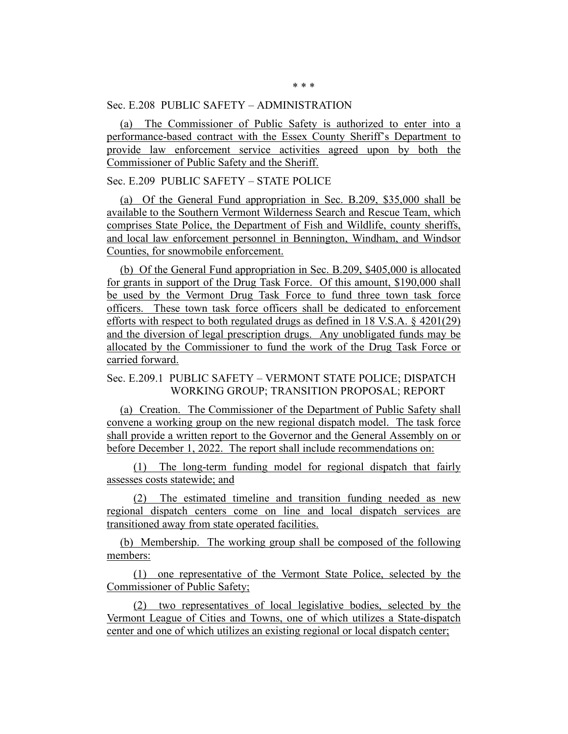\* \* \*

Sec. E.208 PUBLIC SAFETY – ADMINISTRATION

(a) The Commissioner of Public Safety is authorized to enter into a performance-based contract with the Essex County Sheriff's Department to provide law enforcement service activities agreed upon by both the Commissioner of Public Safety and the Sheriff.

Sec. E.209 PUBLIC SAFETY – STATE POLICE

(a) Of the General Fund appropriation in Sec. B.209, $35,000 shall be available to the Southern Vermont Wilderness Search and Rescue Team, which comprises State Police, the Department of Fish and Wildlife, county sheriffs, and local law enforcement personnel in Bennington, Windham, and Windsor Counties, for snowmobile enforcement.

(b) Of the General Fund appropriation in Sec. B.209, $405,000 is allocated for grants in support of the Drug Task Force. Of this amount, $190,000 shall be used by the Vermont Drug Task Force to fund three town task force officers. These town task force officers shall be dedicated to enforcement efforts with respect to both regulated drugs as defined in 18 V.S.A. § 4201(29) and the diversion of legal prescription drugs. Any unobligated funds may be allocated by the Commissioner to fund the work of the Drug Task Force or carried forward.

Sec. E.209.1 PUBLIC SAFETY – VERMONT STATE POLICE; DISPATCH WORKING GROUP; TRANSITION PROPOSAL; REPORT

(a) Creation. The Commissioner of the Department of Public Safety shall convene a working group on the new regional dispatch model. The task force shall provide a written report to the Governor and the General Assembly on or before December 1, 2022. The report shall include recommendations on:

(1) The long-term funding model for regional dispatch that fairly assesses costs statewide; and

(2) The estimated timeline and transition funding needed as new regional dispatch centers come on line and local dispatch services are transitioned away from state operated facilities.

(b) Membership. The working group shall be composed of the following members:

(1) one representative of the Vermont State Police, selected by the Commissioner of Public Safety;

(2) two representatives of local legislative bodies, selected by the Vermont League of Cities and Towns, one of which utilizes a State-dispatch center and one of which utilizes an existing regional or local dispatch center;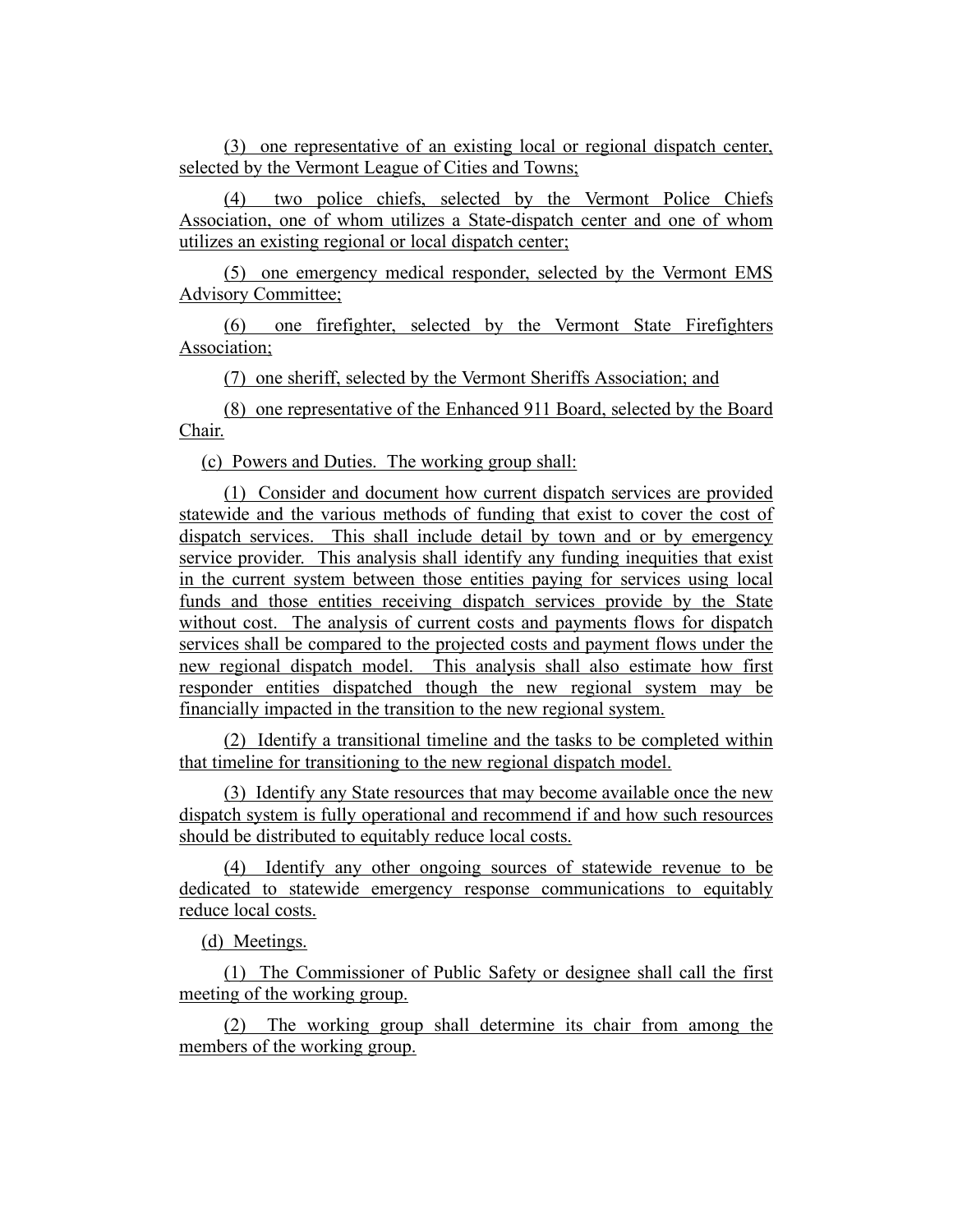(3) one representative of an existing local or regional dispatch center, selected by the Vermont League of Cities and Towns;

(4) two police chiefs, selected by the Vermont Police Chiefs Association, one of whom utilizes a State-dispatch center and one of whom utilizes an existing regional or local dispatch center;

(5) one emergency medical responder, selected by the Vermont EMS Advisory Committee;

(6) one firefighter, selected by the Vermont State Firefighters Association;

(7) one sheriff, selected by the Vermont Sheriffs Association; and

(8) one representative of the Enhanced 911 Board, selected by the Board Chair.

(c) Powers and Duties. The working group shall:

(1) Consider and document how current dispatch services are provided statewide and the various methods of funding that exist to cover the cost of dispatch services. This shall include detail by town and or by emergency service provider. This analysis shall identify any funding inequities that exist in the current system between those entities paying for services using local funds and those entities receiving dispatch services provide by the State without cost. The analysis of current costs and payments flows for dispatch services shall be compared to the projected costs and payment flows under the new regional dispatch model. This analysis shall also estimate how first responder entities dispatched though the new regional system may be financially impacted in the transition to the new regional system.

(2) Identify a transitional timeline and the tasks to be completed within that timeline for transitioning to the new regional dispatch model.

(3) Identify any State resources that may become available once the new dispatch system is fully operational and recommend if and how such resources should be distributed to equitably reduce local costs.

(4) Identify any other ongoing sources of statewide revenue to be dedicated to statewide emergency response communications to equitably reduce local costs.

(d) Meetings.

(1) The Commissioner of Public Safety or designee shall call the first meeting of the working group.

(2) The working group shall determine its chair from among the members of the working group.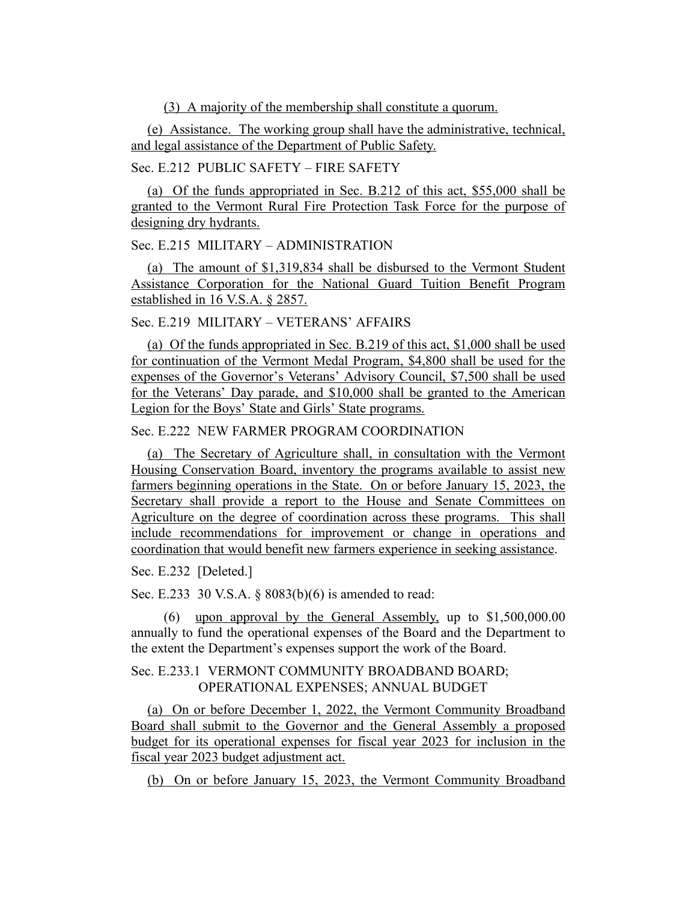(3) A majority of the membership shall constitute a quorum.

(e) Assistance. The working group shall have the administrative, technical, and legal assistance of the Department of Public Safety.

Sec. E.212 PUBLIC SAFETY – FIRE SAFETY

(a) Of the funds appropriated in Sec. B.212 of this act, $55,000 shall be granted to the Vermont Rural Fire Protection Task Force for the purpose of designing dry hydrants.

Sec. E.215 MILITARY – ADMINISTRATION

(a) The amount of $1,319,834 shall be disbursed to the Vermont Student Assistance Corporation for the National Guard Tuition Benefit Program established in 16 V.S.A. § 2857.

Sec. E.219 MILITARY – VETERANS' AFFAIRS

(a) Of the funds appropriated in Sec. B.219 of this act, $1,000 shall be used for continuation of the Vermont Medal Program, $4,800 shall be used for the expenses of the Governor's Veterans' Advisory Council, $7,500 shall be used for the Veterans' Day parade, and $10,000 shall be granted to the American Legion for the Boys' State and Girls' State programs.

Sec. E.222 NEW FARMER PROGRAM COORDINATION

(a) The Secretary of Agriculture shall, in consultation with the Vermont Housing Conservation Board, inventory the programs available to assist new farmers beginning operations in the State. On or before January 15, 2023, the Secretary shall provide a report to the House and Senate Committees on Agriculture on the degree of coordination across these programs. This shall include recommendations for improvement or change in operations and coordination that would benefit new farmers experience in seeking assistance.

Sec. E.232 [Deleted.]

Sec. E.233 30 V.S.A. § 8083(b)(6) is amended to read:

(6) upon approval by the General Assembly, up to $1,500,000.00 annually to fund the operational expenses of the Board and the Department to the extent the Department's expenses support the work of the Board.

Sec. E.233.1 VERMONT COMMUNITY BROADBAND BOARD; OPERATIONAL EXPENSES; ANNUAL BUDGET

(a) On or before December 1, 2022, the Vermont Community Broadband Board shall submit to the Governor and the General Assembly a proposed budget for its operational expenses for fiscal year 2023 for inclusion in the fiscal year 2023 budget adjustment act.

(b) On or before January 15, 2023, the Vermont Community Broadband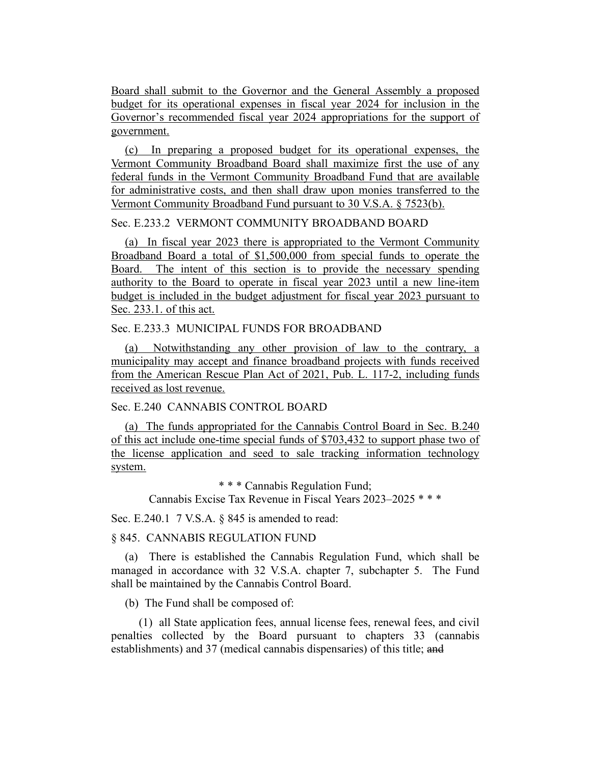Board shall submit to the Governor and the General Assembly a proposed budget for its operational expenses in fiscal year 2024 for inclusion in the Governor's recommended fiscal year 2024 appropriations for the support of government.

(c) In preparing a proposed budget for its operational expenses, the Vermont Community Broadband Board shall maximize first the use of any federal funds in the Vermont Community Broadband Fund that are available for administrative costs, and then shall draw upon monies transferred to the Vermont Community Broadband Fund pursuant to 30 V.S.A. § 7523(b).

Sec. E.233.2 VERMONT COMMUNITY BROADBAND BOARD

(a) In fiscal year 2023 there is appropriated to the Vermont Community Broadband Board a total of $1,500,000 from special funds to operate the Board. The intent of this section is to provide the necessary spending authority to the Board to operate in fiscal year 2023 until a new line-item budget is included in the budget adjustment for fiscal year 2023 pursuant to Sec. 233.1. of this act.

Sec. E.233.3 MUNICIPAL FUNDS FOR BROADBAND

(a) Notwithstanding any other provision of law to the contrary, a municipality may accept and finance broadband projects with funds received from the American Rescue Plan Act of 2021, Pub. L. 117-2, including funds received as lost revenue.

Sec. E.240 CANNABIS CONTROL BOARD

(a) The funds appropriated for the Cannabis Control Board in Sec. B.240 of this act include one-time special funds of $703,432 to support phase two of the license application and seed to sale tracking information technology system.

* * * Cannabis Regulation Fund;
Cannabis Excise Tax Revenue in Fiscal Years 2023–2025 * * *

Sec. E.240.1 7 V.S.A. § 845 is amended to read:

§ 845. CANNABIS REGULATION FUND

(a) There is established the Cannabis Regulation Fund, which shall be managed in accordance with 32 V.S.A. chapter 7, subchapter 5. The Fund shall be maintained by the Cannabis Control Board.

(b) The Fund shall be composed of:

(1) all State application fees, annual license fees, renewal fees, and civil penalties collected by the Board pursuant to chapters 33 (cannabis establishments) and 37 (medical cannabis dispensaries) of this title; ~~and~~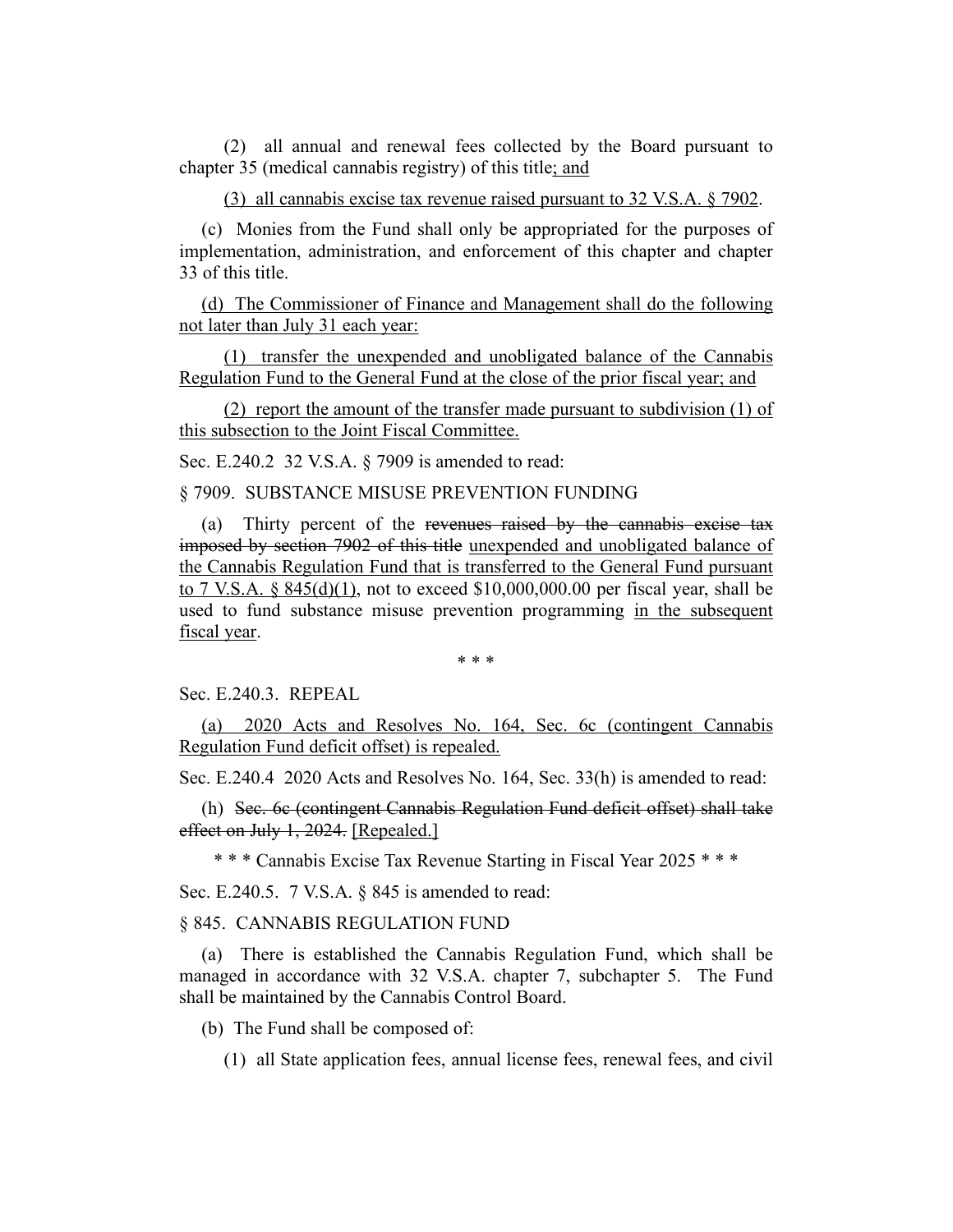(2) all annual and renewal fees collected by the Board pursuant to chapter 35 (medical cannabis registry) of this title; and

(3) all cannabis excise tax revenue raised pursuant to 32 V.S.A. § 7902.

(c) Monies from the Fund shall only be appropriated for the purposes of implementation, administration, and enforcement of this chapter and chapter 33 of this title.

(d) The Commissioner of Finance and Management shall do the following not later than July 31 each year:

(1) transfer the unexpended and unobligated balance of the Cannabis Regulation Fund to the General Fund at the close of the prior fiscal year; and

(2) report the amount of the transfer made pursuant to subdivision (1) of this subsection to the Joint Fiscal Committee.

Sec. E.240.2 32 V.S.A. § 7909 is amended to read:

§ 7909. SUBSTANCE MISUSE PREVENTION FUNDING

(a) Thirty percent of the ~~revenues raised by the cannabis excise tax imposed by section 7902 of this title~~ unexpended and unobligated balance of the Cannabis Regulation Fund that is transferred to the General Fund pursuant to 7 V.S.A. § 845(d)(1), not to exceed $10,000,000.00 per fiscal year, shall be used to fund substance misuse prevention programming in the subsequent fiscal year.

\* \* \*

Sec. E.240.3. REPEAL

(a) 2020 Acts and Resolves No. 164, Sec. 6c (contingent Cannabis Regulation Fund deficit offset) is repealed.

Sec. E.240.4 2020 Acts and Resolves No. 164, Sec. 33(h) is amended to read:

(h) ~~Sec. 6c (contingent Cannabis Regulation Fund deficit offset) shall take effect on July 1, 2024.~~ [Repealed.]

\* \* \* Cannabis Excise Tax Revenue Starting in Fiscal Year 2025 \* \* \*

Sec. E.240.5. 7 V.S.A. § 845 is amended to read:

§ 845. CANNABIS REGULATION FUND

(a) There is established the Cannabis Regulation Fund, which shall be managed in accordance with 32 V.S.A. chapter 7, subchapter 5. The Fund shall be maintained by the Cannabis Control Board.

(b) The Fund shall be composed of:

(1) all State application fees, annual license fees, renewal fees, and civil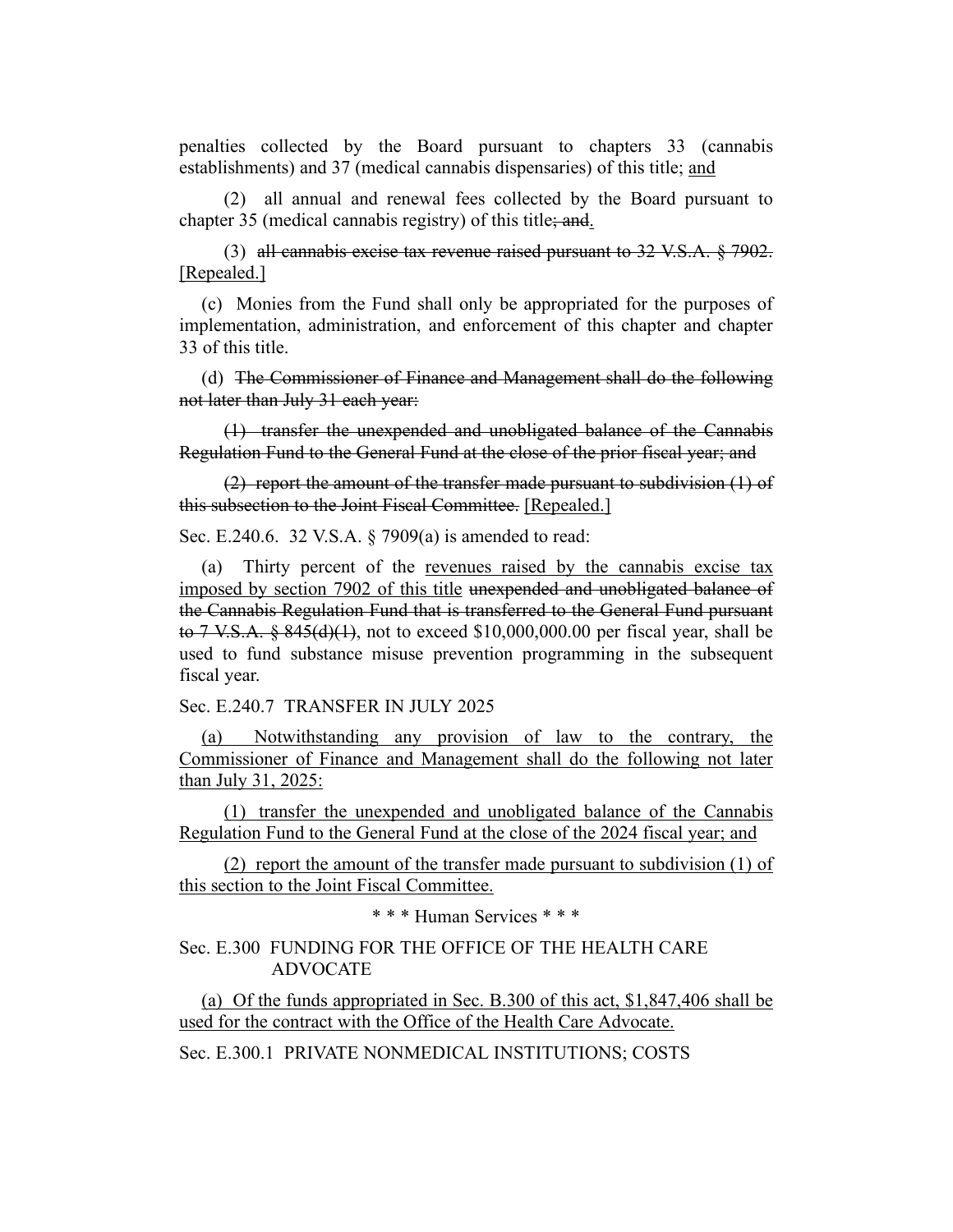penalties collected by the Board pursuant to chapters 33 (cannabis establishments) and 37 (medical cannabis dispensaries) of this title; <u>and</u>

(2) all annual and renewal fees collected by the Board pursuant to chapter 35 (medical cannabis registry) of this title~~; and~~<u>.</u>

(3) ~~all cannabis excise tax revenue raised pursuant to 32 V.S.A. § 7902.~~ <u>[Repealed.]</u>

(c) Monies from the Fund shall only be appropriated for the purposes of implementation, administration, and enforcement of this chapter and chapter 33 of this title.

(d) ~~The Commissioner of Finance and Management shall do the following not later than July 31 each year:~~

~~(1) transfer the unexpended and unobligated balance of the Cannabis Regulation Fund to the General Fund at the close of the prior fiscal year; and~~

~~(2) report the amount of the transfer made pursuant to subdivision (1) of this subsection to the Joint Fiscal Committee.~~ <u>[Repealed.]</u>

Sec. E.240.6. 32 V.S.A. § 7909(a) is amended to read:

(a) Thirty percent of the <u>revenues raised by the cannabis excise tax imposed by section 7902 of this title</u> ~~unexpended and unobligated balance of the Cannabis Regulation Fund that is transferred to the General Fund pursuant to 7 V.S.A. § 845(d)(1)~~, not to exceed $10,000,000.00 per fiscal year, shall be used to fund substance misuse prevention programming in the subsequent fiscal year.

Sec. E.240.7 TRANSFER IN JULY 2025

<u>(a) Notwithstanding any provision of law to the contrary, the Commissioner of Finance and Management shall do the following not later than July 31, 2025:</u>

<u>(1) transfer the unexpended and unobligated balance of the Cannabis Regulation Fund to the General Fund at the close of the 2024 fiscal year; and</u>

<u>(2) report the amount of the transfer made pursuant to subdivision (1) of this section to the Joint Fiscal Committee.</u>

\* \* \* Human Services \* \* \*

Sec. E.300 FUNDING FOR THE OFFICE OF THE HEALTH CARE ADVOCATE

<u>(a) Of the funds appropriated in Sec. B.300 of this act, $1,847,406 shall be used for the contract with the Office of the Health Care Advocate.</u>

Sec. E.300.1 PRIVATE NONMEDICAL INSTITUTIONS; COSTS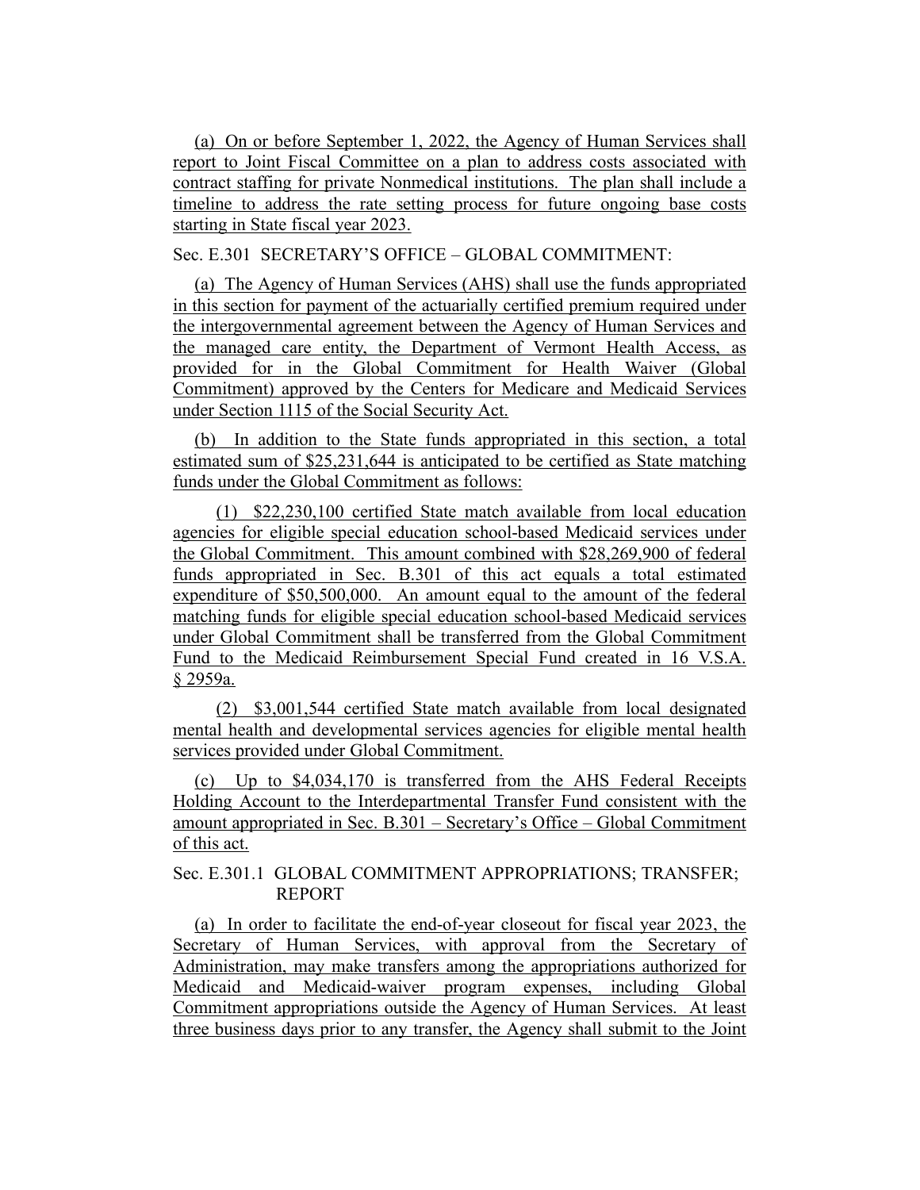(a) On or before September 1, 2022, the Agency of Human Services shall report to Joint Fiscal Committee on a plan to address costs associated with contract staffing for private Nonmedical institutions. The plan shall include a timeline to address the rate setting process for future ongoing base costs starting in State fiscal year 2023.

Sec. E.301 SECRETARY'S OFFICE – GLOBAL COMMITMENT:

(a) The Agency of Human Services (AHS) shall use the funds appropriated in this section for payment of the actuarially certified premium required under the intergovernmental agreement between the Agency of Human Services and the managed care entity, the Department of Vermont Health Access, as provided for in the Global Commitment for Health Waiver (Global Commitment) approved by the Centers for Medicare and Medicaid Services under Section 1115 of the Social Security Act.

(b) In addition to the State funds appropriated in this section, a total estimated sum of $25,231,644 is anticipated to be certified as State matching funds under the Global Commitment as follows:

(1) $22,230,100 certified State match available from local education agencies for eligible special education school-based Medicaid services under the Global Commitment. This amount combined with $28,269,900 of federal funds appropriated in Sec. B.301 of this act equals a total estimated expenditure of $50,500,000. An amount equal to the amount of the federal matching funds for eligible special education school-based Medicaid services under Global Commitment shall be transferred from the Global Commitment Fund to the Medicaid Reimbursement Special Fund created in 16 V.S.A. § 2959a.

(2) $3,001,544 certified State match available from local designated mental health and developmental services agencies for eligible mental health services provided under Global Commitment.

(c) Up to $4,034,170 is transferred from the AHS Federal Receipts Holding Account to the Interdepartmental Transfer Fund consistent with the amount appropriated in Sec. B.301 – Secretary's Office – Global Commitment of this act.

Sec. E.301.1 GLOBAL COMMITMENT APPROPRIATIONS; TRANSFER; REPORT

(a) In order to facilitate the end-of-year closeout for fiscal year 2023, the Secretary of Human Services, with approval from the Secretary of Administration, may make transfers among the appropriations authorized for Medicaid and Medicaid-waiver program expenses, including Global Commitment appropriations outside the Agency of Human Services. At least three business days prior to any transfer, the Agency shall submit to the Joint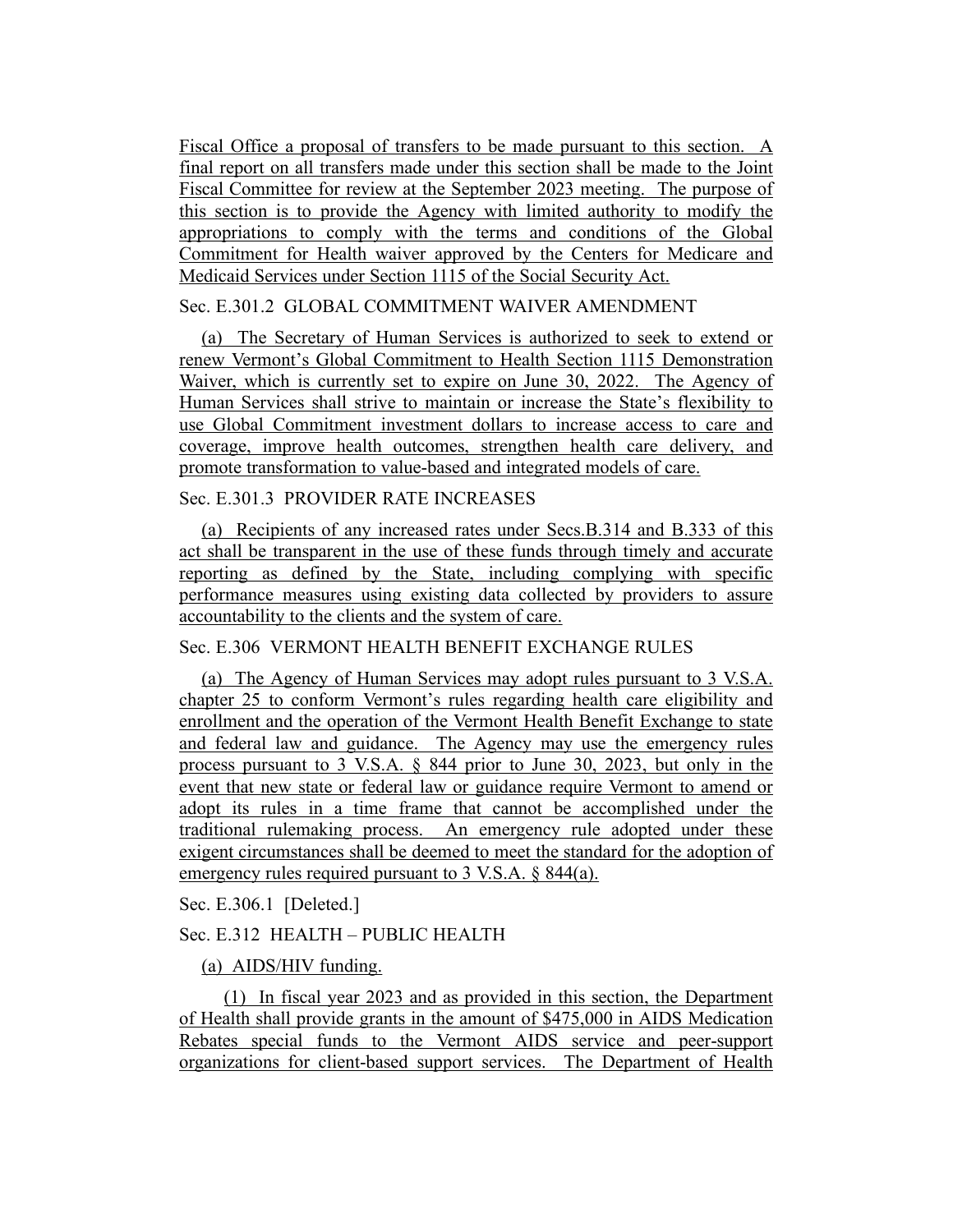Fiscal Office a proposal of transfers to be made pursuant to this section. A final report on all transfers made under this section shall be made to the Joint Fiscal Committee for review at the September 2023 meeting. The purpose of this section is to provide the Agency with limited authority to modify the appropriations to comply with the terms and conditions of the Global Commitment for Health waiver approved by the Centers for Medicare and Medicaid Services under Section 1115 of the Social Security Act.

Sec. E.301.2 GLOBAL COMMITMENT WAIVER AMENDMENT

(a) The Secretary of Human Services is authorized to seek to extend or renew Vermont's Global Commitment to Health Section 1115 Demonstration Waiver, which is currently set to expire on June 30, 2022. The Agency of Human Services shall strive to maintain or increase the State's flexibility to use Global Commitment investment dollars to increase access to care and coverage, improve health outcomes, strengthen health care delivery, and promote transformation to value-based and integrated models of care.

Sec. E.301.3 PROVIDER RATE INCREASES

(a) Recipients of any increased rates under Secs.B.314 and B.333 of this act shall be transparent in the use of these funds through timely and accurate reporting as defined by the State, including complying with specific performance measures using existing data collected by providers to assure accountability to the clients and the system of care.

Sec. E.306 VERMONT HEALTH BENEFIT EXCHANGE RULES

(a) The Agency of Human Services may adopt rules pursuant to 3 V.S.A. chapter 25 to conform Vermont's rules regarding health care eligibility and enrollment and the operation of the Vermont Health Benefit Exchange to state and federal law and guidance. The Agency may use the emergency rules process pursuant to 3 V.S.A. § 844 prior to June 30, 2023, but only in the event that new state or federal law or guidance require Vermont to amend or adopt its rules in a time frame that cannot be accomplished under the traditional rulemaking process. An emergency rule adopted under these exigent circumstances shall be deemed to meet the standard for the adoption of emergency rules required pursuant to 3 V.S.A. § 844(a).

Sec. E.306.1 [Deleted.]

Sec. E.312 HEALTH – PUBLIC HEALTH

(a) AIDS/HIV funding.

(1) In fiscal year 2023 and as provided in this section, the Department of Health shall provide grants in the amount of $475,000 in AIDS Medication Rebates special funds to the Vermont AIDS service and peer-support organizations for client-based support services. The Department of Health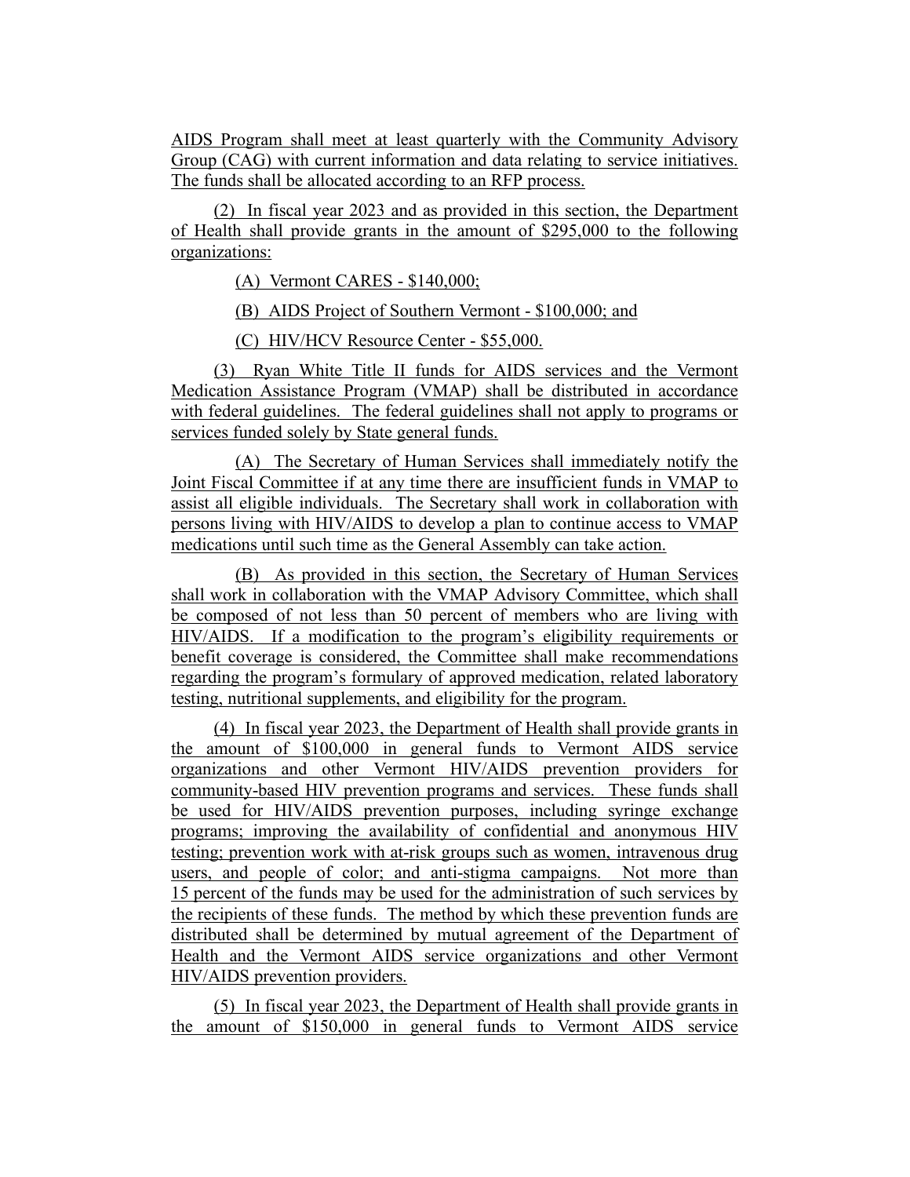AIDS Program shall meet at least quarterly with the Community Advisory Group (CAG) with current information and data relating to service initiatives. The funds shall be allocated according to an RFP process.

(2) In fiscal year 2023 and as provided in this section, the Department of Health shall provide grants in the amount of $295,000 to the following organizations:

(A) Vermont CARES - $140,000;

(B) AIDS Project of Southern Vermont - $100,000; and

(C) HIV/HCV Resource Center - $55,000.

(3) Ryan White Title II funds for AIDS services and the Vermont Medication Assistance Program (VMAP) shall be distributed in accordance with federal guidelines. The federal guidelines shall not apply to programs or services funded solely by State general funds.

(A) The Secretary of Human Services shall immediately notify the Joint Fiscal Committee if at any time there are insufficient funds in VMAP to assist all eligible individuals. The Secretary shall work in collaboration with persons living with HIV/AIDS to develop a plan to continue access to VMAP medications until such time as the General Assembly can take action.

(B) As provided in this section, the Secretary of Human Services shall work in collaboration with the VMAP Advisory Committee, which shall be composed of not less than 50 percent of members who are living with HIV/AIDS. If a modification to the program's eligibility requirements or benefit coverage is considered, the Committee shall make recommendations regarding the program's formulary of approved medication, related laboratory testing, nutritional supplements, and eligibility for the program.

(4) In fiscal year 2023, the Department of Health shall provide grants in the amount of $100,000 in general funds to Vermont AIDS service organizations and other Vermont HIV/AIDS prevention providers for community-based HIV prevention programs and services. These funds shall be used for HIV/AIDS prevention purposes, including syringe exchange programs; improving the availability of confidential and anonymous HIV testing; prevention work with at-risk groups such as women, intravenous drug users, and people of color; and anti-stigma campaigns. Not more than 15 percent of the funds may be used for the administration of such services by the recipients of these funds. The method by which these prevention funds are distributed shall be determined by mutual agreement of the Department of Health and the Vermont AIDS service organizations and other Vermont HIV/AIDS prevention providers.

(5) In fiscal year 2023, the Department of Health shall provide grants in the amount of $150,000 in general funds to Vermont AIDS service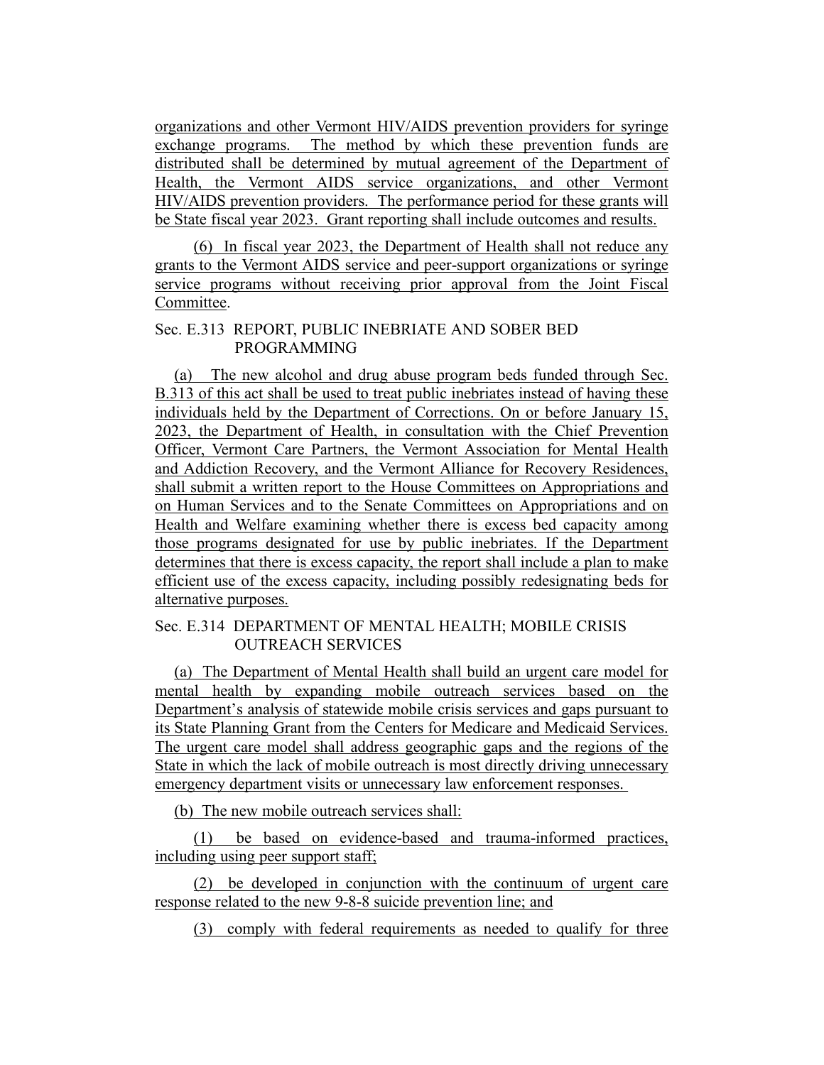organizations and other Vermont HIV/AIDS prevention providers for syringe exchange programs. The method by which these prevention funds are distributed shall be determined by mutual agreement of the Department of Health, the Vermont AIDS service organizations, and other Vermont HIV/AIDS prevention providers. The performance period for these grants will be State fiscal year 2023. Grant reporting shall include outcomes and results.

(6) In fiscal year 2023, the Department of Health shall not reduce any grants to the Vermont AIDS service and peer-support organizations or syringe service programs without receiving prior approval from the Joint Fiscal Committee.

Sec. E.313 REPORT, PUBLIC INEBRIATE AND SOBER BED PROGRAMMING

(a) The new alcohol and drug abuse program beds funded through Sec. B.313 of this act shall be used to treat public inebriates instead of having these individuals held by the Department of Corrections. On or before January 15, 2023, the Department of Health, in consultation with the Chief Prevention Officer, Vermont Care Partners, the Vermont Association for Mental Health and Addiction Recovery, and the Vermont Alliance for Recovery Residences, shall submit a written report to the House Committees on Appropriations and on Human Services and to the Senate Committees on Appropriations and on Health and Welfare examining whether there is excess bed capacity among those programs designated for use by public inebriates. If the Department determines that there is excess capacity, the report shall include a plan to make efficient use of the excess capacity, including possibly redesignating beds for alternative purposes.

Sec. E.314 DEPARTMENT OF MENTAL HEALTH; MOBILE CRISIS OUTREACH SERVICES

(a) The Department of Mental Health shall build an urgent care model for mental health by expanding mobile outreach services based on the Department's analysis of statewide mobile crisis services and gaps pursuant to its State Planning Grant from the Centers for Medicare and Medicaid Services. The urgent care model shall address geographic gaps and the regions of the State in which the lack of mobile outreach is most directly driving unnecessary emergency department visits or unnecessary law enforcement responses.

(b) The new mobile outreach services shall:

(1) be based on evidence-based and trauma-informed practices, including using peer support staff;

(2) be developed in conjunction with the continuum of urgent care response related to the new 9-8-8 suicide prevention line; and

(3) comply with federal requirements as needed to qualify for three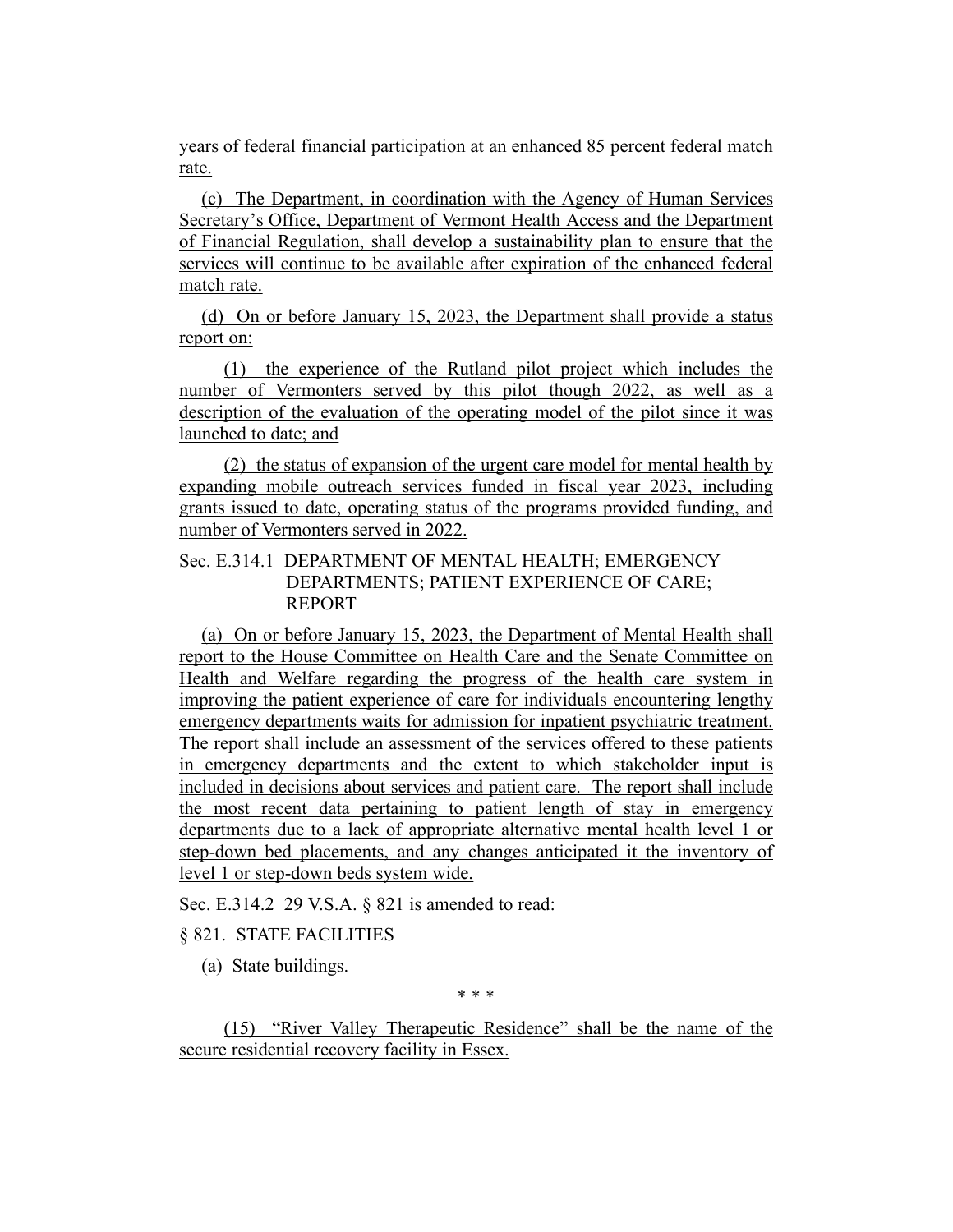years of federal financial participation at an enhanced 85 percent federal match rate.

(c) The Department, in coordination with the Agency of Human Services Secretary's Office, Department of Vermont Health Access and the Department of Financial Regulation, shall develop a sustainability plan to ensure that the services will continue to be available after expiration of the enhanced federal match rate.

(d) On or before January 15, 2023, the Department shall provide a status report on:

(1) the experience of the Rutland pilot project which includes the number of Vermonters served by this pilot though 2022, as well as a description of the evaluation of the operating model of the pilot since it was launched to date; and

(2) the status of expansion of the urgent care model for mental health by expanding mobile outreach services funded in fiscal year 2023, including grants issued to date, operating status of the programs provided funding, and number of Vermonters served in 2022.

Sec. E.314.1 DEPARTMENT OF MENTAL HEALTH; EMERGENCY DEPARTMENTS; PATIENT EXPERIENCE OF CARE; REPORT

(a) On or before January 15, 2023, the Department of Mental Health shall report to the House Committee on Health Care and the Senate Committee on Health and Welfare regarding the progress of the health care system in improving the patient experience of care for individuals encountering lengthy emergency departments waits for admission for inpatient psychiatric treatment. The report shall include an assessment of the services offered to these patients in emergency departments and the extent to which stakeholder input is included in decisions about services and patient care. The report shall include the most recent data pertaining to patient length of stay in emergency departments due to a lack of appropriate alternative mental health level 1 or step-down bed placements, and any changes anticipated it the inventory of level 1 or step-down beds system wide.

Sec. E.314.2 29 V.S.A. § 821 is amended to read:

§ 821. STATE FACILITIES

(a) State buildings.

\* \* \*

(15) "River Valley Therapeutic Residence" shall be the name of the secure residential recovery facility in Essex.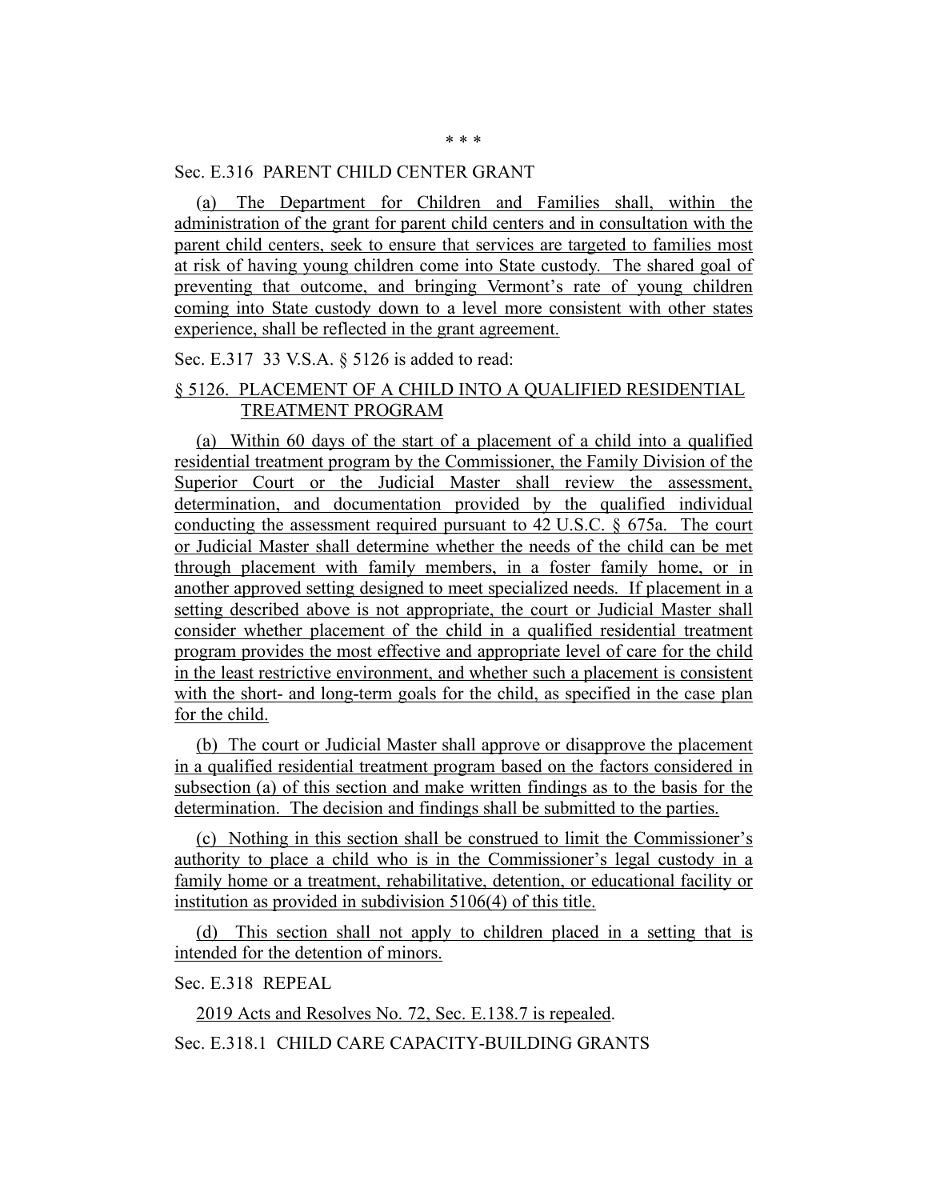\* \* \*

Sec. E.316 PARENT CHILD CENTER GRANT

(a) The Department for Children and Families shall, within the administration of the grant for parent child centers and in consultation with the parent child centers, seek to ensure that services are targeted to families most at risk of having young children come into State custody. The shared goal of preventing that outcome, and bringing Vermont's rate of young children coming into State custody down to a level more consistent with other states experience, shall be reflected in the grant agreement.

Sec. E.317 33 V.S.A. § 5126 is added to read:

§ 5126. PLACEMENT OF A CHILD INTO A QUALIFIED RESIDENTIAL TREATMENT PROGRAM

(a) Within 60 days of the start of a placement of a child into a qualified residential treatment program by the Commissioner, the Family Division of the Superior Court or the Judicial Master shall review the assessment, determination, and documentation provided by the qualified individual conducting the assessment required pursuant to 42 U.S.C. § 675a. The court or Judicial Master shall determine whether the needs of the child can be met through placement with family members, in a foster family home, or in another approved setting designed to meet specialized needs. If placement in a setting described above is not appropriate, the court or Judicial Master shall consider whether placement of the child in a qualified residential treatment program provides the most effective and appropriate level of care for the child in the least restrictive environment, and whether such a placement is consistent with the short- and long-term goals for the child, as specified in the case plan for the child.

(b) The court or Judicial Master shall approve or disapprove the placement in a qualified residential treatment program based on the factors considered in subsection (a) of this section and make written findings as to the basis for the determination. The decision and findings shall be submitted to the parties.

(c) Nothing in this section shall be construed to limit the Commissioner's authority to place a child who is in the Commissioner's legal custody in a family home or a treatment, rehabilitative, detention, or educational facility or institution as provided in subdivision 5106(4) of this title.

(d) This section shall not apply to children placed in a setting that is intended for the detention of minors.

Sec. E.318 REPEAL

2019 Acts and Resolves No. 72, Sec. E.138.7 is repealed.

Sec. E.318.1 CHILD CARE CAPACITY-BUILDING GRANTS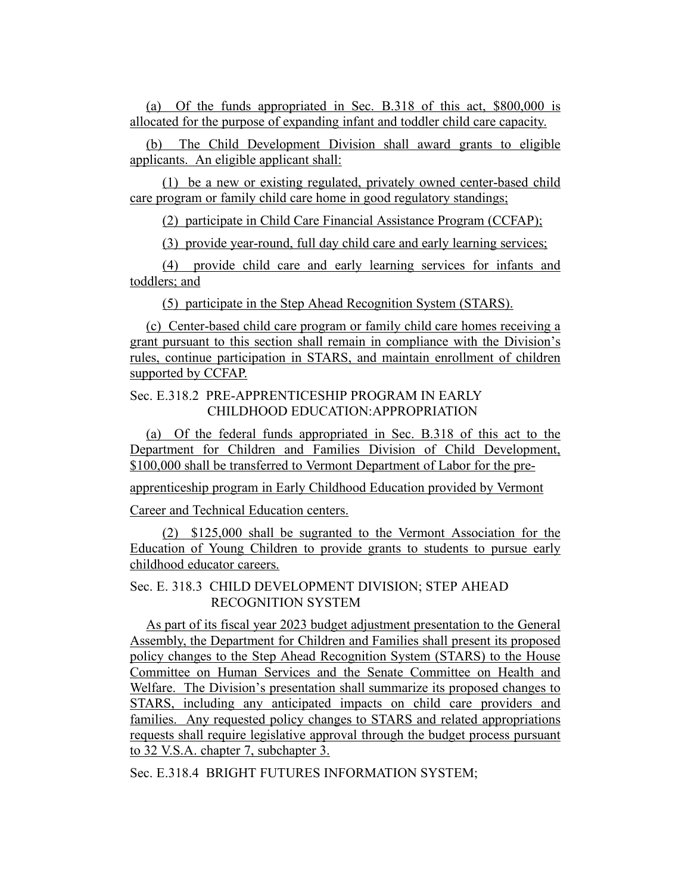(a) Of the funds appropriated in Sec. B.318 of this act, $800,000 is allocated for the purpose of expanding infant and toddler child care capacity.

(b) The Child Development Division shall award grants to eligible applicants. An eligible applicant shall:

(1) be a new or existing regulated, privately owned center-based child care program or family child care home in good regulatory standings;

(2) participate in Child Care Financial Assistance Program (CCFAP);

(3) provide year-round, full day child care and early learning services;

(4) provide child care and early learning services for infants and toddlers; and

(5) participate in the Step Ahead Recognition System (STARS).

(c) Center-based child care program or family child care homes receiving a grant pursuant to this section shall remain in compliance with the Division's rules, continue participation in STARS, and maintain enrollment of children supported by CCFAP.

Sec. E.318.2 PRE-APPRENTICESHIP PROGRAM IN EARLY CHILDHOOD EDUCATION:APPROPRIATION

(a) Of the federal funds appropriated in Sec. B.318 of this act to the Department for Children and Families Division of Child Development, $100,000 shall be transferred to Vermont Department of Labor for the pre-apprenticeship program in Early Childhood Education provided by Vermont Career and Technical Education centers.

(2) $125,000 shall be sugranted to the Vermont Association for the Education of Young Children to provide grants to students to pursue early childhood educator careers.

Sec. E. 318.3 CHILD DEVELOPMENT DIVISION; STEP AHEAD RECOGNITION SYSTEM

As part of its fiscal year 2023 budget adjustment presentation to the General Assembly, the Department for Children and Families shall present its proposed policy changes to the Step Ahead Recognition System (STARS) to the House Committee on Human Services and the Senate Committee on Health and Welfare. The Division's presentation shall summarize its proposed changes to STARS, including any anticipated impacts on child care providers and families. Any requested policy changes to STARS and related appropriations requests shall require legislative approval through the budget process pursuant to 32 V.S.A. chapter 7, subchapter 3.

Sec. E.318.4 BRIGHT FUTURES INFORMATION SYSTEM;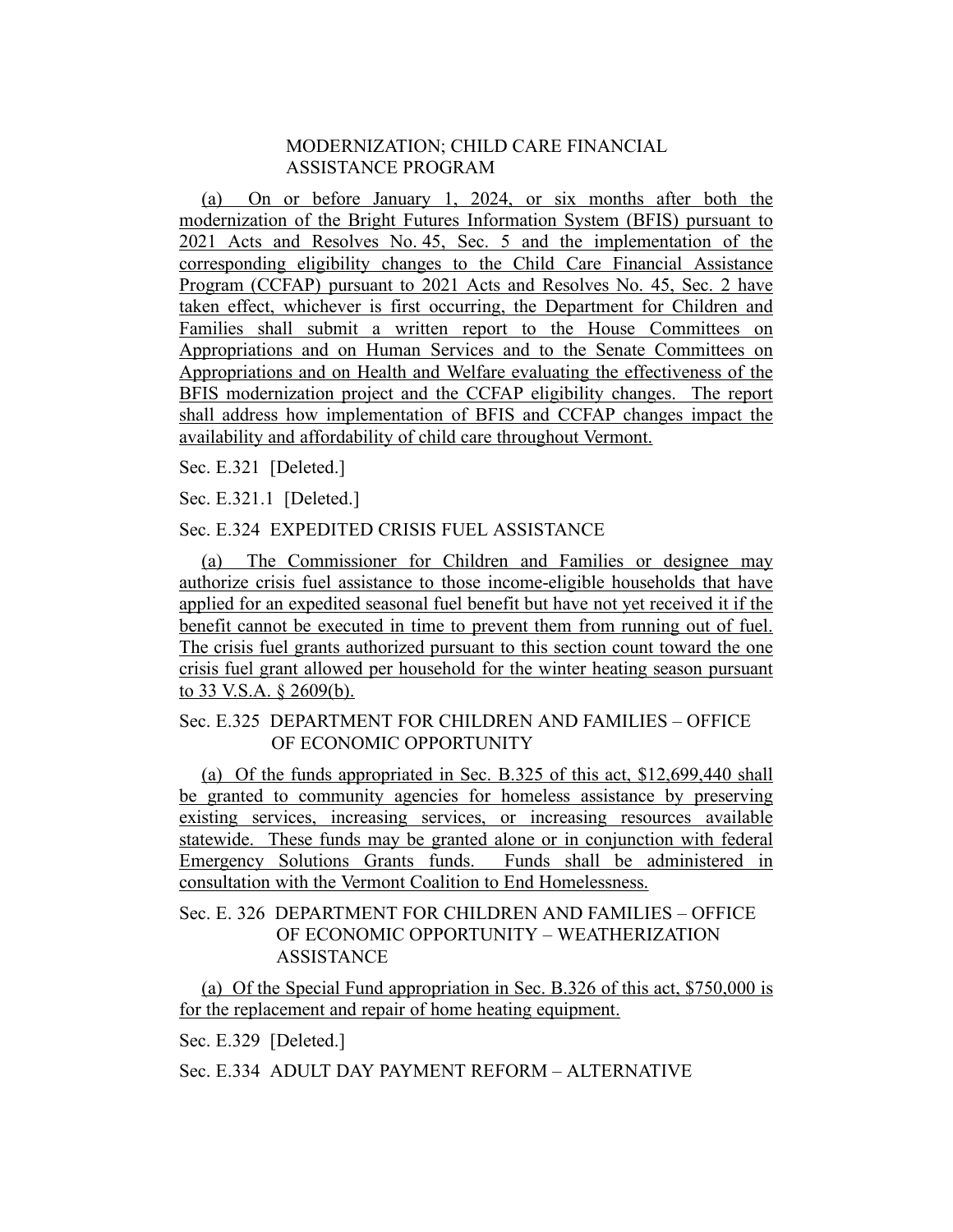MODERNIZATION; CHILD CARE FINANCIAL ASSISTANCE PROGRAM

(a) On or before January 1, 2024, or six months after both the modernization of the Bright Futures Information System (BFIS) pursuant to 2021 Acts and Resolves No. 45, Sec. 5 and the implementation of the corresponding eligibility changes to the Child Care Financial Assistance Program (CCFAP) pursuant to 2021 Acts and Resolves No. 45, Sec. 2 have taken effect, whichever is first occurring, the Department for Children and Families shall submit a written report to the House Committees on Appropriations and on Human Services and to the Senate Committees on Appropriations and on Health and Welfare evaluating the effectiveness of the BFIS modernization project and the CCFAP eligibility changes. The report shall address how implementation of BFIS and CCFAP changes impact the availability and affordability of child care throughout Vermont.

Sec. E.321 [Deleted.]

Sec. E.321.1 [Deleted.]

Sec. E.324 EXPEDITED CRISIS FUEL ASSISTANCE

(a) The Commissioner for Children and Families or designee may authorize crisis fuel assistance to those income-eligible households that have applied for an expedited seasonal fuel benefit but have not yet received it if the benefit cannot be executed in time to prevent them from running out of fuel. The crisis fuel grants authorized pursuant to this section count toward the one crisis fuel grant allowed per household for the winter heating season pursuant to 33 V.S.A. § 2609(b).

Sec. E.325 DEPARTMENT FOR CHILDREN AND FAMILIES – OFFICE OF ECONOMIC OPPORTUNITY

(a) Of the funds appropriated in Sec. B.325 of this act, $12,699,440 shall be granted to community agencies for homeless assistance by preserving existing services, increasing services, or increasing resources available statewide. These funds may be granted alone or in conjunction with federal Emergency Solutions Grants funds. Funds shall be administered in consultation with the Vermont Coalition to End Homelessness.

Sec. E. 326 DEPARTMENT FOR CHILDREN AND FAMILIES – OFFICE OF ECONOMIC OPPORTUNITY – WEATHERIZATION ASSISTANCE

(a) Of the Special Fund appropriation in Sec. B.326 of this act, $750,000 is for the replacement and repair of home heating equipment.

Sec. E.329 [Deleted.]

Sec. E.334 ADULT DAY PAYMENT REFORM – ALTERNATIVE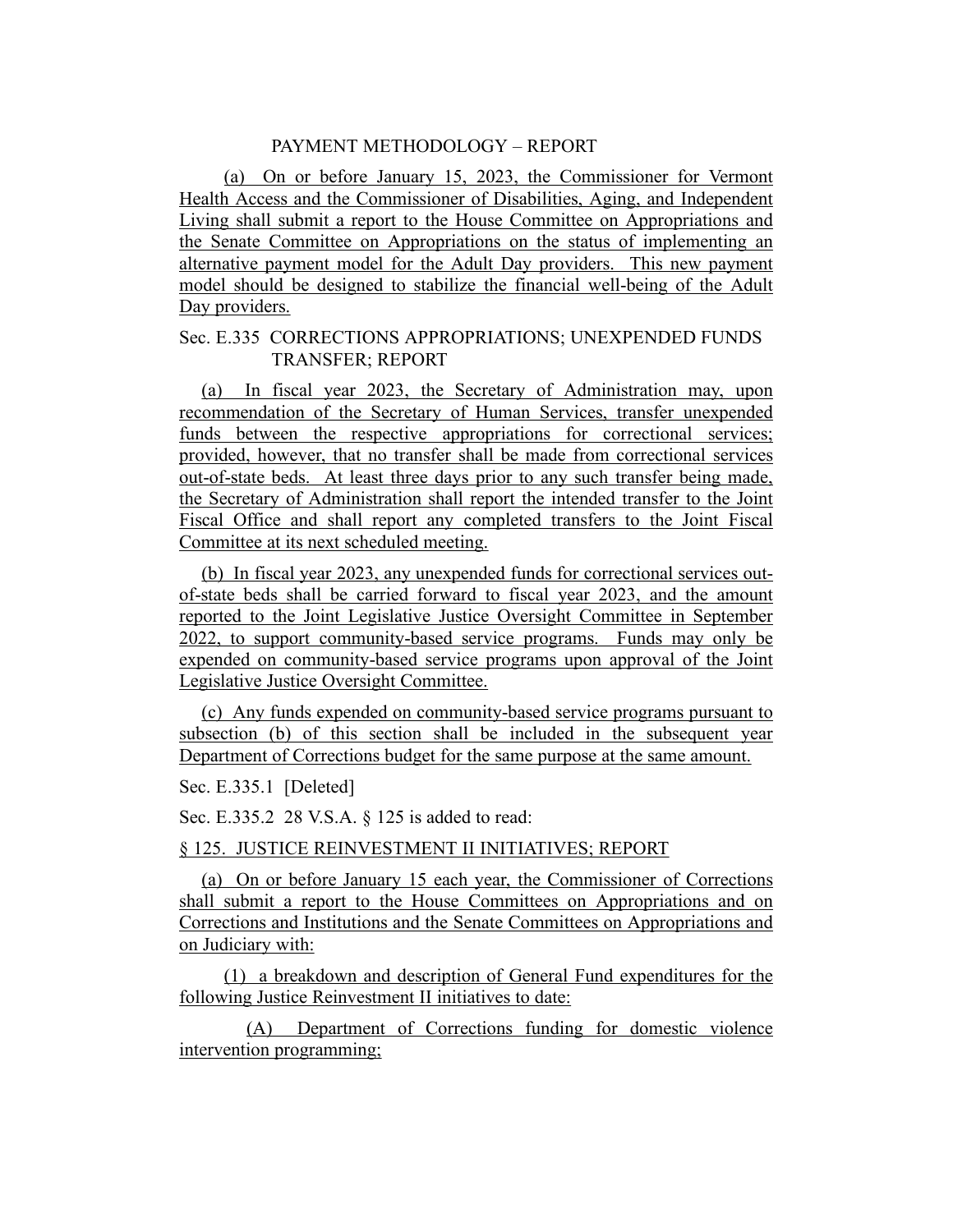PAYMENT METHODOLOGY – REPORT

(a) On or before January 15, 2023, the Commissioner for Vermont Health Access and the Commissioner of Disabilities, Aging, and Independent Living shall submit a report to the House Committee on Appropriations and the Senate Committee on Appropriations on the status of implementing an alternative payment model for the Adult Day providers. This new payment model should be designed to stabilize the financial well-being of the Adult Day providers.

Sec. E.335 CORRECTIONS APPROPRIATIONS; UNEXPENDED FUNDS TRANSFER; REPORT

(a) In fiscal year 2023, the Secretary of Administration may, upon recommendation of the Secretary of Human Services, transfer unexpended funds between the respective appropriations for correctional services; provided, however, that no transfer shall be made from correctional services out-of-state beds. At least three days prior to any such transfer being made, the Secretary of Administration shall report the intended transfer to the Joint Fiscal Office and shall report any completed transfers to the Joint Fiscal Committee at its next scheduled meeting.

(b) In fiscal year 2023, any unexpended funds for correctional services out-of-state beds shall be carried forward to fiscal year 2023, and the amount reported to the Joint Legislative Justice Oversight Committee in September 2022, to support community-based service programs. Funds may only be expended on community-based service programs upon approval of the Joint Legislative Justice Oversight Committee.

(c) Any funds expended on community-based service programs pursuant to subsection (b) of this section shall be included in the subsequent year Department of Corrections budget for the same purpose at the same amount.

Sec. E.335.1 [Deleted]

Sec. E.335.2 28 V.S.A. § 125 is added to read:

§ 125. JUSTICE REINVESTMENT II INITIATIVES; REPORT

(a) On or before January 15 each year, the Commissioner of Corrections shall submit a report to the House Committees on Appropriations and on Corrections and Institutions and the Senate Committees on Appropriations and on Judiciary with:

(1) a breakdown and description of General Fund expenditures for the following Justice Reinvestment II initiatives to date:

(A) Department of Corrections funding for domestic violence intervention programming;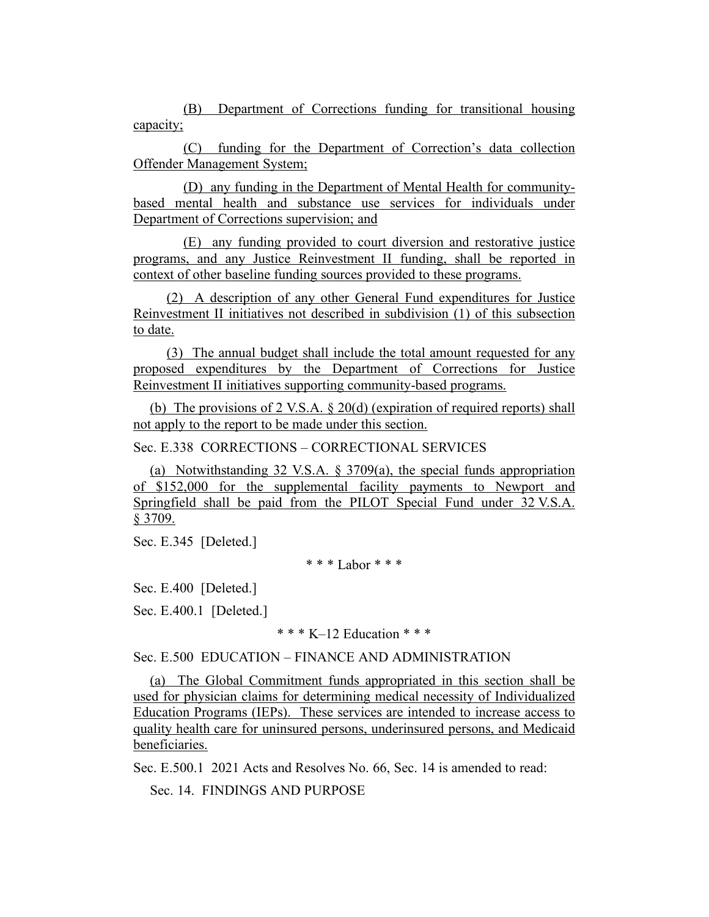(B) Department of Corrections funding for transitional housing capacity;

(C) funding for the Department of Correction's data collection Offender Management System;

(D) any funding in the Department of Mental Health for community-based mental health and substance use services for individuals under Department of Corrections supervision; and

(E) any funding provided to court diversion and restorative justice programs, and any Justice Reinvestment II funding, shall be reported in context of other baseline funding sources provided to these programs.

(2) A description of any other General Fund expenditures for Justice Reinvestment II initiatives not described in subdivision (1) of this subsection to date.

(3) The annual budget shall include the total amount requested for any proposed expenditures by the Department of Corrections for Justice Reinvestment II initiatives supporting community-based programs.

(b) The provisions of 2 V.S.A. § 20(d) (expiration of required reports) shall not apply to the report to be made under this section.

Sec. E.338 CORRECTIONS – CORRECTIONAL SERVICES

(a) Notwithstanding 32 V.S.A. § 3709(a), the special funds appropriation of $152,000 for the supplemental facility payments to Newport and Springfield shall be paid from the PILOT Special Fund under 32 V.S.A. § 3709.

Sec. E.345 [Deleted.]

*** Labor ***

Sec. E.400 [Deleted.]

Sec. E.400.1 [Deleted.]

*** K–12 Education ***

Sec. E.500 EDUCATION – FINANCE AND ADMINISTRATION

(a) The Global Commitment funds appropriated in this section shall be used for physician claims for determining medical necessity of Individualized Education Programs (IEPs). These services are intended to increase access to quality health care for uninsured persons, underinsured persons, and Medicaid beneficiaries.

Sec. E.500.1 2021 Acts and Resolves No. 66, Sec. 14 is amended to read:

Sec. 14. FINDINGS AND PURPOSE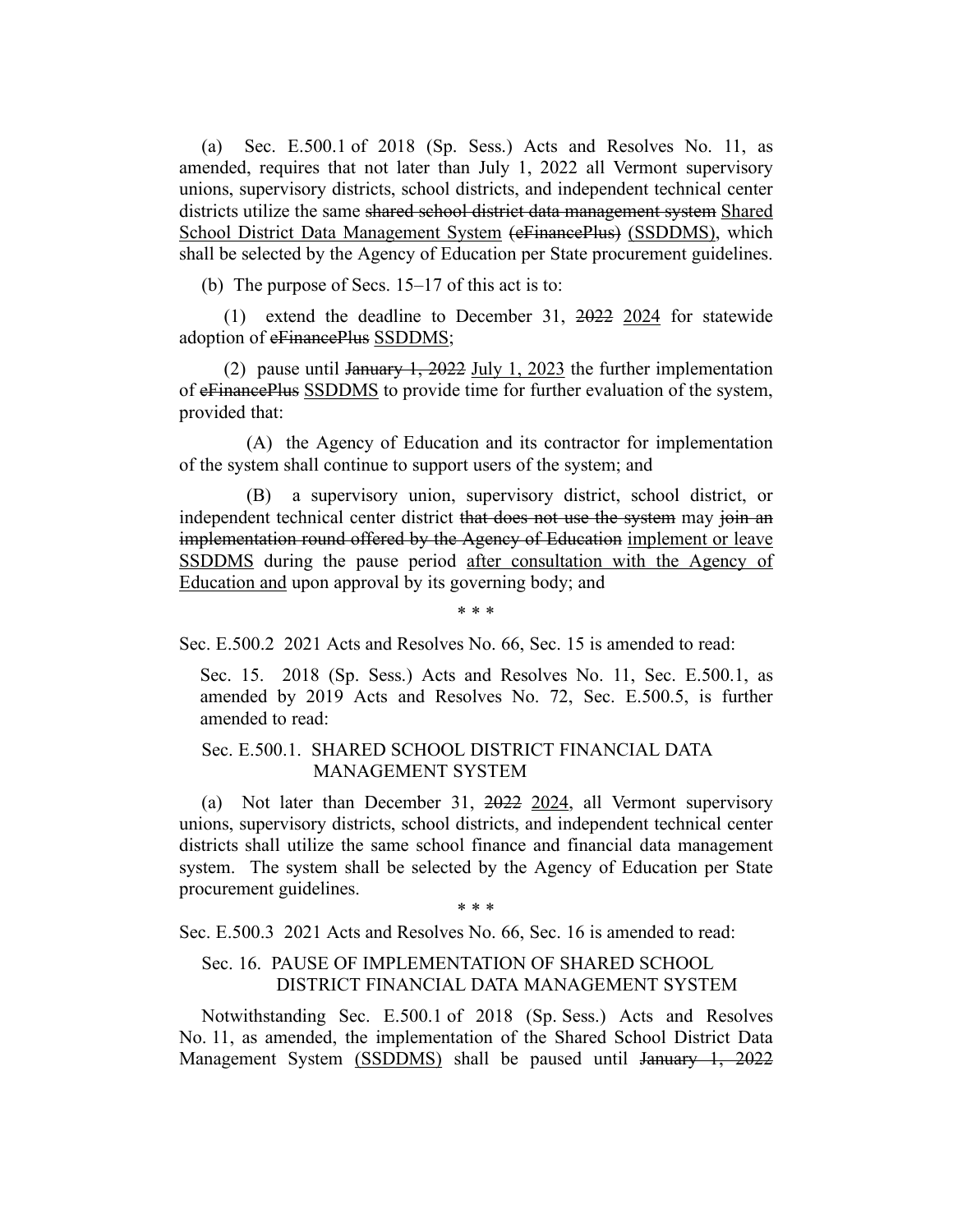(a) Sec. E.500.1 of 2018 (Sp. Sess.) Acts and Resolves No. 11, as amended, requires that not later than July 1, 2022 all Vermont supervisory unions, supervisory districts, school districts, and independent technical center districts utilize the same ~~shared school district data management system~~ <u>Shared School District Data Management System</u> ~~(eFinancePlus)~~ <u>(SSDDMS)</u>, which shall be selected by the Agency of Education per State procurement guidelines.

(b) The purpose of Secs. 15–17 of this act is to:

(1) extend the deadline to December 31, ~~2022~~ <u>2024</u> for statewide adoption of ~~eFinancePlus~~ <u>SSDDMS</u>;

(2) pause until ~~January 1, 2022~~ <u>July 1, 2023</u> the further implementation of ~~eFinancePlus~~ <u>SSDDMS</u> to provide time for further evaluation of the system, provided that:

(A) the Agency of Education and its contractor for implementation of the system shall continue to support users of the system; and

(B) a supervisory union, supervisory district, school district, or independent technical center district ~~that does not use the system~~ may ~~join an implementation round offered by the Agency of Education~~ <u>implement or leave SSDDMS</u> during the pause period <u>after consultation with the Agency of Education and</u> upon approval by its governing body; and

\* \* \*

Sec. E.500.2 2021 Acts and Resolves No. 66, Sec. 15 is amended to read:

Sec. 15. 2018 (Sp. Sess.) Acts and Resolves No. 11, Sec. E.500.1, as amended by 2019 Acts and Resolves No. 72, Sec. E.500.5, is further amended to read:

Sec. E.500.1. SHARED SCHOOL DISTRICT FINANCIAL DATA MANAGEMENT SYSTEM

(a) Not later than December 31, ~~2022~~ <u>2024</u>, all Vermont supervisory unions, supervisory districts, school districts, and independent technical center districts shall utilize the same school finance and financial data management system. The system shall be selected by the Agency of Education per State procurement guidelines.

\* \* \*

Sec. E.500.3 2021 Acts and Resolves No. 66, Sec. 16 is amended to read:

Sec. 16. PAUSE OF IMPLEMENTATION OF SHARED SCHOOL DISTRICT FINANCIAL DATA MANAGEMENT SYSTEM

Notwithstanding Sec. E.500.1 of 2018 (Sp. Sess.) Acts and Resolves No. 11, as amended, the implementation of the Shared School District Data Management System <u>(SSDDMS)</u> shall be paused until ~~January 1, 2022~~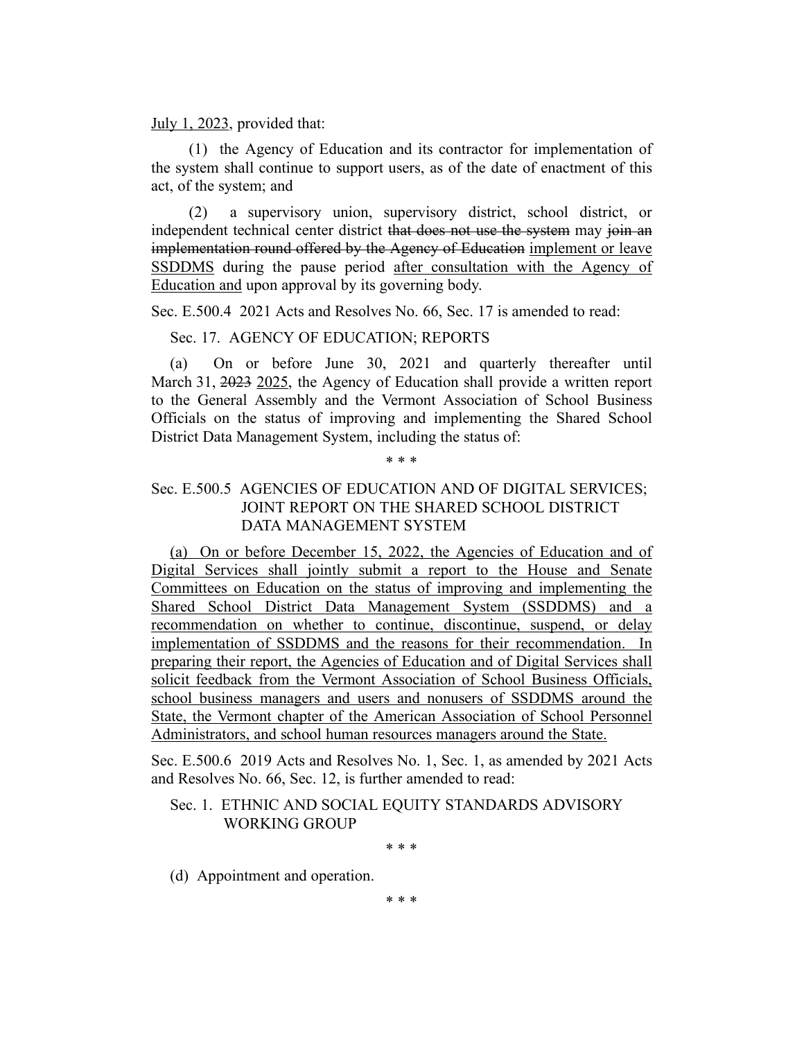July 1, 2023, provided that:

(1) the Agency of Education and its contractor for implementation of the system shall continue to support users, as of the date of enactment of this act, of the system; and

(2) a supervisory union, supervisory district, school district, or independent technical center district ~~that does not use the system~~ may ~~join an implementation round offered by the Agency of Education~~ implement or leave SSDDMS during the pause period after consultation with the Agency of Education and upon approval by its governing body.

Sec. E.500.4 2021 Acts and Resolves No. 66, Sec. 17 is amended to read:

Sec. 17. AGENCY OF EDUCATION; REPORTS

(a) On or before June 30, 2021 and quarterly thereafter until March 31, ~~2023~~ 2025, the Agency of Education shall provide a written report to the General Assembly and the Vermont Association of School Business Officials on the status of improving and implementing the Shared School District Data Management System, including the status of:

\* \* \*

Sec. E.500.5 AGENCIES OF EDUCATION AND OF DIGITAL SERVICES; JOINT REPORT ON THE SHARED SCHOOL DISTRICT DATA MANAGEMENT SYSTEM

(a) On or before December 15, 2022, the Agencies of Education and of Digital Services shall jointly submit a report to the House and Senate Committees on Education on the status of improving and implementing the Shared School District Data Management System (SSDDMS) and a recommendation on whether to continue, discontinue, suspend, or delay implementation of SSDDMS and the reasons for their recommendation. In preparing their report, the Agencies of Education and of Digital Services shall solicit feedback from the Vermont Association of School Business Officials, school business managers and users and nonusers of SSDDMS around the State, the Vermont chapter of the American Association of School Personnel Administrators, and school human resources managers around the State.

Sec. E.500.6 2019 Acts and Resolves No. 1, Sec. 1, as amended by 2021 Acts and Resolves No. 66, Sec. 12, is further amended to read:

Sec. 1. ETHNIC AND SOCIAL EQUITY STANDARDS ADVISORY WORKING GROUP

\* \* \*

(d) Appointment and operation.

\* \* \*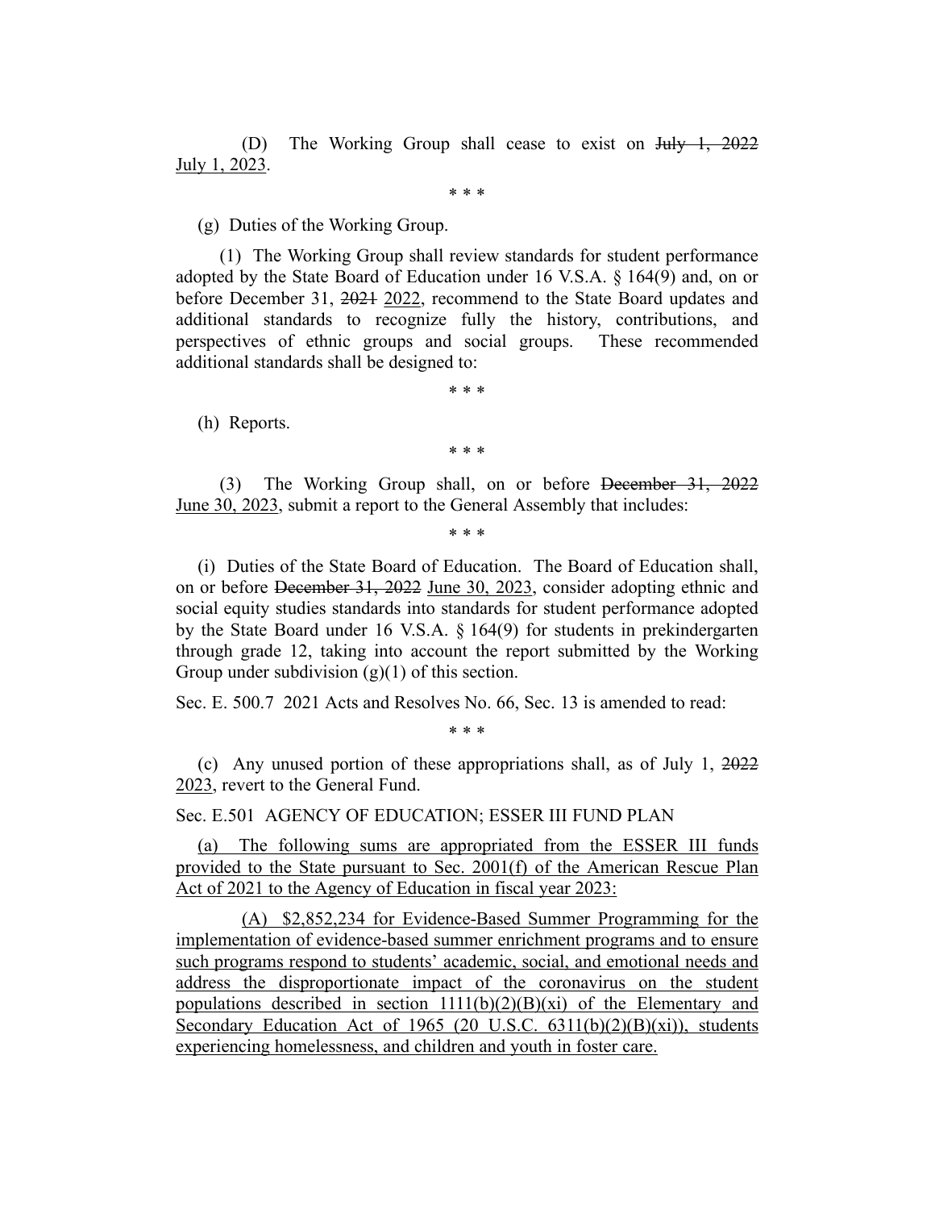(D) The Working Group shall cease to exist on ~~July 1, 2022~~ <u>July 1, 2023</u>.

\* \* \*

(g) Duties of the Working Group.

(1) The Working Group shall review standards for student performance adopted by the State Board of Education under 16 V.S.A. § 164(9) and, on or before December 31, ~~2021~~ <u>2022</u>, recommend to the State Board updates and additional standards to recognize fully the history, contributions, and perspectives of ethnic groups and social groups. These recommended additional standards shall be designed to:

\* \* \*

(h) Reports.

\* \* \*

(3) The Working Group shall, on or before ~~December 31, 2022~~ <u>June 30, 2023</u>, submit a report to the General Assembly that includes:

\* \* \*

(i) Duties of the State Board of Education. The Board of Education shall, on or before ~~December 31, 2022~~ <u>June 30, 2023</u>, consider adopting ethnic and social equity studies standards into standards for student performance adopted by the State Board under 16 V.S.A. § 164(9) for students in prekindergarten through grade 12, taking into account the report submitted by the Working Group under subdivision (g)(1) of this section.

Sec. E. 500.7 2021 Acts and Resolves No. 66, Sec. 13 is amended to read:

\* \* \*

(c) Any unused portion of these appropriations shall, as of July 1, ~~2022~~ <u>2023</u>, revert to the General Fund.

Sec. E.501 AGENCY OF EDUCATION; ESSER III FUND PLAN

<u>(a) The following sums are appropriated from the ESSER III funds provided to the State pursuant to Sec. 2001(f) of the American Rescue Plan Act of 2021 to the Agency of Education in fiscal year 2023:</u>

<u>(A) $2,852,234 for Evidence-Based Summer Programming for the implementation of evidence-based summer enrichment programs and to ensure such programs respond to students' academic, social, and emotional needs and address the disproportionate impact of the coronavirus on the student populations described in section 1111(b)(2)(B)(xi) of the Elementary and Secondary Education Act of 1965 (20 U.S.C. 6311(b)(2)(B)(xi)), students experiencing homelessness, and children and youth in foster care.</u>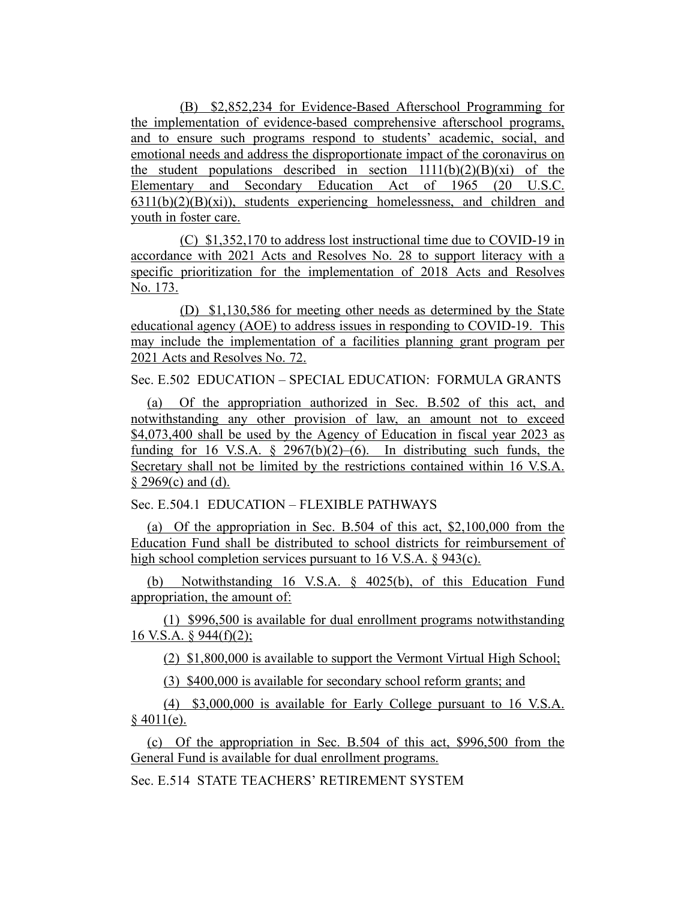(B) $2,852,234 for Evidence-Based Afterschool Programming for the implementation of evidence-based comprehensive afterschool programs, and to ensure such programs respond to students' academic, social, and emotional needs and address the disproportionate impact of the coronavirus on the student populations described in section 1111(b)(2)(B)(xi) of the Elementary and Secondary Education Act of 1965 (20 U.S.C. 6311(b)(2)(B)(xi)), students experiencing homelessness, and children and youth in foster care.

(C) $1,352,170 to address lost instructional time due to COVID-19 in accordance with 2021 Acts and Resolves No. 28 to support literacy with a specific prioritization for the implementation of 2018 Acts and Resolves No. 173.

(D) $1,130,586 for meeting other needs as determined by the State educational agency (AOE) to address issues in responding to COVID-19. This may include the implementation of a facilities planning grant program per 2021 Acts and Resolves No. 72.

Sec. E.502 EDUCATION – SPECIAL EDUCATION: FORMULA GRANTS

(a) Of the appropriation authorized in Sec. B.502 of this act, and notwithstanding any other provision of law, an amount not to exceed $4,073,400 shall be used by the Agency of Education in fiscal year 2023 as funding for 16 V.S.A. § 2967(b)(2)–(6). In distributing such funds, the Secretary shall not be limited by the restrictions contained within 16 V.S.A. § 2969(c) and (d).

Sec. E.504.1 EDUCATION – FLEXIBLE PATHWAYS

(a) Of the appropriation in Sec. B.504 of this act, $2,100,000 from the Education Fund shall be distributed to school districts for reimbursement of high school completion services pursuant to 16 V.S.A. § 943(c).

(b) Notwithstanding 16 V.S.A. § 4025(b), of this Education Fund appropriation, the amount of:

(1) $996,500 is available for dual enrollment programs notwithstanding 16 V.S.A. § 944(f)(2);

(2) $1,800,000 is available to support the Vermont Virtual High School;

(3) $400,000 is available for secondary school reform grants; and

(4) $3,000,000 is available for Early College pursuant to 16 V.S.A. § 4011(e).

(c) Of the appropriation in Sec. B.504 of this act, $996,500 from the General Fund is available for dual enrollment programs.

Sec. E.514 STATE TEACHERS' RETIREMENT SYSTEM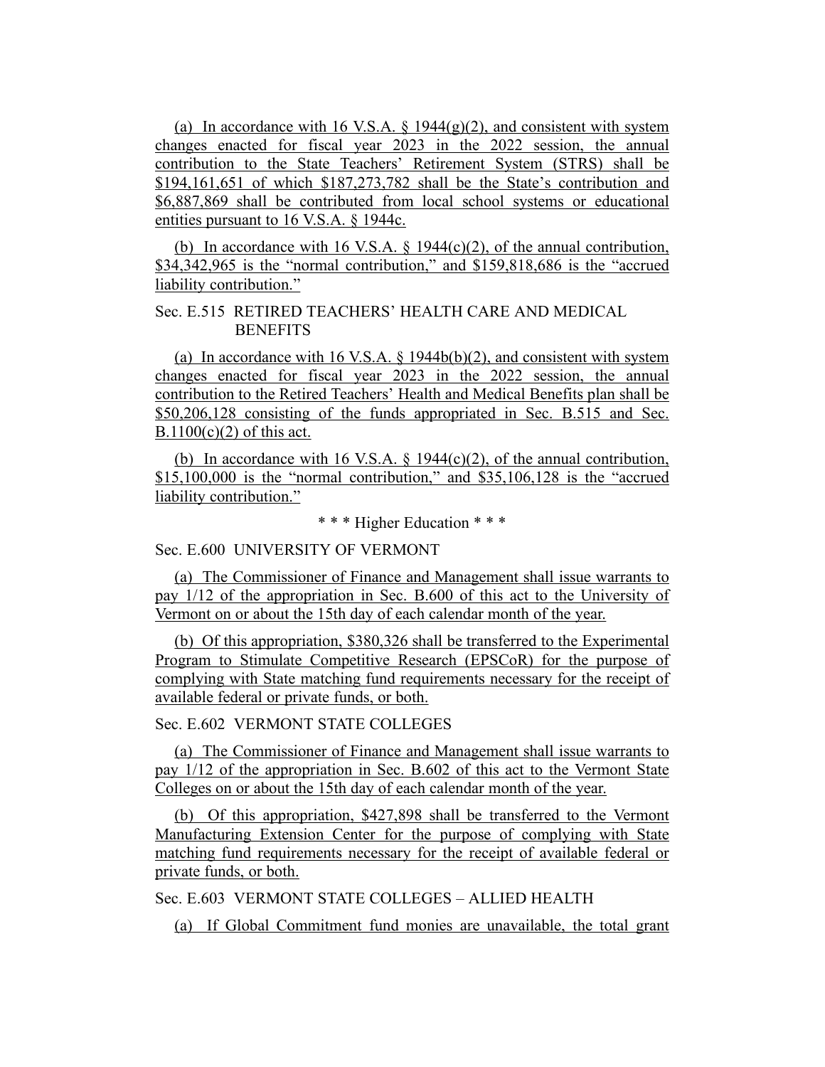(a) In accordance with 16 V.S.A. § 1944(g)(2), and consistent with system changes enacted for fiscal year 2023 in the 2022 session, the annual contribution to the State Teachers' Retirement System (STRS) shall be $194,161,651 of which $187,273,782 shall be the State's contribution and $6,887,869 shall be contributed from local school systems or educational entities pursuant to 16 V.S.A. § 1944c.

(b) In accordance with 16 V.S.A. § 1944(c)(2), of the annual contribution, $34,342,965 is the "normal contribution," and $159,818,686 is the "accrued liability contribution."

Sec. E.515 RETIRED TEACHERS' HEALTH CARE AND MEDICAL BENEFITS

(a) In accordance with 16 V.S.A. § 1944b(b)(2), and consistent with system changes enacted for fiscal year 2023 in the 2022 session, the annual contribution to the Retired Teachers' Health and Medical Benefits plan shall be $50,206,128 consisting of the funds appropriated in Sec. B.515 and Sec. B.1100(c)(2) of this act.

(b) In accordance with 16 V.S.A. § 1944(c)(2), of the annual contribution, $15,100,000 is the "normal contribution," and $35,106,128 is the "accrued liability contribution."

\* \* \* Higher Education \* \* \*

Sec. E.600 UNIVERSITY OF VERMONT

(a) The Commissioner of Finance and Management shall issue warrants to pay 1/12 of the appropriation in Sec. B.600 of this act to the University of Vermont on or about the 15th day of each calendar month of the year.

(b) Of this appropriation, $380,326 shall be transferred to the Experimental Program to Stimulate Competitive Research (EPSCoR) for the purpose of complying with State matching fund requirements necessary for the receipt of available federal or private funds, or both.

Sec. E.602 VERMONT STATE COLLEGES

(a) The Commissioner of Finance and Management shall issue warrants to pay 1/12 of the appropriation in Sec. B.602 of this act to the Vermont State Colleges on or about the 15th day of each calendar month of the year.

(b) Of this appropriation, $427,898 shall be transferred to the Vermont Manufacturing Extension Center for the purpose of complying with State matching fund requirements necessary for the receipt of available federal or private funds, or both.

Sec. E.603 VERMONT STATE COLLEGES – ALLIED HEALTH

(a) If Global Commitment fund monies are unavailable, the total grant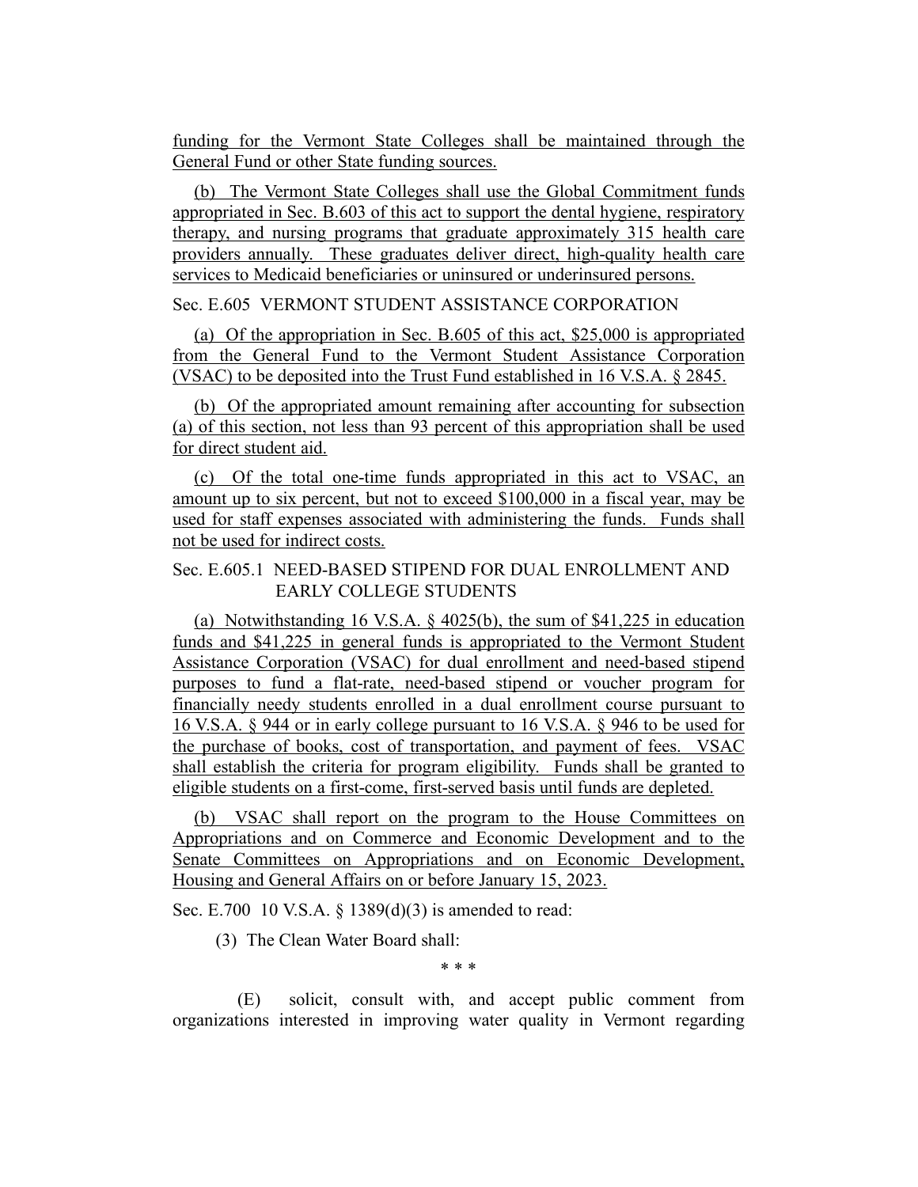funding for the Vermont State Colleges shall be maintained through the General Fund or other State funding sources.

(b) The Vermont State Colleges shall use the Global Commitment funds appropriated in Sec. B.603 of this act to support the dental hygiene, respiratory therapy, and nursing programs that graduate approximately 315 health care providers annually. These graduates deliver direct, high-quality health care services to Medicaid beneficiaries or uninsured or underinsured persons.

Sec. E.605 VERMONT STUDENT ASSISTANCE CORPORATION

(a) Of the appropriation in Sec. B.605 of this act, $25,000 is appropriated from the General Fund to the Vermont Student Assistance Corporation (VSAC) to be deposited into the Trust Fund established in 16 V.S.A. § 2845.

(b) Of the appropriated amount remaining after accounting for subsection (a) of this section, not less than 93 percent of this appropriation shall be used for direct student aid.

(c) Of the total one-time funds appropriated in this act to VSAC, an amount up to six percent, but not to exceed $100,000 in a fiscal year, may be used for staff expenses associated with administering the funds. Funds shall not be used for indirect costs.

Sec. E.605.1 NEED-BASED STIPEND FOR DUAL ENROLLMENT AND EARLY COLLEGE STUDENTS

(a) Notwithstanding 16 V.S.A. § 4025(b), the sum of $41,225 in education funds and $41,225 in general funds is appropriated to the Vermont Student Assistance Corporation (VSAC) for dual enrollment and need-based stipend purposes to fund a flat-rate, need-based stipend or voucher program for financially needy students enrolled in a dual enrollment course pursuant to 16 V.S.A. § 944 or in early college pursuant to 16 V.S.A. § 946 to be used for the purchase of books, cost of transportation, and payment of fees. VSAC shall establish the criteria for program eligibility. Funds shall be granted to eligible students on a first-come, first-served basis until funds are depleted.

(b) VSAC shall report on the program to the House Committees on Appropriations and on Commerce and Economic Development and to the Senate Committees on Appropriations and on Economic Development, Housing and General Affairs on or before January 15, 2023.

Sec. E.700 10 V.S.A. § 1389(d)(3) is amended to read:

(3) The Clean Water Board shall:

\* \* \*

(E) solicit, consult with, and accept public comment from organizations interested in improving water quality in Vermont regarding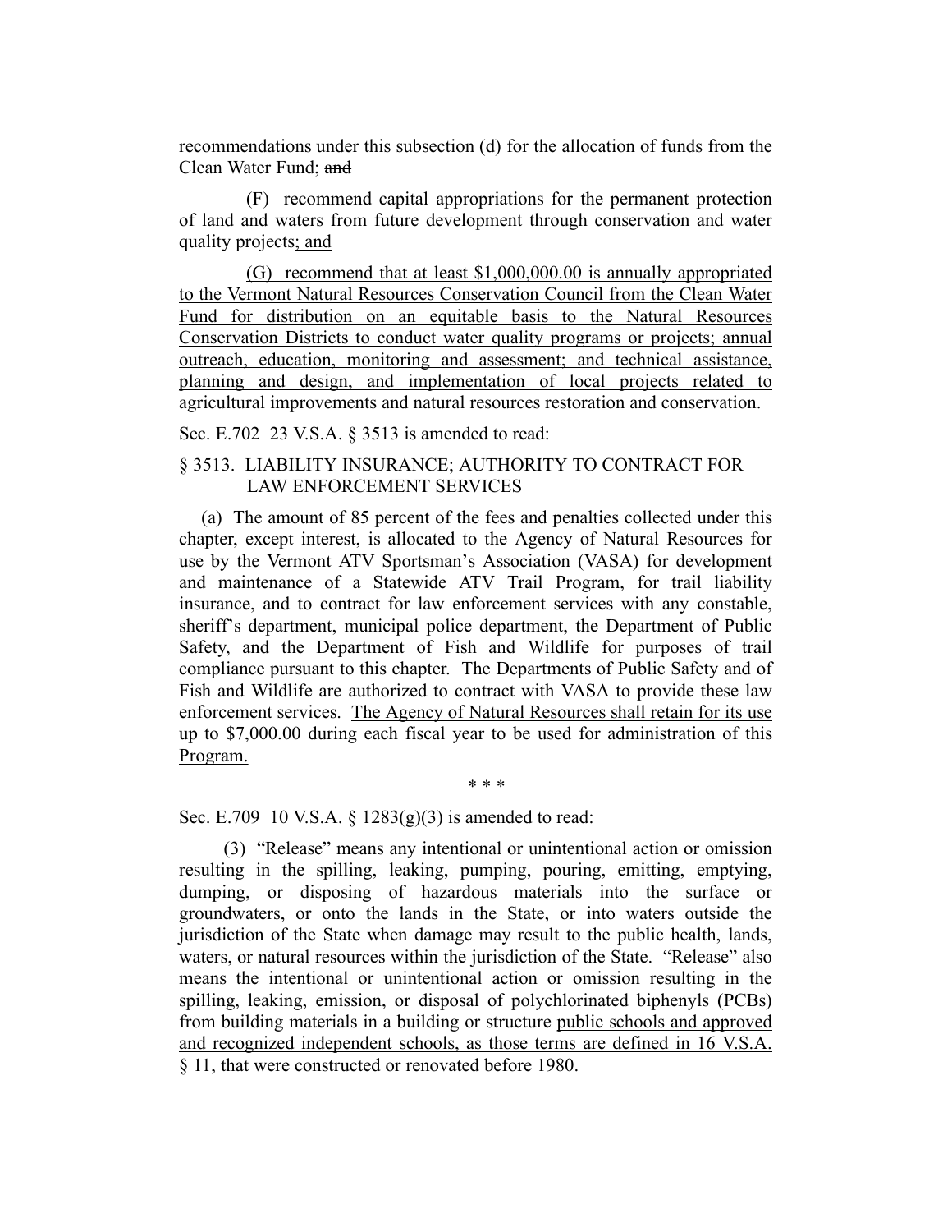recommendations under this subsection (d) for the allocation of funds from the Clean Water Fund; ~~and~~

(F) recommend capital appropriations for the permanent protection of land and waters from future development through conservation and water quality projects; and

(G) recommend that at least $1,000,000.00 is annually appropriated to the Vermont Natural Resources Conservation Council from the Clean Water Fund for distribution on an equitable basis to the Natural Resources Conservation Districts to conduct water quality programs or projects; annual outreach, education, monitoring and assessment; and technical assistance, planning and design, and implementation of local projects related to agricultural improvements and natural resources restoration and conservation.

Sec. E.702 23 V.S.A. § 3513 is amended to read:

§ 3513. LIABILITY INSURANCE; AUTHORITY TO CONTRACT FOR LAW ENFORCEMENT SERVICES

(a) The amount of 85 percent of the fees and penalties collected under this chapter, except interest, is allocated to the Agency of Natural Resources for use by the Vermont ATV Sportsman's Association (VASA) for development and maintenance of a Statewide ATV Trail Program, for trail liability insurance, and to contract for law enforcement services with any constable, sheriff's department, municipal police department, the Department of Public Safety, and the Department of Fish and Wildlife for purposes of trail compliance pursuant to this chapter. The Departments of Public Safety and of Fish and Wildlife are authorized to contract with VASA to provide these law enforcement services. The Agency of Natural Resources shall retain for its use up to $7,000.00 during each fiscal year to be used for administration of this Program.

\* \* \*

Sec. E.709 10 V.S.A. § 1283(g)(3) is amended to read:

(3) "Release" means any intentional or unintentional action or omission resulting in the spilling, leaking, pumping, pouring, emitting, emptying, dumping, or disposing of hazardous materials into the surface or groundwaters, or onto the lands in the State, or into waters outside the jurisdiction of the State when damage may result to the public health, lands, waters, or natural resources within the jurisdiction of the State. "Release" also means the intentional or unintentional action or omission resulting in the spilling, leaking, emission, or disposal of polychlorinated biphenyls (PCBs) from building materials in ~~a building or structure~~ public schools and approved and recognized independent schools, as those terms are defined in 16 V.S.A. § 11, that were constructed or renovated before 1980.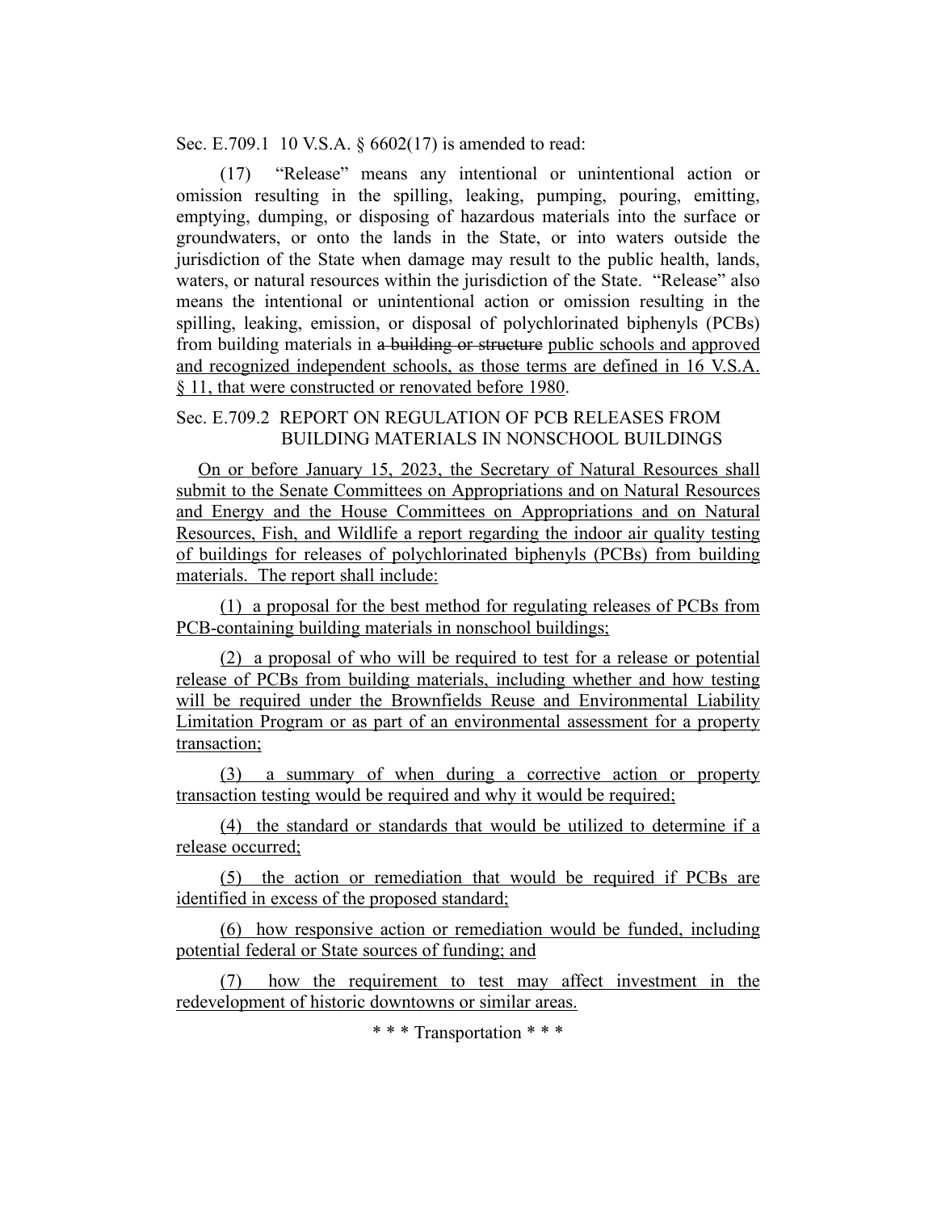Sec. E.709.1 10 V.S.A. § 6602(17) is amended to read:

(17) "Release" means any intentional or unintentional action or omission resulting in the spilling, leaking, pumping, pouring, emitting, emptying, dumping, or disposing of hazardous materials into the surface or groundwaters, or onto the lands in the State, or into waters outside the jurisdiction of the State when damage may result to the public health, lands, waters, or natural resources within the jurisdiction of the State. "Release" also means the intentional or unintentional action or omission resulting in the spilling, leaking, emission, or disposal of polychlorinated biphenyls (PCBs) from building materials in ~~a building or structure~~ <u>public schools and approved and recognized independent schools, as those terms are defined in 16 V.S.A. § 11, that were constructed or renovated before 1980</u>.

Sec. E.709.2 REPORT ON REGULATION OF PCB RELEASES FROM BUILDING MATERIALS IN NONSCHOOL BUILDINGS

<u>On or before January 15, 2023, the Secretary of Natural Resources shall submit to the Senate Committees on Appropriations and on Natural Resources and Energy and the House Committees on Appropriations and on Natural Resources, Fish, and Wildlife a report regarding the indoor air quality testing of buildings for releases of polychlorinated biphenyls (PCBs) from building materials. The report shall include:</u>

<u>(1) a proposal for the best method for regulating releases of PCBs from PCB-containing building materials in nonschool buildings;</u>

<u>(2) a proposal of who will be required to test for a release or potential release of PCBs from building materials, including whether and how testing will be required under the Brownfields Reuse and Environmental Liability Limitation Program or as part of an environmental assessment for a property transaction;</u>

<u>(3) a summary of when during a corrective action or property transaction testing would be required and why it would be required;</u>

<u>(4) the standard or standards that would be utilized to determine if a release occurred;</u>

<u>(5) the action or remediation that would be required if PCBs are identified in excess of the proposed standard;</u>

<u>(6) how responsive action or remediation would be funded, including potential federal or State sources of funding; and</u>

<u>(7) how the requirement to test may affect investment in the redevelopment of historic downtowns or similar areas.</u>

\* \* \* Transportation \* \* \*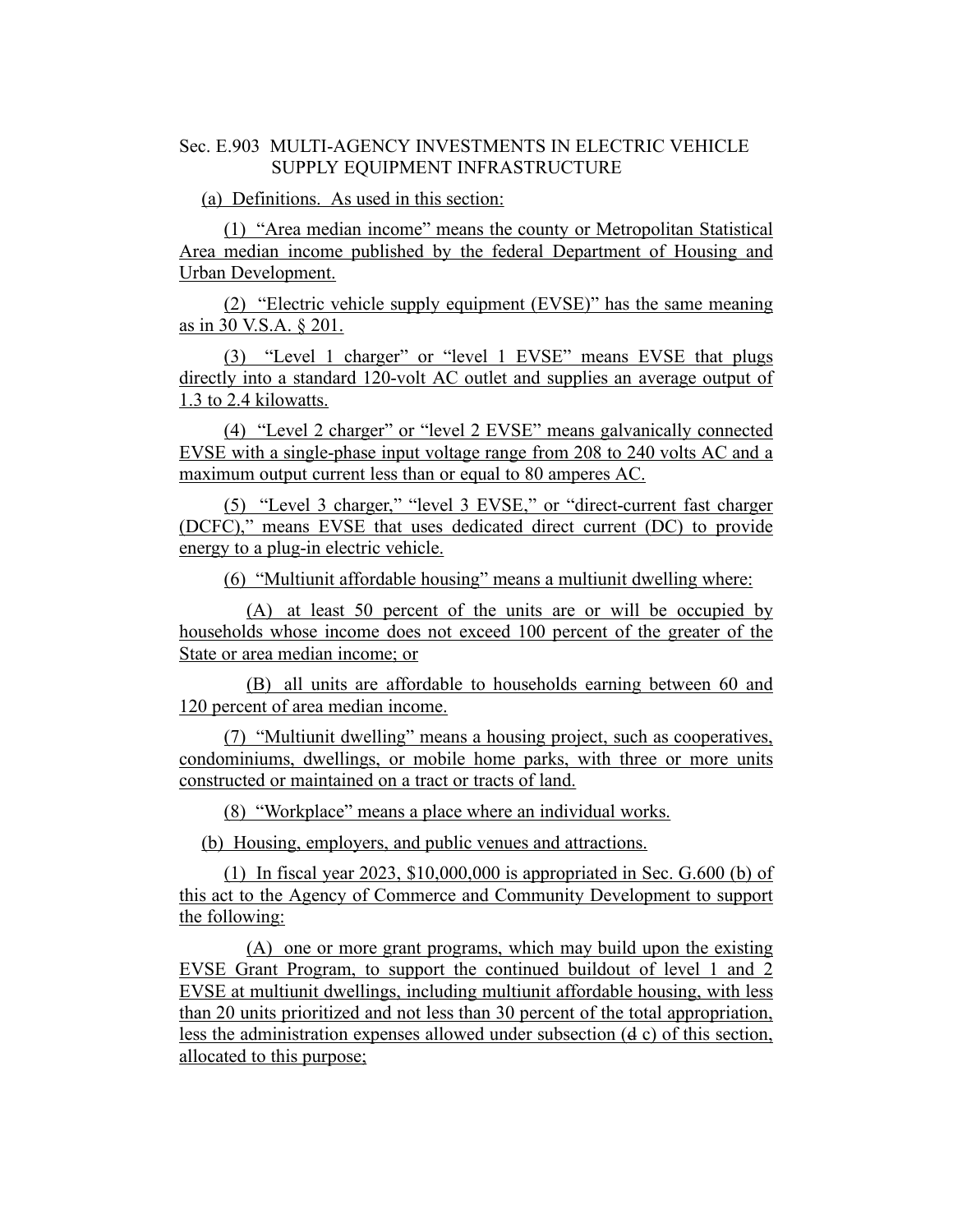Sec. E.903 MULTI-AGENCY INVESTMENTS IN ELECTRIC VEHICLE SUPPLY EQUIPMENT INFRASTRUCTURE

(a) Definitions. As used in this section:

(1) "Area median income" means the county or Metropolitan Statistical Area median income published by the federal Department of Housing and Urban Development.

(2) "Electric vehicle supply equipment (EVSE)" has the same meaning as in 30 V.S.A. § 201.

(3) "Level 1 charger" or "level 1 EVSE" means EVSE that plugs directly into a standard 120-volt AC outlet and supplies an average output of 1.3 to 2.4 kilowatts.

(4) "Level 2 charger" or "level 2 EVSE" means galvanically connected EVSE with a single-phase input voltage range from 208 to 240 volts AC and a maximum output current less than or equal to 80 amperes AC.

(5) "Level 3 charger," "level 3 EVSE," or "direct-current fast charger (DCFC)," means EVSE that uses dedicated direct current (DC) to provide energy to a plug-in electric vehicle.

(6) "Multiunit affordable housing" means a multiunit dwelling where:

(A) at least 50 percent of the units are or will be occupied by households whose income does not exceed 100 percent of the greater of the State or area median income; or

(B) all units are affordable to households earning between 60 and 120 percent of area median income.

(7) "Multiunit dwelling" means a housing project, such as cooperatives, condominiums, dwellings, or mobile home parks, with three or more units constructed or maintained on a tract or tracts of land.

(8) "Workplace" means a place where an individual works.

(b) Housing, employers, and public venues and attractions.

(1) In fiscal year 2023, $10,000,000 is appropriated in Sec. G.600 (b) of this act to the Agency of Commerce and Community Development to support the following:

(A) one or more grant programs, which may build upon the existing EVSE Grant Program, to support the continued buildout of level 1 and 2 EVSE at multiunit dwellings, including multiunit affordable housing, with less than 20 units prioritized and not less than 30 percent of the total appropriation, less the administration expenses allowed under subsection (~~d~~ c) of this section, allocated to this purpose;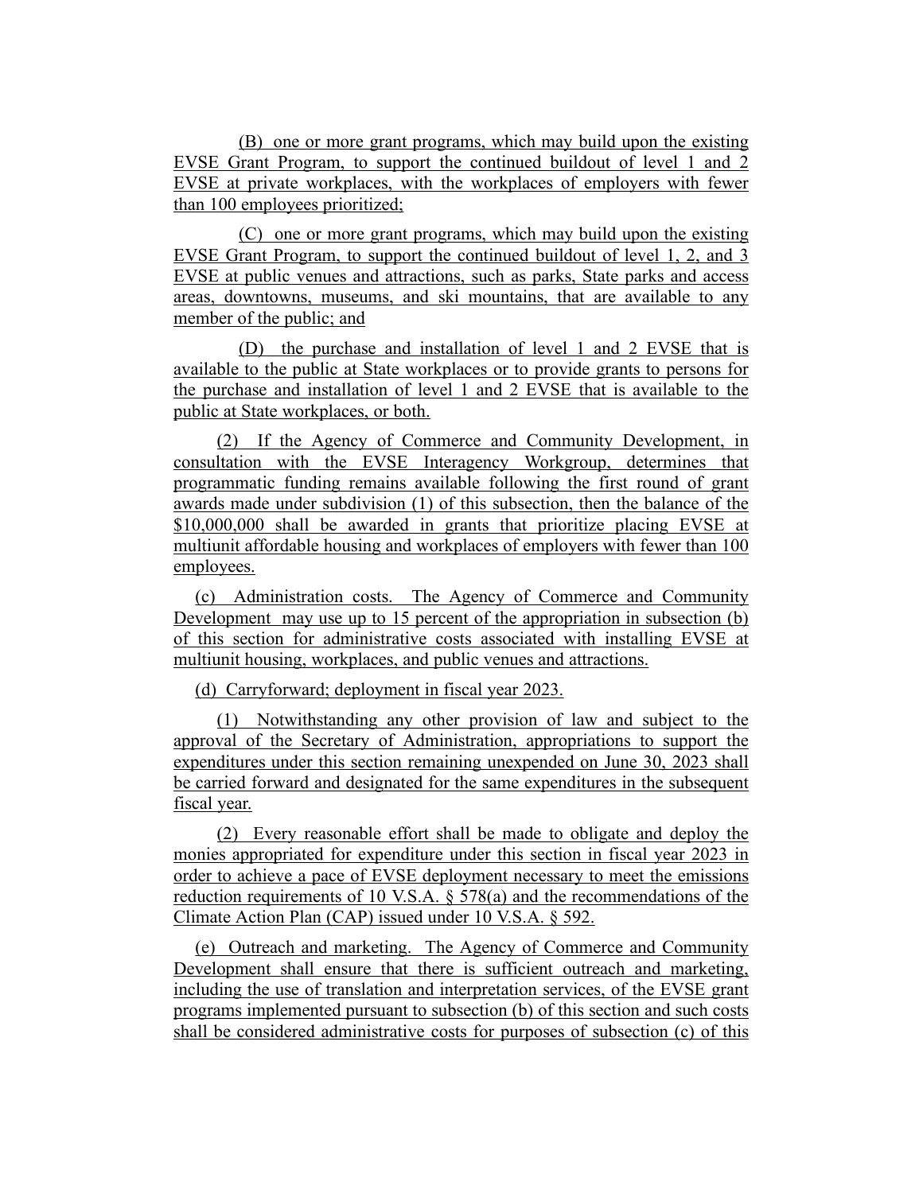(B) one or more grant programs, which may build upon the existing EVSE Grant Program, to support the continued buildout of level 1 and 2 EVSE at private workplaces, with the workplaces of employers with fewer than 100 employees prioritized;

(C) one or more grant programs, which may build upon the existing EVSE Grant Program, to support the continued buildout of level 1, 2, and 3 EVSE at public venues and attractions, such as parks, State parks and access areas, downtowns, museums, and ski mountains, that are available to any member of the public; and

(D) the purchase and installation of level 1 and 2 EVSE that is available to the public at State workplaces or to provide grants to persons for the purchase and installation of level 1 and 2 EVSE that is available to the public at State workplaces, or both.

(2) If the Agency of Commerce and Community Development, in consultation with the EVSE Interagency Workgroup, determines that programmatic funding remains available following the first round of grant awards made under subdivision (1) of this subsection, then the balance of the $10,000,000 shall be awarded in grants that prioritize placing EVSE at multiunit affordable housing and workplaces of employers with fewer than 100 employees.

(c) Administration costs. The Agency of Commerce and Community Development may use up to 15 percent of the appropriation in subsection (b) of this section for administrative costs associated with installing EVSE at multiunit housing, workplaces, and public venues and attractions.

(d) Carryforward; deployment in fiscal year 2023.

(1) Notwithstanding any other provision of law and subject to the approval of the Secretary of Administration, appropriations to support the expenditures under this section remaining unexpended on June 30, 2023 shall be carried forward and designated for the same expenditures in the subsequent fiscal year.

(2) Every reasonable effort shall be made to obligate and deploy the monies appropriated for expenditure under this section in fiscal year 2023 in order to achieve a pace of EVSE deployment necessary to meet the emissions reduction requirements of 10 V.S.A. § 578(a) and the recommendations of the Climate Action Plan (CAP) issued under 10 V.S.A. § 592.

(e) Outreach and marketing. The Agency of Commerce and Community Development shall ensure that there is sufficient outreach and marketing, including the use of translation and interpretation services, of the EVSE grant programs implemented pursuant to subsection (b) of this section and such costs shall be considered administrative costs for purposes of subsection (c) of this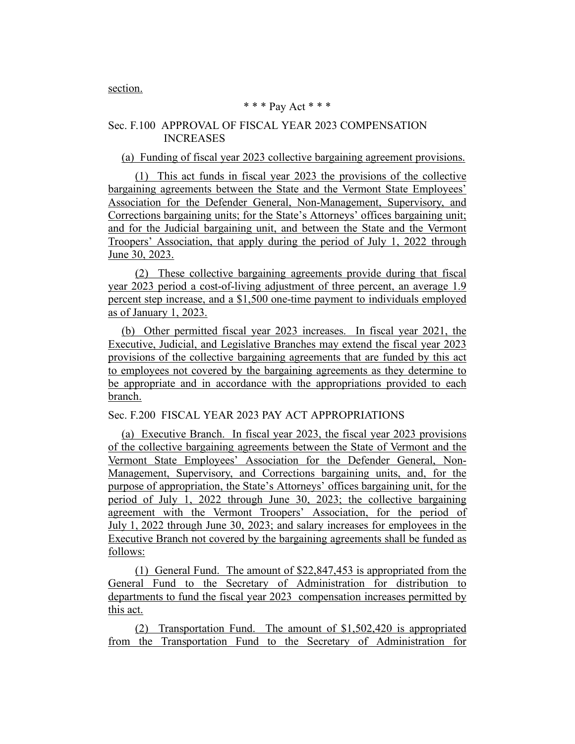section.

\* \* \* Pay Act \* \* \*

Sec. F.100 APPROVAL OF FISCAL YEAR 2023 COMPENSATION INCREASES

(a) Funding of fiscal year 2023 collective bargaining agreement provisions.

(1) This act funds in fiscal year 2023 the provisions of the collective bargaining agreements between the State and the Vermont State Employees' Association for the Defender General, Non-Management, Supervisory, and Corrections bargaining units; for the State's Attorneys' offices bargaining unit; and for the Judicial bargaining unit, and between the State and the Vermont Troopers' Association, that apply during the period of July 1, 2022 through June 30, 2023.

(2) These collective bargaining agreements provide during that fiscal year 2023 period a cost-of-living adjustment of three percent, an average 1.9 percent step increase, and a $1,500 one-time payment to individuals employed as of January 1, 2023.

(b) Other permitted fiscal year 2023 increases. In fiscal year 2021, the Executive, Judicial, and Legislative Branches may extend the fiscal year 2023 provisions of the collective bargaining agreements that are funded by this act to employees not covered by the bargaining agreements as they determine to be appropriate and in accordance with the appropriations provided to each branch.

Sec. F.200 FISCAL YEAR 2023 PAY ACT APPROPRIATIONS

(a) Executive Branch. In fiscal year 2023, the fiscal year 2023 provisions of the collective bargaining agreements between the State of Vermont and the Vermont State Employees' Association for the Defender General, Non-Management, Supervisory, and Corrections bargaining units, and, for the purpose of appropriation, the State's Attorneys' offices bargaining unit, for the period of July 1, 2022 through June 30, 2023; the collective bargaining agreement with the Vermont Troopers' Association, for the period of July 1, 2022 through June 30, 2023; and salary increases for employees in the Executive Branch not covered by the bargaining agreements shall be funded as follows:

(1) General Fund. The amount of $22,847,453 is appropriated from the General Fund to the Secretary of Administration for distribution to departments to fund the fiscal year 2023 compensation increases permitted by this act.

(2) Transportation Fund. The amount of $1,502,420 is appropriated from the Transportation Fund to the Secretary of Administration for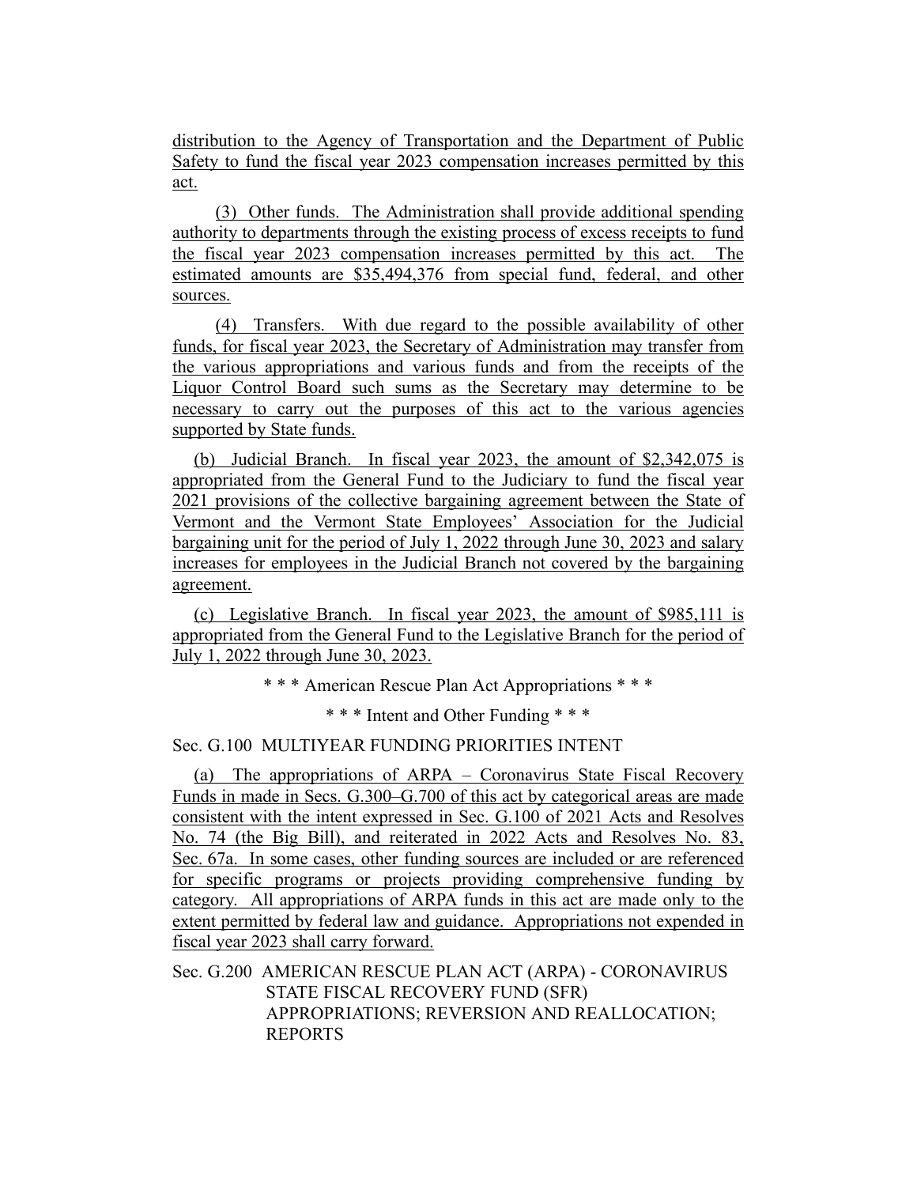distribution to the Agency of Transportation and the Department of Public Safety to fund the fiscal year 2023 compensation increases permitted by this act.

(3) Other funds. The Administration shall provide additional spending authority to departments through the existing process of excess receipts to fund the fiscal year 2023 compensation increases permitted by this act. The estimated amounts are $35,494,376 from special fund, federal, and other sources.

(4) Transfers. With due regard to the possible availability of other funds, for fiscal year 2023, the Secretary of Administration may transfer from the various appropriations and various funds and from the receipts of the Liquor Control Board such sums as the Secretary may determine to be necessary to carry out the purposes of this act to the various agencies supported by State funds.

(b) Judicial Branch. In fiscal year 2023, the amount of $2,342,075 is appropriated from the General Fund to the Judiciary to fund the fiscal year 2021 provisions of the collective bargaining agreement between the State of Vermont and the Vermont State Employees' Association for the Judicial bargaining unit for the period of July 1, 2022 through June 30, 2023 and salary increases for employees in the Judicial Branch not covered by the bargaining agreement.

(c) Legislative Branch. In fiscal year 2023, the amount of $985,111 is appropriated from the General Fund to the Legislative Branch for the period of July 1, 2022 through June 30, 2023.

\* \* \* American Rescue Plan Act Appropriations \* \* \*

\* \* \* Intent and Other Funding \* \* \*

Sec. G.100 MULTIYEAR FUNDING PRIORITIES INTENT

(a) The appropriations of ARPA – Coronavirus State Fiscal Recovery Funds in made in Secs. G.300–G.700 of this act by categorical areas are made consistent with the intent expressed in Sec. G.100 of 2021 Acts and Resolves No. 74 (the Big Bill), and reiterated in 2022 Acts and Resolves No. 83, Sec. 67a. In some cases, other funding sources are included or are referenced for specific programs or projects providing comprehensive funding by category. All appropriations of ARPA funds in this act are made only to the extent permitted by federal law and guidance. Appropriations not expended in fiscal year 2023 shall carry forward.

Sec. G.200 AMERICAN RESCUE PLAN ACT (ARPA) - CORONAVIRUS STATE FISCAL RECOVERY FUND (SFR) APPROPRIATIONS; REVERSION AND REALLOCATION; REPORTS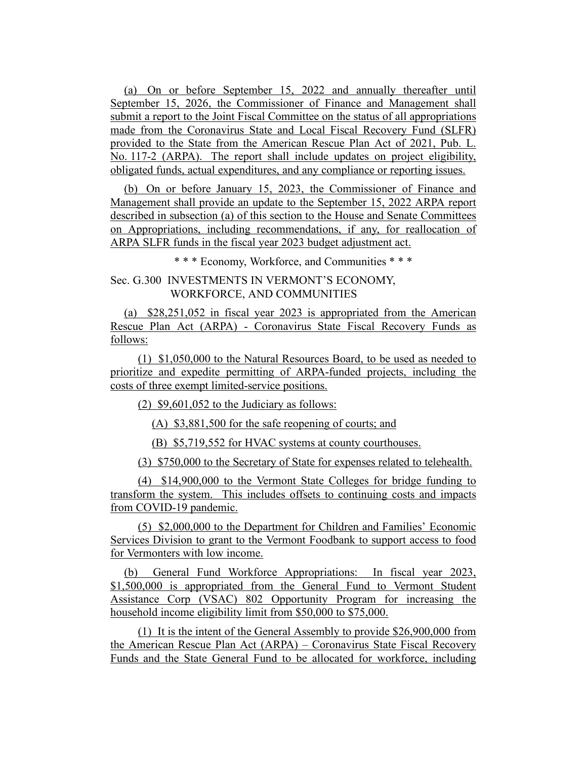(a) On or before September 15, 2022 and annually thereafter until September 15, 2026, the Commissioner of Finance and Management shall submit a report to the Joint Fiscal Committee on the status of all appropriations made from the Coronavirus State and Local Fiscal Recovery Fund (SLFR) provided to the State from the American Rescue Plan Act of 2021, Pub. L. No. 117-2 (ARPA). The report shall include updates on project eligibility, obligated funds, actual expenditures, and any compliance or reporting issues.

(b) On or before January 15, 2023, the Commissioner of Finance and Management shall provide an update to the September 15, 2022 ARPA report described in subsection (a) of this section to the House and Senate Committees on Appropriations, including recommendations, if any, for reallocation of ARPA SLFR funds in the fiscal year 2023 budget adjustment act.

\* \* \* Economy, Workforce, and Communities \* \* \*

Sec. G.300 INVESTMENTS IN VERMONT'S ECONOMY, WORKFORCE, AND COMMUNITIES

(a) $28,251,052 in fiscal year 2023 is appropriated from the American Rescue Plan Act (ARPA) - Coronavirus State Fiscal Recovery Funds as follows:

(1) $1,050,000 to the Natural Resources Board, to be used as needed to prioritize and expedite permitting of ARPA-funded projects, including the costs of three exempt limited-service positions.

(2) $9,601,052 to the Judiciary as follows:

(A) $3,881,500 for the safe reopening of courts; and

(B) $5,719,552 for HVAC systems at county courthouses.

(3) $750,000 to the Secretary of State for expenses related to telehealth.

(4) $14,900,000 to the Vermont State Colleges for bridge funding to transform the system. This includes offsets to continuing costs and impacts from COVID-19 pandemic.

(5) $2,000,000 to the Department for Children and Families' Economic Services Division to grant to the Vermont Foodbank to support access to food for Vermonters with low income.

(b) General Fund Workforce Appropriations: In fiscal year 2023, $1,500,000 is appropriated from the General Fund to Vermont Student Assistance Corp (VSAC) 802 Opportunity Program for increasing the household income eligibility limit from $50,000 to $75,000.

(1) It is the intent of the General Assembly to provide $26,900,000 from the American Rescue Plan Act (ARPA) – Coronavirus State Fiscal Recovery Funds and the State General Fund to be allocated for workforce, including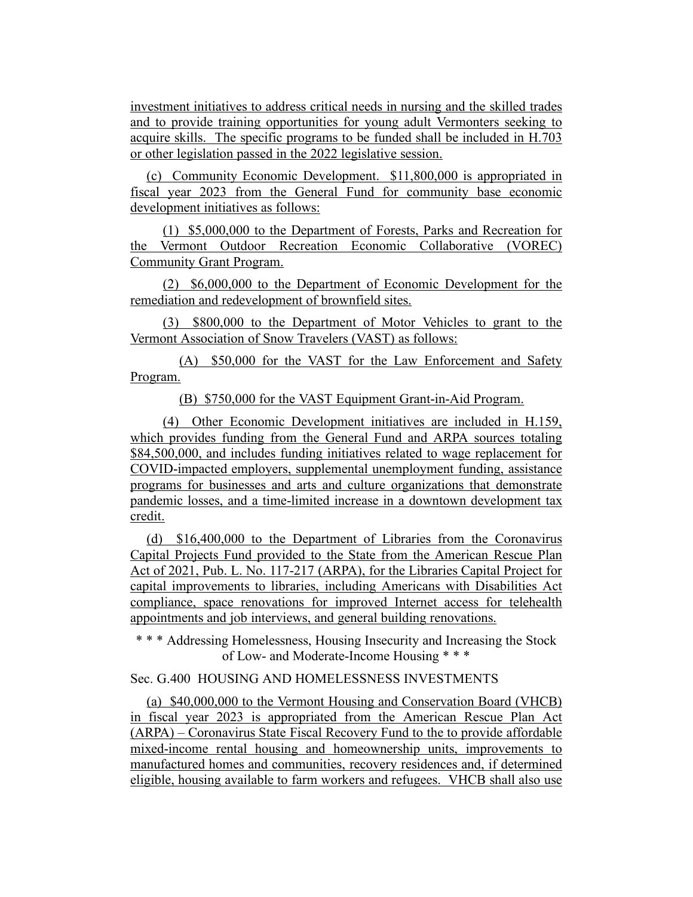investment initiatives to address critical needs in nursing and the skilled trades and to provide training opportunities for young adult Vermonters seeking to acquire skills. The specific programs to be funded shall be included in H.703 or other legislation passed in the 2022 legislative session.

(c) Community Economic Development. $11,800,000 is appropriated in fiscal year 2023 from the General Fund for community base economic development initiatives as follows:

(1) $5,000,000 to the Department of Forests, Parks and Recreation for the Vermont Outdoor Recreation Economic Collaborative (VOREC) Community Grant Program.

(2) $6,000,000 to the Department of Economic Development for the remediation and redevelopment of brownfield sites.

(3) $800,000 to the Department of Motor Vehicles to grant to the Vermont Association of Snow Travelers (VAST) as follows:

(A) $50,000 for the VAST for the Law Enforcement and Safety Program.

(B) $750,000 for the VAST Equipment Grant-in-Aid Program.

(4) Other Economic Development initiatives are included in H.159, which provides funding from the General Fund and ARPA sources totaling $84,500,000, and includes funding initiatives related to wage replacement for COVID-impacted employers, supplemental unemployment funding, assistance programs for businesses and arts and culture organizations that demonstrate pandemic losses, and a time-limited increase in a downtown development tax credit.

(d) $16,400,000 to the Department of Libraries from the Coronavirus Capital Projects Fund provided to the State from the American Rescue Plan Act of 2021, Pub. L. No. 117-217 (ARPA), for the Libraries Capital Project for capital improvements to libraries, including Americans with Disabilities Act compliance, space renovations for improved Internet access for telehealth appointments and job interviews, and general building renovations.

\* \* \* Addressing Homelessness, Housing Insecurity and Increasing the Stock of Low- and Moderate-Income Housing \* \* \*

Sec. G.400 HOUSING AND HOMELESSNESS INVESTMENTS

(a) $40,000,000 to the Vermont Housing and Conservation Board (VHCB) in fiscal year 2023 is appropriated from the American Rescue Plan Act (ARPA) – Coronavirus State Fiscal Recovery Fund to the to provide affordable mixed-income rental housing and homeownership units, improvements to manufactured homes and communities, recovery residences and, if determined eligible, housing available to farm workers and refugees. VHCB shall also use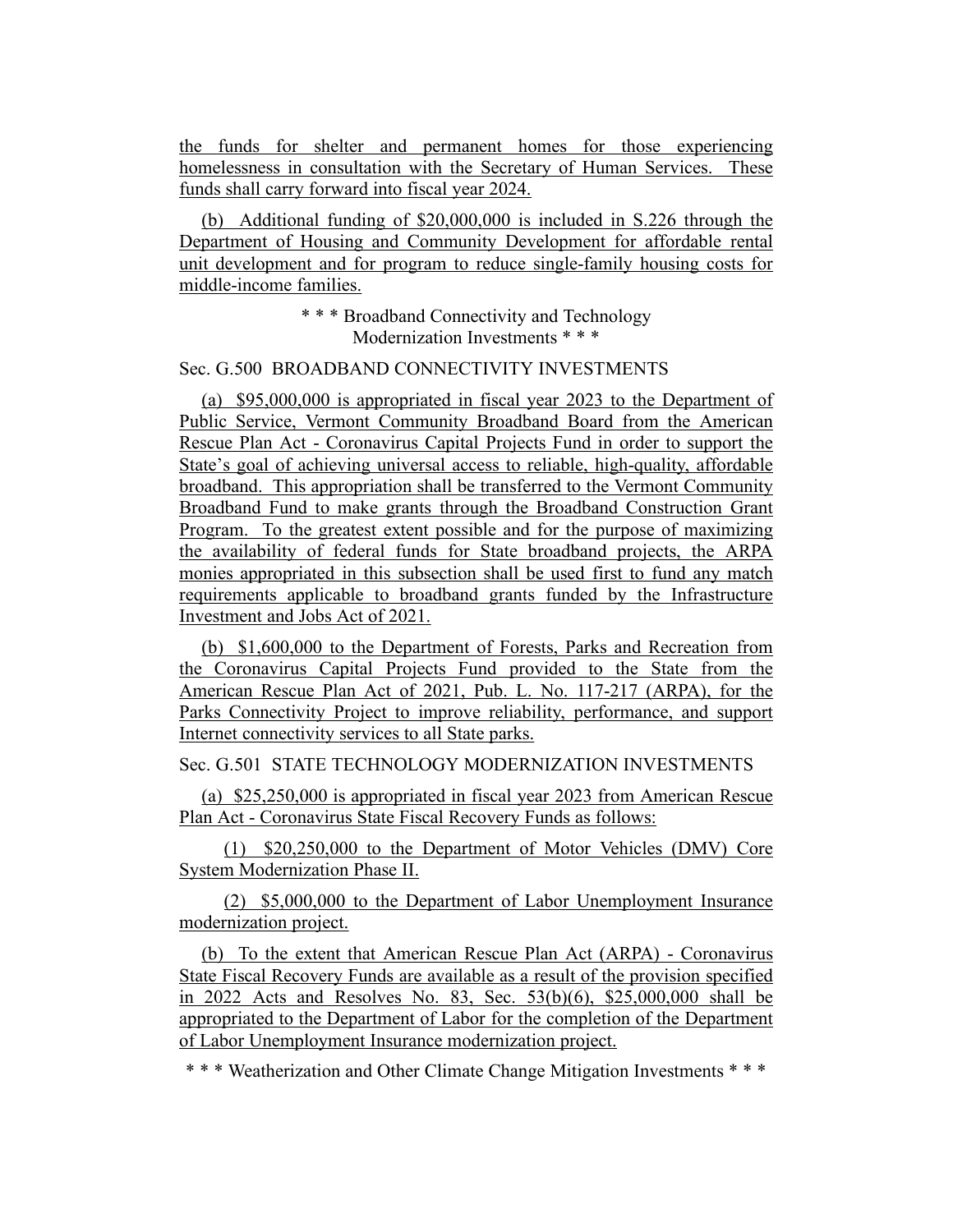the funds for shelter and permanent homes for those experiencing homelessness in consultation with the Secretary of Human Services. These funds shall carry forward into fiscal year 2024.

(b) Additional funding of $20,000,000 is included in S.226 through the Department of Housing and Community Development for affordable rental unit development and for program to reduce single-family housing costs for middle-income families.

* * * Broadband Connectivity and Technology Modernization Investments * * *

Sec. G.500 BROADBAND CONNECTIVITY INVESTMENTS

(a) $95,000,000 is appropriated in fiscal year 2023 to the Department of Public Service, Vermont Community Broadband Board from the American Rescue Plan Act - Coronavirus Capital Projects Fund in order to support the State's goal of achieving universal access to reliable, high-quality, affordable broadband. This appropriation shall be transferred to the Vermont Community Broadband Fund to make grants through the Broadband Construction Grant Program. To the greatest extent possible and for the purpose of maximizing the availability of federal funds for State broadband projects, the ARPA monies appropriated in this subsection shall be used first to fund any match requirements applicable to broadband grants funded by the Infrastructure Investment and Jobs Act of 2021.

(b) $1,600,000 to the Department of Forests, Parks and Recreation from the Coronavirus Capital Projects Fund provided to the State from the American Rescue Plan Act of 2021, Pub. L. No. 117-217 (ARPA), for the Parks Connectivity Project to improve reliability, performance, and support Internet connectivity services to all State parks.

Sec. G.501 STATE TECHNOLOGY MODERNIZATION INVESTMENTS

(a) $25,250,000 is appropriated in fiscal year 2023 from American Rescue Plan Act - Coronavirus State Fiscal Recovery Funds as follows:

(1) $20,250,000 to the Department of Motor Vehicles (DMV) Core System Modernization Phase II.

(2) $5,000,000 to the Department of Labor Unemployment Insurance modernization project.

(b) To the extent that American Rescue Plan Act (ARPA) - Coronavirus State Fiscal Recovery Funds are available as a result of the provision specified in 2022 Acts and Resolves No. 83, Sec. 53(b)(6), $25,000,000 shall be appropriated to the Department of Labor for the completion of the Department of Labor Unemployment Insurance modernization project.

* * * Weatherization and Other Climate Change Mitigation Investments * * *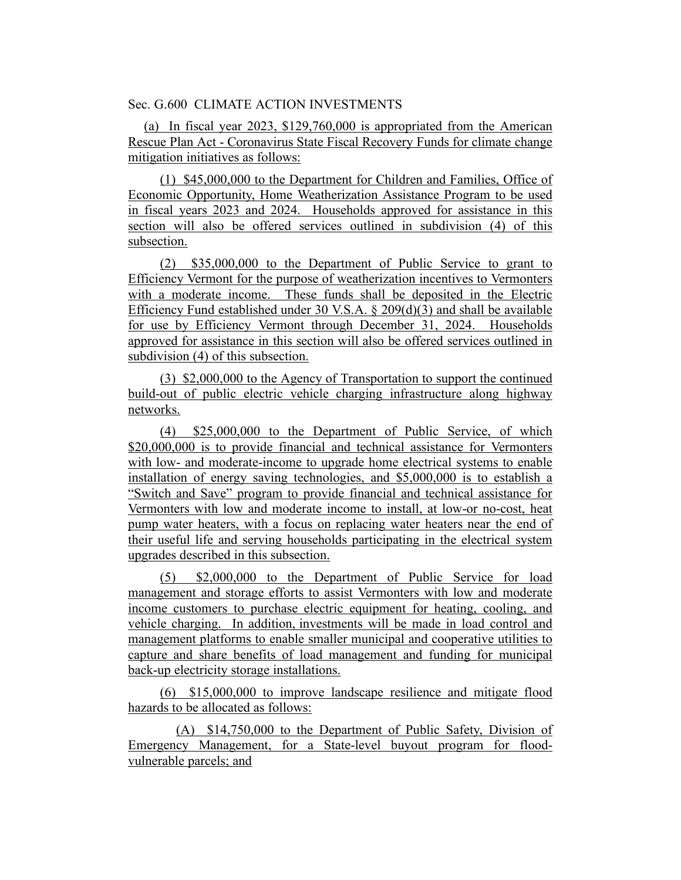Sec. G.600 CLIMATE ACTION INVESTMENTS

(a) In fiscal year 2023, $129,760,000 is appropriated from the American Rescue Plan Act - Coronavirus State Fiscal Recovery Funds for climate change mitigation initiatives as follows:

(1) $45,000,000 to the Department for Children and Families, Office of Economic Opportunity, Home Weatherization Assistance Program to be used in fiscal years 2023 and 2024. Households approved for assistance in this section will also be offered services outlined in subdivision (4) of this subsection.

(2) $35,000,000 to the Department of Public Service to grant to Efficiency Vermont for the purpose of weatherization incentives to Vermonters with a moderate income. These funds shall be deposited in the Electric Efficiency Fund established under 30 V.S.A. § 209(d)(3) and shall be available for use by Efficiency Vermont through December 31, 2024. Households approved for assistance in this section will also be offered services outlined in subdivision (4) of this subsection.

(3) $2,000,000 to the Agency of Transportation to support the continued build-out of public electric vehicle charging infrastructure along highway networks.

(4) $25,000,000 to the Department of Public Service, of which $20,000,000 is to provide financial and technical assistance for Vermonters with low- and moderate-income to upgrade home electrical systems to enable installation of energy saving technologies, and $5,000,000 is to establish a "Switch and Save" program to provide financial and technical assistance for Vermonters with low and moderate income to install, at low-or no-cost, heat pump water heaters, with a focus on replacing water heaters near the end of their useful life and serving households participating in the electrical system upgrades described in this subsection.

(5) $2,000,000 to the Department of Public Service for load management and storage efforts to assist Vermonters with low and moderate income customers to purchase electric equipment for heating, cooling, and vehicle charging. In addition, investments will be made in load control and management platforms to enable smaller municipal and cooperative utilities to capture and share benefits of load management and funding for municipal back-up electricity storage installations.

(6) $15,000,000 to improve landscape resilience and mitigate flood hazards to be allocated as follows:

(A) $14,750,000 to the Department of Public Safety, Division of Emergency Management, for a State-level buyout program for flood-vulnerable parcels; and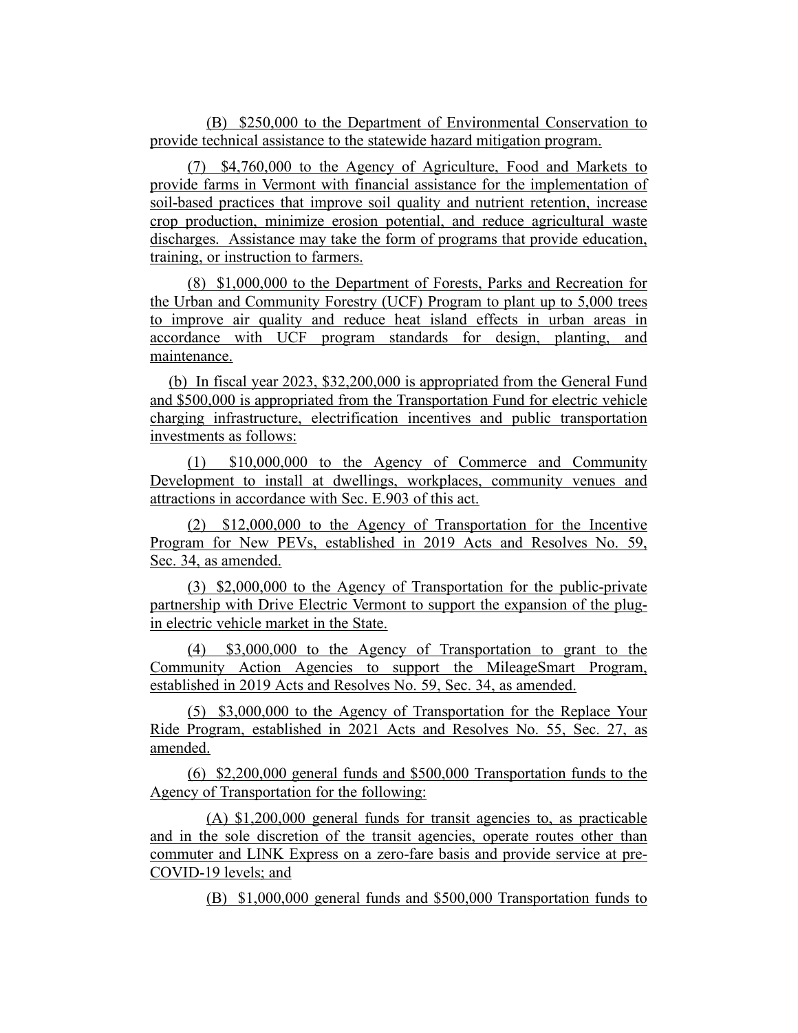(B) $250,000 to the Department of Environmental Conservation to provide technical assistance to the statewide hazard mitigation program.

(7) $4,760,000 to the Agency of Agriculture, Food and Markets to provide farms in Vermont with financial assistance for the implementation of soil-based practices that improve soil quality and nutrient retention, increase crop production, minimize erosion potential, and reduce agricultural waste discharges. Assistance may take the form of programs that provide education, training, or instruction to farmers.

(8) $1,000,000 to the Department of Forests, Parks and Recreation for the Urban and Community Forestry (UCF) Program to plant up to 5,000 trees to improve air quality and reduce heat island effects in urban areas in accordance with UCF program standards for design, planting, and maintenance.

(b) In fiscal year 2023, $32,200,000 is appropriated from the General Fund and $500,000 is appropriated from the Transportation Fund for electric vehicle charging infrastructure, electrification incentives and public transportation investments as follows:

(1) $10,000,000 to the Agency of Commerce and Community Development to install at dwellings, workplaces, community venues and attractions in accordance with Sec. E.903 of this act.

(2) $12,000,000 to the Agency of Transportation for the Incentive Program for New PEVs, established in 2019 Acts and Resolves No. 59, Sec. 34, as amended.

(3) $2,000,000 to the Agency of Transportation for the public-private partnership with Drive Electric Vermont to support the expansion of the plug-in electric vehicle market in the State.

(4) $3,000,000 to the Agency of Transportation to grant to the Community Action Agencies to support the MileageSmart Program, established in 2019 Acts and Resolves No. 59, Sec. 34, as amended.

(5) $3,000,000 to the Agency of Transportation for the Replace Your Ride Program, established in 2021 Acts and Resolves No. 55, Sec. 27, as amended.

(6) $2,200,000 general funds and $500,000 Transportation funds to the Agency of Transportation for the following:

(A) $1,200,000 general funds for transit agencies to, as practicable and in the sole discretion of the transit agencies, operate routes other than commuter and LINK Express on a zero-fare basis and provide service at pre-COVID-19 levels; and

(B) $1,000,000 general funds and $500,000 Transportation funds to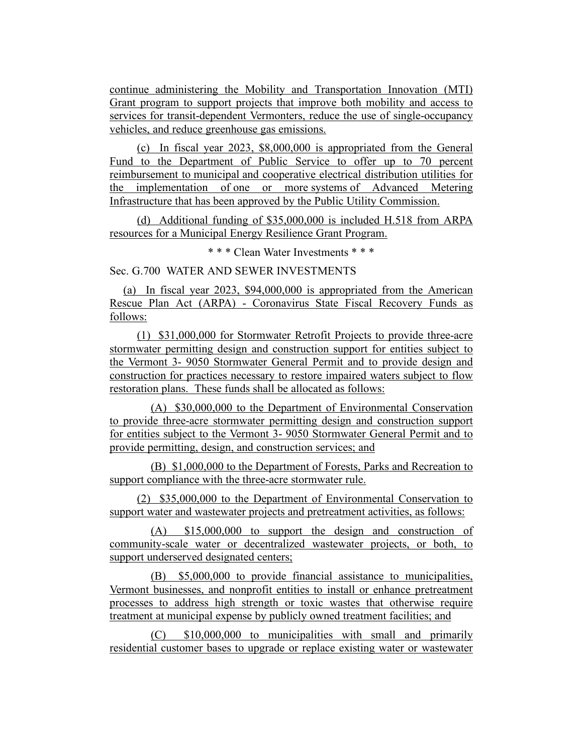continue administering the Mobility and Transportation Innovation (MTI) Grant program to support projects that improve both mobility and access to services for transit-dependent Vermonters, reduce the use of single-occupancy vehicles, and reduce greenhouse gas emissions.

(c) In fiscal year 2023, $8,000,000 is appropriated from the General Fund to the Department of Public Service to offer up to 70 percent reimbursement to municipal and cooperative electrical distribution utilities for the implementation of one or more systems of Advanced Metering Infrastructure that has been approved by the Public Utility Commission.

(d) Additional funding of $35,000,000 is included H.518 from ARPA resources for a Municipal Energy Resilience Grant Program.

\* \* \* Clean Water Investments \* \* \*

Sec. G.700 WATER AND SEWER INVESTMENTS

(a) In fiscal year 2023, $94,000,000 is appropriated from the American Rescue Plan Act (ARPA) - Coronavirus State Fiscal Recovery Funds as follows:

(1) $31,000,000 for Stormwater Retrofit Projects to provide three-acre stormwater permitting design and construction support for entities subject to the Vermont 3- 9050 Stormwater General Permit and to provide design and construction for practices necessary to restore impaired waters subject to flow restoration plans. These funds shall be allocated as follows:

(A) $30,000,000 to the Department of Environmental Conservation to provide three-acre stormwater permitting design and construction support for entities subject to the Vermont 3- 9050 Stormwater General Permit and to provide permitting, design, and construction services; and

(B) $1,000,000 to the Department of Forests, Parks and Recreation to support compliance with the three-acre stormwater rule.

(2) $35,000,000 to the Department of Environmental Conservation to support water and wastewater projects and pretreatment activities, as follows:

(A) $15,000,000 to support the design and construction of community-scale water or decentralized wastewater projects, or both, to support underserved designated centers;

(B) $5,000,000 to provide financial assistance to municipalities, Vermont businesses, and nonprofit entities to install or enhance pretreatment processes to address high strength or toxic wastes that otherwise require treatment at municipal expense by publicly owned treatment facilities; and

(C) $10,000,000 to municipalities with small and primarily residential customer bases to upgrade or replace existing water or wastewater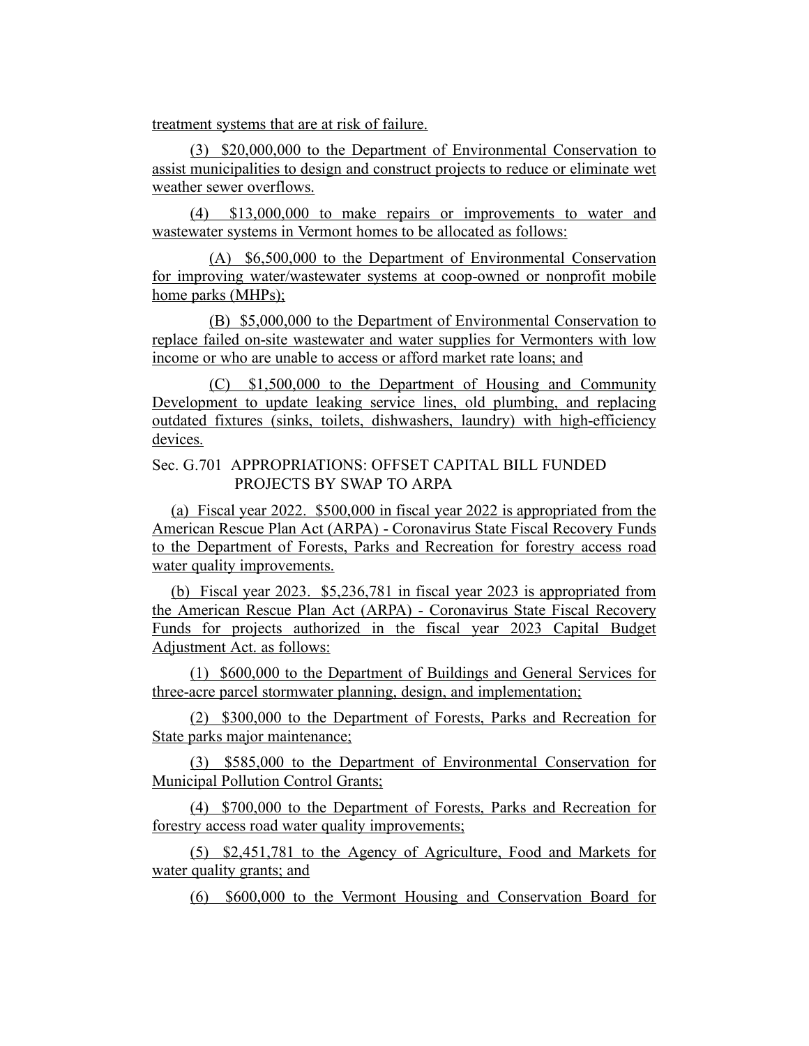treatment systems that are at risk of failure.

(3) $20,000,000 to the Department of Environmental Conservation to assist municipalities to design and construct projects to reduce or eliminate wet weather sewer overflows.

(4) $13,000,000 to make repairs or improvements to water and wastewater systems in Vermont homes to be allocated as follows:

(A) $6,500,000 to the Department of Environmental Conservation for improving water/wastewater systems at coop-owned or nonprofit mobile home parks (MHPs);

(B) $5,000,000 to the Department of Environmental Conservation to replace failed on-site wastewater and water supplies for Vermonters with low income or who are unable to access or afford market rate loans; and

(C) $1,500,000 to the Department of Housing and Community Development to update leaking service lines, old plumbing, and replacing outdated fixtures (sinks, toilets, dishwashers, laundry) with high-efficiency devices.

Sec. G.701 APPROPRIATIONS: OFFSET CAPITAL BILL FUNDED PROJECTS BY SWAP TO ARPA

(a) Fiscal year 2022. $500,000 in fiscal year 2022 is appropriated from the American Rescue Plan Act (ARPA) - Coronavirus State Fiscal Recovery Funds to the Department of Forests, Parks and Recreation for forestry access road water quality improvements.

(b) Fiscal year 2023. $5,236,781 in fiscal year 2023 is appropriated from the American Rescue Plan Act (ARPA) - Coronavirus State Fiscal Recovery Funds for projects authorized in the fiscal year 2023 Capital Budget Adjustment Act. as follows:

(1) $600,000 to the Department of Buildings and General Services for three-acre parcel stormwater planning, design, and implementation;

(2) $300,000 to the Department of Forests, Parks and Recreation for State parks major maintenance;

(3) $585,000 to the Department of Environmental Conservation for Municipal Pollution Control Grants;

(4) $700,000 to the Department of Forests, Parks and Recreation for forestry access road water quality improvements;

(5) $2,451,781 to the Agency of Agriculture, Food and Markets for water quality grants; and

(6) $600,000 to the Vermont Housing and Conservation Board for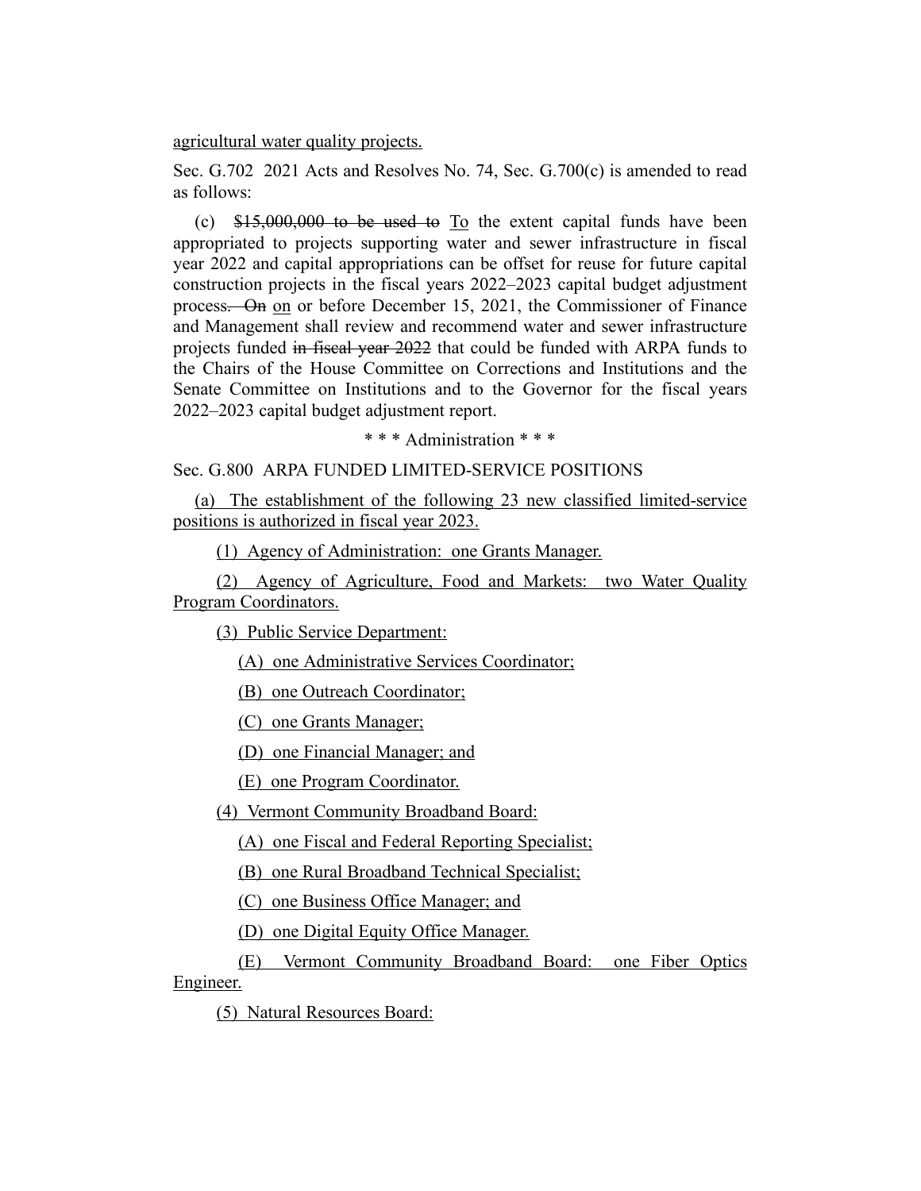agricultural water quality projects.

Sec. G.702 2021 Acts and Resolves No. 74, Sec. G.700(c) is amended to read as follows:

(c) ~~$15,000,000 to be used to~~ To the extent capital funds have been appropriated to projects supporting water and sewer infrastructure in fiscal year 2022 and capital appropriations can be offset for reuse for future capital construction projects in the fiscal years 2022–2023 capital budget adjustment process~~. On~~ on or before December 15, 2021, the Commissioner of Finance and Management shall review and recommend water and sewer infrastructure projects funded ~~in fiscal year 2022~~ that could be funded with ARPA funds to the Chairs of the House Committee on Corrections and Institutions and the Senate Committee on Institutions and to the Governor for the fiscal years 2022–2023 capital budget adjustment report.

\* \* \* Administration \* \* \*

Sec. G.800 ARPA FUNDED LIMITED-SERVICE POSITIONS

(a) The establishment of the following 23 new classified limited-service positions is authorized in fiscal year 2023.

(1) Agency of Administration: one Grants Manager.

(2) Agency of Agriculture, Food and Markets: two Water Quality Program Coordinators.

(3) Public Service Department:

(A) one Administrative Services Coordinator;

(B) one Outreach Coordinator;

(C) one Grants Manager;

(D) one Financial Manager; and

(E) one Program Coordinator.

(4) Vermont Community Broadband Board:

(A) one Fiscal and Federal Reporting Specialist;

(B) one Rural Broadband Technical Specialist;

(C) one Business Office Manager; and

(D) one Digital Equity Office Manager.

(E) Vermont Community Broadband Board: one Fiber Optics Engineer.

(5) Natural Resources Board: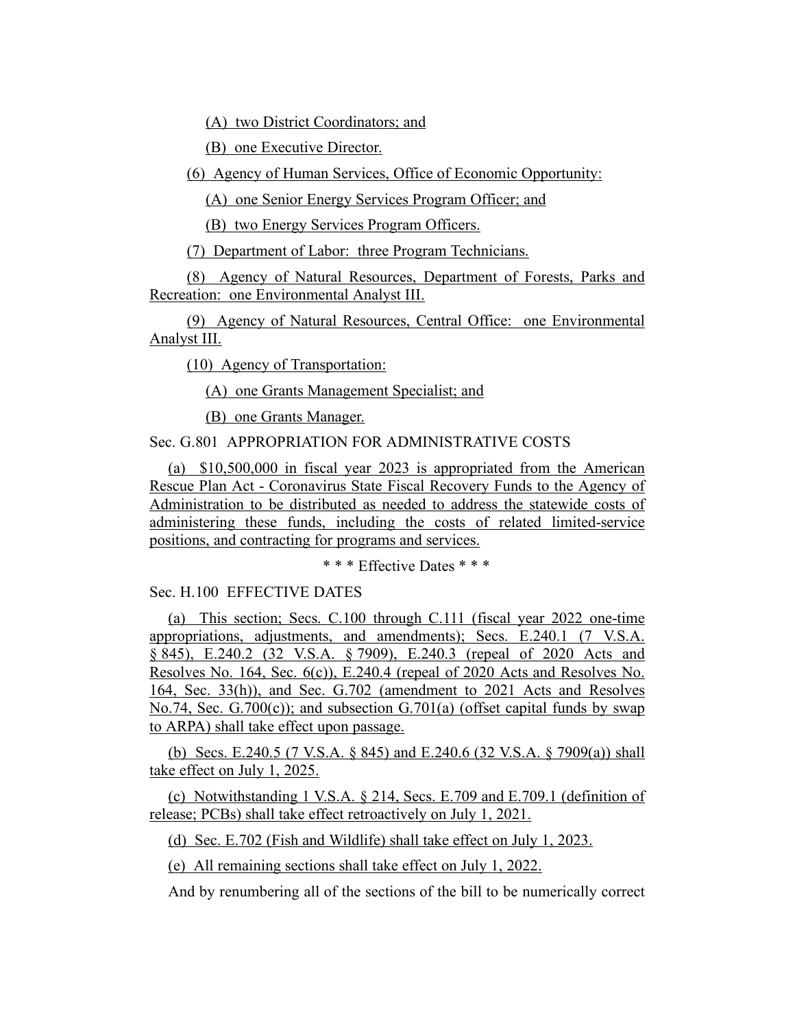(A) two District Coordinators; and

(B) one Executive Director.

(6) Agency of Human Services, Office of Economic Opportunity:

(A) one Senior Energy Services Program Officer; and

(B) two Energy Services Program Officers.

(7) Department of Labor: three Program Technicians.

(8) Agency of Natural Resources, Department of Forests, Parks and Recreation: one Environmental Analyst III.

(9) Agency of Natural Resources, Central Office: one Environmental Analyst III.

(10) Agency of Transportation:

(A) one Grants Management Specialist; and

(B) one Grants Manager.

Sec. G.801 APPROPRIATION FOR ADMINISTRATIVE COSTS

(a) $10,500,000 in fiscal year 2023 is appropriated from the American Rescue Plan Act - Coronavirus State Fiscal Recovery Funds to the Agency of Administration to be distributed as needed to address the statewide costs of administering these funds, including the costs of related limited-service positions, and contracting for programs and services.

\* \* \* Effective Dates \* \* \*

Sec. H.100 EFFECTIVE DATES

(a) This section; Secs. C.100 through C.111 (fiscal year 2022 one-time appropriations, adjustments, and amendments); Secs. E.240.1 (7 V.S.A. § 845), E.240.2 (32 V.S.A. § 7909), E.240.3 (repeal of 2020 Acts and Resolves No. 164, Sec. 6(c)), E.240.4 (repeal of 2020 Acts and Resolves No. 164, Sec. 33(h)), and Sec. G.702 (amendment to 2021 Acts and Resolves No.74, Sec. G.700(c)); and subsection G.701(a) (offset capital funds by swap to ARPA) shall take effect upon passage.

(b) Secs. E.240.5 (7 V.S.A. § 845) and E.240.6 (32 V.S.A. § 7909(a)) shall take effect on July 1, 2025.

(c) Notwithstanding 1 V.S.A. § 214, Secs. E.709 and E.709.1 (definition of release; PCBs) shall take effect retroactively on July 1, 2021.

(d) Sec. E.702 (Fish and Wildlife) shall take effect on July 1, 2023.

(e) All remaining sections shall take effect on July 1, 2022.

And by renumbering all of the sections of the bill to be numerically correct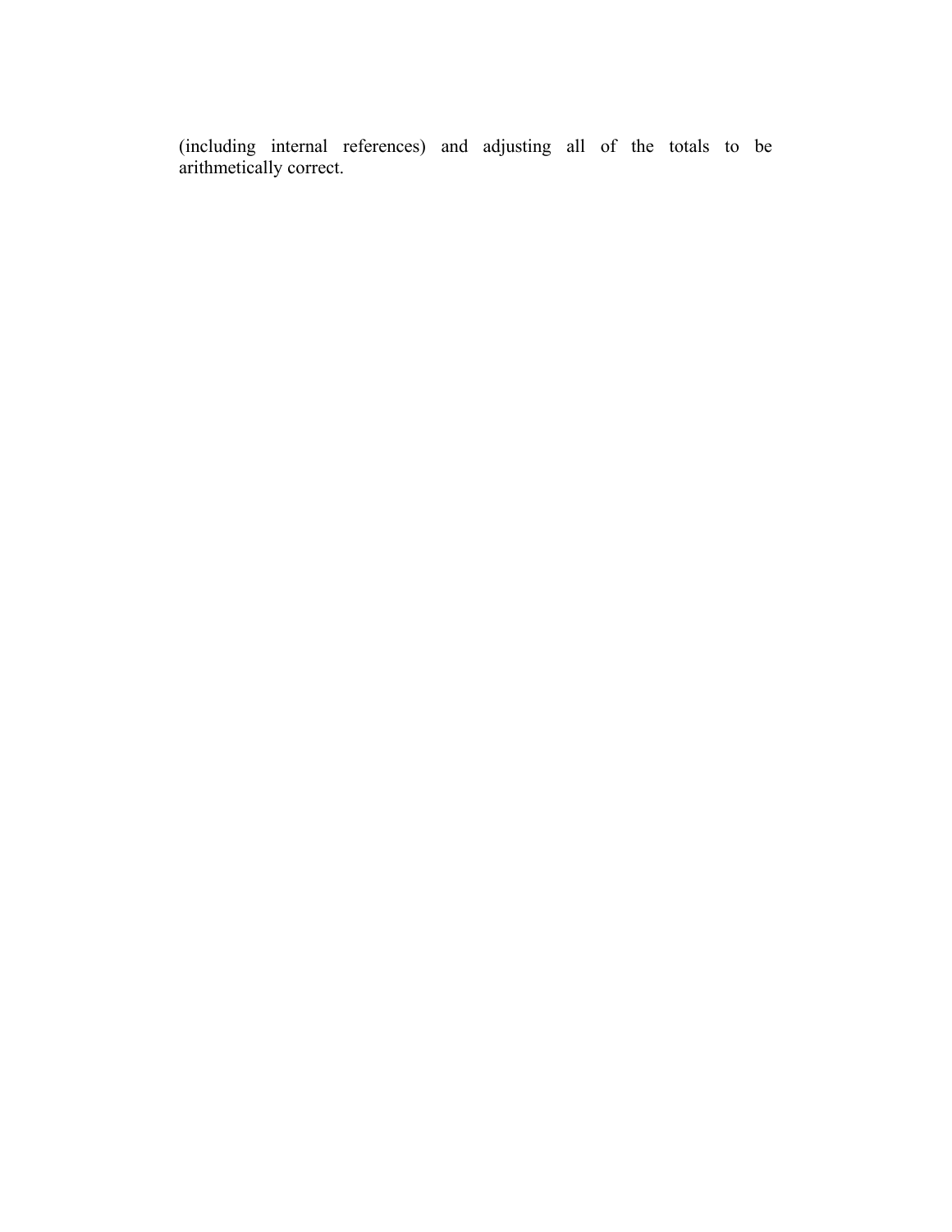(including internal references) and adjusting all of the totals to be arithmetically correct.